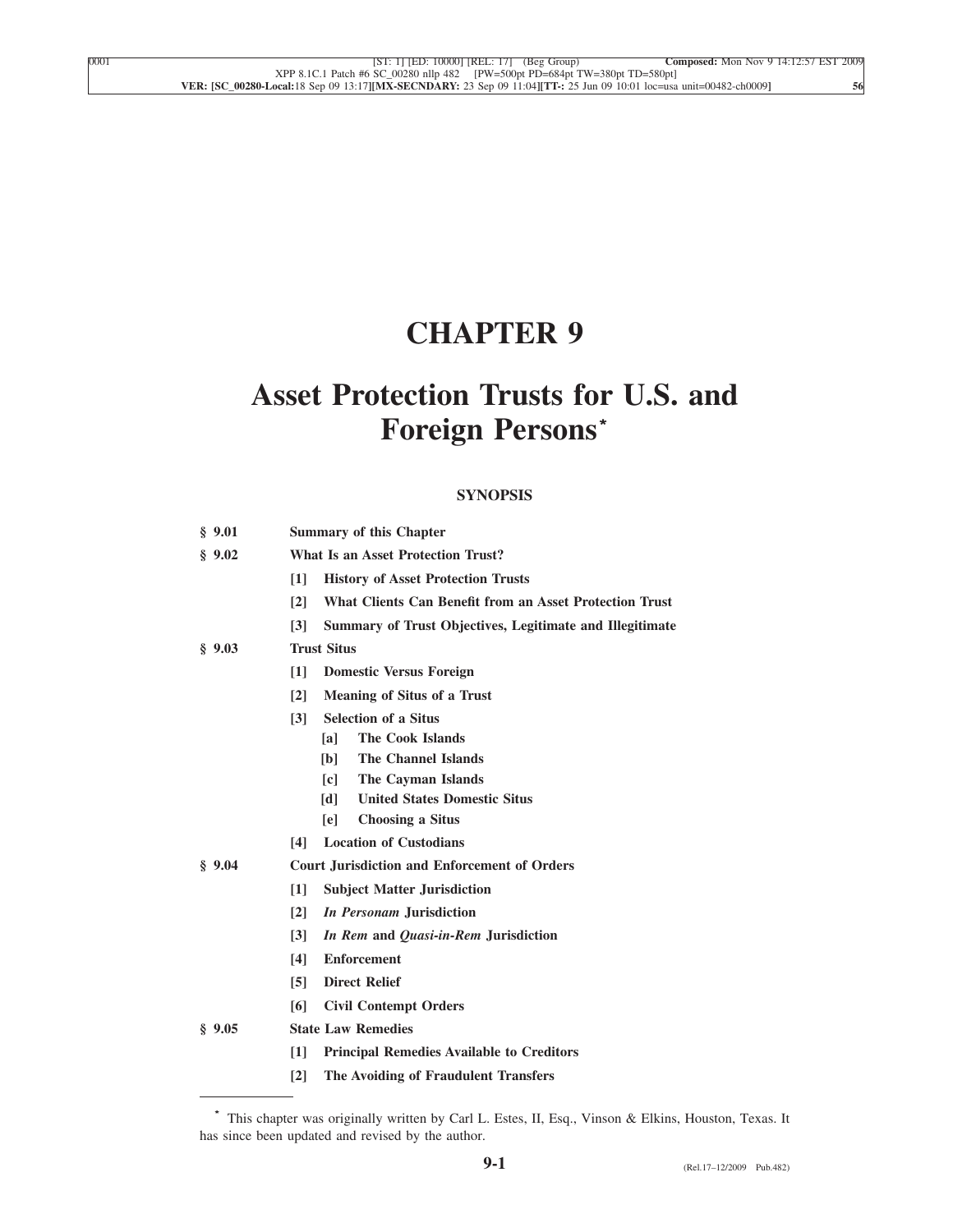# CHAPTER 9

# Asset Protection Trusts for U.S. and Foreign Persons*

**SYNOPSIS**

**§ 9.01 Summary of this Chapter**

**§ 9.02 What Is an Asset Protection Trust?**

- **[1] History of Asset Protection Trusts**
- **[2] What Clients Can Benefit from an Asset Protection Trust**
- **[3] Summary of Trust Objectives, Legitimate and Illegitimate**

**§ 9.03 Trust Situs**

- **[1] Domestic Versus Foreign**
- **[2] Meaning of Situs of a Trust**
- **[3] Selection of a Situs**
  - **[a] The Cook Islands**
  - **[b] The Channel Islands**
  - **[c] The Cayman Islands**
  - **[d] United States Domestic Situs**
  - **[e] Choosing a Situs**
- **[4] Location of Custodians**

**§ 9.04 Court Jurisdiction and Enforcement of Orders**

- **[1] Subject Matter Jurisdiction**
- **[2] *In Personam* Jurisdiction**
- **[3] *In Rem* and *Quasi-in-Rem* Jurisdiction**
- **[4] Enforcement**
- **[5] Direct Relief**
- **[6] Civil Contempt Orders**

**§ 9.05 State Law Remedies**

- **[1] Principal Remedies Available to Creditors**
- **[2] The Avoiding of Fraudulent Transfers**

---

\* This chapter was originally written by Carl L. Estes, II, Esq., Vinson & Elkins, Houston, Texas. It has since been updated and revised by the author.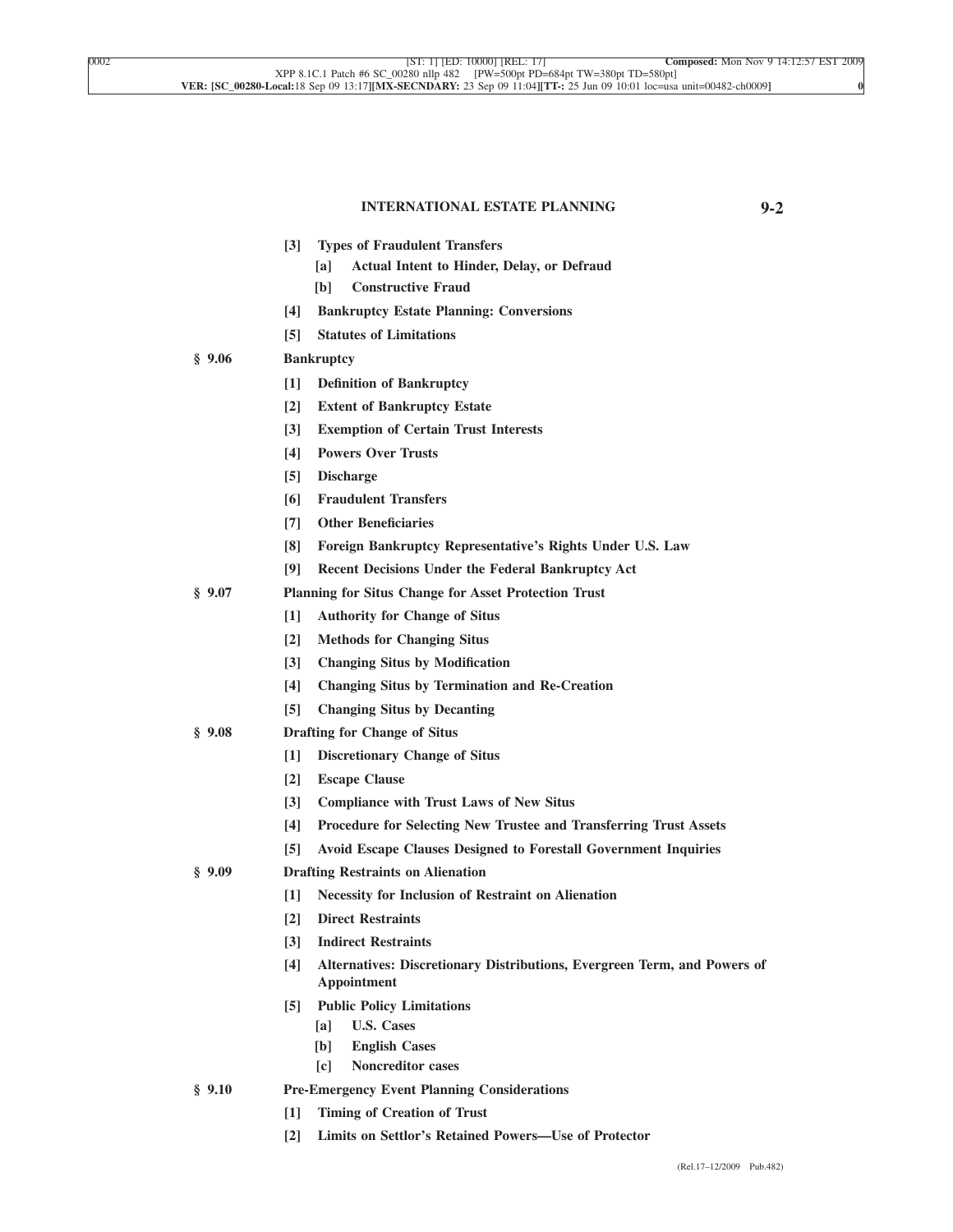[3] **Types of Fraudulent Transfers**

  [a] **Actual Intent to Hinder, Delay, or Defraud**

  [b] **Constructive Fraud**

[4] **Bankruptcy Estate Planning: Conversions**

[5] **Statutes of Limitations**

**§ 9.06 Bankruptcy**

[1] **Definition of Bankruptcy**

[2] **Extent of Bankruptcy Estate**

[3] **Exemption of Certain Trust Interests**

[4] **Powers Over Trusts**

[5] **Discharge**

[6] **Fraudulent Transfers**

[7] **Other Beneficiaries**

[8] **Foreign Bankruptcy Representative's Rights Under U.S. Law**

[9] **Recent Decisions Under the Federal Bankruptcy Act**

**§ 9.07 Planning for Situs Change for Asset Protection Trust**

[1] **Authority for Change of Situs**

[2] **Methods for Changing Situs**

[3] **Changing Situs by Modification**

[4] **Changing Situs by Termination and Re-Creation**

[5] **Changing Situs by Decanting**

**§ 9.08 Drafting for Change of Situs**

[1] **Discretionary Change of Situs**

[2] **Escape Clause**

[3] **Compliance with Trust Laws of New Situs**

[4] **Procedure for Selecting New Trustee and Transferring Trust Assets**

[5] **Avoid Escape Clauses Designed to Forestall Government Inquiries**

**§ 9.09 Drafting Restraints on Alienation**

[1] **Necessity for Inclusion of Restraint on Alienation**

[2] **Direct Restraints**

[3] **Indirect Restraints**

[4] **Alternatives: Discretionary Distributions, Evergreen Term, and Powers of Appointment**

[5] **Public Policy Limitations**

  [a] **U.S. Cases**

  [b] **English Cases**

  [c] **Noncreditor cases**

**§ 9.10 Pre-Emergency Event Planning Considerations**

[1] **Timing of Creation of Trust**

[2] **Limits on Settlor's Retained Powers—Use of Protector**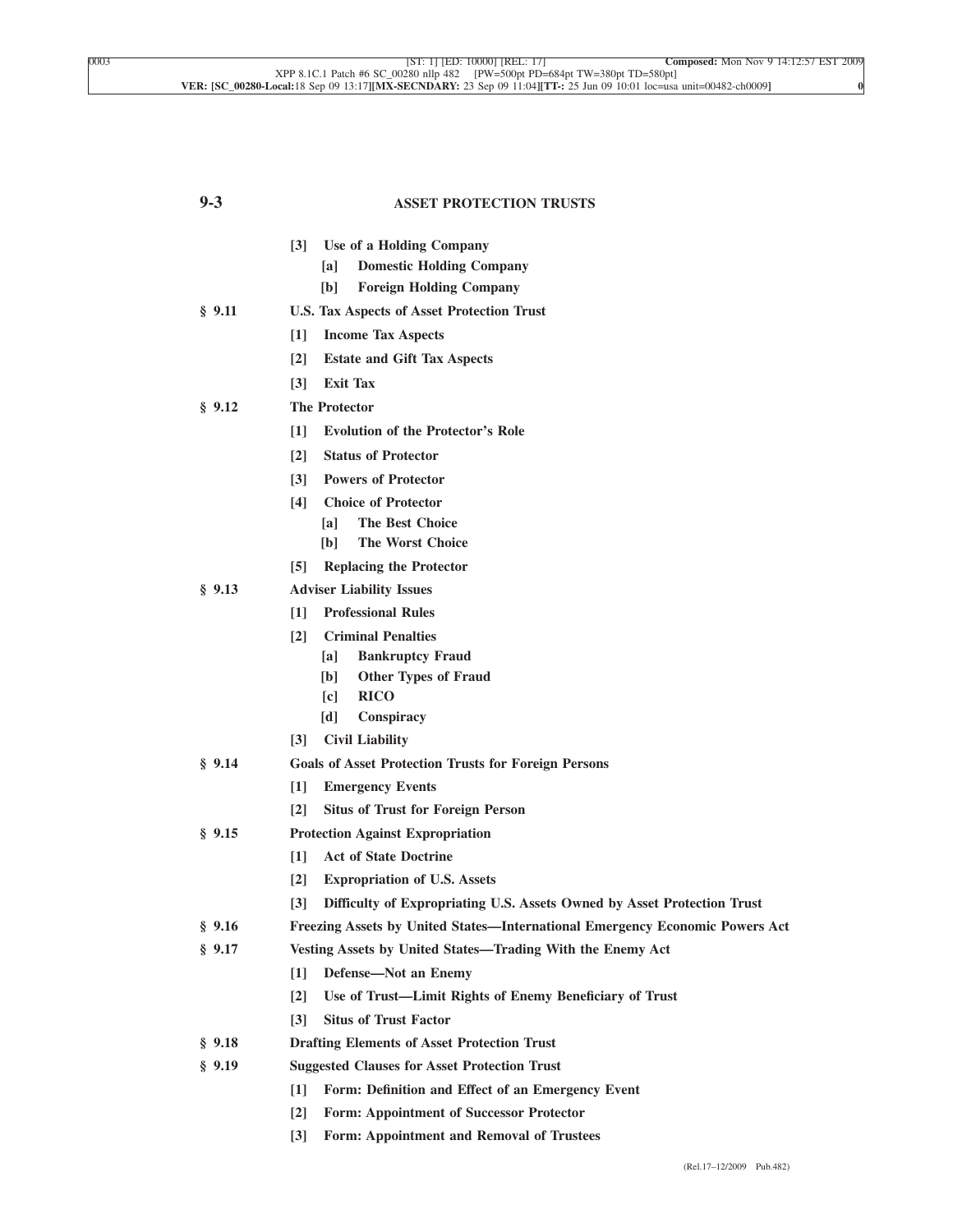**[3] Use of a Holding Company**

- **[a] Domestic Holding Company**
- **[b] Foreign Holding Company**

**§ 9.11 U.S. Tax Aspects of Asset Protection Trust**

- **[1] Income Tax Aspects**
- **[2] Estate and Gift Tax Aspects**
- **[3] Exit Tax**

**§ 9.12 The Protector**

- **[1] Evolution of the Protector's Role**
- **[2] Status of Protector**
- **[3] Powers of Protector**
- **[4] Choice of Protector**
  - **[a] The Best Choice**
  - **[b] The Worst Choice**
- **[5] Replacing the Protector**

**§ 9.13 Adviser Liability Issues**

- **[1] Professional Rules**
- **[2] Criminal Penalties**
  - **[a] Bankruptcy Fraud**
  - **[b] Other Types of Fraud**
  - **[c] RICO**
  - **[d] Conspiracy**
- **[3] Civil Liability**

**§ 9.14 Goals of Asset Protection Trusts for Foreign Persons**

- **[1] Emergency Events**
- **[2] Situs of Trust for Foreign Person**

**§ 9.15 Protection Against Expropriation**

- **[1] Act of State Doctrine**
- **[2] Expropriation of U.S. Assets**
- **[3] Difficulty of Expropriating U.S. Assets Owned by Asset Protection Trust**

**§ 9.16 Freezing Assets by United States—International Emergency Economic Powers Act**

**§ 9.17 Vesting Assets by United States—Trading With the Enemy Act**

- **[1] Defense—Not an Enemy**
- **[2] Use of Trust—Limit Rights of Enemy Beneficiary of Trust**
- **[3] Situs of Trust Factor**

**§ 9.18 Drafting Elements of Asset Protection Trust**

**§ 9.19 Suggested Clauses for Asset Protection Trust**

- **[1] Form: Definition and Effect of an Emergency Event**
- **[2] Form: Appointment of Successor Protector**
- **[3] Form: Appointment and Removal of Trustees**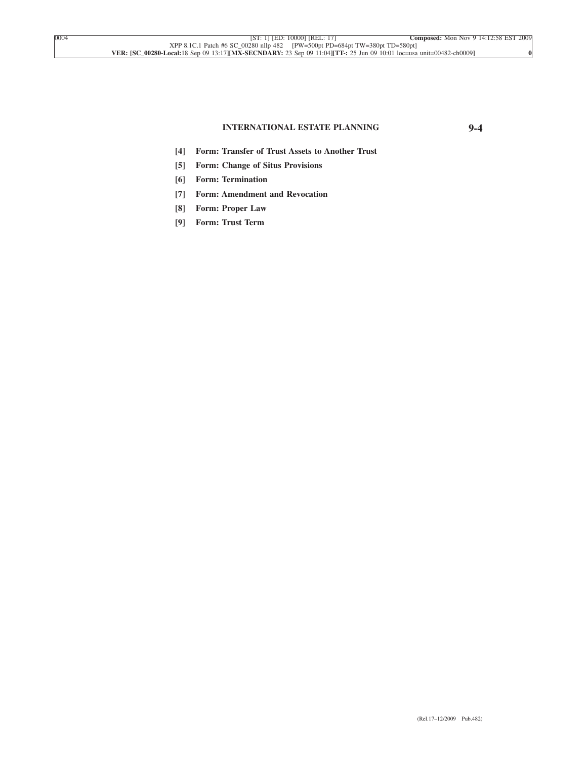[4] **Form: Transfer of Trust Assets to Another Trust**

[5] **Form: Change of Situs Provisions**

[6] **Form: Termination**

[7] **Form: Amendment and Revocation**

[8] **Form: Proper Law**

[9] **Form: Trust Term**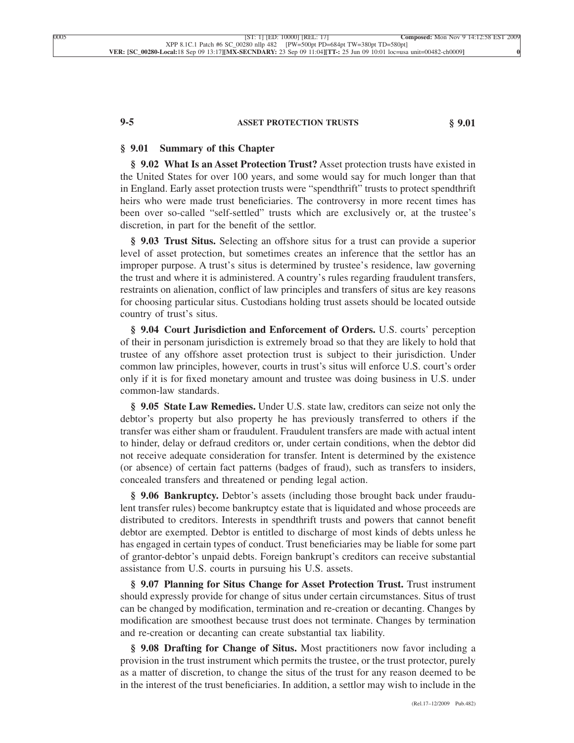## § 9.01 Summary of this Chapter

**§ 9.02 What Is an Asset Protection Trust?** Asset protection trusts have existed in the United States for over 100 years, and some would say for much longer than that in England. Early asset protection trusts were "spendthrift" trusts to protect spendthrift heirs who were made trust beneficiaries. The controversy in more recent times has been over so-called "self-settled" trusts which are exclusively or, at the trustee's discretion, in part for the benefit of the settlor.

**§ 9.03 Trust Situs.** Selecting an offshore situs for a trust can provide a superior level of asset protection, but sometimes creates an inference that the settlor has an improper purpose. A trust's situs is determined by trustee's residence, law governing the trust and where it is administered. A country's rules regarding fraudulent transfers, restraints on alienation, conflict of law principles and transfers of situs are key reasons for choosing particular situs. Custodians holding trust assets should be located outside country of trust's situs.

**§ 9.04 Court Jurisdiction and Enforcement of Orders.** U.S. courts' perception of their in personam jurisdiction is extremely broad so that they are likely to hold that trustee of any offshore asset protection trust is subject to their jurisdiction. Under common law principles, however, courts in trust's situs will enforce U.S. court's order only if it is for fixed monetary amount and trustee was doing business in U.S. under common-law standards.

**§ 9.05 State Law Remedies.** Under U.S. state law, creditors can seize not only the debtor's property but also property he has previously transferred to others if the transfer was either sham or fraudulent. Fraudulent transfers are made with actual intent to hinder, delay or defraud creditors or, under certain conditions, when the debtor did not receive adequate consideration for transfer. Intent is determined by the existence (or absence) of certain fact patterns (badges of fraud), such as transfers to insiders, concealed transfers and threatened or pending legal action.

**§ 9.06 Bankruptcy.** Debtor's assets (including those brought back under fraudulent transfer rules) become bankruptcy estate that is liquidated and whose proceeds are distributed to creditors. Interests in spendthrift trusts and powers that cannot benefit debtor are exempted. Debtor is entitled to discharge of most kinds of debts unless he has engaged in certain types of conduct. Trust beneficiaries may be liable for some part of grantor-debtor's unpaid debts. Foreign bankrupt's creditors can receive substantial assistance from U.S. courts in pursuing his U.S. assets.

**§ 9.07 Planning for Situs Change for Asset Protection Trust.** Trust instrument should expressly provide for change of situs under certain circumstances. Situs of trust can be changed by modification, termination and re-creation or decanting. Changes by modification are smoothest because trust does not terminate. Changes by termination and re-creation or decanting can create substantial tax liability.

**§ 9.08 Drafting for Change of Situs.** Most practitioners now favor including a provision in the trust instrument which permits the trustee, or the trust protector, purely as a matter of discretion, to change the situs of the trust for any reason deemed to be in the interest of the trust beneficiaries. In addition, a settlor may wish to include in the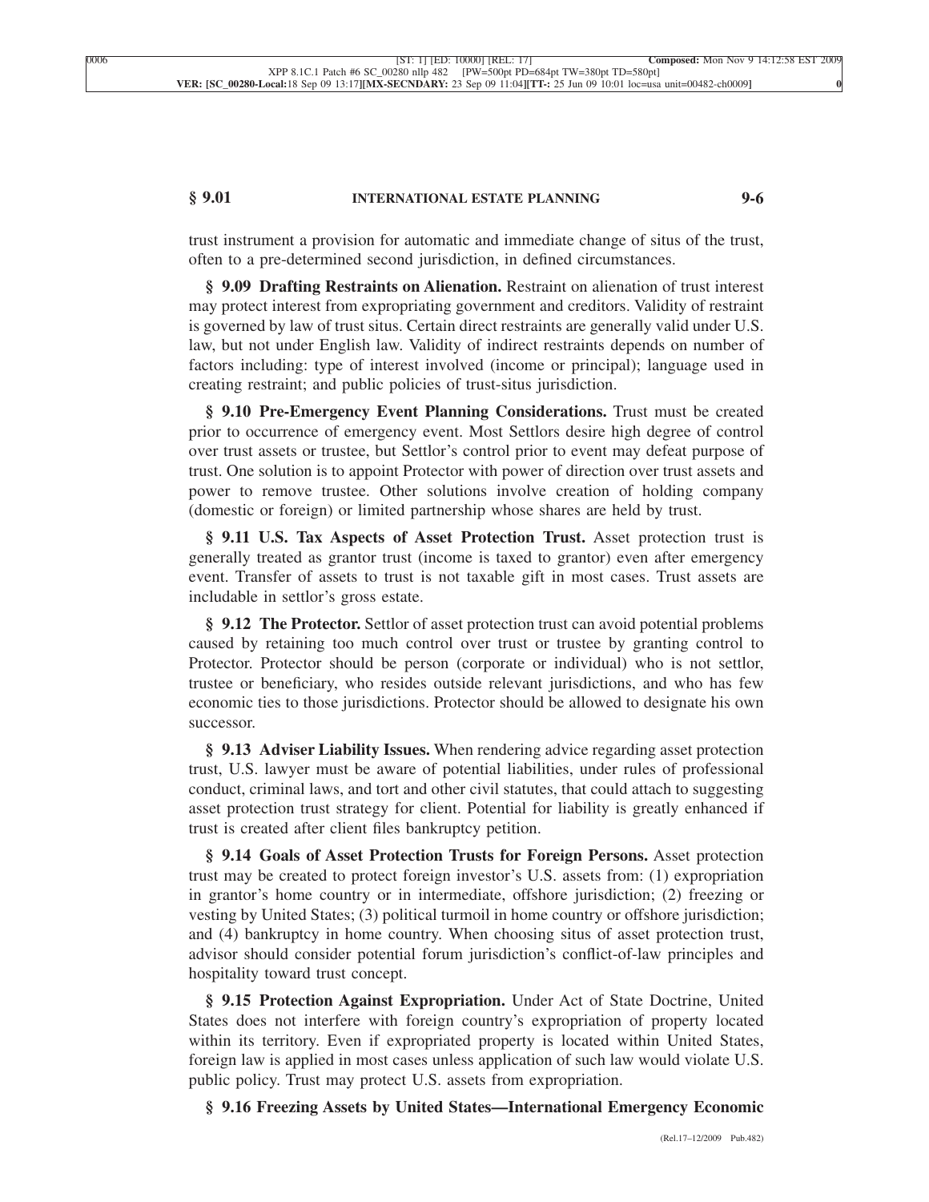trust instrument a provision for automatic and immediate change of situs of the trust, often to a pre-determined second jurisdiction, in defined circumstances.

**§ 9.09 Drafting Restraints on Alienation.** Restraint on alienation of trust interest may protect interest from expropriating government and creditors. Validity of restraint is governed by law of trust situs. Certain direct restraints are generally valid under U.S. law, but not under English law. Validity of indirect restraints depends on number of factors including: type of interest involved (income or principal); language used in creating restraint; and public policies of trust-situs jurisdiction.

**§ 9.10 Pre-Emergency Event Planning Considerations.** Trust must be created prior to occurrence of emergency event. Most Settlors desire high degree of control over trust assets or trustee, but Settlor's control prior to event may defeat purpose of trust. One solution is to appoint Protector with power of direction over trust assets and power to remove trustee. Other solutions involve creation of holding company (domestic or foreign) or limited partnership whose shares are held by trust.

**§ 9.11 U.S. Tax Aspects of Asset Protection Trust.** Asset protection trust is generally treated as grantor trust (income is taxed to grantor) even after emergency event. Transfer of assets to trust is not taxable gift in most cases. Trust assets are includable in settlor's gross estate.

**§ 9.12 The Protector.** Settlor of asset protection trust can avoid potential problems caused by retaining too much control over trust or trustee by granting control to Protector. Protector should be person (corporate or individual) who is not settlor, trustee or beneficiary, who resides outside relevant jurisdictions, and who has few economic ties to those jurisdictions. Protector should be allowed to designate his own successor.

**§ 9.13 Adviser Liability Issues.** When rendering advice regarding asset protection trust, U.S. lawyer must be aware of potential liabilities, under rules of professional conduct, criminal laws, and tort and other civil statutes, that could attach to suggesting asset protection trust strategy for client. Potential for liability is greatly enhanced if trust is created after client files bankruptcy petition.

**§ 9.14 Goals of Asset Protection Trusts for Foreign Persons.** Asset protection trust may be created to protect foreign investor's U.S. assets from: (1) expropriation in grantor's home country or in intermediate, offshore jurisdiction; (2) freezing or vesting by United States; (3) political turmoil in home country or offshore jurisdiction; and (4) bankruptcy in home country. When choosing situs of asset protection trust, advisor should consider potential forum jurisdiction's conflict-of-law principles and hospitality toward trust concept.

**§ 9.15 Protection Against Expropriation.** Under Act of State Doctrine, United States does not interfere with foreign country's expropriation of property located within its territory. Even if expropriated property is located within United States, foreign law is applied in most cases unless application of such law would violate U.S. public policy. Trust may protect U.S. assets from expropriation.

**§ 9.16 Freezing Assets by United States—International Emergency Economic**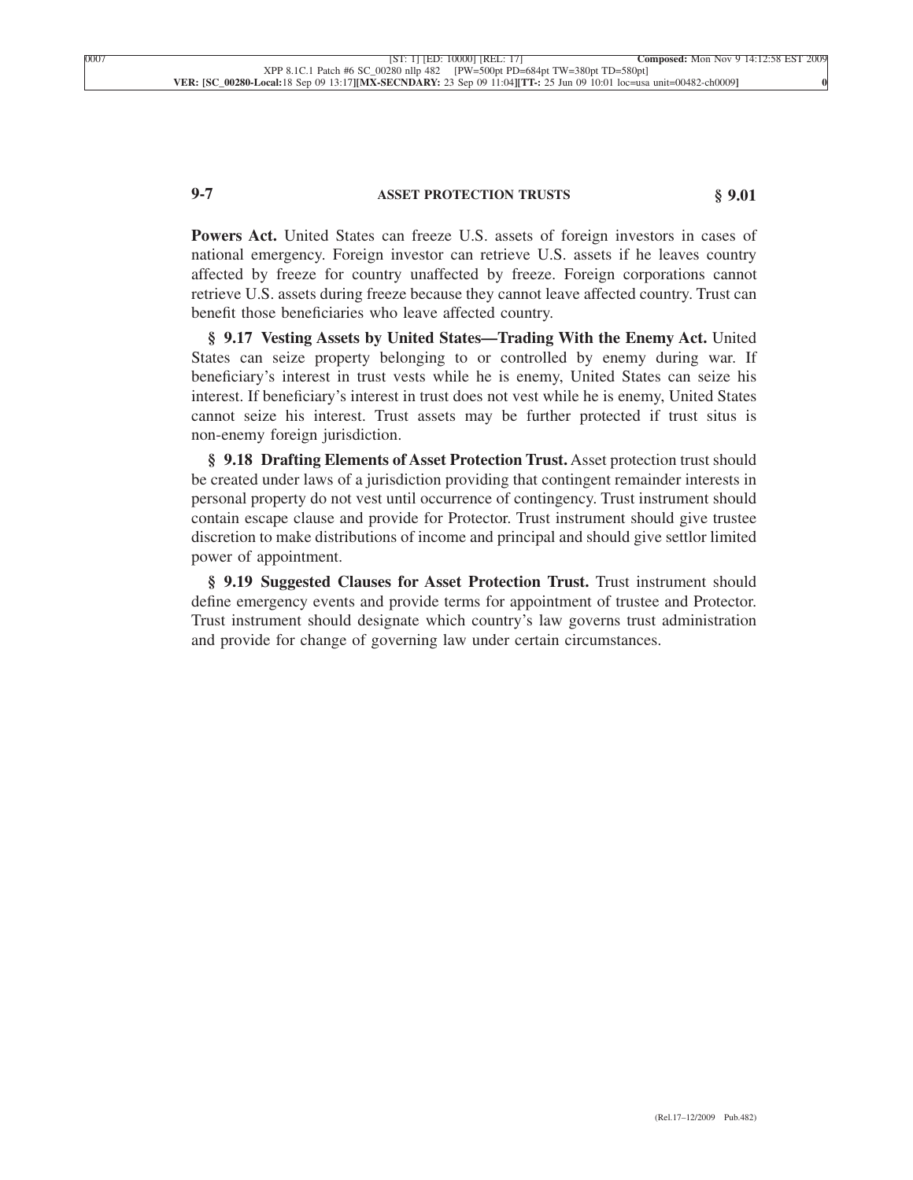**Powers Act.** United States can freeze U.S. assets of foreign investors in cases of national emergency. Foreign investor can retrieve U.S. assets if he leaves country affected by freeze for country unaffected by freeze. Foreign corporations cannot retrieve U.S. assets during freeze because they cannot leave affected country. Trust can benefit those beneficiaries who leave affected country.

**§ 9.17 Vesting Assets by United States—Trading With the Enemy Act.** United States can seize property belonging to or controlled by enemy during war. If beneficiary's interest in trust vests while he is enemy, United States can seize his interest. If beneficiary's interest in trust does not vest while he is enemy, United States cannot seize his interest. Trust assets may be further protected if trust situs is non-enemy foreign jurisdiction.

**§ 9.18 Drafting Elements of Asset Protection Trust.** Asset protection trust should be created under laws of a jurisdiction providing that contingent remainder interests in personal property do not vest until occurrence of contingency. Trust instrument should contain escape clause and provide for Protector. Trust instrument should give trustee discretion to make distributions of income and principal and should give settlor limited power of appointment.

**§ 9.19 Suggested Clauses for Asset Protection Trust.** Trust instrument should define emergency events and provide terms for appointment of trustee and Protector. Trust instrument should designate which country's law governs trust administration and provide for change of governing law under certain circumstances.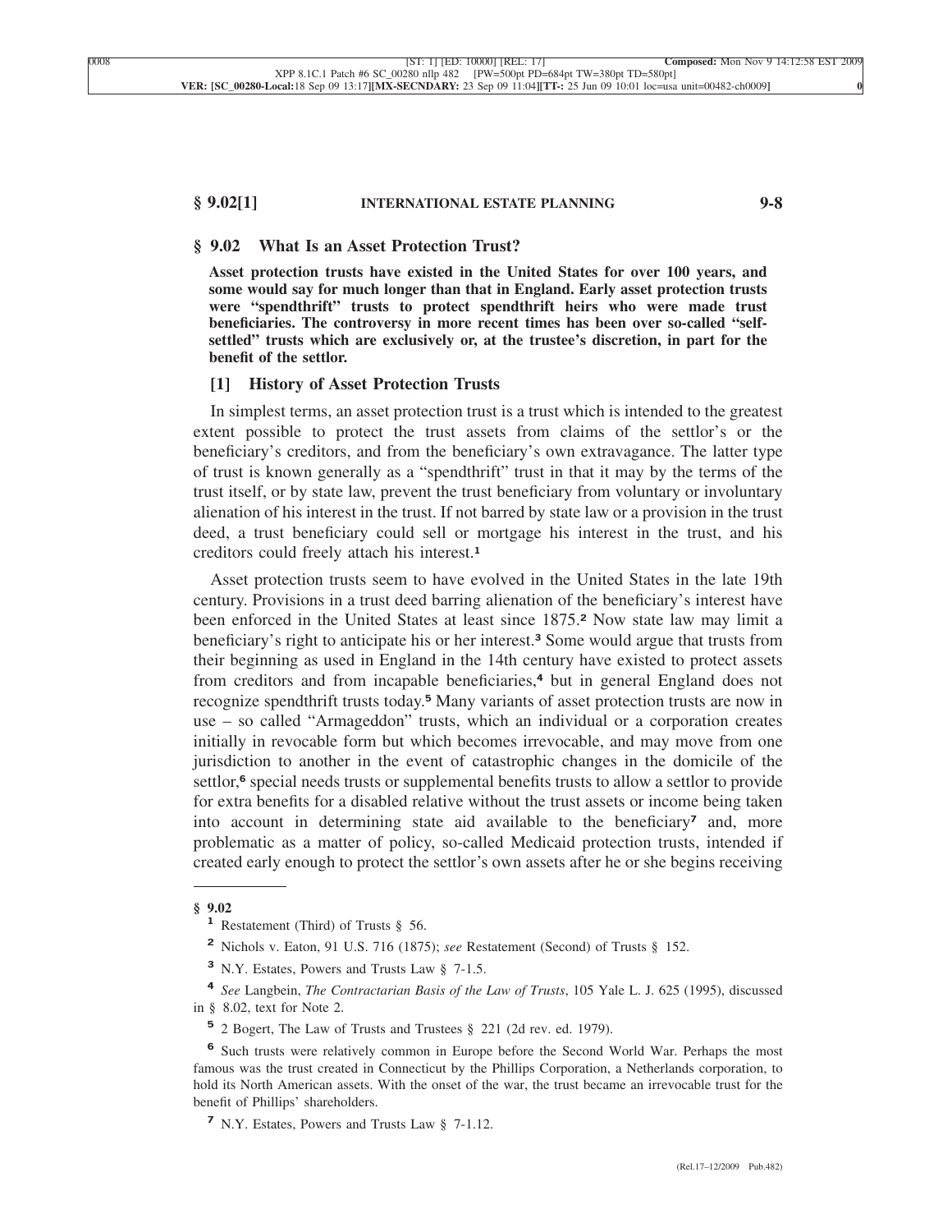## § 9.02 What Is an Asset Protection Trust?

**Asset protection trusts have existed in the United States for over 100 years, and some would say for much longer than that in England. Early asset protection trusts were "spendthrift" trusts to protect spendthrift heirs who were made trust beneficiaries. The controversy in more recent times has been over so-called "self-settled" trusts which are exclusively or, at the trustee's discretion, in part for the benefit of the settlor.**

### [1] History of Asset Protection Trusts

In simplest terms, an asset protection trust is a trust which is intended to the greatest extent possible to protect the trust assets from claims of the settlor's or the beneficiary's creditors, and from the beneficiary's own extravagance. The latter type of trust is known generally as a "spendthrift" trust in that it may by the terms of the trust itself, or by state law, prevent the trust beneficiary from voluntary or involuntary alienation of his interest in the trust. If not barred by state law or a provision in the trust deed, a trust beneficiary could sell or mortgage his interest in the trust, and his creditors could freely attach his interest.[1]

Asset protection trusts seem to have evolved in the United States in the late 19th century. Provisions in a trust deed barring alienation of the beneficiary's interest have been enforced in the United States at least since 1875.[2] Now state law may limit a beneficiary's right to anticipate his or her interest.[3] Some would argue that trusts from their beginning as used in England in the 14th century have existed to protect assets from creditors and from incapable beneficiaries,[4] but in general England does not recognize spendthrift trusts today.[5] Many variants of asset protection trusts are now in use – so called "Armageddon" trusts, which an individual or a corporation creates initially in revocable form but which becomes irrevocable, and may move from one jurisdiction to another in the event of catastrophic changes in the domicile of the settlor,[6] special needs trusts or supplemental benefits trusts to allow a settlor to provide for extra benefits for a disabled relative without the trust assets or income being taken into account in determining state aid available to the beneficiary[7] and, more problematic as a matter of policy, so-called Medicaid protection trusts, intended if created early enough to protect the settlor's own assets after he or she begins receiving

---

**§ 9.02**

[1] Restatement (Third) of Trusts § 56.

[2] Nichols v. Eaton, 91 U.S. 716 (1875); *see* Restatement (Second) of Trusts § 152.

[3] N.Y. Estates, Powers and Trusts Law § 7-1.5.

[4] *See* Langbein, *The Contractarian Basis of the Law of Trusts*, 105 Yale L. J. 625 (1995), discussed in § 8.02, text for Note 2.

[5] 2 Bogert, The Law of Trusts and Trustees § 221 (2d rev. ed. 1979).

[6] Such trusts were relatively common in Europe before the Second World War. Perhaps the most famous was the trust created in Connecticut by the Phillips Corporation, a Netherlands corporation, to hold its North American assets. With the onset of the war, the trust became an irrevocable trust for the benefit of Phillips' shareholders.

[7] N.Y. Estates, Powers and Trusts Law § 7-1.12.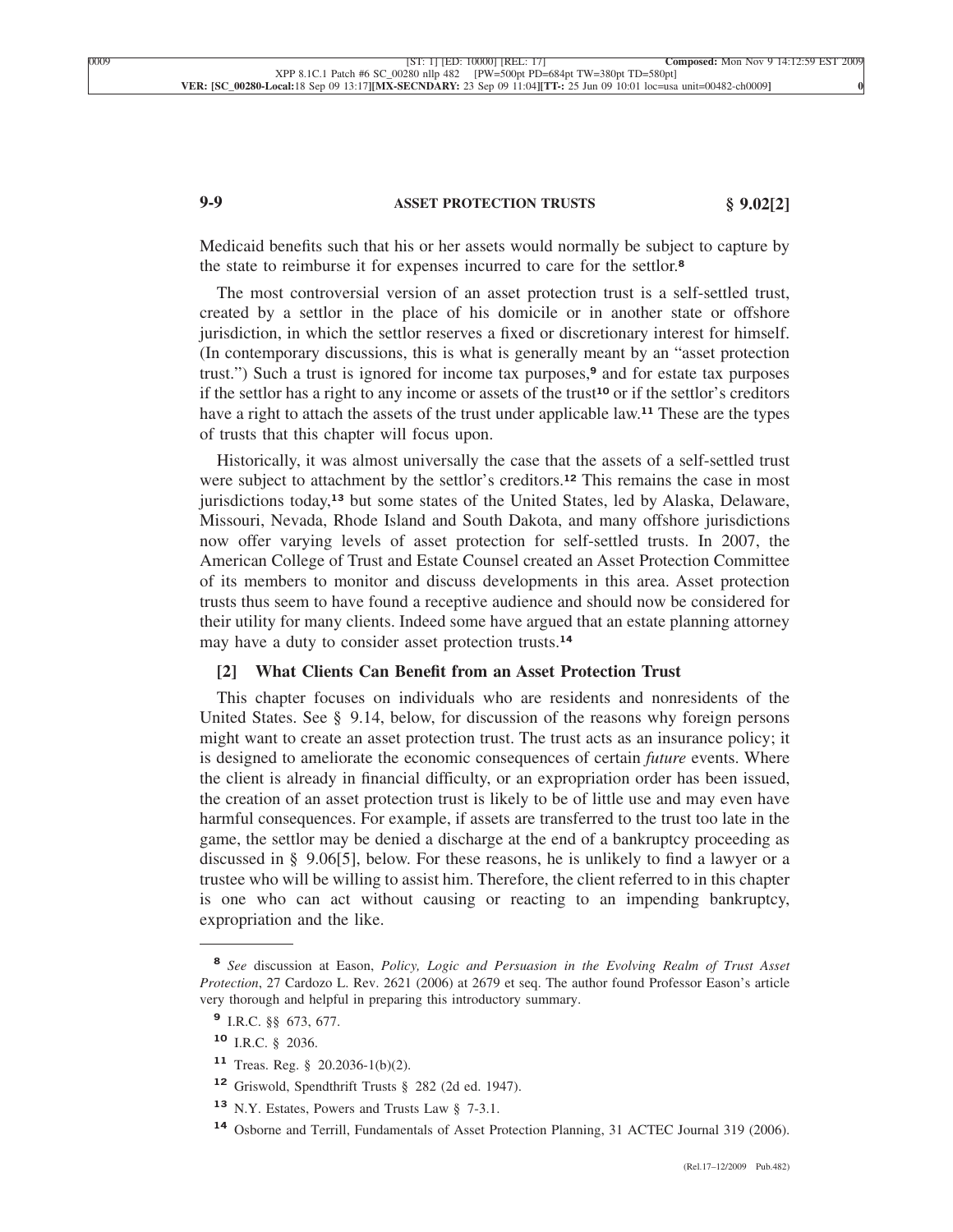Medicaid benefits such that his or her assets would normally be subject to capture by the state to reimburse it for expenses incurred to care for the settlor.[8]

The most controversial version of an asset protection trust is a self-settled trust, created by a settlor in the place of his domicile or in another state or offshore jurisdiction, in which the settlor reserves a fixed or discretionary interest for himself. (In contemporary discussions, this is what is generally meant by an "asset protection trust.") Such a trust is ignored for income tax purposes,[9] and for estate tax purposes if the settlor has a right to any income or assets of the trust[10] or if the settlor's creditors have a right to attach the assets of the trust under applicable law.[11] These are the types of trusts that this chapter will focus upon.

Historically, it was almost universally the case that the assets of a self-settled trust were subject to attachment by the settlor's creditors.[12] This remains the case in most jurisdictions today,[13] but some states of the United States, led by Alaska, Delaware, Missouri, Nevada, Rhode Island and South Dakota, and many offshore jurisdictions now offer varying levels of asset protection for self-settled trusts. In 2007, the American College of Trust and Estate Counsel created an Asset Protection Committee of its members to monitor and discuss developments in this area. Asset protection trusts thus seem to have found a receptive audience and should now be considered for their utility for many clients. Indeed some have argued that an estate planning attorney may have a duty to consider asset protection trusts.[14]

### [2] What Clients Can Benefit from an Asset Protection Trust

This chapter focuses on individuals who are residents and nonresidents of the United States. See § 9.14, below, for discussion of the reasons why foreign persons might want to create an asset protection trust. The trust acts as an insurance policy; it is designed to ameliorate the economic consequences of certain *future* events. Where the client is already in financial difficulty, or an expropriation order has been issued, the creation of an asset protection trust is likely to be of little use and may even have harmful consequences. For example, if assets are transferred to the trust too late in the game, the settlor may be denied a discharge at the end of a bankruptcy proceeding as discussed in § 9.06[5], below. For these reasons, he is unlikely to find a lawyer or a trustee who will be willing to assist him. Therefore, the client referred to in this chapter is one who can act without causing or reacting to an impending bankruptcy, expropriation and the like.

---

[8] *See* discussion at Eason, *Policy, Logic and Persuasion in the Evolving Realm of Trust Asset Protection*, 27 Cardozo L. Rev. 2621 (2006) at 2679 et seq. The author found Professor Eason's article very thorough and helpful in preparing this introductory summary.

[9] I.R.C. §§ 673, 677.

[10] I.R.C. § 2036.

[11] Treas. Reg. § 20.2036-1(b)(2).

[12] Griswold, Spendthrift Trusts § 282 (2d ed. 1947).

[13] N.Y. Estates, Powers and Trusts Law § 7-3.1.

[14] Osborne and Terrill, Fundamentals of Asset Protection Planning, 31 ACTEC Journal 319 (2006).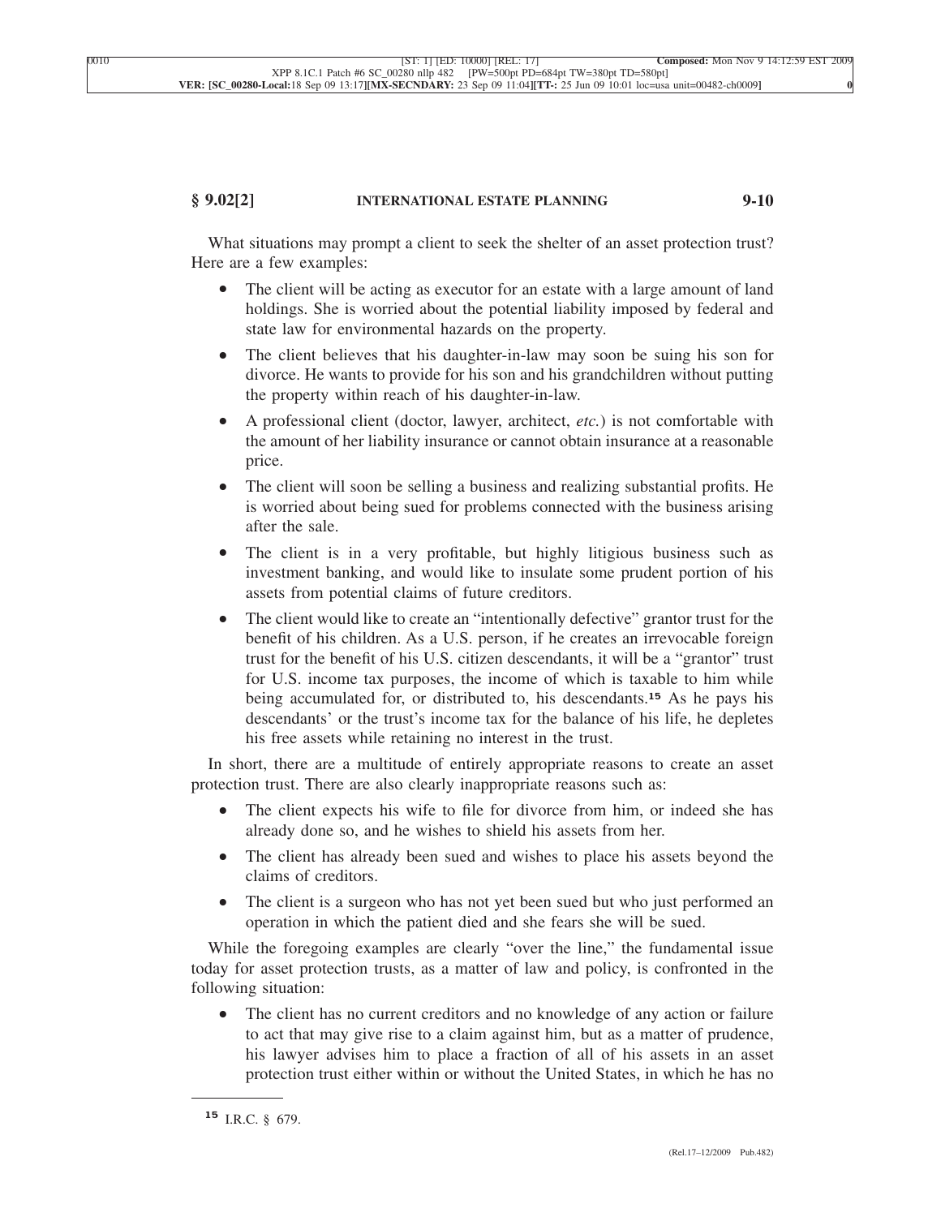What situations may prompt a client to seek the shelter of an asset protection trust? Here are a few examples:

- The client will be acting as executor for an estate with a large amount of land holdings. She is worried about the potential liability imposed by federal and state law for environmental hazards on the property.
- The client believes that his daughter-in-law may soon be suing his son for divorce. He wants to provide for his son and his grandchildren without putting the property within reach of his daughter-in-law.
- A professional client (doctor, lawyer, architect, *etc.*) is not comfortable with the amount of her liability insurance or cannot obtain insurance at a reasonable price.
- The client will soon be selling a business and realizing substantial profits. He is worried about being sued for problems connected with the business arising after the sale.
- The client is in a very profitable, but highly litigious business such as investment banking, and would like to insulate some prudent portion of his assets from potential claims of future creditors.
- The client would like to create an "intentionally defective" grantor trust for the benefit of his children. As a U.S. person, if he creates an irrevocable foreign trust for the benefit of his U.S. citizen descendants, it will be a "grantor" trust for U.S. income tax purposes, the income of which is taxable to him while being accumulated for, or distributed to, his descendants.[15] As he pays his descendants' or the trust's income tax for the balance of his life, he depletes his free assets while retaining no interest in the trust.

In short, there are a multitude of entirely appropriate reasons to create an asset protection trust. There are also clearly inappropriate reasons such as:

- The client expects his wife to file for divorce from him, or indeed she has already done so, and he wishes to shield his assets from her.
- The client has already been sued and wishes to place his assets beyond the claims of creditors.
- The client is a surgeon who has not yet been sued but who just performed an operation in which the patient died and she fears she will be sued.

While the foregoing examples are clearly "over the line," the fundamental issue today for asset protection trusts, as a matter of law and policy, is confronted in the following situation:

- The client has no current creditors and no knowledge of any action or failure to act that may give rise to a claim against him, but as a matter of prudence, his lawyer advises him to place a fraction of all of his assets in an asset protection trust either within or without the United States, in which he has no

---

[15] I.R.C. § 679.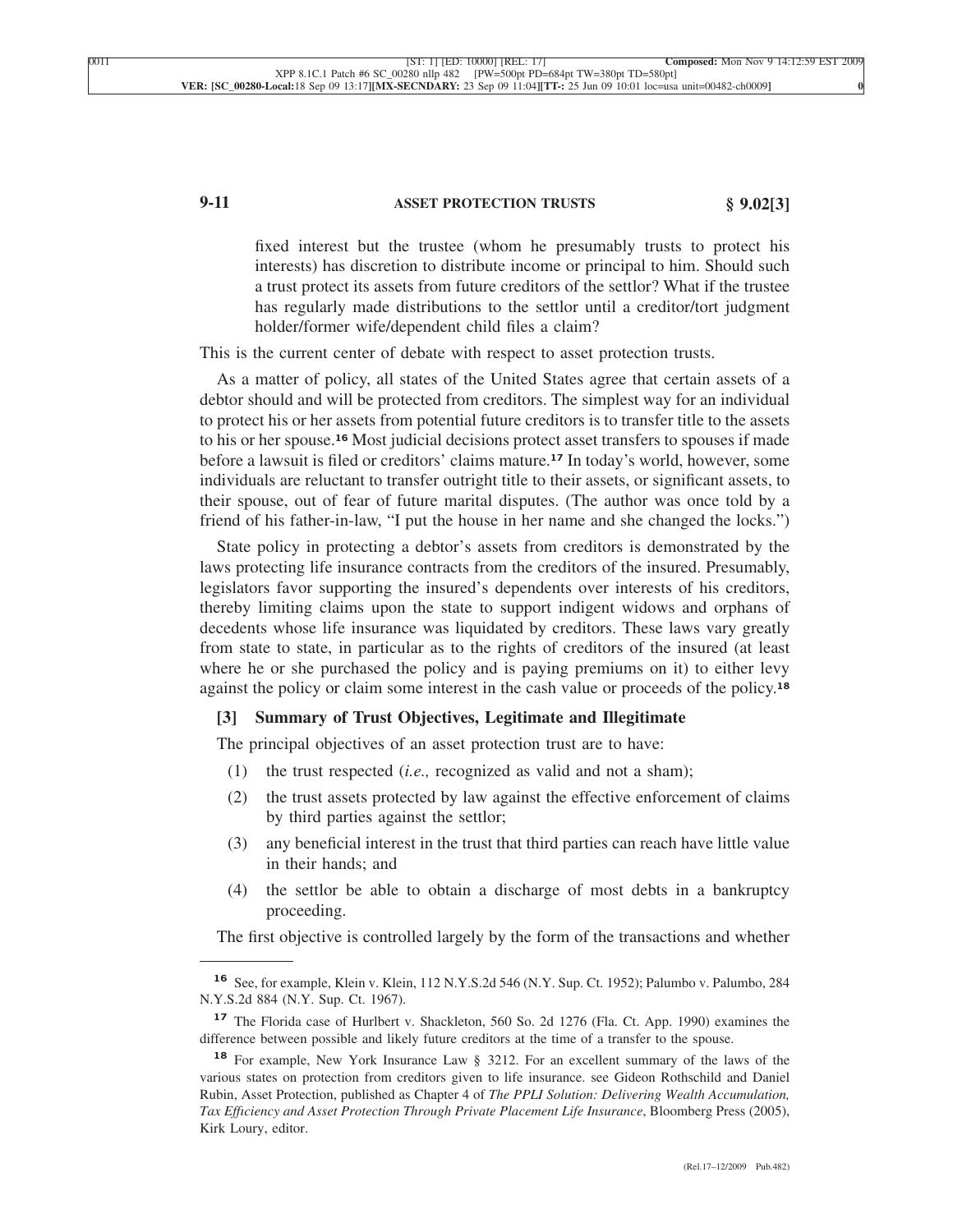> fixed interest but the trustee (whom he presumably trusts to protect his interests) has discretion to distribute income or principal to him. Should such a trust protect its assets from future creditors of the settlor? What if the trustee has regularly made distributions to the settlor until a creditor/tort judgment holder/former wife/dependent child files a claim?

This is the current center of debate with respect to asset protection trusts.

As a matter of policy, all states of the United States agree that certain assets of a debtor should and will be protected from creditors. The simplest way for an individual to protect his or her assets from potential future creditors is to transfer title to the assets to his or her spouse.[16] Most judicial decisions protect asset transfers to spouses if made before a lawsuit is filed or creditors' claims mature.[17] In today's world, however, some individuals are reluctant to transfer outright title to their assets, or significant assets, to their spouse, out of fear of future marital disputes. (The author was once told by a friend of his father-in-law, "I put the house in her name and she changed the locks.")

State policy in protecting a debtor's assets from creditors is demonstrated by the laws protecting life insurance contracts from the creditors of the insured. Presumably, legislators favor supporting the insured's dependents over interests of his creditors, thereby limiting claims upon the state to support indigent widows and orphans of decedents whose life insurance was liquidated by creditors. These laws vary greatly from state to state, in particular as to the rights of creditors of the insured (at least where he or she purchased the policy and is paying premiums on it) to either levy against the policy or claim some interest in the cash value or proceeds of the policy.[18]

### [3] Summary of Trust Objectives, Legitimate and Illegitimate

The principal objectives of an asset protection trust are to have:

(1) the trust respected (*i.e.,* recognized as valid and not a sham);

(2) the trust assets protected by law against the effective enforcement of claims by third parties against the settlor;

(3) any beneficial interest in the trust that third parties can reach have little value in their hands; and

(4) the settlor be able to obtain a discharge of most debts in a bankruptcy proceeding.

The first objective is controlled largely by the form of the transactions and whether

---

[16] See, for example, Klein v. Klein, 112 N.Y.S.2d 546 (N.Y. Sup. Ct. 1952); Palumbo v. Palumbo, 284 N.Y.S.2d 884 (N.Y. Sup. Ct. 1967).

[17] The Florida case of Hurlbert v. Shackleton, 560 So. 2d 1276 (Fla. Ct. App. 1990) examines the difference between possible and likely future creditors at the time of a transfer to the spouse.

[18] For example, New York Insurance Law § 3212. For an excellent summary of the laws of the various states on protection from creditors given to life insurance. see Gideon Rothschild and Daniel Rubin, Asset Protection, published as Chapter 4 of *The PPLI Solution: Delivering Wealth Accumulation, Tax Efficiency and Asset Protection Through Private Placement Life Insurance*, Bloomberg Press (2005), Kirk Loury, editor.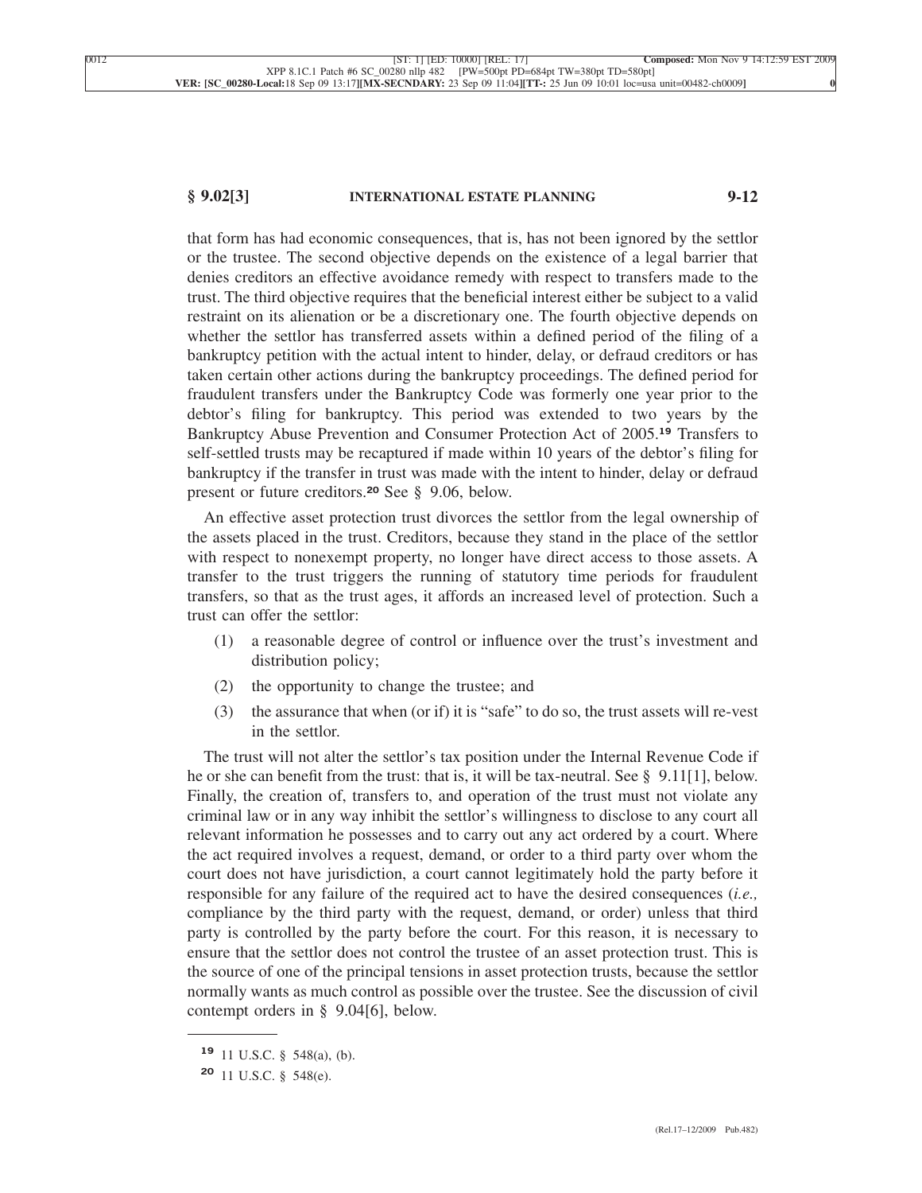that form has had economic consequences, that is, has not been ignored by the settlor or the trustee. The second objective depends on the existence of a legal barrier that denies creditors an effective avoidance remedy with respect to transfers made to the trust. The third objective requires that the beneficial interest either be subject to a valid restraint on its alienation or be a discretionary one. The fourth objective depends on whether the settlor has transferred assets within a defined period of the filing of a bankruptcy petition with the actual intent to hinder, delay, or defraud creditors or has taken certain other actions during the bankruptcy proceedings. The defined period for fraudulent transfers under the Bankruptcy Code was formerly one year prior to the debtor's filing for bankruptcy. This period was extended to two years by the Bankruptcy Abuse Prevention and Consumer Protection Act of 2005.[19] Transfers to self-settled trusts may be recaptured if made within 10 years of the debtor's filing for bankruptcy if the transfer in trust was made with the intent to hinder, delay or defraud present or future creditors.[20] See § 9.06, below.

An effective asset protection trust divorces the settlor from the legal ownership of the assets placed in the trust. Creditors, because they stand in the place of the settlor with respect to nonexempt property, no longer have direct access to those assets. A transfer to the trust triggers the running of statutory time periods for fraudulent transfers, so that as the trust ages, it affords an increased level of protection. Such a trust can offer the settlor:

(1) a reasonable degree of control or influence over the trust's investment and distribution policy;

(2) the opportunity to change the trustee; and

(3) the assurance that when (or if) it is "safe" to do so, the trust assets will re-vest in the settlor.

The trust will not alter the settlor's tax position under the Internal Revenue Code if he or she can benefit from the trust: that is, it will be tax-neutral. See § 9.11[1], below. Finally, the creation of, transfers to, and operation of the trust must not violate any criminal law or in any way inhibit the settlor's willingness to disclose to any court all relevant information he possesses and to carry out any act ordered by a court. Where the act required involves a request, demand, or order to a third party over whom the court does not have jurisdiction, a court cannot legitimately hold the party before it responsible for any failure of the required act to have the desired consequences (*i.e.,* compliance by the third party with the request, demand, or order) unless that third party is controlled by the party before the court. For this reason, it is necessary to ensure that the settlor does not control the trustee of an asset protection trust. This is the source of one of the principal tensions in asset protection trusts, because the settlor normally wants as much control as possible over the trustee. See the discussion of civil contempt orders in § 9.04[6], below.

---

[19] 11 U.S.C. § 548(a), (b).

[20] 11 U.S.C. § 548(e).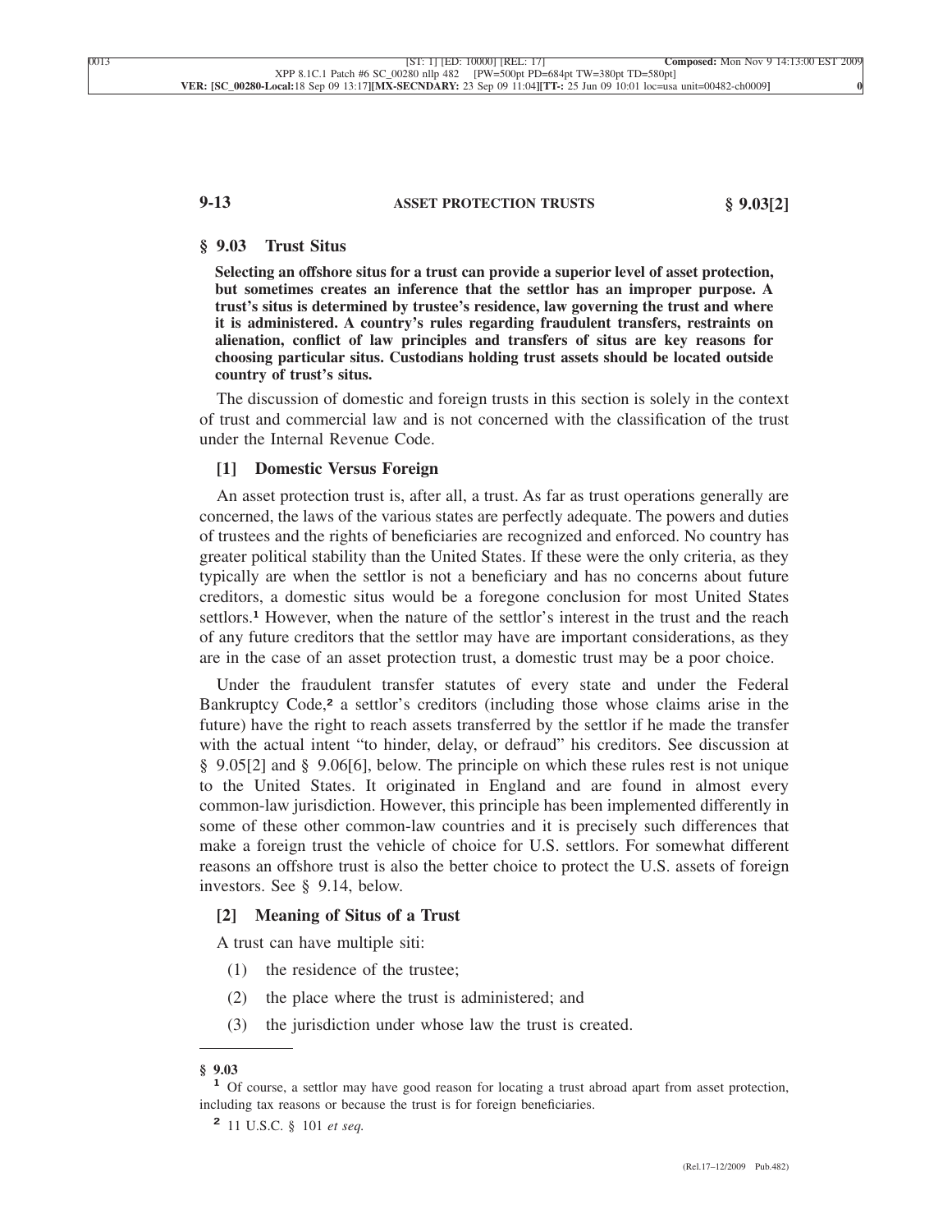## § 9.03 Trust Situs

**Selecting an offshore situs for a trust can provide a superior level of asset protection, but sometimes creates an inference that the settlor has an improper purpose. A trust's situs is determined by trustee's residence, law governing the trust and where it is administered. A country's rules regarding fraudulent transfers, restraints on alienation, conflict of law principles and transfers of situs are key reasons for choosing particular situs. Custodians holding trust assets should be located outside country of trust's situs.**

The discussion of domestic and foreign trusts in this section is solely in the context of trust and commercial law and is not concerned with the classification of the trust under the Internal Revenue Code.

### [1] Domestic Versus Foreign

An asset protection trust is, after all, a trust. As far as trust operations generally are concerned, the laws of the various states are perfectly adequate. The powers and duties of trustees and the rights of beneficiaries are recognized and enforced. No country has greater political stability than the United States. If these were the only criteria, as they typically are when the settlor is not a beneficiary and has no concerns about future creditors, a domestic situs would be a foregone conclusion for most United States settlors.[1] However, when the nature of the settlor's interest in the trust and the reach of any future creditors that the settlor may have are important considerations, as they are in the case of an asset protection trust, a domestic trust may be a poor choice.

Under the fraudulent transfer statutes of every state and under the Federal Bankruptcy Code,[2] a settlor's creditors (including those whose claims arise in the future) have the right to reach assets transferred by the settlor if he made the transfer with the actual intent "to hinder, delay, or defraud" his creditors. See discussion at § 9.05[2] and § 9.06[6], below. The principle on which these rules rest is not unique to the United States. It originated in England and are found in almost every common-law jurisdiction. However, this principle has been implemented differently in some of these other common-law countries and it is precisely such differences that make a foreign trust the vehicle of choice for U.S. settlors. For somewhat different reasons an offshore trust is also the better choice to protect the U.S. assets of foreign investors. See § 9.14, below.

### [2] Meaning of Situs of a Trust

A trust can have multiple siti:

(1) the residence of the trustee;

(2) the place where the trust is administered; and

(3) the jurisdiction under whose law the trust is created.

---

**§ 9.03**

[1] Of course, a settlor may have good reason for locating a trust abroad apart from asset protection, including tax reasons or because the trust is for foreign beneficiaries.

[2] 11 U.S.C. § 101 *et seq.*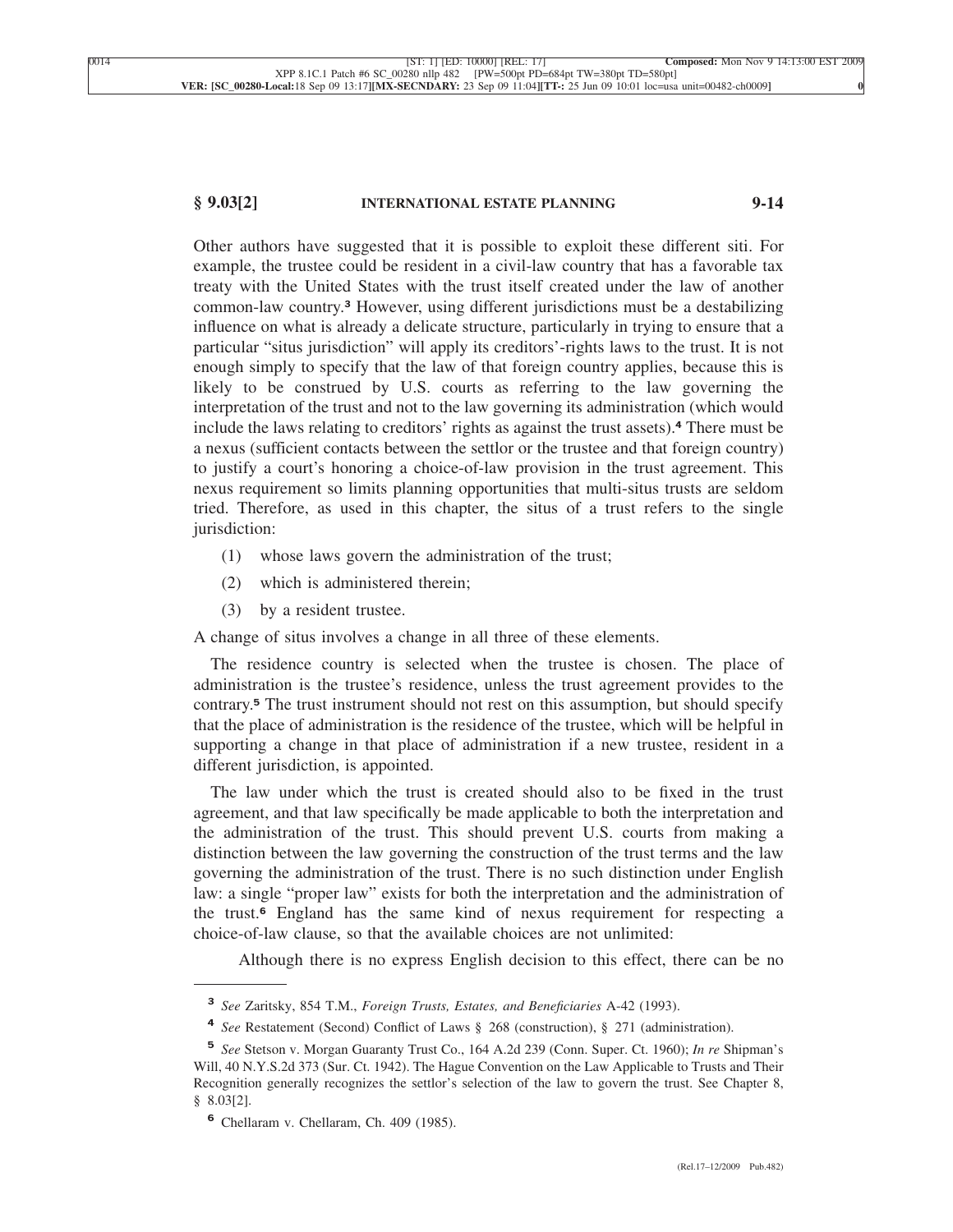Other authors have suggested that it is possible to exploit these different siti. For example, the trustee could be resident in a civil-law country that has a favorable tax treaty with the United States with the trust itself created under the law of another common-law country.[3] However, using different jurisdictions must be a destabilizing influence on what is already a delicate structure, particularly in trying to ensure that a particular "situs jurisdiction" will apply its creditors'-rights laws to the trust. It is not enough simply to specify that the law of that foreign country applies, because this is likely to be construed by U.S. courts as referring to the law governing the interpretation of the trust and not to the law governing its administration (which would include the laws relating to creditors' rights as against the trust assets).[4] There must be a nexus (sufficient contacts between the settlor or the trustee and that foreign country) to justify a court's honoring a choice-of-law provision in the trust agreement. This nexus requirement so limits planning opportunities that multi-situs trusts are seldom tried. Therefore, as used in this chapter, the situs of a trust refers to the single jurisdiction:

(1) whose laws govern the administration of the trust;

(2) which is administered therein;

(3) by a resident trustee.

A change of situs involves a change in all three of these elements.

The residence country is selected when the trustee is chosen. The place of administration is the trustee's residence, unless the trust agreement provides to the contrary.[5] The trust instrument should not rest on this assumption, but should specify that the place of administration is the residence of the trustee, which will be helpful in supporting a change in that place of administration if a new trustee, resident in a different jurisdiction, is appointed.

The law under which the trust is created should also to be fixed in the trust agreement, and that law specifically be made applicable to both the interpretation and the administration of the trust. This should prevent U.S. courts from making a distinction between the law governing the construction of the trust terms and the law governing the administration of the trust. There is no such distinction under English law: a single "proper law" exists for both the interpretation and the administration of the trust.[6] England has the same kind of nexus requirement for respecting a choice-of-law clause, so that the available choices are not unlimited:

> Although there is no express English decision to this effect, there can be no

---

[3] *See* Zaritsky, 854 T.M., *Foreign Trusts, Estates, and Beneficiaries* A-42 (1993).

[4] *See* Restatement (Second) Conflict of Laws § 268 (construction), § 271 (administration).

[5] *See* Stetson v. Morgan Guaranty Trust Co., 164 A.2d 239 (Conn. Super. Ct. 1960); *In re* Shipman's Will, 40 N.Y.S.2d 373 (Sur. Ct. 1942). The Hague Convention on the Law Applicable to Trusts and Their Recognition generally recognizes the settlor's selection of the law to govern the trust. See Chapter 8, § 8.03[2].

[6] Chellaram v. Chellaram, Ch. 409 (1985).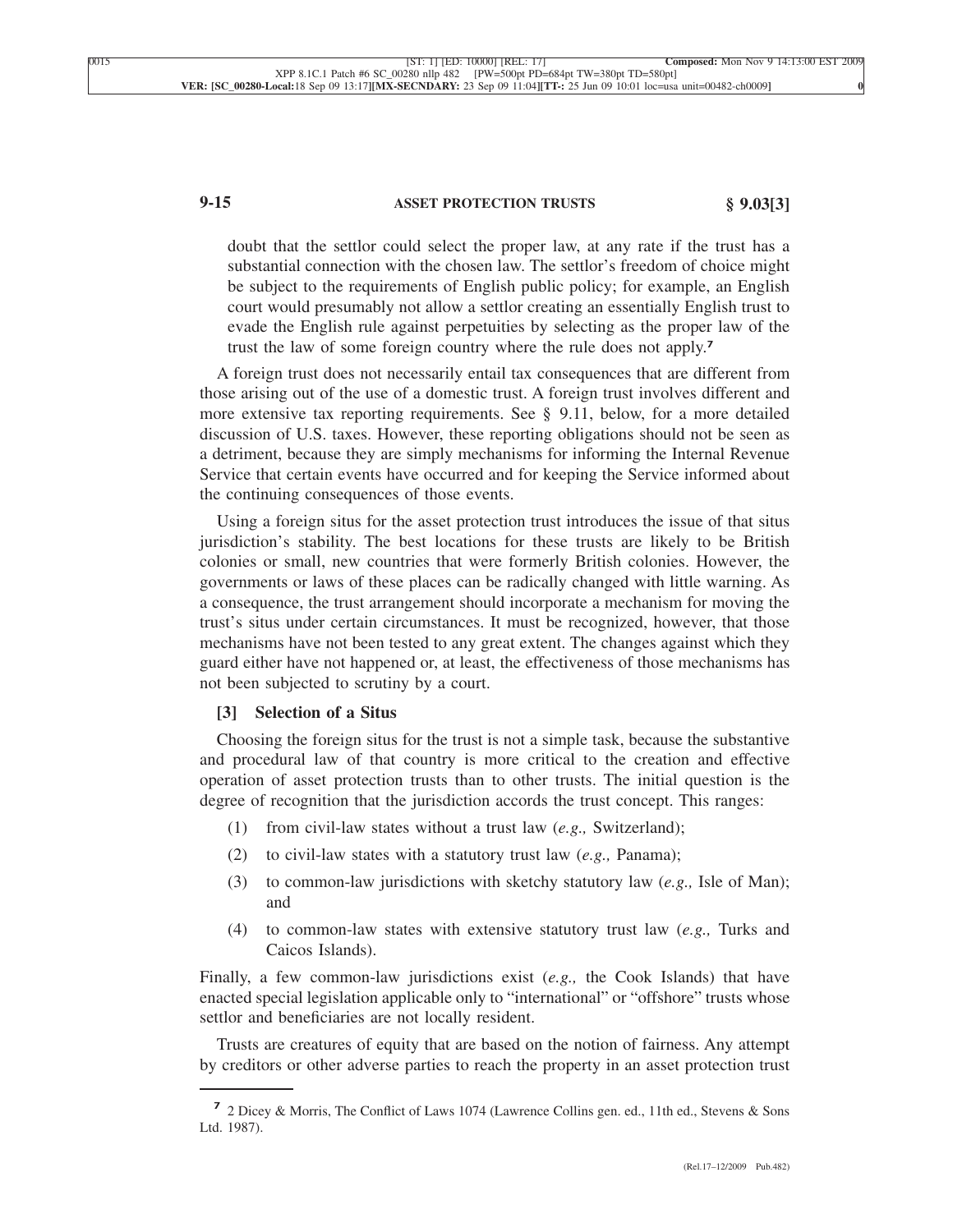doubt that the settlor could select the proper law, at any rate if the trust has a substantial connection with the chosen law. The settlor's freedom of choice might be subject to the requirements of English public policy; for example, an English court would presumably not allow a settlor creating an essentially English trust to evade the English rule against perpetuities by selecting as the proper law of the trust the law of some foreign country where the rule does not apply.[7]

A foreign trust does not necessarily entail tax consequences that are different from those arising out of the use of a domestic trust. A foreign trust involves different and more extensive tax reporting requirements. See § 9.11, below, for a more detailed discussion of U.S. taxes. However, these reporting obligations should not be seen as a detriment, because they are simply mechanisms for informing the Internal Revenue Service that certain events have occurred and for keeping the Service informed about the continuing consequences of those events.

Using a foreign situs for the asset protection trust introduces the issue of that situs jurisdiction's stability. The best locations for these trusts are likely to be British colonies or small, new countries that were formerly British colonies. However, the governments or laws of these places can be radically changed with little warning. As a consequence, the trust arrangement should incorporate a mechanism for moving the trust's situs under certain circumstances. It must be recognized, however, that those mechanisms have not been tested to any great extent. The changes against which they guard either have not happened or, at least, the effectiveness of those mechanisms has not been subjected to scrutiny by a court.

### [3] Selection of a Situs

Choosing the foreign situs for the trust is not a simple task, because the substantive and procedural law of that country is more critical to the creation and effective operation of asset protection trusts than to other trusts. The initial question is the degree of recognition that the jurisdiction accords the trust concept. This ranges:

(1) from civil-law states without a trust law (*e.g.,* Switzerland);

(2) to civil-law states with a statutory trust law (*e.g.,* Panama);

(3) to common-law jurisdictions with sketchy statutory law (*e.g.,* Isle of Man); and

(4) to common-law states with extensive statutory trust law (*e.g.,* Turks and Caicos Islands).

Finally, a few common-law jurisdictions exist (*e.g.,* the Cook Islands) that have enacted special legislation applicable only to "international" or "offshore" trusts whose settlor and beneficiaries are not locally resident.

Trusts are creatures of equity that are based on the notion of fairness. Any attempt by creditors or other adverse parties to reach the property in an asset protection trust

---

[7] 2 Dicey & Morris, The Conflict of Laws 1074 (Lawrence Collins gen. ed., 11th ed., Stevens & Sons Ltd. 1987).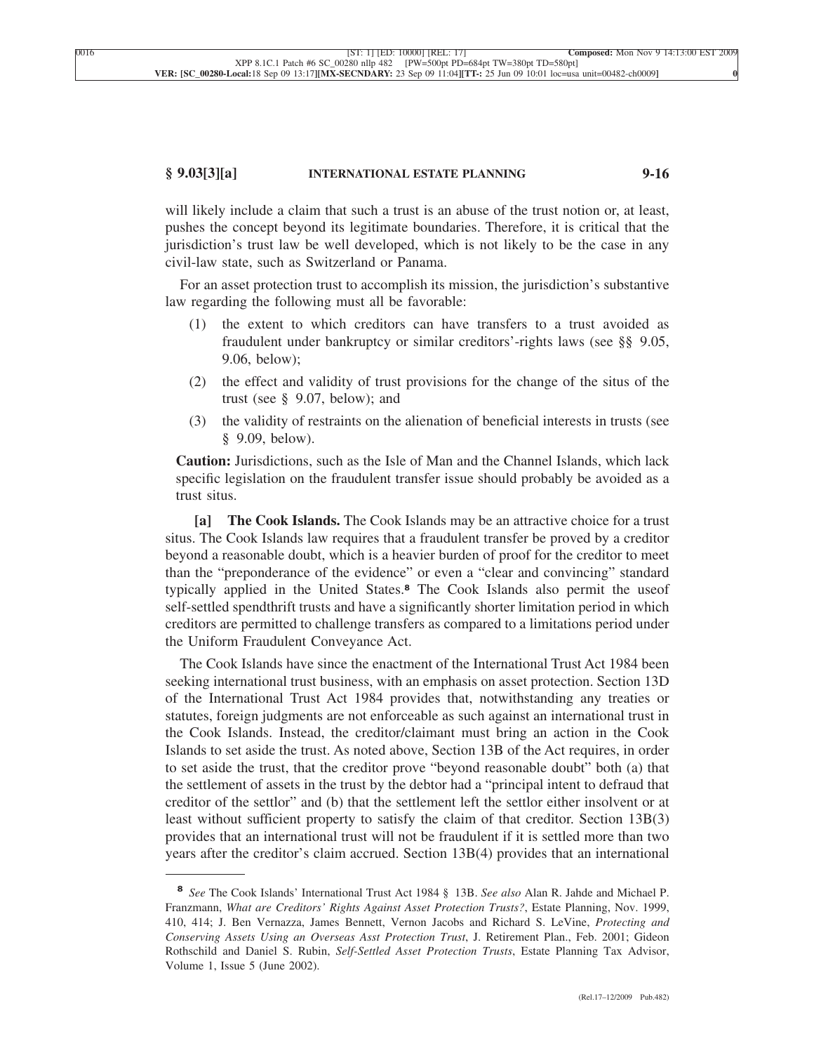will likely include a claim that such a trust is an abuse of the trust notion or, at least, pushes the concept beyond its legitimate boundaries. Therefore, it is critical that the jurisdiction's trust law be well developed, which is not likely to be the case in any civil-law state, such as Switzerland or Panama.

For an asset protection trust to accomplish its mission, the jurisdiction's substantive law regarding the following must all be favorable:

(1) the extent to which creditors can have transfers to a trust avoided as fraudulent under bankruptcy or similar creditors'-rights laws (see §§ 9.05, 9.06, below);

(2) the effect and validity of trust provisions for the change of the situs of the trust (see § 9.07, below); and

(3) the validity of restraints on the alienation of beneficial interests in trusts (see § 9.09, below).

**Caution:** Jurisdictions, such as the Isle of Man and the Channel Islands, which lack specific legislation on the fraudulent transfer issue should probably be avoided as a trust situs.

**[a] The Cook Islands.** The Cook Islands may be an attractive choice for a trust situs. The Cook Islands law requires that a fraudulent transfer be proved by a creditor beyond a reasonable doubt, which is a heavier burden of proof for the creditor to meet than the "preponderance of the evidence" or even a "clear and convincing" standard typically applied in the United States.[8] The Cook Islands also permit the useof self-settled spendthrift trusts and have a significantly shorter limitation period in which creditors are permitted to challenge transfers as compared to a limitations period under the Uniform Fraudulent Conveyance Act.

The Cook Islands have since the enactment of the International Trust Act 1984 been seeking international trust business, with an emphasis on asset protection. Section 13D of the International Trust Act 1984 provides that, notwithstanding any treaties or statutes, foreign judgments are not enforceable as such against an international trust in the Cook Islands. Instead, the creditor/claimant must bring an action in the Cook Islands to set aside the trust. As noted above, Section 13B of the Act requires, in order to set aside the trust, that the creditor prove "beyond reasonable doubt" both (a) that the settlement of assets in the trust by the debtor had a "principal intent to defraud that creditor of the settlor" and (b) that the settlement left the settlor either insolvent or at least without sufficient property to satisfy the claim of that creditor. Section 13B(3) provides that an international trust will not be fraudulent if it is settled more than two years after the creditor's claim accrued. Section 13B(4) provides that an international

---

[8] *See* The Cook Islands' International Trust Act 1984 § 13B. *See also* Alan R. Jahde and Michael P. Franzmann, *What are Creditors' Rights Against Asset Protection Trusts?*, Estate Planning, Nov. 1999, 410, 414; J. Ben Vernazza, James Bennett, Vernon Jacobs and Richard S. LeVine, *Protecting and Conserving Assets Using an Overseas Asst Protection Trust*, J. Retirement Plan., Feb. 2001; Gideon Rothschild and Daniel S. Rubin, *Self-Settled Asset Protection Trusts*, Estate Planning Tax Advisor, Volume 1, Issue 5 (June 2002).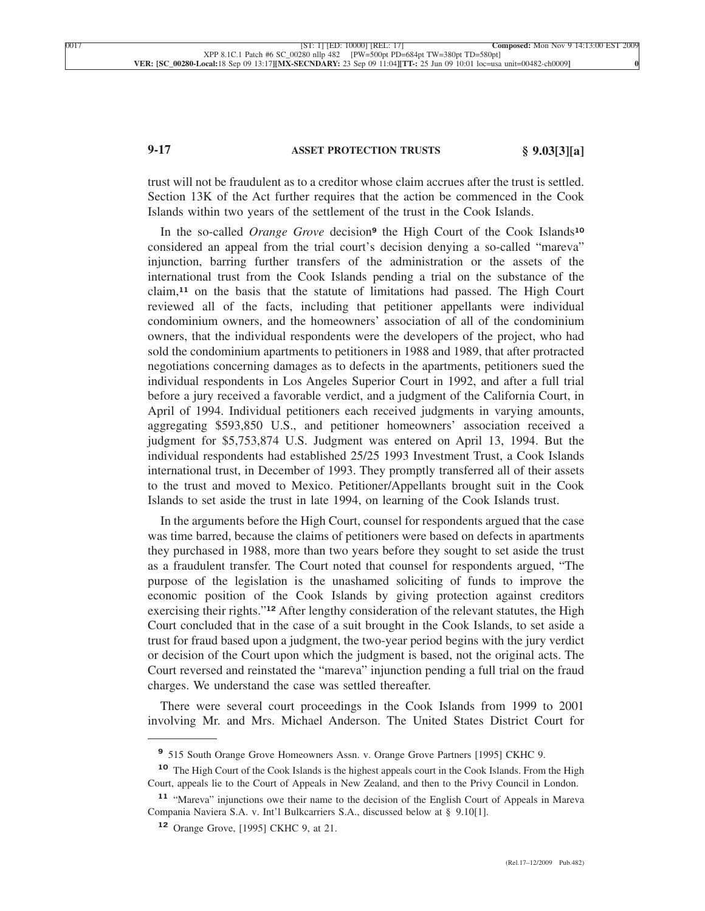trust will not be fraudulent as to a creditor whose claim accrues after the trust is settled. Section 13K of the Act further requires that the action be commenced in the Cook Islands within two years of the settlement of the trust in the Cook Islands.

In the so-called *Orange Grove* decision[9] the High Court of the Cook Islands[10] considered an appeal from the trial court's decision denying a so-called "mareva" injunction, barring further transfers of the administration or the assets of the international trust from the Cook Islands pending a trial on the substance of the claim,[11] on the basis that the statute of limitations had passed. The High Court reviewed all of the facts, including that petitioner appellants were individual condominium owners, and the homeowners' association of all of the condominium owners, that the individual respondents were the developers of the project, who had sold the condominium apartments to petitioners in 1988 and 1989, that after protracted negotiations concerning damages as to defects in the apartments, petitioners sued the individual respondents in Los Angeles Superior Court in 1992, and after a full trial before a jury received a favorable verdict, and a judgment of the California Court, in April of 1994. Individual petitioners each received judgments in varying amounts, aggregating $593,850 U.S., and petitioner homeowners' association received a judgment for $5,753,874 U.S. Judgment was entered on April 13, 1994. But the individual respondents had established 25/25 1993 Investment Trust, a Cook Islands international trust, in December of 1993. They promptly transferred all of their assets to the trust and moved to Mexico. Petitioner/Appellants brought suit in the Cook Islands to set aside the trust in late 1994, on learning of the Cook Islands trust.

In the arguments before the High Court, counsel for respondents argued that the case was time barred, because the claims of petitioners were based on defects in apartments they purchased in 1988, more than two years before they sought to set aside the trust as a fraudulent transfer. The Court noted that counsel for respondents argued, "The purpose of the legislation is the unashamed soliciting of funds to improve the economic position of the Cook Islands by giving protection against creditors exercising their rights."[12] After lengthy consideration of the relevant statutes, the High Court concluded that in the case of a suit brought in the Cook Islands, to set aside a trust for fraud based upon a judgment, the two-year period begins with the jury verdict or decision of the Court upon which the judgment is based, not the original acts. The Court reversed and reinstated the "mareva" injunction pending a full trial on the fraud charges. We understand the case was settled thereafter.

There were several court proceedings in the Cook Islands from 1999 to 2001 involving Mr. and Mrs. Michael Anderson. The United States District Court for

---

[9] 515 South Orange Grove Homeowners Assn. v. Orange Grove Partners [1995] CKHC 9.

[10] The High Court of the Cook Islands is the highest appeals court in the Cook Islands. From the High Court, appeals lie to the Court of Appeals in New Zealand, and then to the Privy Council in London.

[11] "Mareva" injunctions owe their name to the decision of the English Court of Appeals in Mareva Compania Naviera S.A. v. Int'l Bulkcarriers S.A., discussed below at § 9.10[1].

[12] Orange Grove, [1995] CKHC 9, at 21.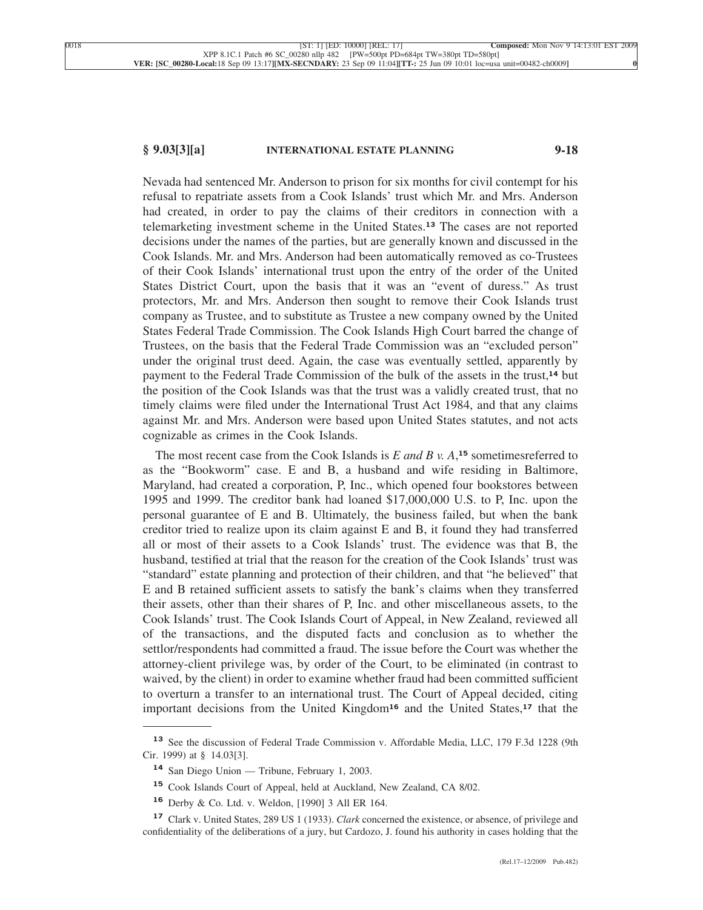Nevada had sentenced Mr. Anderson to prison for six months for civil contempt for his refusal to repatriate assets from a Cook Islands' trust which Mr. and Mrs. Anderson had created, in order to pay the claims of their creditors in connection with a telemarketing investment scheme in the United States.[13] The cases are not reported decisions under the names of the parties, but are generally known and discussed in the Cook Islands. Mr. and Mrs. Anderson had been automatically removed as co-Trustees of their Cook Islands' international trust upon the entry of the order of the United States District Court, upon the basis that it was an "event of duress." As trust protectors, Mr. and Mrs. Anderson then sought to remove their Cook Islands trust company as Trustee, and to substitute as Trustee a new company owned by the United States Federal Trade Commission. The Cook Islands High Court barred the change of Trustees, on the basis that the Federal Trade Commission was an "excluded person" under the original trust deed. Again, the case was eventually settled, apparently by payment to the Federal Trade Commission of the bulk of the assets in the trust,[14] but the position of the Cook Islands was that the trust was a validly created trust, that no timely claims were filed under the International Trust Act 1984, and that any claims against Mr. and Mrs. Anderson were based upon United States statutes, and not acts cognizable as crimes in the Cook Islands.

The most recent case from the Cook Islands is *E and B v. A*,[15] sometimesreferred to as the "Bookworm" case. E and B, a husband and wife residing in Baltimore, Maryland, had created a corporation, P, Inc., which opened four bookstores between 1995 and 1999. The creditor bank had loaned $17,000,000 U.S. to P, Inc. upon the personal guarantee of E and B. Ultimately, the business failed, but when the bank creditor tried to realize upon its claim against E and B, it found they had transferred all or most of their assets to a Cook Islands' trust. The evidence was that B, the husband, testified at trial that the reason for the creation of the Cook Islands' trust was "standard" estate planning and protection of their children, and that "he believed" that E and B retained sufficient assets to satisfy the bank's claims when they transferred their assets, other than their shares of P, Inc. and other miscellaneous assets, to the Cook Islands' trust. The Cook Islands Court of Appeal, in New Zealand, reviewed all of the transactions, and the disputed facts and conclusion as to whether the settlor/respondents had committed a fraud. The issue before the Court was whether the attorney-client privilege was, by order of the Court, to be eliminated (in contrast to waived, by the client) in order to examine whether fraud had been committed sufficient to overturn a transfer to an international trust. The Court of Appeal decided, citing important decisions from the United Kingdom[16] and the United States,[17] that the

---

[13] See the discussion of Federal Trade Commission v. Affordable Media, LLC, 179 F.3d 1228 (9th Cir. 1999) at § 14.03[3].

[14] San Diego Union — Tribune, February 1, 2003.

[15] Cook Islands Court of Appeal, held at Auckland, New Zealand, CA 8/02.

[16] Derby & Co. Ltd. v. Weldon, [1990] 3 All ER 164.

[17] Clark v. United States, 289 US 1 (1933). *Clark* concerned the existence, or absence, of privilege and confidentiality of the deliberations of a jury, but Cardozo, J. found his authority in cases holding that the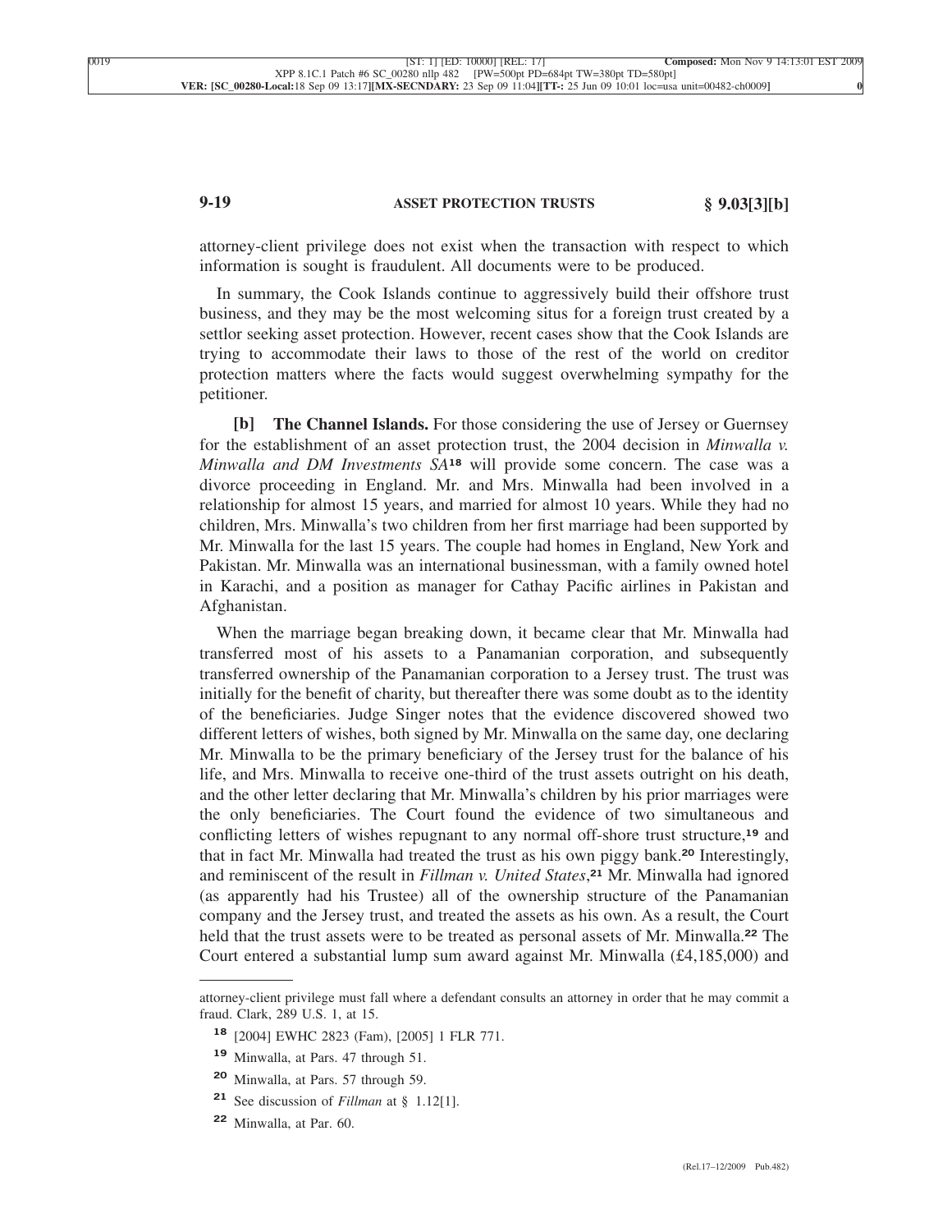attorney-client privilege does not exist when the transaction with respect to which information is sought is fraudulent. All documents were to be produced.

In summary, the Cook Islands continue to aggressively build their offshore trust business, and they may be the most welcoming situs for a foreign trust created by a settlor seeking asset protection. However, recent cases show that the Cook Islands are trying to accommodate their laws to those of the rest of the world on creditor protection matters where the facts would suggest overwhelming sympathy for the petitioner.

**[b] The Channel Islands.** For those considering the use of Jersey or Guernsey for the establishment of an asset protection trust, the 2004 decision in *Minwalla v. Minwalla and DM Investments SA*[18] will provide some concern. The case was a divorce proceeding in England. Mr. and Mrs. Minwalla had been involved in a relationship for almost 15 years, and married for almost 10 years. While they had no children, Mrs. Minwalla's two children from her first marriage had been supported by Mr. Minwalla for the last 15 years. The couple had homes in England, New York and Pakistan. Mr. Minwalla was an international businessman, with a family owned hotel in Karachi, and a position as manager for Cathay Pacific airlines in Pakistan and Afghanistan.

When the marriage began breaking down, it became clear that Mr. Minwalla had transferred most of his assets to a Panamanian corporation, and subsequently transferred ownership of the Panamanian corporation to a Jersey trust. The trust was initially for the benefit of charity, but thereafter there was some doubt as to the identity of the beneficiaries. Judge Singer notes that the evidence discovered showed two different letters of wishes, both signed by Mr. Minwalla on the same day, one declaring Mr. Minwalla to be the primary beneficiary of the Jersey trust for the balance of his life, and Mrs. Minwalla to receive one-third of the trust assets outright on his death, and the other letter declaring that Mr. Minwalla's children by his prior marriages were the only beneficiaries. The Court found the evidence of two simultaneous and conflicting letters of wishes repugnant to any normal off-shore trust structure,[19] and that in fact Mr. Minwalla had treated the trust as his own piggy bank.[20] Interestingly, and reminiscent of the result in *Fillman v. United States*,[21] Mr. Minwalla had ignored (as apparently had his Trustee) all of the ownership structure of the Panamanian company and the Jersey trust, and treated the assets as his own. As a result, the Court held that the trust assets were to be treated as personal assets of Mr. Minwalla.[22] The Court entered a substantial lump sum award against Mr. Minwalla (£4,185,000) and

---

attorney-client privilege must fall where a defendant consults an attorney in order that he may commit a fraud. Clark, 289 U.S. 1, at 15.

[18] [2004] EWHC 2823 (Fam), [2005] 1 FLR 771.

[19] Minwalla, at Pars. 47 through 51.

[20] Minwalla, at Pars. 57 through 59.

[21] See discussion of *Fillman* at § 1.12[1].

[22] Minwalla, at Par. 60.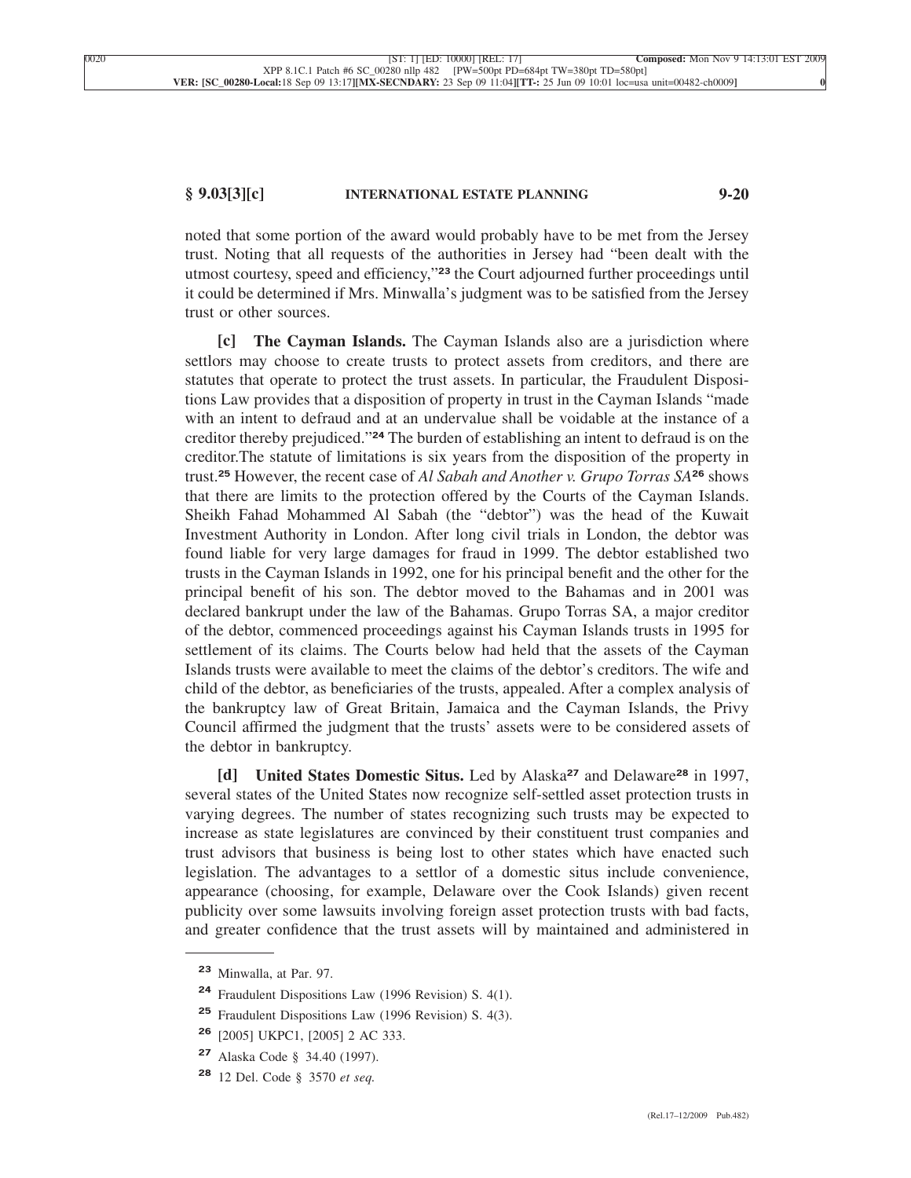noted that some portion of the award would probably have to be met from the Jersey trust. Noting that all requests of the authorities in Jersey had "been dealt with the utmost courtesy, speed and efficiency,"[23] the Court adjourned further proceedings until it could be determined if Mrs. Minwalla's judgment was to be satisfied from the Jersey trust or other sources.

**[c] The Cayman Islands.** The Cayman Islands also are a jurisdiction where settlors may choose to create trusts to protect assets from creditors, and there are statutes that operate to protect the trust assets. In particular, the Fraudulent Dispositions Law provides that a disposition of property in trust in the Cayman Islands "made with an intent to defraud and at an undervalue shall be voidable at the instance of a creditor thereby prejudiced."[24] The burden of establishing an intent to defraud is on the creditor.The statute of limitations is six years from the disposition of the property in trust.[25] However, the recent case of *Al Sabah and Another v. Grupo Torras SA*[26] shows that there are limits to the protection offered by the Courts of the Cayman Islands. Sheikh Fahad Mohammed Al Sabah (the "debtor") was the head of the Kuwait Investment Authority in London. After long civil trials in London, the debtor was found liable for very large damages for fraud in 1999. The debtor established two trusts in the Cayman Islands in 1992, one for his principal benefit and the other for the principal benefit of his son. The debtor moved to the Bahamas and in 2001 was declared bankrupt under the law of the Bahamas. Grupo Torras SA, a major creditor of the debtor, commenced proceedings against his Cayman Islands trusts in 1995 for settlement of its claims. The Courts below had held that the assets of the Cayman Islands trusts were available to meet the claims of the debtor's creditors. The wife and child of the debtor, as beneficiaries of the trusts, appealed. After a complex analysis of the bankruptcy law of Great Britain, Jamaica and the Cayman Islands, the Privy Council affirmed the judgment that the trusts' assets were to be considered assets of the debtor in bankruptcy.

**[d] United States Domestic Situs.** Led by Alaska[27] and Delaware[28] in 1997, several states of the United States now recognize self-settled asset protection trusts in varying degrees. The number of states recognizing such trusts may be expected to increase as state legislatures are convinced by their constituent trust companies and trust advisors that business is being lost to other states which have enacted such legislation. The advantages to a settlor of a domestic situs include convenience, appearance (choosing, for example, Delaware over the Cook Islands) given recent publicity over some lawsuits involving foreign asset protection trusts with bad facts, and greater confidence that the trust assets will by maintained and administered in

---

[23] Minwalla, at Par. 97.

[24] Fraudulent Dispositions Law (1996 Revision) S. 4(1).

[25] Fraudulent Dispositions Law (1996 Revision) S. 4(3).

[26] [2005] UKPC1, [2005] 2 AC 333.

[27] Alaska Code § 34.40 (1997).

[28] 12 Del. Code § 3570 *et seq.*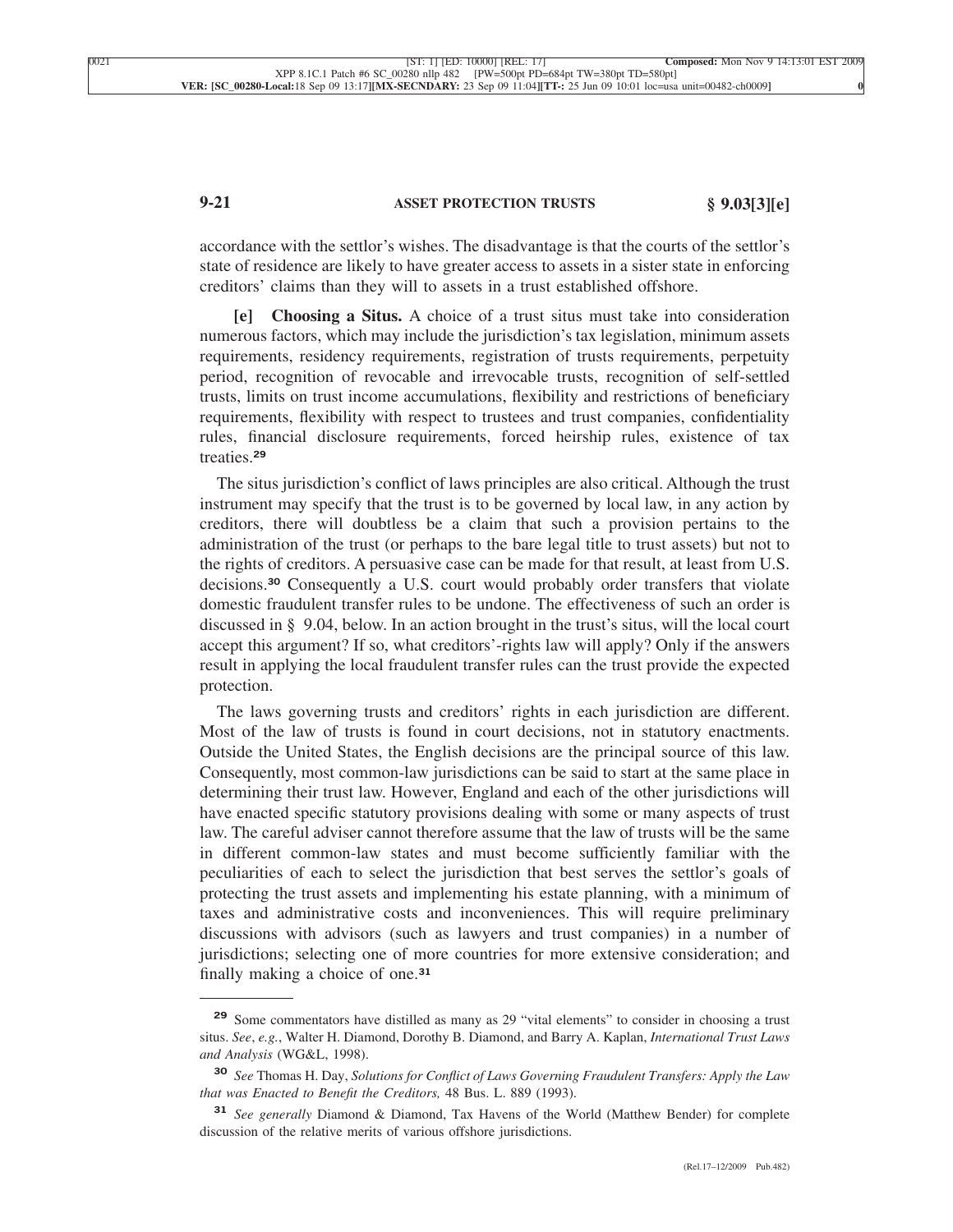accordance with the settlor's wishes. The disadvantage is that the courts of the settlor's state of residence are likely to have greater access to assets in a sister state in enforcing creditors' claims than they will to assets in a trust established offshore.

**[e] Choosing a Situs.** A choice of a trust situs must take into consideration numerous factors, which may include the jurisdiction's tax legislation, minimum assets requirements, residency requirements, registration of trusts requirements, perpetuity period, recognition of revocable and irrevocable trusts, recognition of self-settled trusts, limits on trust income accumulations, flexibility and restrictions of beneficiary requirements, flexibility with respect to trustees and trust companies, confidentiality rules, financial disclosure requirements, forced heirship rules, existence of tax treaties.[29]

The situs jurisdiction's conflict of laws principles are also critical. Although the trust instrument may specify that the trust is to be governed by local law, in any action by creditors, there will doubtless be a claim that such a provision pertains to the administration of the trust (or perhaps to the bare legal title to trust assets) but not to the rights of creditors. A persuasive case can be made for that result, at least from U.S. decisions.[30] Consequently a U.S. court would probably order transfers that violate domestic fraudulent transfer rules to be undone. The effectiveness of such an order is discussed in § 9.04, below. In an action brought in the trust's situs, will the local court accept this argument? If so, what creditors'-rights law will apply? Only if the answers result in applying the local fraudulent transfer rules can the trust provide the expected protection.

The laws governing trusts and creditors' rights in each jurisdiction are different. Most of the law of trusts is found in court decisions, not in statutory enactments. Outside the United States, the English decisions are the principal source of this law. Consequently, most common-law jurisdictions can be said to start at the same place in determining their trust law. However, England and each of the other jurisdictions will have enacted specific statutory provisions dealing with some or many aspects of trust law. The careful adviser cannot therefore assume that the law of trusts will be the same in different common-law states and must become sufficiently familiar with the peculiarities of each to select the jurisdiction that best serves the settlor's goals of protecting the trust assets and implementing his estate planning, with a minimum of taxes and administrative costs and inconveniences. This will require preliminary discussions with advisors (such as lawyers and trust companies) in a number of jurisdictions; selecting one of more countries for more extensive consideration; and finally making a choice of one.[31]

---

[29] Some commentators have distilled as many as 29 "vital elements" to consider in choosing a trust situs. *See*, *e.g.*, Walter H. Diamond, Dorothy B. Diamond, and Barry A. Kaplan, *International Trust Laws and Analysis* (WG&L, 1998).

[30] *See* Thomas H. Day, *Solutions for Conflict of Laws Governing Fraudulent Transfers: Apply the Law that was Enacted to Benefit the Creditors,* 48 Bus. L. 889 (1993).

[31] *See generally* Diamond & Diamond, Tax Havens of the World (Matthew Bender) for complete discussion of the relative merits of various offshore jurisdictions.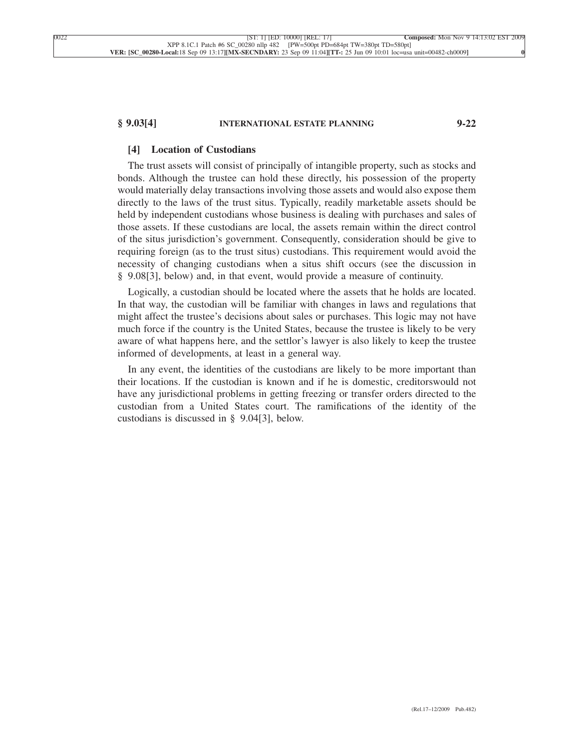### [4] Location of Custodians

The trust assets will consist of principally of intangible property, such as stocks and bonds. Although the trustee can hold these directly, his possession of the property would materially delay transactions involving those assets and would also expose them directly to the laws of the trust situs. Typically, readily marketable assets should be held by independent custodians whose business is dealing with purchases and sales of those assets. If these custodians are local, the assets remain within the direct control of the situs jurisdiction's government. Consequently, consideration should be give to requiring foreign (as to the trust situs) custodians. This requirement would avoid the necessity of changing custodians when a situs shift occurs (see the discussion in § 9.08[3], below) and, in that event, would provide a measure of continuity.

Logically, a custodian should be located where the assets that he holds are located. In that way, the custodian will be familiar with changes in laws and regulations that might affect the trustee's decisions about sales or purchases. This logic may not have much force if the country is the United States, because the trustee is likely to be very aware of what happens here, and the settlor's lawyer is also likely to keep the trustee informed of developments, at least in a general way.

In any event, the identities of the custodians are likely to be more important than their locations. If the custodian is known and if he is domestic, creditorswould not have any jurisdictional problems in getting freezing or transfer orders directed to the custodian from a United States court. The ramifications of the identity of the custodians is discussed in § 9.04[3], below.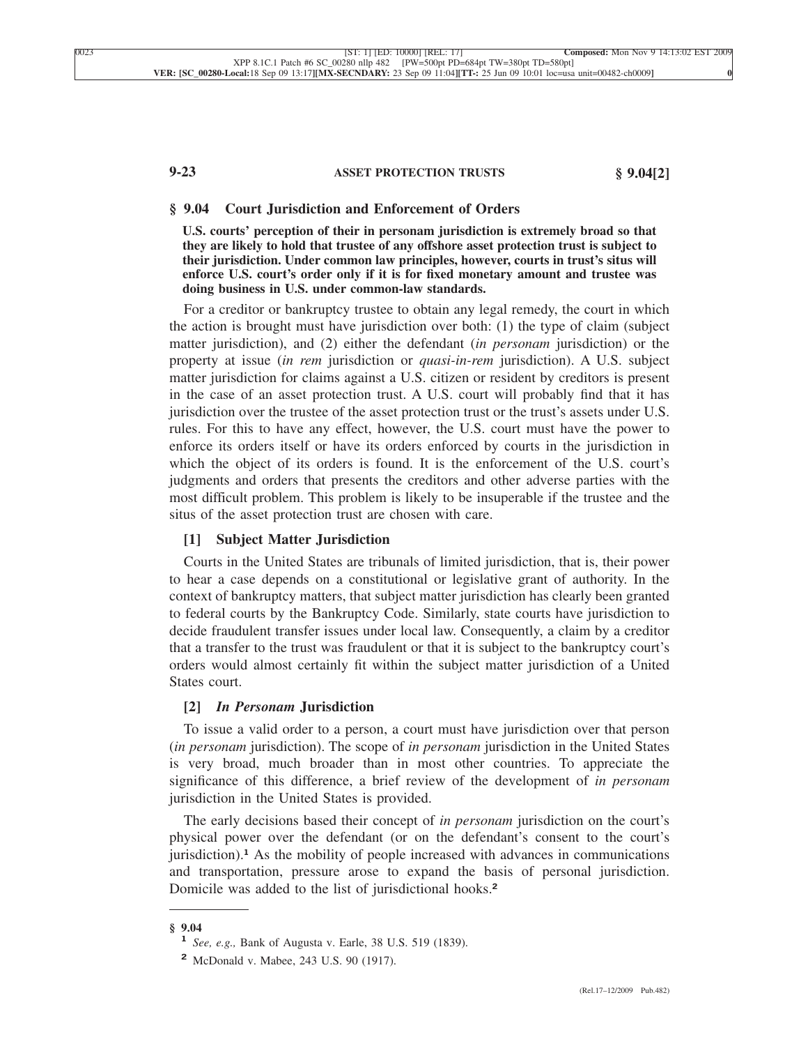## § 9.04 Court Jurisdiction and Enforcement of Orders

**U.S. courts' perception of their in personam jurisdiction is extremely broad so that they are likely to hold that trustee of any offshore asset protection trust is subject to their jurisdiction. Under common law principles, however, courts in trust's situs will enforce U.S. court's order only if it is for fixed monetary amount and trustee was doing business in U.S. under common-law standards.**

For a creditor or bankruptcy trustee to obtain any legal remedy, the court in which the action is brought must have jurisdiction over both: (1) the type of claim (subject matter jurisdiction), and (2) either the defendant (*in personam* jurisdiction) or the property at issue (*in rem* jurisdiction or *quasi-in-rem* jurisdiction). A U.S. subject matter jurisdiction for claims against a U.S. citizen or resident by creditors is present in the case of an asset protection trust. A U.S. court will probably find that it has jurisdiction over the trustee of the asset protection trust or the trust's assets under U.S. rules. For this to have any effect, however, the U.S. court must have the power to enforce its orders itself or have its orders enforced by courts in the jurisdiction in which the object of its orders is found. It is the enforcement of the U.S. court's judgments and orders that presents the creditors and other adverse parties with the most difficult problem. This problem is likely to be insuperable if the trustee and the situs of the asset protection trust are chosen with care.

### [1] Subject Matter Jurisdiction

Courts in the United States are tribunals of limited jurisdiction, that is, their power to hear a case depends on a constitutional or legislative grant of authority. In the context of bankruptcy matters, that subject matter jurisdiction has clearly been granted to federal courts by the Bankruptcy Code. Similarly, state courts have jurisdiction to decide fraudulent transfer issues under local law. Consequently, a claim by a creditor that a transfer to the trust was fraudulent or that it is subject to the bankruptcy court's orders would almost certainly fit within the subject matter jurisdiction of a United States court.

### [2] *In Personam* Jurisdiction

To issue a valid order to a person, a court must have jurisdiction over that person (*in personam* jurisdiction). The scope of *in personam* jurisdiction in the United States is very broad, much broader than in most other countries. To appreciate the significance of this difference, a brief review of the development of *in personam* jurisdiction in the United States is provided.

The early decisions based their concept of *in personam* jurisdiction on the court's physical power over the defendant (or on the defendant's consent to the court's jurisdiction).[1] As the mobility of people increased with advances in communications and transportation, pressure arose to expand the basis of personal jurisdiction. Domicile was added to the list of jurisdictional hooks.[2]

---

**§ 9.04**

[1] *See, e.g.,* Bank of Augusta v. Earle, 38 U.S. 519 (1839).

[2] McDonald v. Mabee, 243 U.S. 90 (1917).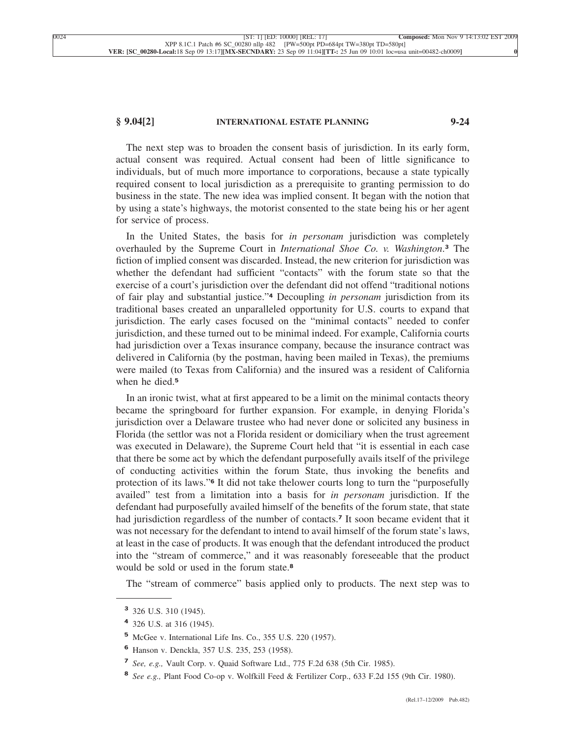The next step was to broaden the consent basis of jurisdiction. In its early form, actual consent was required. Actual consent had been of little significance to individuals, but of much more importance to corporations, because a state typically required consent to local jurisdiction as a prerequisite to granting permission to do business in the state. The new idea was implied consent. It began with the notion that by using a state's highways, the motorist consented to the state being his or her agent for service of process.

In the United States, the basis for *in personam* jurisdiction was completely overhauled by the Supreme Court in *International Shoe Co. v. Washington*.[3] The fiction of implied consent was discarded. Instead, the new criterion for jurisdiction was whether the defendant had sufficient "contacts" with the forum state so that the exercise of a court's jurisdiction over the defendant did not offend "traditional notions of fair play and substantial justice."[4] Decoupling *in personam* jurisdiction from its traditional bases created an unparalleled opportunity for U.S. courts to expand that jurisdiction. The early cases focused on the "minimal contacts" needed to confer jurisdiction, and these turned out to be minimal indeed. For example, California courts had jurisdiction over a Texas insurance company, because the insurance contract was delivered in California (by the postman, having been mailed in Texas), the premiums were mailed (to Texas from California) and the insured was a resident of California when he died.[5]

In an ironic twist, what at first appeared to be a limit on the minimal contacts theory became the springboard for further expansion. For example, in denying Florida's jurisdiction over a Delaware trustee who had never done or solicited any business in Florida (the settlor was not a Florida resident or domiciliary when the trust agreement was executed in Delaware), the Supreme Court held that "it is essential in each case that there be some act by which the defendant purposefully avails itself of the privilege of conducting activities within the forum State, thus invoking the benefits and protection of its laws."[6] It did not take thelower courts long to turn the "purposefully availed" test from a limitation into a basis for *in personam* jurisdiction. If the defendant had purposefully availed himself of the benefits of the forum state, that state had jurisdiction regardless of the number of contacts.[7] It soon became evident that it was not necessary for the defendant to intend to avail himself of the forum state's laws, at least in the case of products. It was enough that the defendant introduced the product into the "stream of commerce," and it was reasonably foreseeable that the product would be sold or used in the forum state.[8]

The "stream of commerce" basis applied only to products. The next step was to

---

[3] 326 U.S. 310 (1945).

[4] 326 U.S. at 316 (1945).

[5] McGee v. International Life Ins. Co., 355 U.S. 220 (1957).

[6] Hanson v. Denckla, 357 U.S. 235, 253 (1958).

[7] *See, e.g.,* Vault Corp. v. Quaid Software Ltd., 775 F.2d 638 (5th Cir. 1985).

[8] *See e.g.,* Plant Food Co-op v. Wolfkill Feed & Fertilizer Corp., 633 F.2d 155 (9th Cir. 1980).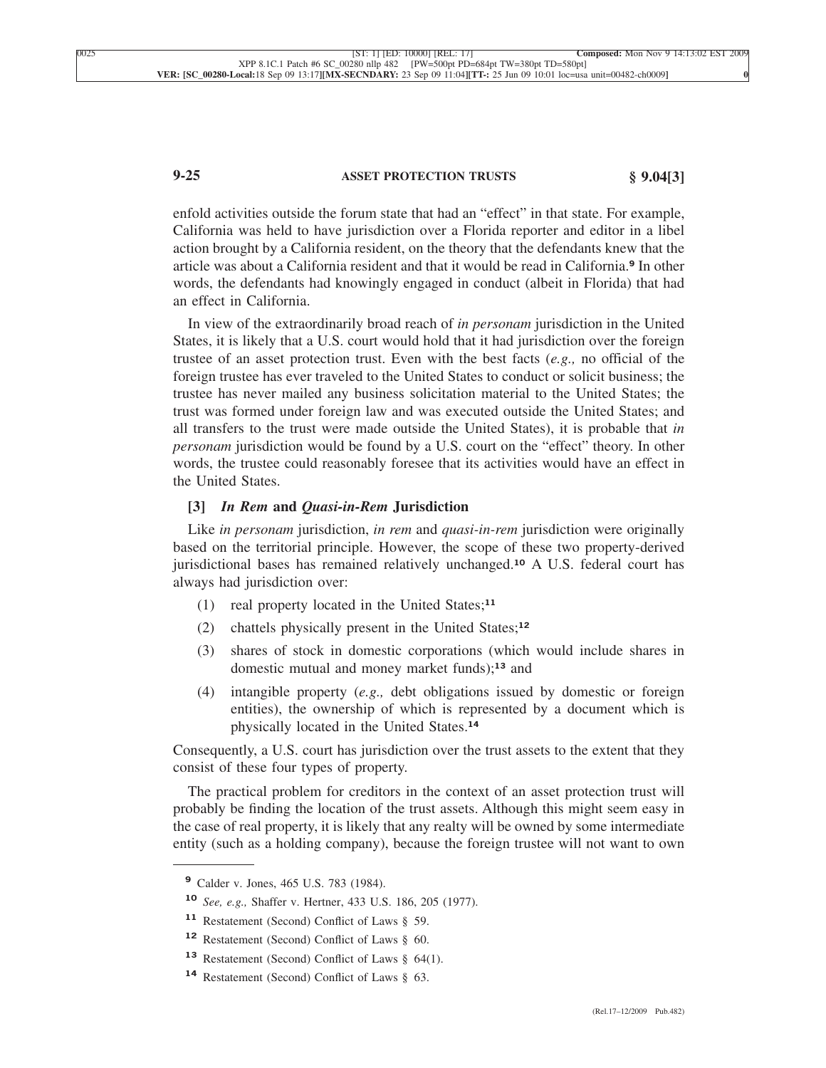enfold activities outside the forum state that had an "effect" in that state. For example, California was held to have jurisdiction over a Florida reporter and editor in a libel action brought by a California resident, on the theory that the defendants knew that the article was about a California resident and that it would be read in California.[9] In other words, the defendants had knowingly engaged in conduct (albeit in Florida) that had an effect in California.

In view of the extraordinarily broad reach of *in personam* jurisdiction in the United States, it is likely that a U.S. court would hold that it had jurisdiction over the foreign trustee of an asset protection trust. Even with the best facts (*e.g.,* no official of the foreign trustee has ever traveled to the United States to conduct or solicit business; the trustee has never mailed any business solicitation material to the United States; the trust was formed under foreign law and was executed outside the United States; and all transfers to the trust were made outside the United States), it is probable that *in personam* jurisdiction would be found by a U.S. court on the "effect" theory. In other words, the trustee could reasonably foresee that its activities would have an effect in the United States.

### [3] *In Rem* and *Quasi-in-Rem* Jurisdiction

Like *in personam* jurisdiction, *in rem* and *quasi-in-rem* jurisdiction were originally based on the territorial principle. However, the scope of these two property-derived jurisdictional bases has remained relatively unchanged.[10] A U.S. federal court has always had jurisdiction over:

(1) real property located in the United States;[11]

(2) chattels physically present in the United States;[12]

(3) shares of stock in domestic corporations (which would include shares in domestic mutual and money market funds);[13] and

(4) intangible property (*e.g.,* debt obligations issued by domestic or foreign entities), the ownership of which is represented by a document which is physically located in the United States.[14]

Consequently, a U.S. court has jurisdiction over the trust assets to the extent that they consist of these four types of property.

The practical problem for creditors in the context of an asset protection trust will probably be finding the location of the trust assets. Although this might seem easy in the case of real property, it is likely that any realty will be owned by some intermediate entity (such as a holding company), because the foreign trustee will not want to own

---

[9] Calder v. Jones, 465 U.S. 783 (1984).

[10] *See, e.g.,* Shaffer v. Hertner, 433 U.S. 186, 205 (1977).

[11] Restatement (Second) Conflict of Laws § 59.

[12] Restatement (Second) Conflict of Laws § 60.

[13] Restatement (Second) Conflict of Laws § 64(1).

[14] Restatement (Second) Conflict of Laws § 63.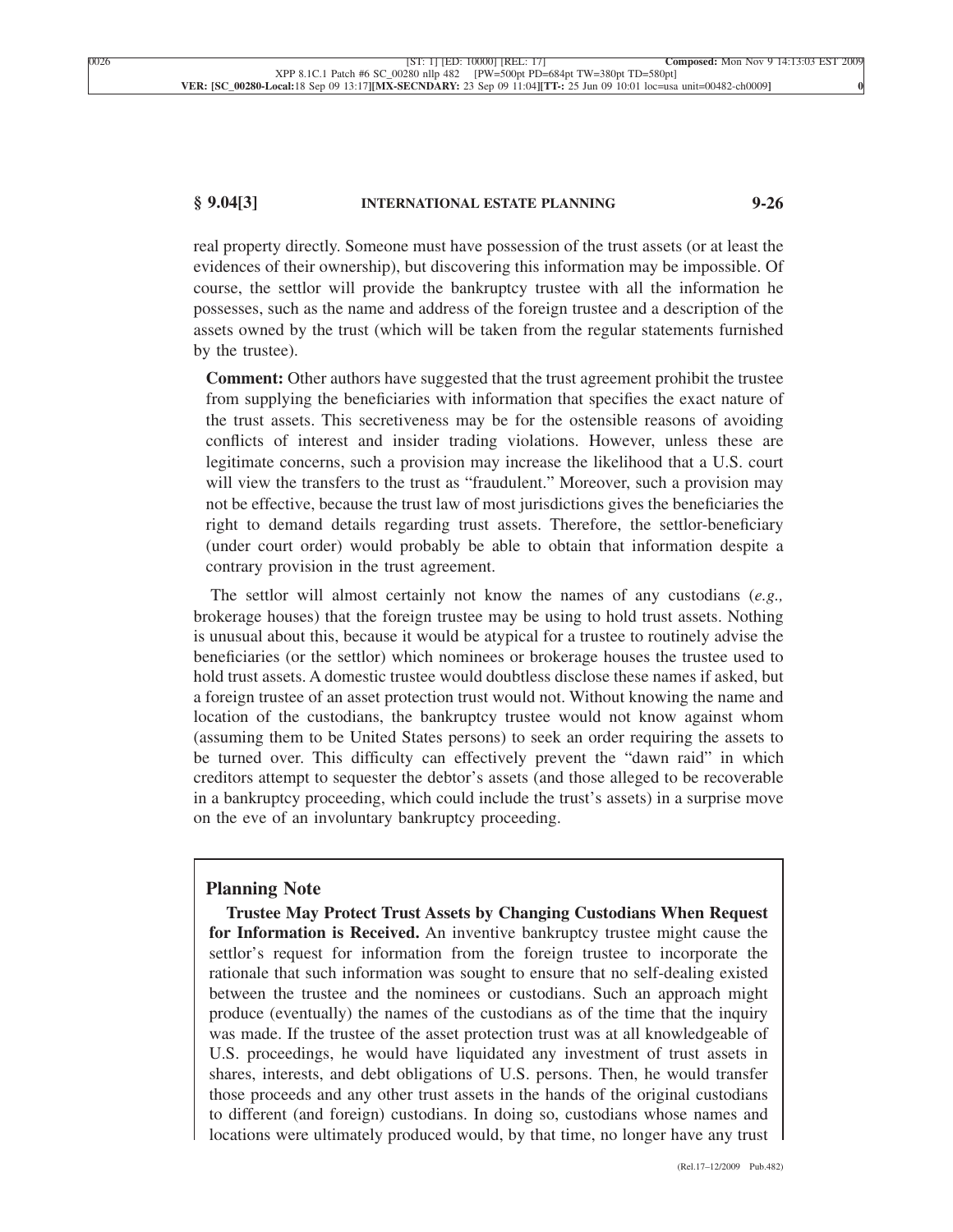real property directly. Someone must have possession of the trust assets (or at least the evidences of their ownership), but discovering this information may be impossible. Of course, the settlor will provide the bankruptcy trustee with all the information he possesses, such as the name and address of the foreign trustee and a description of the assets owned by the trust (which will be taken from the regular statements furnished by the trustee).

**Comment:** Other authors have suggested that the trust agreement prohibit the trustee from supplying the beneficiaries with information that specifies the exact nature of the trust assets. This secretiveness may be for the ostensible reasons of avoiding conflicts of interest and insider trading violations. However, unless these are legitimate concerns, such a provision may increase the likelihood that a U.S. court will view the transfers to the trust as "fraudulent." Moreover, such a provision may not be effective, because the trust law of most jurisdictions gives the beneficiaries the right to demand details regarding trust assets. Therefore, the settlor-beneficiary (under court order) would probably be able to obtain that information despite a contrary provision in the trust agreement.

The settlor will almost certainly not know the names of any custodians (*e.g.,* brokerage houses) that the foreign trustee may be using to hold trust assets. Nothing is unusual about this, because it would be atypical for a trustee to routinely advise the beneficiaries (or the settlor) which nominees or brokerage houses the trustee used to hold trust assets. A domestic trustee would doubtless disclose these names if asked, but a foreign trustee of an asset protection trust would not. Without knowing the name and location of the custodians, the bankruptcy trustee would not know against whom (assuming them to be United States persons) to seek an order requiring the assets to be turned over. This difficulty can effectively prevent the "dawn raid" in which creditors attempt to sequester the debtor's assets (and those alleged to be recoverable in a bankruptcy proceeding, which could include the trust's assets) in a surprise move on the eve of an involuntary bankruptcy proceeding.

### Planning Note

**Trustee May Protect Trust Assets by Changing Custodians When Request for Information is Received.** An inventive bankruptcy trustee might cause the settlor's request for information from the foreign trustee to incorporate the rationale that such information was sought to ensure that no self-dealing existed between the trustee and the nominees or custodians. Such an approach might produce (eventually) the names of the custodians as of the time that the inquiry was made. If the trustee of the asset protection trust was at all knowledgeable of U.S. proceedings, he would have liquidated any investment of trust assets in shares, interests, and debt obligations of U.S. persons. Then, he would transfer those proceeds and any other trust assets in the hands of the original custodians to different (and foreign) custodians. In doing so, custodians whose names and locations were ultimately produced would, by that time, no longer have any trust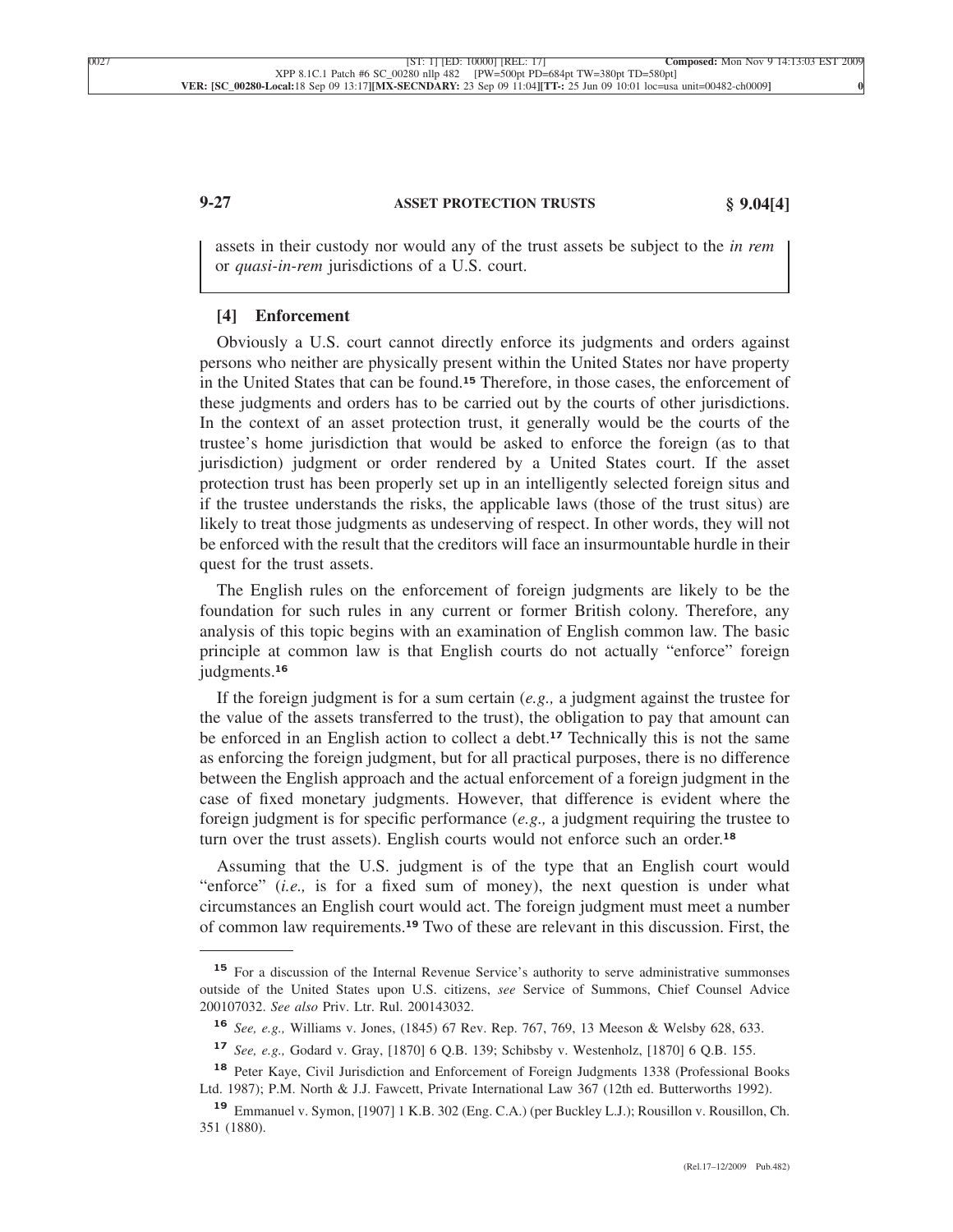assets in their custody nor would any of the trust assets be subject to the *in rem* or *quasi-in-rem* jurisdictions of a U.S. court.

### [4] Enforcement

Obviously a U.S. court cannot directly enforce its judgments and orders against persons who neither are physically present within the United States nor have property in the United States that can be found.[15] Therefore, in those cases, the enforcement of these judgments and orders has to be carried out by the courts of other jurisdictions. In the context of an asset protection trust, it generally would be the courts of the trustee's home jurisdiction that would be asked to enforce the foreign (as to that jurisdiction) judgment or order rendered by a United States court. If the asset protection trust has been properly set up in an intelligently selected foreign situs and if the trustee understands the risks, the applicable laws (those of the trust situs) are likely to treat those judgments as undeserving of respect. In other words, they will not be enforced with the result that the creditors will face an insurmountable hurdle in their quest for the trust assets.

The English rules on the enforcement of foreign judgments are likely to be the foundation for such rules in any current or former British colony. Therefore, any analysis of this topic begins with an examination of English common law. The basic principle at common law is that English courts do not actually "enforce" foreign judgments.[16]

If the foreign judgment is for a sum certain (*e.g.,* a judgment against the trustee for the value of the assets transferred to the trust), the obligation to pay that amount can be enforced in an English action to collect a debt.[17] Technically this is not the same as enforcing the foreign judgment, but for all practical purposes, there is no difference between the English approach and the actual enforcement of a foreign judgment in the case of fixed monetary judgments. However, that difference is evident where the foreign judgment is for specific performance (*e.g.,* a judgment requiring the trustee to turn over the trust assets). English courts would not enforce such an order.[18]

Assuming that the U.S. judgment is of the type that an English court would "enforce" (*i.e.,* is for a fixed sum of money), the next question is under what circumstances an English court would act. The foreign judgment must meet a number of common law requirements.[19] Two of these are relevant in this discussion. First, the

---

[15] For a discussion of the Internal Revenue Service's authority to serve administrative summonses outside of the United States upon U.S. citizens, *see* Service of Summons, Chief Counsel Advice 200107032. *See also* Priv. Ltr. Rul. 200143032.

[16] *See, e.g.,* Williams v. Jones, (1845) 67 Rev. Rep. 767, 769, 13 Meeson & Welsby 628, 633.

[17] *See, e.g.,* Godard v. Gray, [1870] 6 Q.B. 139; Schibsby v. Westenholz, [1870] 6 Q.B. 155.

[18] Peter Kaye, Civil Jurisdiction and Enforcement of Foreign Judgments 1338 (Professional Books Ltd. 1987); P.M. North & J.J. Fawcett, Private International Law 367 (12th ed. Butterworths 1992).

[19] Emmanuel v. Symon, [1907] 1 K.B. 302 (Eng. C.A.) (per Buckley L.J.); Rousillon v. Rousillon, Ch. 351 (1880).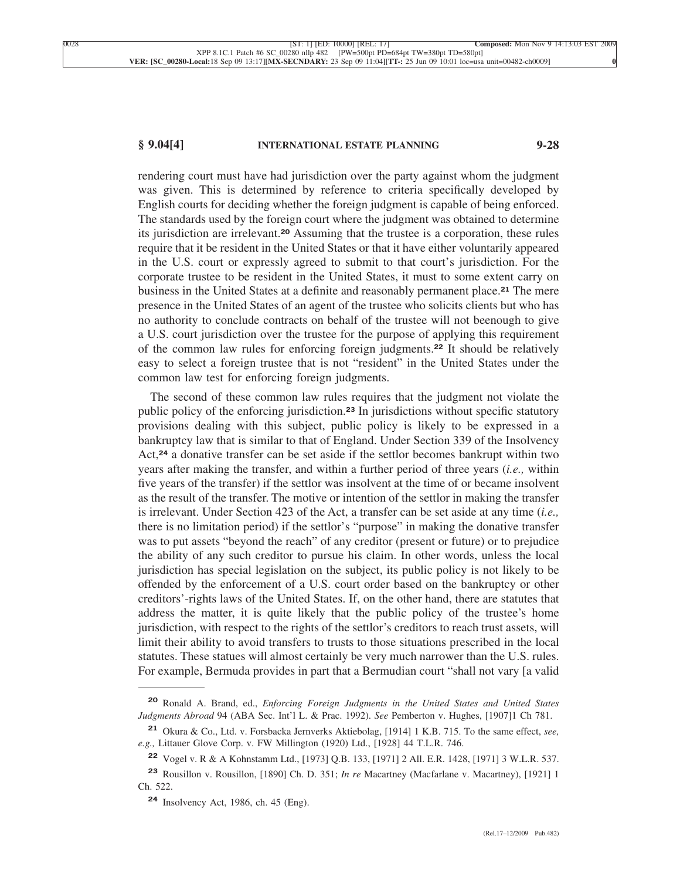rendering court must have had jurisdiction over the party against whom the judgment was given. This is determined by reference to criteria specifically developed by English courts for deciding whether the foreign judgment is capable of being enforced. The standards used by the foreign court where the judgment was obtained to determine its jurisdiction are irrelevant.[20] Assuming that the trustee is a corporation, these rules require that it be resident in the United States or that it have either voluntarily appeared in the U.S. court or expressly agreed to submit to that court's jurisdiction. For the corporate trustee to be resident in the United States, it must to some extent carry on business in the United States at a definite and reasonably permanent place.[21] The mere presence in the United States of an agent of the trustee who solicits clients but who has no authority to conclude contracts on behalf of the trustee will not beenough to give a U.S. court jurisdiction over the trustee for the purpose of applying this requirement of the common law rules for enforcing foreign judgments.[22] It should be relatively easy to select a foreign trustee that is not "resident" in the United States under the common law test for enforcing foreign judgments.

The second of these common law rules requires that the judgment not violate the public policy of the enforcing jurisdiction.[23] In jurisdictions without specific statutory provisions dealing with this subject, public policy is likely to be expressed in a bankruptcy law that is similar to that of England. Under Section 339 of the Insolvency Act,[24] a donative transfer can be set aside if the settlor becomes bankrupt within two years after making the transfer, and within a further period of three years (*i.e.,* within five years of the transfer) if the settlor was insolvent at the time of or became insolvent as the result of the transfer. The motive or intention of the settlor in making the transfer is irrelevant. Under Section 423 of the Act, a transfer can be set aside at any time (*i.e.,* there is no limitation period) if the settlor's "purpose" in making the donative transfer was to put assets "beyond the reach" of any creditor (present or future) or to prejudice the ability of any such creditor to pursue his claim. In other words, unless the local jurisdiction has special legislation on the subject, its public policy is not likely to be offended by the enforcement of a U.S. court order based on the bankruptcy or other creditors'-rights laws of the United States. If, on the other hand, there are statutes that address the matter, it is quite likely that the public policy of the trustee's home jurisdiction, with respect to the rights of the settlor's creditors to reach trust assets, will limit their ability to avoid transfers to trusts to those situations prescribed in the local statutes. These statues will almost certainly be very much narrower than the U.S. rules. For example, Bermuda provides in part that a Bermudian court "shall not vary [a valid

---

[20] Ronald A. Brand, ed., *Enforcing Foreign Judgments in the United States and United States Judgments Abroad* 94 (ABA Sec. Int'l L. & Prac. 1992). *See* Pemberton v. Hughes, [1907]1 Ch 781.

[21] Okura & Co., Ltd. v. Forsbacka Jernverks Aktiebolag, [1914] 1 K.B. 715. To the same effect, *see, e.g.,* Littauer Glove Corp. v. FW Millington (1920) Ltd., [1928] 44 T.L.R. 746.

[22] Vogel v. R & A Kohnstamm Ltd., [1973] Q.B. 133, [1971] 2 All. E.R. 1428, [1971] 3 W.L.R. 537.

[23] Rousillon v. Rousillon, [1890] Ch. D. 351; *In re* Macartney (Macfarlane v. Macartney), [1921] 1 Ch. 522.

[24] Insolvency Act, 1986, ch. 45 (Eng).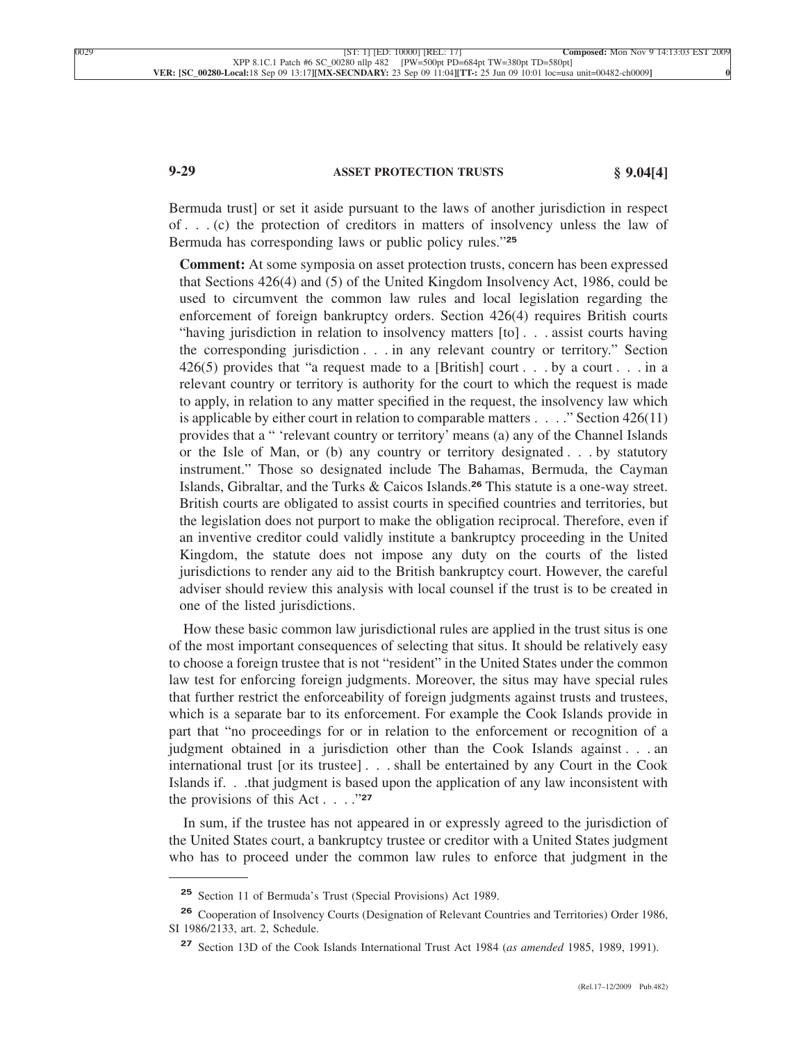Bermuda trust] or set it aside pursuant to the laws of another jurisdiction in respect of . . . (c) the protection of creditors in matters of insolvency unless the law of Bermuda has corresponding laws or public policy rules."[25]

**Comment:** At some symposia on asset protection trusts, concern has been expressed that Sections 426(4) and (5) of the United Kingdom Insolvency Act, 1986, could be used to circumvent the common law rules and local legislation regarding the enforcement of foreign bankruptcy orders. Section 426(4) requires British courts "having jurisdiction in relation to insolvency matters [to] . . . assist courts having the corresponding jurisdiction . . . in any relevant country or territory." Section 426(5) provides that "a request made to a [British] court . . . by a court . . . in a relevant country or territory is authority for the court to which the request is made to apply, in relation to any matter specified in the request, the insolvency law which is applicable by either court in relation to comparable matters . . . ." Section 426(11) provides that a " 'relevant country or territory' means (a) any of the Channel Islands or the Isle of Man, or (b) any country or territory designated . . . by statutory instrument." Those so designated include The Bahamas, Bermuda, the Cayman Islands, Gibraltar, and the Turks & Caicos Islands.[26] This statute is a one-way street. British courts are obligated to assist courts in specified countries and territories, but the legislation does not purport to make the obligation reciprocal. Therefore, even if an inventive creditor could validly institute a bankruptcy proceeding in the United Kingdom, the statute does not impose any duty on the courts of the listed jurisdictions to render any aid to the British bankruptcy court. However, the careful adviser should review this analysis with local counsel if the trust is to be created in one of the listed jurisdictions.

How these basic common law jurisdictional rules are applied in the trust situs is one of the most important consequences of selecting that situs. It should be relatively easy to choose a foreign trustee that is not "resident" in the United States under the common law test for enforcing foreign judgments. Moreover, the situs may have special rules that further restrict the enforceability of foreign judgments against trusts and trustees, which is a separate bar to its enforcement. For example the Cook Islands provide in part that "no proceedings for or in relation to the enforcement or recognition of a judgment obtained in a jurisdiction other than the Cook Islands against . . . an international trust [or its trustee] . . . shall be entertained by any Court in the Cook Islands if. . .that judgment is based upon the application of any law inconsistent with the provisions of this Act . . . ."[27]

In sum, if the trustee has not appeared in or expressly agreed to the jurisdiction of the United States court, a bankruptcy trustee or creditor with a United States judgment who has to proceed under the common law rules to enforce that judgment in the

---

[25] Section 11 of Bermuda's Trust (Special Provisions) Act 1989.

[26] Cooperation of Insolvency Courts (Designation of Relevant Countries and Territories) Order 1986, SI 1986/2133, art. 2, Schedule.

[27] Section 13D of the Cook Islands International Trust Act 1984 (*as amended* 1985, 1989, 1991).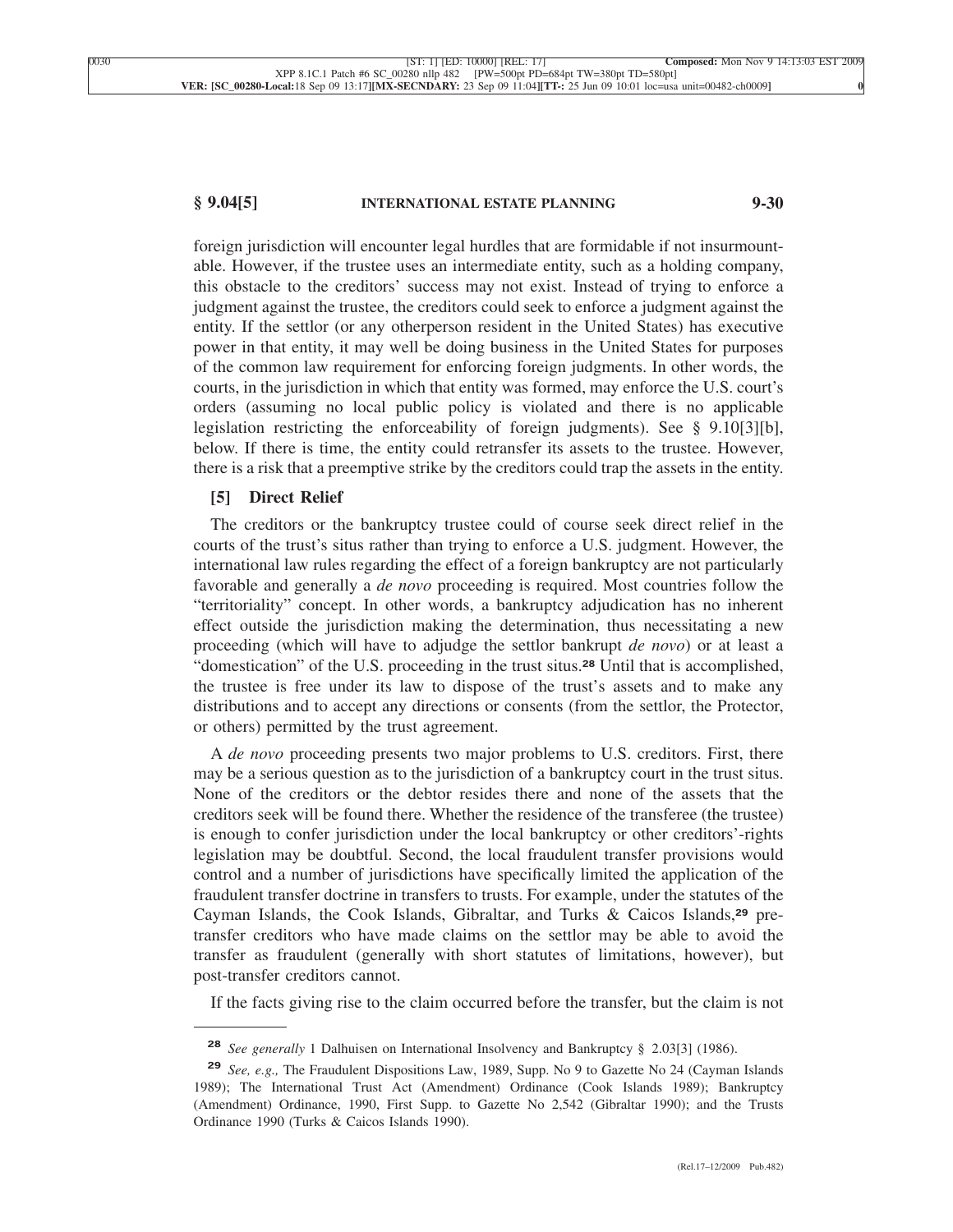foreign jurisdiction will encounter legal hurdles that are formidable if not insurmountable. However, if the trustee uses an intermediate entity, such as a holding company, this obstacle to the creditors' success may not exist. Instead of trying to enforce a judgment against the trustee, the creditors could seek to enforce a judgment against the entity. If the settlor (or any otherperson resident in the United States) has executive power in that entity, it may well be doing business in the United States for purposes of the common law requirement for enforcing foreign judgments. In other words, the courts, in the jurisdiction in which that entity was formed, may enforce the U.S. court's orders (assuming no local public policy is violated and there is no applicable legislation restricting the enforceability of foreign judgments). See § 9.10[3][b], below. If there is time, the entity could retransfer its assets to the trustee. However, there is a risk that a preemptive strike by the creditors could trap the assets in the entity.

### [5] Direct Relief

The creditors or the bankruptcy trustee could of course seek direct relief in the courts of the trust's situs rather than trying to enforce a U.S. judgment. However, the international law rules regarding the effect of a foreign bankruptcy are not particularly favorable and generally a *de novo* proceeding is required. Most countries follow the "territoriality" concept. In other words, a bankruptcy adjudication has no inherent effect outside the jurisdiction making the determination, thus necessitating a new proceeding (which will have to adjudge the settlor bankrupt *de novo*) or at least a "domestication" of the U.S. proceeding in the trust situs.[28] Until that is accomplished, the trustee is free under its law to dispose of the trust's assets and to make any distributions and to accept any directions or consents (from the settlor, the Protector, or others) permitted by the trust agreement.

A *de novo* proceeding presents two major problems to U.S. creditors. First, there may be a serious question as to the jurisdiction of a bankruptcy court in the trust situs. None of the creditors or the debtor resides there and none of the assets that the creditors seek will be found there. Whether the residence of the transferee (the trustee) is enough to confer jurisdiction under the local bankruptcy or other creditors'-rights legislation may be doubtful. Second, the local fraudulent transfer provisions would control and a number of jurisdictions have specifically limited the application of the fraudulent transfer doctrine in transfers to trusts. For example, under the statutes of the Cayman Islands, the Cook Islands, Gibraltar, and Turks & Caicos Islands,[29] pre-transfer creditors who have made claims on the settlor may be able to avoid the transfer as fraudulent (generally with short statutes of limitations, however), but post-transfer creditors cannot.

If the facts giving rise to the claim occurred before the transfer, but the claim is not

---

[28] *See generally* 1 Dalhuisen on International Insolvency and Bankruptcy § 2.03[3] (1986).

[29] *See, e.g.,* The Fraudulent Dispositions Law, 1989, Supp. No 9 to Gazette No 24 (Cayman Islands 1989); The International Trust Act (Amendment) Ordinance (Cook Islands 1989); Bankruptcy (Amendment) Ordinance, 1990, First Supp. to Gazette No 2,542 (Gibraltar 1990); and the Trusts Ordinance 1990 (Turks & Caicos Islands 1990).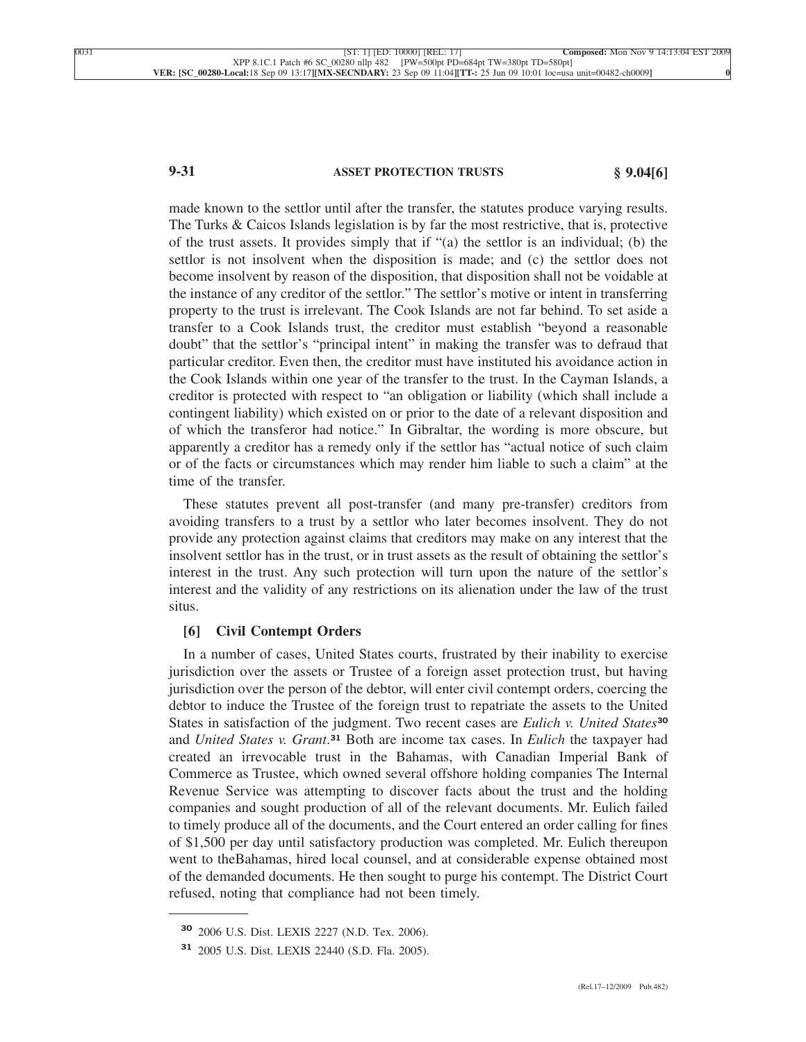made known to the settlor until after the transfer, the statutes produce varying results. The Turks & Caicos Islands legislation is by far the most restrictive, that is, protective of the trust assets. It provides simply that if "(a) the settlor is an individual; (b) the settlor is not insolvent when the disposition is made; and (c) the settlor does not become insolvent by reason of the disposition, that disposition shall not be voidable at the instance of any creditor of the settlor." The settlor's motive or intent in transferring property to the trust is irrelevant. The Cook Islands are not far behind. To set aside a transfer to a Cook Islands trust, the creditor must establish "beyond a reasonable doubt" that the settlor's "principal intent" in making the transfer was to defraud that particular creditor. Even then, the creditor must have instituted his avoidance action in the Cook Islands within one year of the transfer to the trust. In the Cayman Islands, a creditor is protected with respect to "an obligation or liability (which shall include a contingent liability) which existed on or prior to the date of a relevant disposition and of which the transferor had notice." In Gibraltar, the wording is more obscure, but apparently a creditor has a remedy only if the settlor has "actual notice of such claim or of the facts or circumstances which may render him liable to such a claim" at the time of the transfer.

These statutes prevent all post-transfer (and many pre-transfer) creditors from avoiding transfers to a trust by a settlor who later becomes insolvent. They do not provide any protection against claims that creditors may make on any interest that the insolvent settlor has in the trust, or in trust assets as the result of obtaining the settlor's interest in the trust. Any such protection will turn upon the nature of the settlor's interest and the validity of any restrictions on its alienation under the law of the trust situs.

### [6] Civil Contempt Orders

In a number of cases, United States courts, frustrated by their inability to exercise jurisdiction over the assets or Trustee of a foreign asset protection trust, but having jurisdiction over the person of the debtor, will enter civil contempt orders, coercing the debtor to induce the Trustee of the foreign trust to repatriate the assets to the United States in satisfaction of the judgment. Two recent cases are *Eulich v. United States*[30] and *United States v. Grant*.[31] Both are income tax cases. In *Eulich* the taxpayer had created an irrevocable trust in the Bahamas, with Canadian Imperial Bank of Commerce as Trustee, which owned several offshore holding companies The Internal Revenue Service was attempting to discover facts about the trust and the holding companies and sought production of all of the relevant documents. Mr. Eulich failed to timely produce all of the documents, and the Court entered an order calling for fines of $1,500 per day until satisfactory production was completed. Mr. Eulich thereupon went to theBahamas, hired local counsel, and at considerable expense obtained most of the demanded documents. He then sought to purge his contempt. The District Court refused, noting that compliance had not been timely.

---

[30] 2006 U.S. Dist. LEXIS 2227 (N.D. Tex. 2006).

[31] 2005 U.S. Dist. LEXIS 22440 (S.D. Fla. 2005).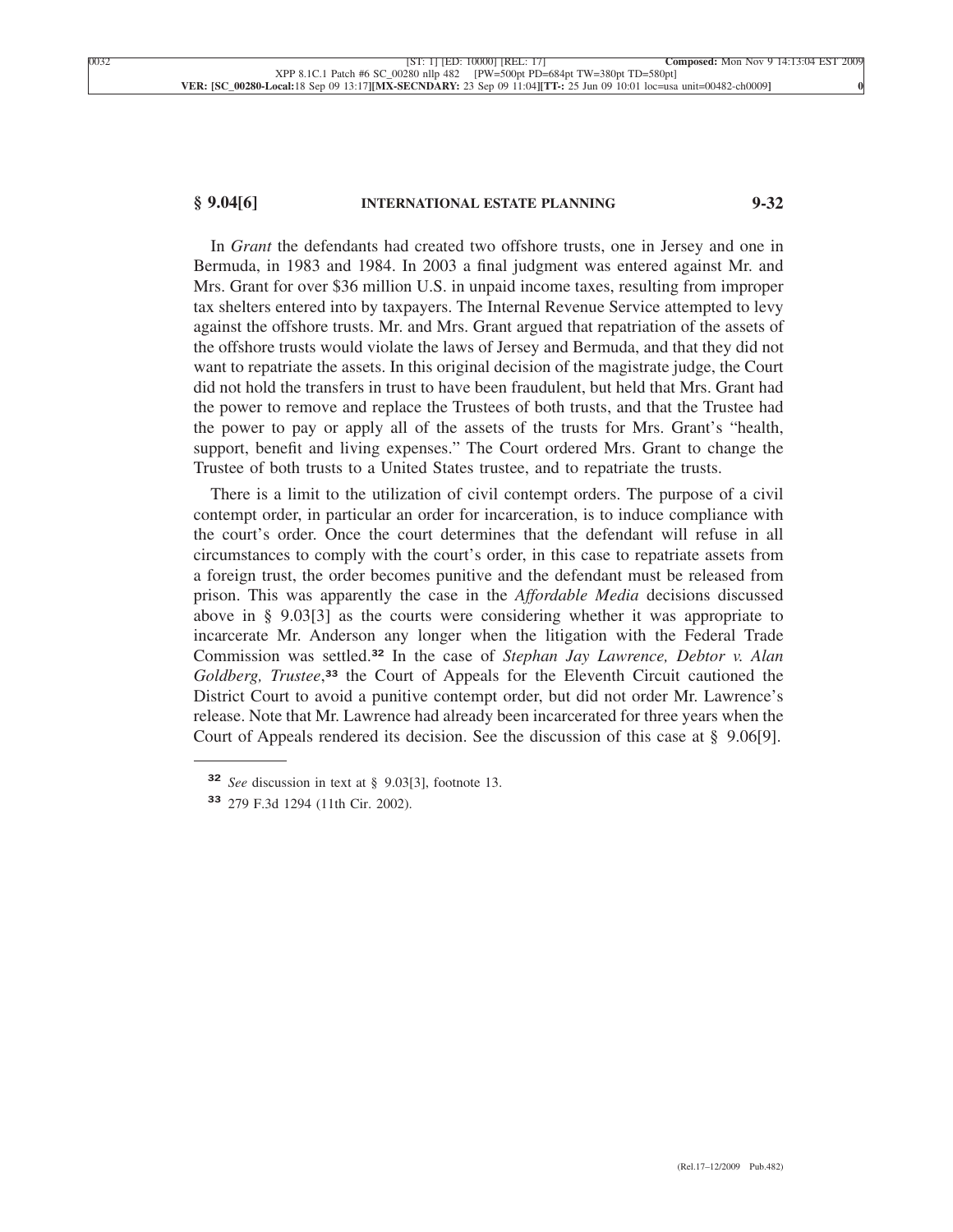In *Grant* the defendants had created two offshore trusts, one in Jersey and one in Bermuda, in 1983 and 1984. In 2003 a final judgment was entered against Mr. and Mrs. Grant for over $36 million U.S. in unpaid income taxes, resulting from improper tax shelters entered into by taxpayers. The Internal Revenue Service attempted to levy against the offshore trusts. Mr. and Mrs. Grant argued that repatriation of the assets of the offshore trusts would violate the laws of Jersey and Bermuda, and that they did not want to repatriate the assets. In this original decision of the magistrate judge, the Court did not hold the transfers in trust to have been fraudulent, but held that Mrs. Grant had the power to remove and replace the Trustees of both trusts, and that the Trustee had the power to pay or apply all of the assets of the trusts for Mrs. Grant's "health, support, benefit and living expenses." The Court ordered Mrs. Grant to change the Trustee of both trusts to a United States trustee, and to repatriate the trusts.

There is a limit to the utilization of civil contempt orders. The purpose of a civil contempt order, in particular an order for incarceration, is to induce compliance with the court's order. Once the court determines that the defendant will refuse in all circumstances to comply with the court's order, in this case to repatriate assets from a foreign trust, the order becomes punitive and the defendant must be released from prison. This was apparently the case in the *Affordable Media* decisions discussed above in § 9.03[3] as the courts were considering whether it was appropriate to incarcerate Mr. Anderson any longer when the litigation with the Federal Trade Commission was settled.[32] In the case of *Stephan Jay Lawrence, Debtor v. Alan Goldberg, Trustee*,[33] the Court of Appeals for the Eleventh Circuit cautioned the District Court to avoid a punitive contempt order, but did not order Mr. Lawrence's release. Note that Mr. Lawrence had already been incarcerated for three years when the Court of Appeals rendered its decision. See the discussion of this case at § 9.06[9].

---

[32] *See* discussion in text at § 9.03[3], footnote 13.

[33] 279 F.3d 1294 (11th Cir. 2002).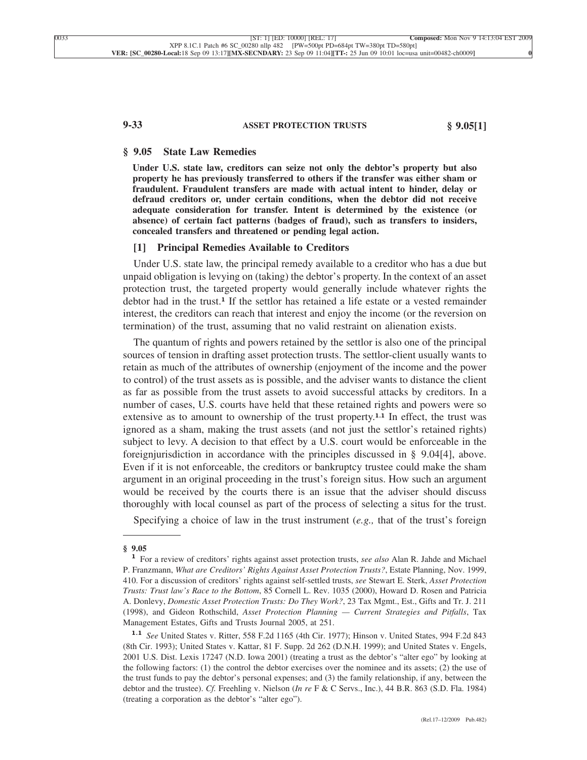## § 9.05 State Law Remedies

**Under U.S. state law, creditors can seize not only the debtor's property but also property he has previously transferred to others if the transfer was either sham or fraudulent. Fraudulent transfers are made with actual intent to hinder, delay or defraud creditors or, under certain conditions, when the debtor did not receive adequate consideration for transfer. Intent is determined by the existence (or absence) of certain fact patterns (badges of fraud), such as transfers to insiders, concealed transfers and threatened or pending legal action.**

### [1] Principal Remedies Available to Creditors

Under U.S. state law, the principal remedy available to a creditor who has a due but unpaid obligation is levying on (taking) the debtor's property. In the context of an asset protection trust, the targeted property would generally include whatever rights the debtor had in the trust.[1] If the settlor has retained a life estate or a vested remainder interest, the creditors can reach that interest and enjoy the income (or the reversion on termination) of the trust, assuming that no valid restraint on alienation exists.

The quantum of rights and powers retained by the settlor is also one of the principal sources of tension in drafting asset protection trusts. The settlor-client usually wants to retain as much of the attributes of ownership (enjoyment of the income and the power to control) of the trust assets as is possible, and the adviser wants to distance the client as far as possible from the trust assets to avoid successful attacks by creditors. In a number of cases, U.S. courts have held that these retained rights and powers were so extensive as to amount to ownership of the trust property.[1.1] In effect, the trust was ignored as a sham, making the trust assets (and not just the settlor's retained rights) subject to levy. A decision to that effect by a U.S. court would be enforceable in the foreignjurisdiction in accordance with the principles discussed in § 9.04[4], above. Even if it is not enforceable, the creditors or bankruptcy trustee could make the sham argument in an original proceeding in the trust's foreign situs. How such an argument would be received by the courts there is an issue that the adviser should discuss thoroughly with local counsel as part of the process of selecting a situs for the trust.

Specifying a choice of law in the trust instrument (*e.g.,* that of the trust's foreign

---

**§ 9.05**

[1] For a review of creditors' rights against asset protection trusts, *see also* Alan R. Jahde and Michael P. Franzmann, *What are Creditors' Rights Against Asset Protection Trusts?*, Estate Planning, Nov. 1999, 410. For a discussion of creditors' rights against self-settled trusts, *see* Stewart E. Sterk, *Asset Protection Trusts: Trust law's Race to the Bottom*, 85 Cornell L. Rev. 1035 (2000), Howard D. Rosen and Patricia A. Donlevy, *Domestic Asset Protection Trusts: Do They Work?*, 23 Tax Mgmt., Est., Gifts and Tr. J. 211 (1998), and Gideon Rothschild, *Asset Protection Planning — Current Strategies and Pitfalls*, Tax Management Estates, Gifts and Trusts Journal 2005, at 251.

[1.1] *See* United States v. Ritter, 558 F.2d 1165 (4th Cir. 1977); Hinson v. United States, 994 F.2d 843 (8th Cir. 1993); United States v. Kattar, 81 F. Supp. 2d 262 (D.N.H. 1999); and United States v. Engels, 2001 U.S. Dist. Lexis 17247 (N.D. Iowa 2001) (treating a trust as the debtor's "alter ego" by looking at the following factors: (1) the control the debtor exercises over the nominee and its assets; (2) the use of the trust funds to pay the debtor's personal expenses; and (3) the family relationship, if any, between the debtor and the trustee). *Cf.* Freehling v. Nielson (*In re* F & C Servs., Inc.), 44 B.R. 863 (S.D. Fla. 1984) (treating a corporation as the debtor's "alter ego").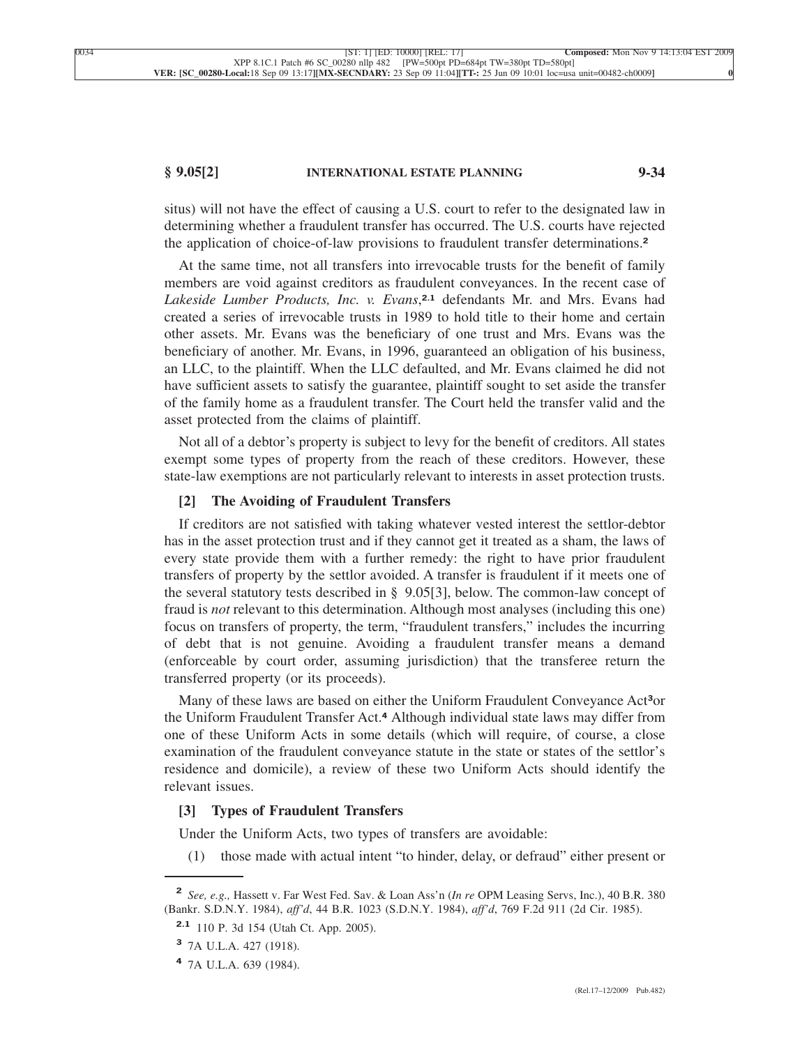situs) will not have the effect of causing a U.S. court to refer to the designated law in determining whether a fraudulent transfer has occurred. The U.S. courts have rejected the application of choice-of-law provisions to fraudulent transfer determinations.[2]

At the same time, not all transfers into irrevocable trusts for the benefit of family members are void against creditors as fraudulent conveyances. In the recent case of *Lakeside Lumber Products, Inc. v. Evans*,[2.1] defendants Mr. and Mrs. Evans had created a series of irrevocable trusts in 1989 to hold title to their home and certain other assets. Mr. Evans was the beneficiary of one trust and Mrs. Evans was the beneficiary of another. Mr. Evans, in 1996, guaranteed an obligation of his business, an LLC, to the plaintiff. When the LLC defaulted, and Mr. Evans claimed he did not have sufficient assets to satisfy the guarantee, plaintiff sought to set aside the transfer of the family home as a fraudulent transfer. The Court held the transfer valid and the asset protected from the claims of plaintiff.

Not all of a debtor's property is subject to levy for the benefit of creditors. All states exempt some types of property from the reach of these creditors. However, these state-law exemptions are not particularly relevant to interests in asset protection trusts.

### [2] The Avoiding of Fraudulent Transfers

If creditors are not satisfied with taking whatever vested interest the settlor-debtor has in the asset protection trust and if they cannot get it treated as a sham, the laws of every state provide them with a further remedy: the right to have prior fraudulent transfers of property by the settlor avoided. A transfer is fraudulent if it meets one of the several statutory tests described in § 9.05[3], below. The common-law concept of fraud is *not* relevant to this determination. Although most analyses (including this one) focus on transfers of property, the term, "fraudulent transfers," includes the incurring of debt that is not genuine. Avoiding a fraudulent transfer means a demand (enforceable by court order, assuming jurisdiction) that the transferee return the transferred property (or its proceeds).

Many of these laws are based on either the Uniform Fraudulent Conveyance Act[3] or the Uniform Fraudulent Transfer Act.[4] Although individual state laws may differ from one of these Uniform Acts in some details (which will require, of course, a close examination of the fraudulent conveyance statute in the state or states of the settlor's residence and domicile), a review of these two Uniform Acts should identify the relevant issues.

### [3] Types of Fraudulent Transfers

Under the Uniform Acts, two types of transfers are avoidable:

(1) those made with actual intent "to hinder, delay, or defraud" either present or

---

[2] *See, e.g.,* Hassett v. Far West Fed. Sav. & Loan Ass'n (*In re* OPM Leasing Servs, Inc.), 40 B.R. 380 (Bankr. S.D.N.Y. 1984), *aff'd*, 44 B.R. 1023 (S.D.N.Y. 1984), *aff'd*, 769 F.2d 911 (2d Cir. 1985).

[2.1] 110 P. 3d 154 (Utah Ct. App. 2005).

[3] 7A U.L.A. 427 (1918).

[4] 7A U.L.A. 639 (1984).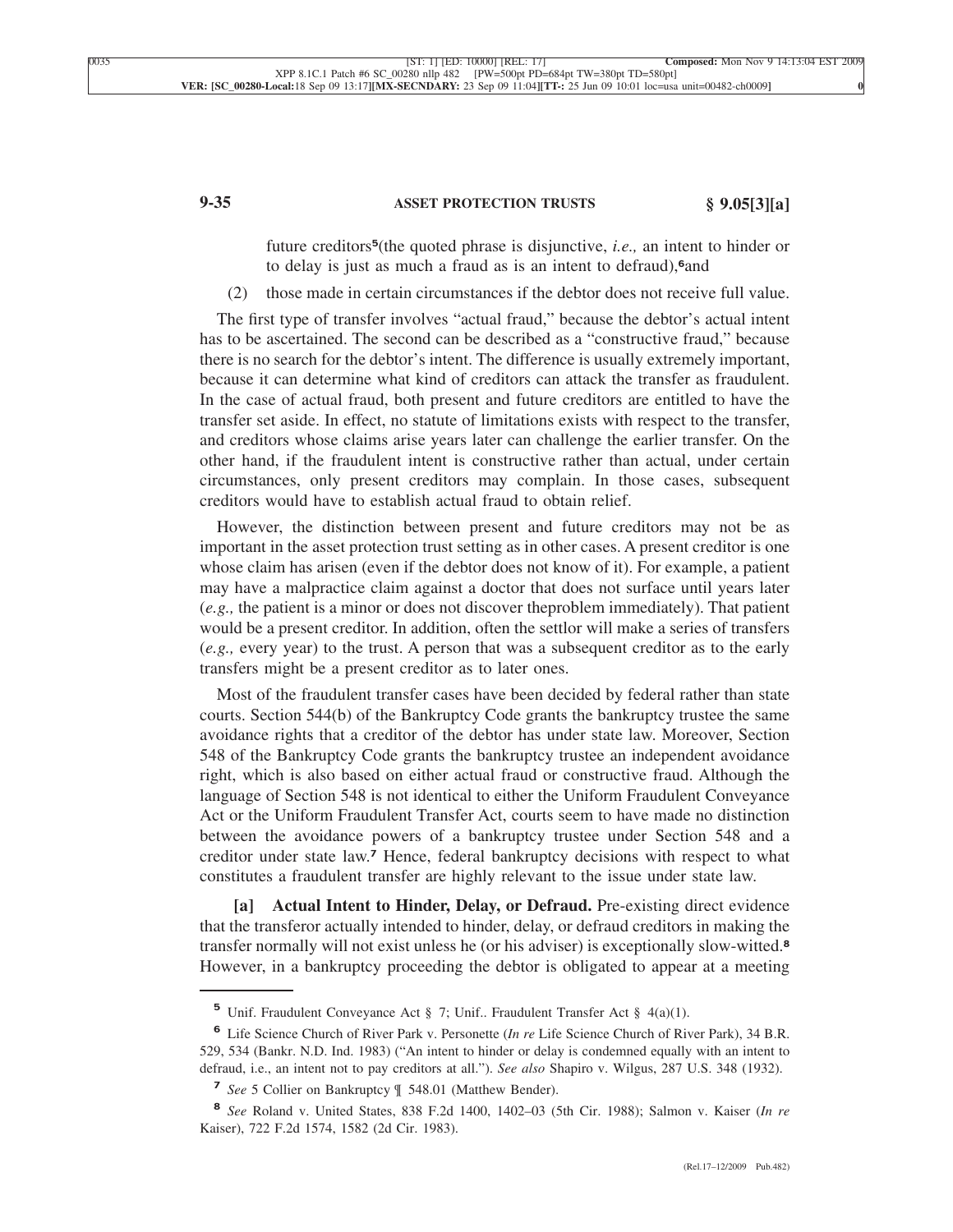future creditors[5](the quoted phrase is disjunctive, *i.e.,* an intent to hinder or to delay is just as much a fraud as is an intent to defraud),[6]and

(2) those made in certain circumstances if the debtor does not receive full value.

The first type of transfer involves "actual fraud," because the debtor's actual intent has to be ascertained. The second can be described as a "constructive fraud," because there is no search for the debtor's intent. The difference is usually extremely important, because it can determine what kind of creditors can attack the transfer as fraudulent. In the case of actual fraud, both present and future creditors are entitled to have the transfer set aside. In effect, no statute of limitations exists with respect to the transfer, and creditors whose claims arise years later can challenge the earlier transfer. On the other hand, if the fraudulent intent is constructive rather than actual, under certain circumstances, only present creditors may complain. In those cases, subsequent creditors would have to establish actual fraud to obtain relief.

However, the distinction between present and future creditors may not be as important in the asset protection trust setting as in other cases. A present creditor is one whose claim has arisen (even if the debtor does not know of it). For example, a patient may have a malpractice claim against a doctor that does not surface until years later (*e.g.,* the patient is a minor or does not discover theproblem immediately). That patient would be a present creditor. In addition, often the settlor will make a series of transfers (*e.g.,* every year) to the trust. A person that was a subsequent creditor as to the early transfers might be a present creditor as to later ones.

Most of the fraudulent transfer cases have been decided by federal rather than state courts. Section 544(b) of the Bankruptcy Code grants the bankruptcy trustee the same avoidance rights that a creditor of the debtor has under state law. Moreover, Section 548 of the Bankruptcy Code grants the bankruptcy trustee an independent avoidance right, which is also based on either actual fraud or constructive fraud. Although the language of Section 548 is not identical to either the Uniform Fraudulent Conveyance Act or the Uniform Fraudulent Transfer Act, courts seem to have made no distinction between the avoidance powers of a bankruptcy trustee under Section 548 and a creditor under state law.[7] Hence, federal bankruptcy decisions with respect to what constitutes a fraudulent transfer are highly relevant to the issue under state law.

**[a] Actual Intent to Hinder, Delay, or Defraud.** Pre-existing direct evidence that the transferor actually intended to hinder, delay, or defraud creditors in making the transfer normally will not exist unless he (or his adviser) is exceptionally slow-witted.[8] However, in a bankruptcy proceeding the debtor is obligated to appear at a meeting

---

[5] Unif. Fraudulent Conveyance Act § 7; Unif.. Fraudulent Transfer Act § 4(a)(1).

[6] Life Science Church of River Park v. Personette (*In re* Life Science Church of River Park), 34 B.R. 529, 534 (Bankr. N.D. Ind. 1983) ("An intent to hinder or delay is condemned equally with an intent to defraud, i.e., an intent not to pay creditors at all."). *See also* Shapiro v. Wilgus, 287 U.S. 348 (1932).

[7] *See* 5 Collier on Bankruptcy ¶ 548.01 (Matthew Bender).

[8] *See* Roland v. United States, 838 F.2d 1400, 1402–03 (5th Cir. 1988); Salmon v. Kaiser (*In re* Kaiser), 722 F.2d 1574, 1582 (2d Cir. 1983).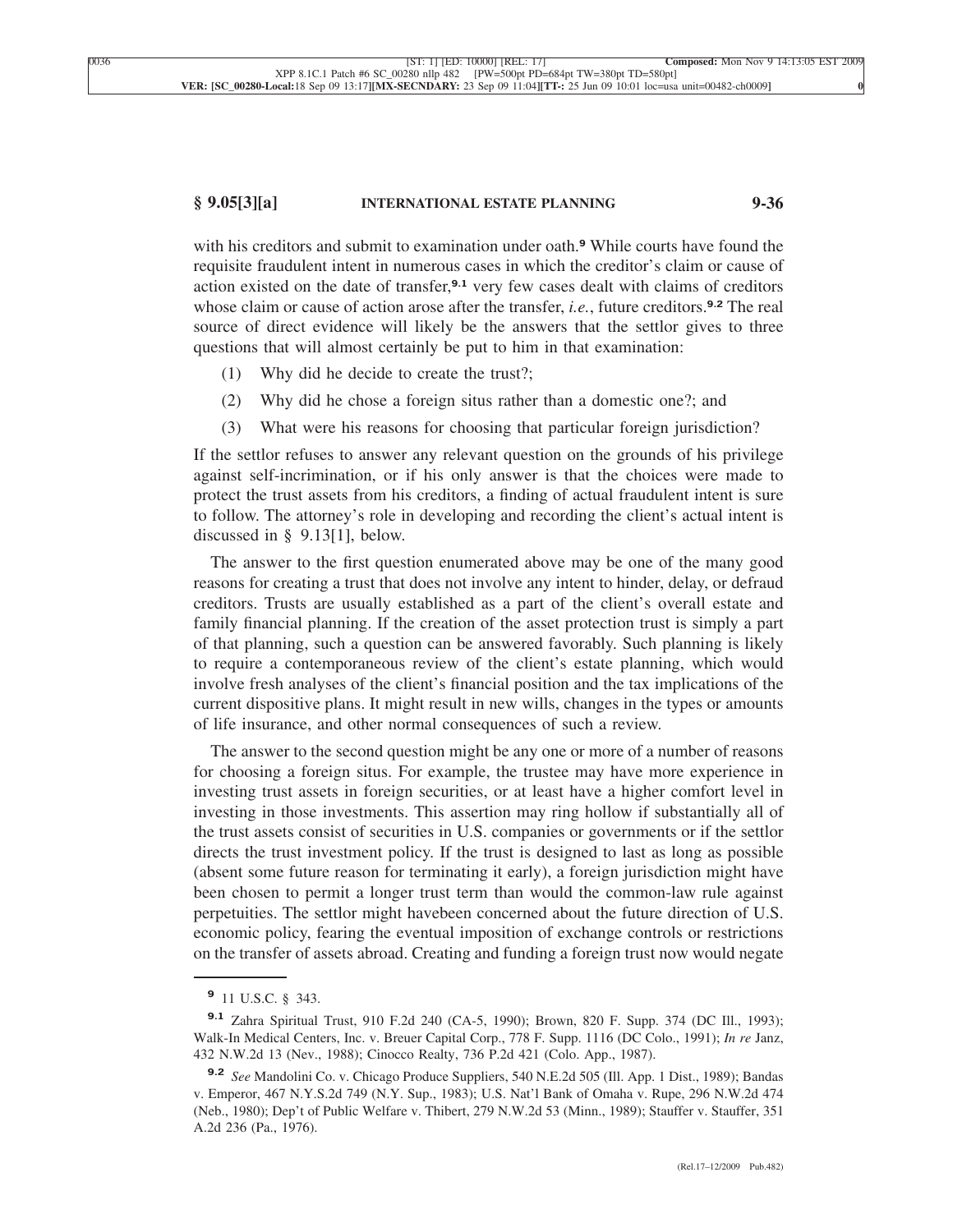with his creditors and submit to examination under oath.[9] While courts have found the requisite fraudulent intent in numerous cases in which the creditor's claim or cause of action existed on the date of transfer,[9.1] very few cases dealt with claims of creditors whose claim or cause of action arose after the transfer, *i.e.*, future creditors.[9.2] The real source of direct evidence will likely be the answers that the settlor gives to three questions that will almost certainly be put to him in that examination:

(1) Why did he decide to create the trust?;

(2) Why did he chose a foreign situs rather than a domestic one?; and

(3) What were his reasons for choosing that particular foreign jurisdiction?

If the settlor refuses to answer any relevant question on the grounds of his privilege against self-incrimination, or if his only answer is that the choices were made to protect the trust assets from his creditors, a finding of actual fraudulent intent is sure to follow. The attorney's role in developing and recording the client's actual intent is discussed in § 9.13[1], below.

The answer to the first question enumerated above may be one of the many good reasons for creating a trust that does not involve any intent to hinder, delay, or defraud creditors. Trusts are usually established as a part of the client's overall estate and family financial planning. If the creation of the asset protection trust is simply a part of that planning, such a question can be answered favorably. Such planning is likely to require a contemporaneous review of the client's estate planning, which would involve fresh analyses of the client's financial position and the tax implications of the current dispositive plans. It might result in new wills, changes in the types or amounts of life insurance, and other normal consequences of such a review.

The answer to the second question might be any one or more of a number of reasons for choosing a foreign situs. For example, the trustee may have more experience in investing trust assets in foreign securities, or at least have a higher comfort level in investing in those investments. This assertion may ring hollow if substantially all of the trust assets consist of securities in U.S. companies or governments or if the settlor directs the trust investment policy. If the trust is designed to last as long as possible (absent some future reason for terminating it early), a foreign jurisdiction might have been chosen to permit a longer trust term than would the common-law rule against perpetuities. The settlor might havebeen concerned about the future direction of U.S. economic policy, fearing the eventual imposition of exchange controls or restrictions on the transfer of assets abroad. Creating and funding a foreign trust now would negate

---

[9] 11 U.S.C. § 343.

[9.1] Zahra Spiritual Trust, 910 F.2d 240 (CA-5, 1990); Brown, 820 F. Supp. 374 (DC Ill., 1993); Walk-In Medical Centers, Inc. v. Breuer Capital Corp., 778 F. Supp. 1116 (DC Colo., 1991); *In re* Janz, 432 N.W.2d 13 (Nev., 1988); Cinocco Realty, 736 P.2d 421 (Colo. App., 1987).

[9.2] *See* Mandolini Co. v. Chicago Produce Suppliers, 540 N.E.2d 505 (Ill. App. 1 Dist., 1989); Bandas v. Emperor, 467 N.Y.S.2d 749 (N.Y. Sup., 1983); U.S. Nat'l Bank of Omaha v. Rupe, 296 N.W.2d 474 (Neb., 1980); Dep't of Public Welfare v. Thibert, 279 N.W.2d 53 (Minn., 1989); Stauffer v. Stauffer, 351 A.2d 236 (Pa., 1976).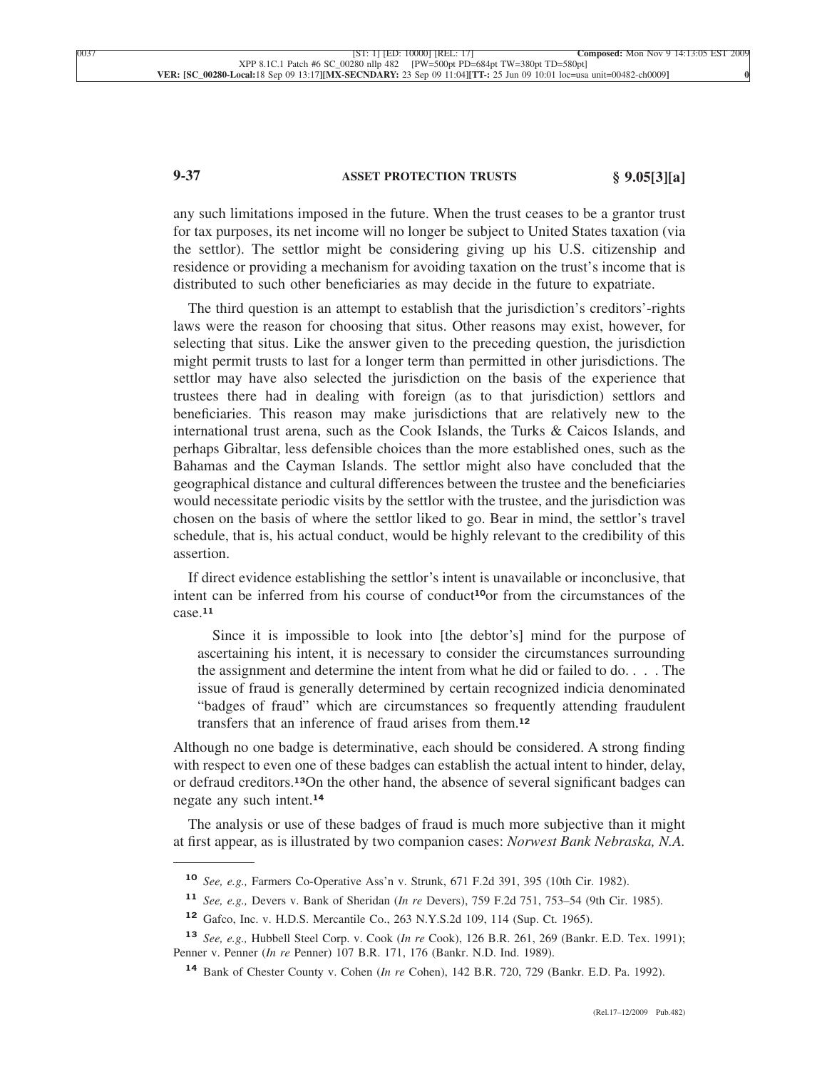any such limitations imposed in the future. When the trust ceases to be a grantor trust for tax purposes, its net income will no longer be subject to United States taxation (via the settlor). The settlor might be considering giving up his U.S. citizenship and residence or providing a mechanism for avoiding taxation on the trust's income that is distributed to such other beneficiaries as may decide in the future to expatriate.

The third question is an attempt to establish that the jurisdiction's creditors'-rights laws were the reason for choosing that situs. Other reasons may exist, however, for selecting that situs. Like the answer given to the preceding question, the jurisdiction might permit trusts to last for a longer term than permitted in other jurisdictions. The settlor may have also selected the jurisdiction on the basis of the experience that trustees there had in dealing with foreign (as to that jurisdiction) settlors and beneficiaries. This reason may make jurisdictions that are relatively new to the international trust arena, such as the Cook Islands, the Turks & Caicos Islands, and perhaps Gibraltar, less defensible choices than the more established ones, such as the Bahamas and the Cayman Islands. The settlor might also have concluded that the geographical distance and cultural differences between the trustee and the beneficiaries would necessitate periodic visits by the settlor with the trustee, and the jurisdiction was chosen on the basis of where the settlor liked to go. Bear in mind, the settlor's travel schedule, that is, his actual conduct, would be highly relevant to the credibility of this assertion.

If direct evidence establishing the settlor's intent is unavailable or inconclusive, that intent can be inferred from his course of conduct[10] or from the circumstances of the case.[11]

> Since it is impossible to look into [the debtor's] mind for the purpose of ascertaining his intent, it is necessary to consider the circumstances surrounding the assignment and determine the intent from what he did or failed to do. . . . The issue of fraud is generally determined by certain recognized indicia denominated "badges of fraud" which are circumstances so frequently attending fraudulent transfers that an inference of fraud arises from them.[12]

Although no one badge is determinative, each should be considered. A strong finding with respect to even one of these badges can establish the actual intent to hinder, delay, or defraud creditors.[13] On the other hand, the absence of several significant badges can negate any such intent.[14]

The analysis or use of these badges of fraud is much more subjective than it might at first appear, as is illustrated by two companion cases: *Norwest Bank Nebraska, N.A.*

---

[10] *See, e.g.,* Farmers Co-Operative Ass'n v. Strunk, 671 F.2d 391, 395 (10th Cir. 1982).

[11] *See, e.g.,* Devers v. Bank of Sheridan (*In re* Devers), 759 F.2d 751, 753–54 (9th Cir. 1985).

[12] Gafco, Inc. v. H.D.S. Mercantile Co., 263 N.Y.S.2d 109, 114 (Sup. Ct. 1965).

[13] *See, e.g.,* Hubbell Steel Corp. v. Cook (*In re* Cook), 126 B.R. 261, 269 (Bankr. E.D. Tex. 1991); Penner v. Penner (*In re* Penner) 107 B.R. 171, 176 (Bankr. N.D. Ind. 1989).

[14] Bank of Chester County v. Cohen (*In re* Cohen), 142 B.R. 720, 729 (Bankr. E.D. Pa. 1992).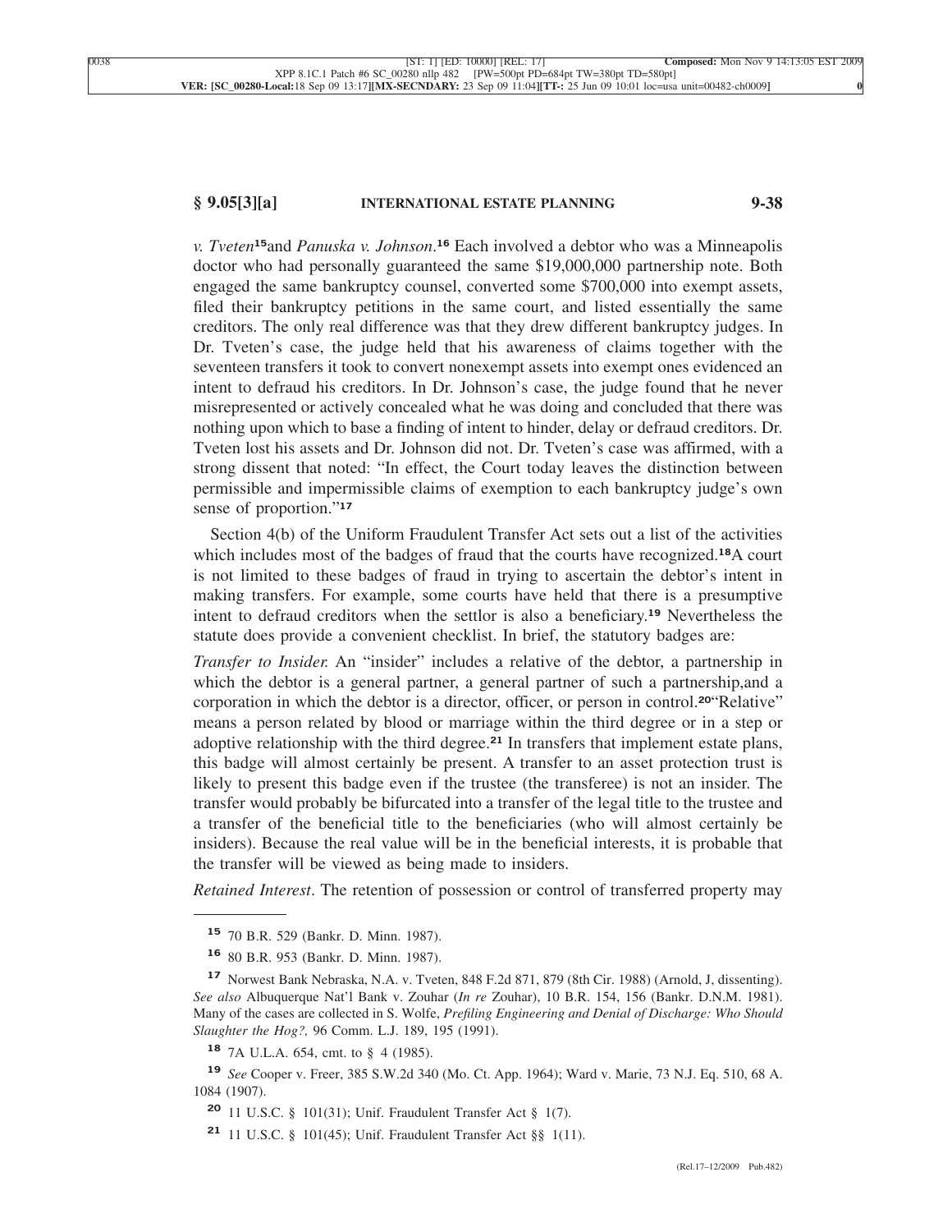*v. Tveten*[15] and *Panuska v. Johnson*.[16] Each involved a debtor who was a Minneapolis doctor who had personally guaranteed the same $19,000,000 partnership note. Both engaged the same bankruptcy counsel, converted some $700,000 into exempt assets, filed their bankruptcy petitions in the same court, and listed essentially the same creditors. The only real difference was that they drew different bankruptcy judges. In Dr. Tveten's case, the judge held that his awareness of claims together with the seventeen transfers it took to convert nonexempt assets into exempt ones evidenced an intent to defraud his creditors. In Dr. Johnson's case, the judge found that he never misrepresented or actively concealed what he was doing and concluded that there was nothing upon which to base a finding of intent to hinder, delay or defraud creditors. Dr. Tveten lost his assets and Dr. Johnson did not. Dr. Tveten's case was affirmed, with a strong dissent that noted: "In effect, the Court today leaves the distinction between permissible and impermissible claims of exemption to each bankruptcy judge's own sense of proportion."[17]

Section 4(b) of the Uniform Fraudulent Transfer Act sets out a list of the activities which includes most of the badges of fraud that the courts have recognized.[18] A court is not limited to these badges of fraud in trying to ascertain the debtor's intent in making transfers. For example, some courts have held that there is a presumptive intent to defraud creditors when the settlor is also a beneficiary.[19] Nevertheless the statute does provide a convenient checklist. In brief, the statutory badges are:

*Transfer to Insider.* An "insider" includes a relative of the debtor, a partnership in which the debtor is a general partner, a general partner of such a partnership, and a corporation in which the debtor is a director, officer, or person in control.[20] "Relative" means a person related by blood or marriage within the third degree or in a step or adoptive relationship with the third degree.[21] In transfers that implement estate plans, this badge will almost certainly be present. A transfer to an asset protection trust is likely to present this badge even if the trustee (the transferee) is not an insider. The transfer would probably be bifurcated into a transfer of the legal title to the trustee and a transfer of the beneficial title to the beneficiaries (who will almost certainly be insiders). Because the real value will be in the beneficial interests, it is probable that the transfer will be viewed as being made to insiders.

*Retained Interest*. The retention of possession or control of transferred property may

---

[15] 70 B.R. 529 (Bankr. D. Minn. 1987).

[16] 80 B.R. 953 (Bankr. D. Minn. 1987).

[17] Norwest Bank Nebraska, N.A. v. Tveten, 848 F.2d 871, 879 (8th Cir. 1988) (Arnold, J, dissenting). *See also* Albuquerque Nat'l Bank v. Zouhar (*In re* Zouhar), 10 B.R. 154, 156 (Bankr. D.N.M. 1981). Many of the cases are collected in S. Wolfe, *Prefiling Engineering and Denial of Discharge: Who Should Slaughter the Hog?,* 96 Comm. L.J. 189, 195 (1991).

[18] 7A U.L.A. 654, cmt. to § 4 (1985).

[19] *See* Cooper v. Freer, 385 S.W.2d 340 (Mo. Ct. App. 1964); Ward v. Marie, 73 N.J. Eq. 510, 68 A. 1084 (1907).

[20] 11 U.S.C. § 101(31); Unif. Fraudulent Transfer Act § 1(7).

[21] 11 U.S.C. § 101(45); Unif. Fraudulent Transfer Act §§ 1(11).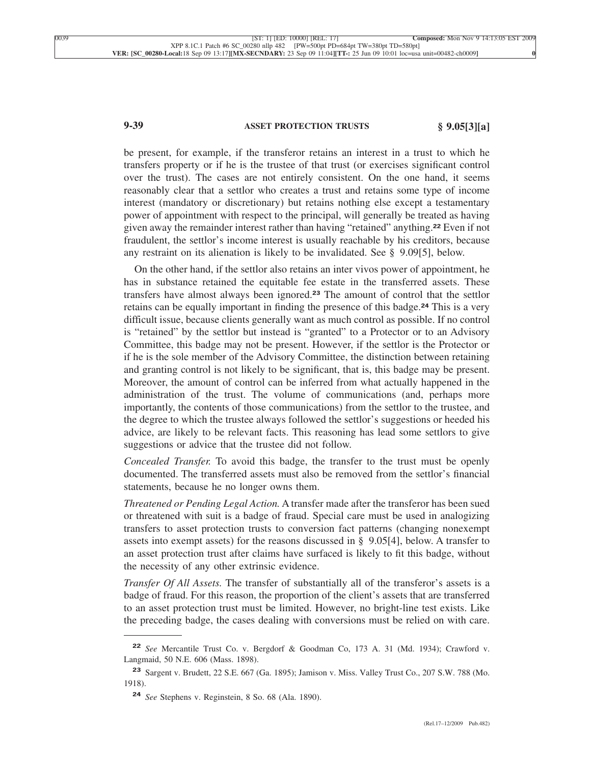be present, for example, if the transferor retains an interest in a trust to which he transfers property or if he is the trustee of that trust (or exercises significant control over the trust). The cases are not entirely consistent. On the one hand, it seems reasonably clear that a settlor who creates a trust and retains some type of income interest (mandatory or discretionary) but retains nothing else except a testamentary power of appointment with respect to the principal, will generally be treated as having given away the remainder interest rather than having "retained" anything.[22] Even if not fraudulent, the settlor's income interest is usually reachable by his creditors, because any restraint on its alienation is likely to be invalidated. See § 9.09[5], below.

On the other hand, if the settlor also retains an inter vivos power of appointment, he has in substance retained the equitable fee estate in the transferred assets. These transfers have almost always been ignored.[23] The amount of control that the settlor retains can be equally important in finding the presence of this badge.[24] This is a very difficult issue, because clients generally want as much control as possible. If no control is "retained" by the settlor but instead is "granted" to a Protector or to an Advisory Committee, this badge may not be present. However, if the settlor is the Protector or if he is the sole member of the Advisory Committee, the distinction between retaining and granting control is not likely to be significant, that is, this badge may be present. Moreover, the amount of control can be inferred from what actually happened in the administration of the trust. The volume of communications (and, perhaps more importantly, the contents of those communications) from the settlor to the trustee, and the degree to which the trustee always followed the settlor's suggestions or heeded his advice, are likely to be relevant facts. This reasoning has lead some settlors to give suggestions or advice that the trustee did not follow.

*Concealed Transfer.* To avoid this badge, the transfer to the trust must be openly documented. The transferred assets must also be removed from the settlor's financial statements, because he no longer owns them.

*Threatened or Pending Legal Action.* A transfer made after the transferor has been sued or threatened with suit is a badge of fraud. Special care must be used in analogizing transfers to asset protection trusts to conversion fact patterns (changing nonexempt assets into exempt assets) for the reasons discussed in § 9.05[4], below. A transfer to an asset protection trust after claims have surfaced is likely to fit this badge, without the necessity of any other extrinsic evidence.

*Transfer Of All Assets.* The transfer of substantially all of the transferor's assets is a badge of fraud. For this reason, the proportion of the client's assets that are transferred to an asset protection trust must be limited. However, no bright-line test exists. Like the preceding badge, the cases dealing with conversions must be relied on with care.

---

[22] *See* Mercantile Trust Co. v. Bergdorf & Goodman Co, 173 A. 31 (Md. 1934); Crawford v. Langmaid, 50 N.E. 606 (Mass. 1898).

[23] Sargent v. Brudett, 22 S.E. 667 (Ga. 1895); Jamison v. Miss. Valley Trust Co., 207 S.W. 788 (Mo. 1918).

[24] *See* Stephens v. Reginstein, 8 So. 68 (Ala. 1890).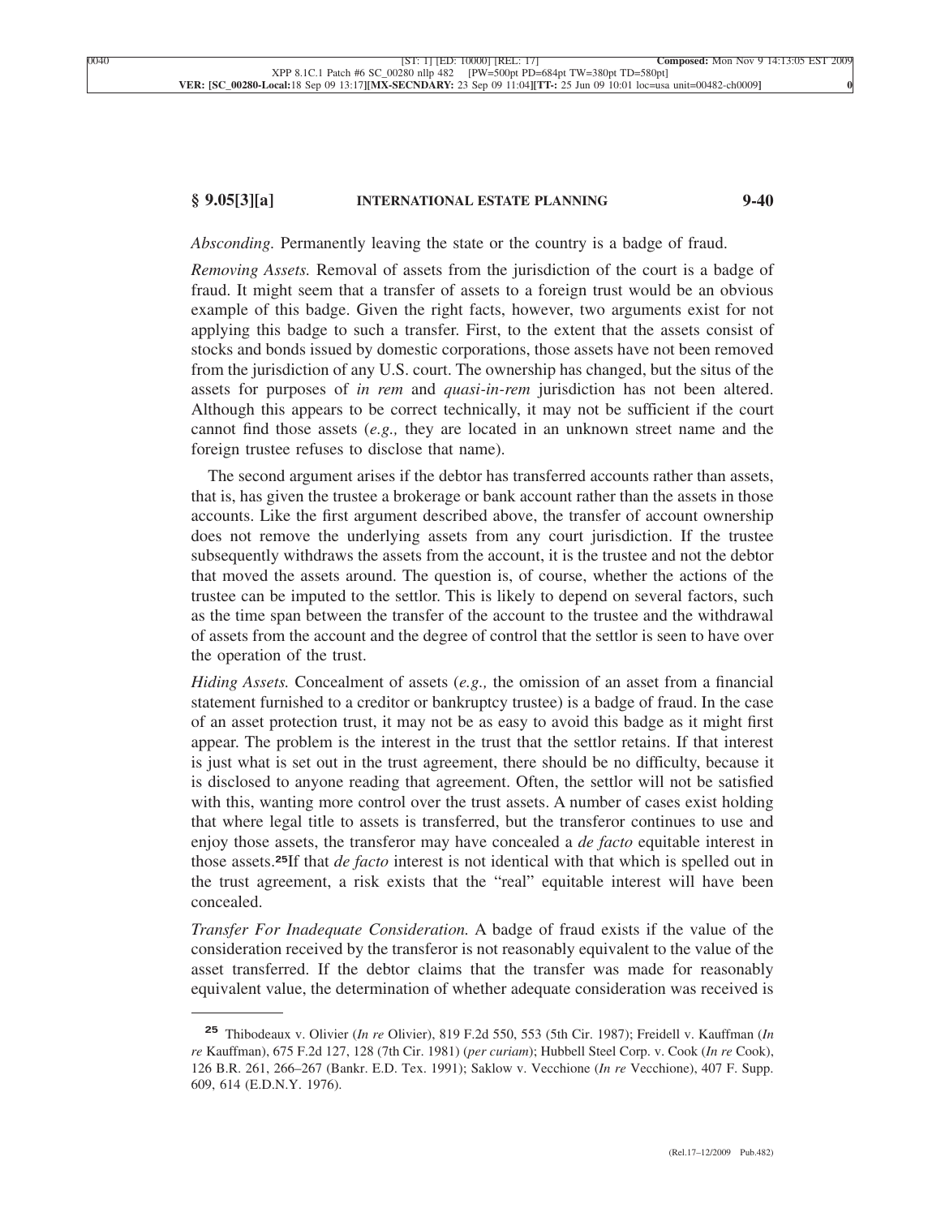*Absconding.* Permanently leaving the state or the country is a badge of fraud.

*Removing Assets.* Removal of assets from the jurisdiction of the court is a badge of fraud. It might seem that a transfer of assets to a foreign trust would be an obvious example of this badge. Given the right facts, however, two arguments exist for not applying this badge to such a transfer. First, to the extent that the assets consist of stocks and bonds issued by domestic corporations, those assets have not been removed from the jurisdiction of any U.S. court. The ownership has changed, but the situs of the assets for purposes of *in rem* and *quasi-in-rem* jurisdiction has not been altered. Although this appears to be correct technically, it may not be sufficient if the court cannot find those assets (*e.g.,* they are located in an unknown street name and the foreign trustee refuses to disclose that name).

The second argument arises if the debtor has transferred accounts rather than assets, that is, has given the trustee a brokerage or bank account rather than the assets in those accounts. Like the first argument described above, the transfer of account ownership does not remove the underlying assets from any court jurisdiction. If the trustee subsequently withdraws the assets from the account, it is the trustee and not the debtor that moved the assets around. The question is, of course, whether the actions of the trustee can be imputed to the settlor. This is likely to depend on several factors, such as the time span between the transfer of the account to the trustee and the withdrawal of assets from the account and the degree of control that the settlor is seen to have over the operation of the trust.

*Hiding Assets.* Concealment of assets (*e.g.,* the omission of an asset from a financial statement furnished to a creditor or bankruptcy trustee) is a badge of fraud. In the case of an asset protection trust, it may not be as easy to avoid this badge as it might first appear. The problem is the interest in the trust that the settlor retains. If that interest is just what is set out in the trust agreement, there should be no difficulty, because it is disclosed to anyone reading that agreement. Often, the settlor will not be satisfied with this, wanting more control over the trust assets. A number of cases exist holding that where legal title to assets is transferred, but the transferor continues to use and enjoy those assets, the transferor may have concealed a *de facto* equitable interest in those assets.[25] If that *de facto* interest is not identical with that which is spelled out in the trust agreement, a risk exists that the "real" equitable interest will have been concealed.

*Transfer For Inadequate Consideration.* A badge of fraud exists if the value of the consideration received by the transferor is not reasonably equivalent to the value of the asset transferred. If the debtor claims that the transfer was made for reasonably equivalent value, the determination of whether adequate consideration was received is

---

[25] Thibodeaux v. Olivier (*In re* Olivier), 819 F.2d 550, 553 (5th Cir. 1987); Freidell v. Kauffman (*In re* Kauffman), 675 F.2d 127, 128 (7th Cir. 1981) (*per curiam*); Hubbell Steel Corp. v. Cook (*In re* Cook), 126 B.R. 261, 266–267 (Bankr. E.D. Tex. 1991); Saklow v. Vecchione (*In re* Vecchione), 407 F. Supp. 609, 614 (E.D.N.Y. 1976).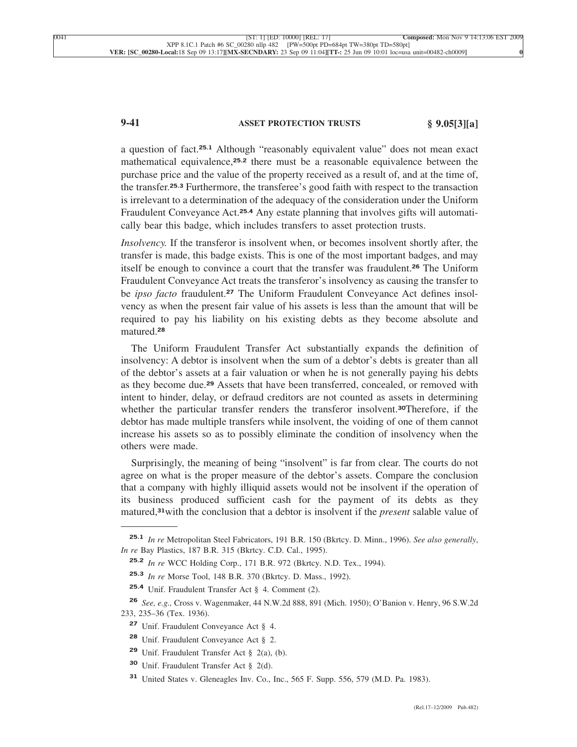a question of fact.[25.1] Although "reasonably equivalent value" does not mean exact mathematical equivalence,[25.2] there must be a reasonable equivalence between the purchase price and the value of the property received as a result of, and at the time of, the transfer.[25.3] Furthermore, the transferee's good faith with respect to the transaction is irrelevant to a determination of the adequacy of the consideration under the Uniform Fraudulent Conveyance Act.[25.4] Any estate planning that involves gifts will automatically bear this badge, which includes transfers to asset protection trusts.

*Insolvency.* If the transferor is insolvent when, or becomes insolvent shortly after, the transfer is made, this badge exists. This is one of the most important badges, and may itself be enough to convince a court that the transfer was fraudulent.[26] The Uniform Fraudulent Conveyance Act treats the transferor's insolvency as causing the transfer to be *ipso facto* fraudulent.[27] The Uniform Fraudulent Conveyance Act defines insolvency as when the present fair value of his assets is less than the amount that will be required to pay his liability on his existing debts as they become absolute and matured.[28]

The Uniform Fraudulent Transfer Act substantially expands the definition of insolvency: A debtor is insolvent when the sum of a debtor's debts is greater than all of the debtor's assets at a fair valuation or when he is not generally paying his debts as they become due.[29] Assets that have been transferred, concealed, or removed with intent to hinder, delay, or defraud creditors are not counted as assets in determining whether the particular transfer renders the transferor insolvent.[30] Therefore, if the debtor has made multiple transfers while insolvent, the voiding of one of them cannot increase his assets so as to possibly eliminate the condition of insolvency when the others were made.

Surprisingly, the meaning of being "insolvent" is far from clear. The courts do not agree on what is the proper measure of the debtor's assets. Compare the conclusion that a company with highly illiquid assets would not be insolvent if the operation of its business produced sufficient cash for the payment of its debts as they matured,[31] with the conclusion that a debtor is insolvent if the *present* salable value of

---

[25.1] *In re* Metropolitan Steel Fabricators, 191 B.R. 150 (Bkrtcy. D. Minn., 1996). *See also generally*, *In re* Bay Plastics, 187 B.R. 315 (Bkrtcy. C.D. Cal., 1995).

[25.2] *In re* WCC Holding Corp., 171 B.R. 972 (Bkrtcy. N.D. Tex., 1994).

[25.3] *In re* Morse Tool, 148 B.R. 370 (Bkrtcy. D. Mass., 1992).

[25.4] Unif. Fraudulent Transfer Act § 4. Comment (2).

[26] *See, e.g.,* Cross v. Wagenmaker, 44 N.W.2d 888, 891 (Mich. 1950); O'Banion v. Henry, 96 S.W.2d 233, 235–36 (Tex. 1936).

[27] Unif. Fraudulent Conveyance Act § 4.

[28] Unif. Fraudulent Conveyance Act § 2.

[29] Unif. Fraudulent Transfer Act § 2(a), (b).

[30] Unif. Fraudulent Transfer Act § 2(d).

[31] United States v. Gleneagles Inv. Co., Inc., 565 F. Supp. 556, 579 (M.D. Pa. 1983).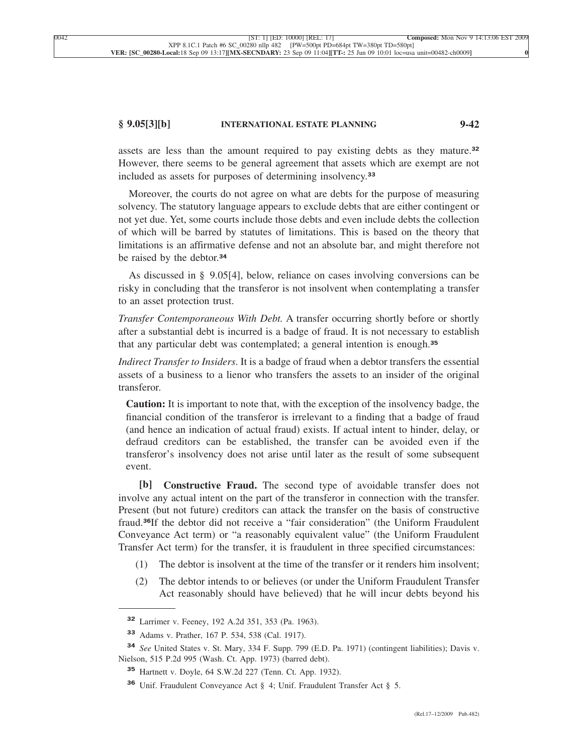assets are less than the amount required to pay existing debts as they mature.[32] However, there seems to be general agreement that assets which are exempt are not included as assets for purposes of determining insolvency.[33]

Moreover, the courts do not agree on what are debts for the purpose of measuring solvency. The statutory language appears to exclude debts that are either contingent or not yet due. Yet, some courts include those debts and even include debts the collection of which will be barred by statutes of limitations. This is based on the theory that limitations is an affirmative defense and not an absolute bar, and might therefore not be raised by the debtor.[34]

As discussed in § 9.05[4], below, reliance on cases involving conversions can be risky in concluding that the transferor is not insolvent when contemplating a transfer to an asset protection trust.

*Transfer Contemporaneous With Debt.* A transfer occurring shortly before or shortly after a substantial debt is incurred is a badge of fraud. It is not necessary to establish that any particular debt was contemplated; a general intention is enough.[35]

*Indirect Transfer to Insiders*. It is a badge of fraud when a debtor transfers the essential assets of a business to a lienor who transfers the assets to an insider of the original transferor.

> **Caution:** It is important to note that, with the exception of the insolvency badge, the financial condition of the transferor is irrelevant to a finding that a badge of fraud (and hence an indication of actual fraud) exists. If actual intent to hinder, delay, or defraud creditors can be established, the transfer can be avoided even if the transferor's insolvency does not arise until later as the result of some subsequent event.

**[b] Constructive Fraud.** The second type of avoidable transfer does not involve any actual intent on the part of the transferor in connection with the transfer. Present (but not future) creditors can attack the transfer on the basis of constructive fraud.[36] If the debtor did not receive a "fair consideration" (the Uniform Fraudulent Conveyance Act term) or "a reasonably equivalent value" (the Uniform Fraudulent Transfer Act term) for the transfer, it is fraudulent in three specified circumstances:

(1) The debtor is insolvent at the time of the transfer or it renders him insolvent;

(2) The debtor intends to or believes (or under the Uniform Fraudulent Transfer Act reasonably should have believed) that he will incur debts beyond his

---

[32] Larrimer v. Feeney, 192 A.2d 351, 353 (Pa. 1963).

[33] Adams v. Prather, 167 P. 534, 538 (Cal. 1917).

[34] *See* United States v. St. Mary, 334 F. Supp. 799 (E.D. Pa. 1971) (contingent liabilities); Davis v. Nielson, 515 P.2d 995 (Wash. Ct. App. 1973) (barred debt).

[35] Hartnett v. Doyle, 64 S.W.2d 227 (Tenn. Ct. App. 1932).

[36] Unif. Fraudulent Conveyance Act § 4; Unif. Fraudulent Transfer Act § 5.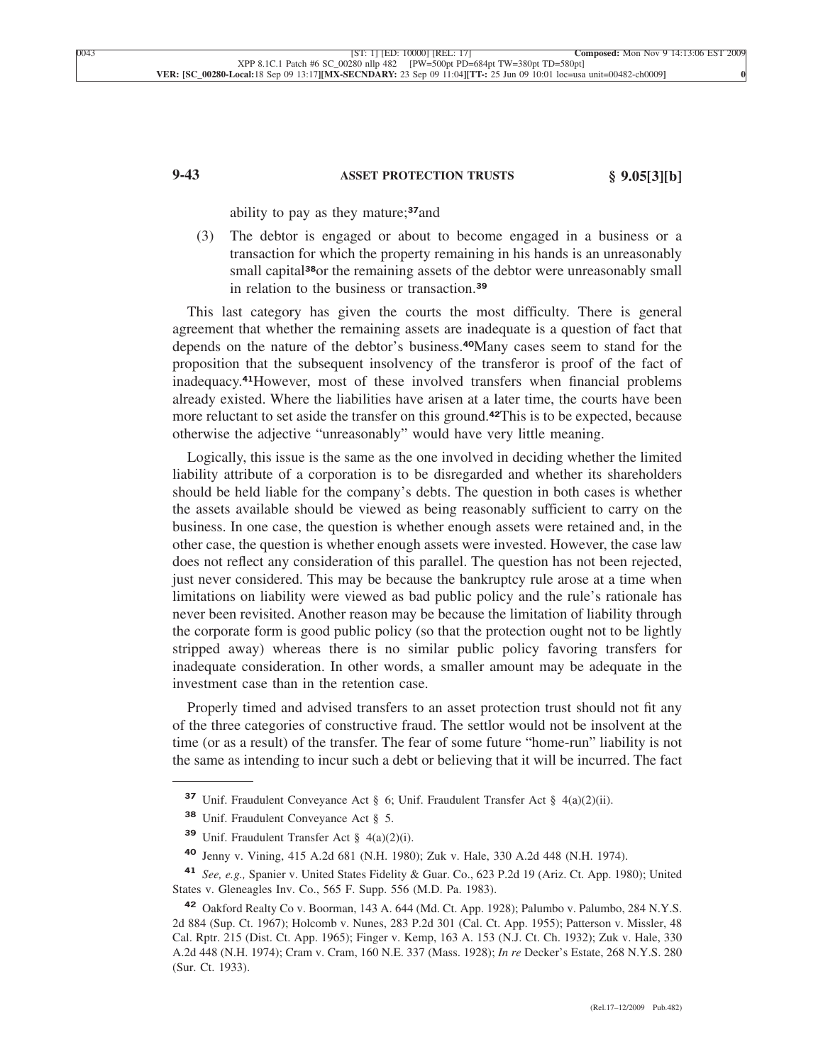ability to pay as they mature;[37] and

(3) The debtor is engaged or about to become engaged in a business or a transaction for which the property remaining in his hands is an unreasonably small capital[38] or the remaining assets of the debtor were unreasonably small in relation to the business or transaction.[39]

This last category has given the courts the most difficulty. There is general agreement that whether the remaining assets are inadequate is a question of fact that depends on the nature of the debtor's business.[40] Many cases seem to stand for the proposition that the subsequent insolvency of the transferor is proof of the fact of inadequacy.[41] However, most of these involved transfers when financial problems already existed. Where the liabilities have arisen at a later time, the courts have been more reluctant to set aside the transfer on this ground.[42] This is to be expected, because otherwise the adjective "unreasonably" would have very little meaning.

Logically, this issue is the same as the one involved in deciding whether the limited liability attribute of a corporation is to be disregarded and whether its shareholders should be held liable for the company's debts. The question in both cases is whether the assets available should be viewed as being reasonably sufficient to carry on the business. In one case, the question is whether enough assets were retained and, in the other case, the question is whether enough assets were invested. However, the case law does not reflect any consideration of this parallel. The question has not been rejected, just never considered. This may be because the bankruptcy rule arose at a time when limitations on liability were viewed as bad public policy and the rule's rationale has never been revisited. Another reason may be because the limitation of liability through the corporate form is good public policy (so that the protection ought not to be lightly stripped away) whereas there is no similar public policy favoring transfers for inadequate consideration. In other words, a smaller amount may be adequate in the investment case than in the retention case.

Properly timed and advised transfers to an asset protection trust should not fit any of the three categories of constructive fraud. The settlor would not be insolvent at the time (or as a result) of the transfer. The fear of some future "home-run" liability is not the same as intending to incur such a debt or believing that it will be incurred. The fact

---

[37] Unif. Fraudulent Conveyance Act § 6; Unif. Fraudulent Transfer Act § 4(a)(2)(ii).

[38] Unif. Fraudulent Conveyance Act § 5.

[39] Unif. Fraudulent Transfer Act § 4(a)(2)(i).

[40] Jenny v. Vining, 415 A.2d 681 (N.H. 1980); Zuk v. Hale, 330 A.2d 448 (N.H. 1974).

[41] *See, e.g.,* Spanier v. United States Fidelity & Guar. Co., 623 P.2d 19 (Ariz. Ct. App. 1980); United States v. Gleneagles Inv. Co., 565 F. Supp. 556 (M.D. Pa. 1983).

[42] Oakford Realty Co v. Boorman, 143 A. 644 (Md. Ct. App. 1928); Palumbo v. Palumbo, 284 N.Y.S. 2d 884 (Sup. Ct. 1967); Holcomb v. Nunes, 283 P.2d 301 (Cal. Ct. App. 1955); Patterson v. Missler, 48 Cal. Rptr. 215 (Dist. Ct. App. 1965); Finger v. Kemp, 163 A. 153 (N.J. Ct. Ch. 1932); Zuk v. Hale, 330 A.2d 448 (N.H. 1974); Cram v. Cram, 160 N.E. 337 (Mass. 1928); *In re* Decker's Estate, 268 N.Y.S. 280 (Sur. Ct. 1933).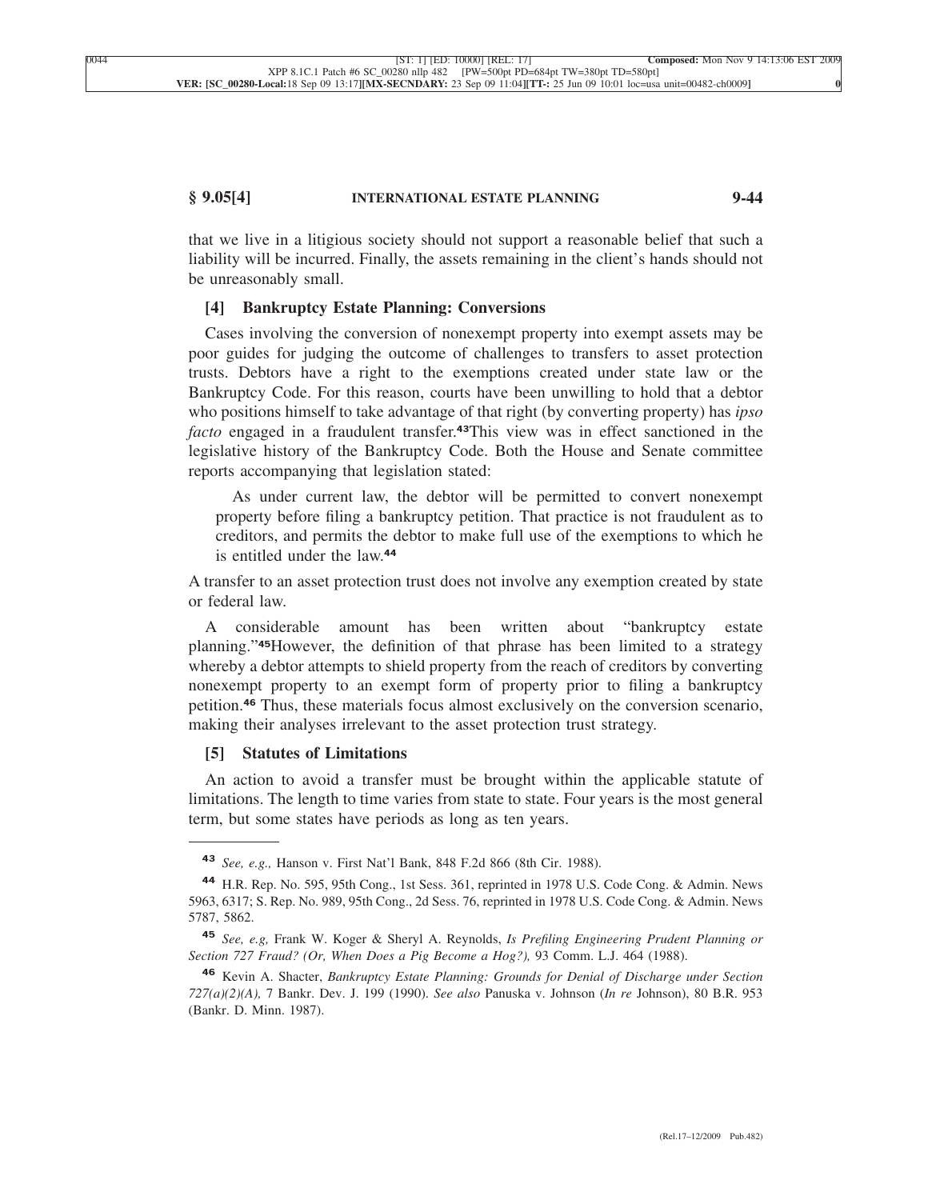that we live in a litigious society should not support a reasonable belief that such a liability will be incurred. Finally, the assets remaining in the client's hands should not be unreasonably small.

### [4] Bankruptcy Estate Planning: Conversions

Cases involving the conversion of nonexempt property into exempt assets may be poor guides for judging the outcome of challenges to transfers to asset protection trusts. Debtors have a right to the exemptions created under state law or the Bankruptcy Code. For this reason, courts have been unwilling to hold that a debtor who positions himself to take advantage of that right (by converting property) has *ipso facto* engaged in a fraudulent transfer.[43] This view was in effect sanctioned in the legislative history of the Bankruptcy Code. Both the House and Senate committee reports accompanying that legislation stated:

> As under current law, the debtor will be permitted to convert nonexempt property before filing a bankruptcy petition. That practice is not fraudulent as to creditors, and permits the debtor to make full use of the exemptions to which he is entitled under the law.[44]

A transfer to an asset protection trust does not involve any exemption created by state or federal law.

A considerable amount has been written about "bankruptcy estate planning."[45] However, the definition of that phrase has been limited to a strategy whereby a debtor attempts to shield property from the reach of creditors by converting nonexempt property to an exempt form of property prior to filing a bankruptcy petition.[46] Thus, these materials focus almost exclusively on the conversion scenario, making their analyses irrelevant to the asset protection trust strategy.

### [5] Statutes of Limitations

An action to avoid a transfer must be brought within the applicable statute of limitations. The length to time varies from state to state. Four years is the most general term, but some states have periods as long as ten years.

---

[43] *See, e.g.,* Hanson v. First Nat'l Bank, 848 F.2d 866 (8th Cir. 1988).

[44] H.R. Rep. No. 595, 95th Cong., 1st Sess. 361, reprinted in 1978 U.S. Code Cong. & Admin. News 5963, 6317; S. Rep. No. 989, 95th Cong., 2d Sess. 76, reprinted in 1978 U.S. Code Cong. & Admin. News 5787, 5862.

[45] *See, e.g,* Frank W. Koger & Sheryl A. Reynolds, *Is Prefiling Engineering Prudent Planning or Section 727 Fraud? (Or, When Does a Pig Become a Hog?),* 93 Comm. L.J. 464 (1988).

[46] Kevin A. Shacter, *Bankruptcy Estate Planning: Grounds for Denial of Discharge under Section 727(a)(2)(A),* 7 Bankr. Dev. J. 199 (1990). *See also* Panuska v. Johnson (*In re* Johnson), 80 B.R. 953 (Bankr. D. Minn. 1987).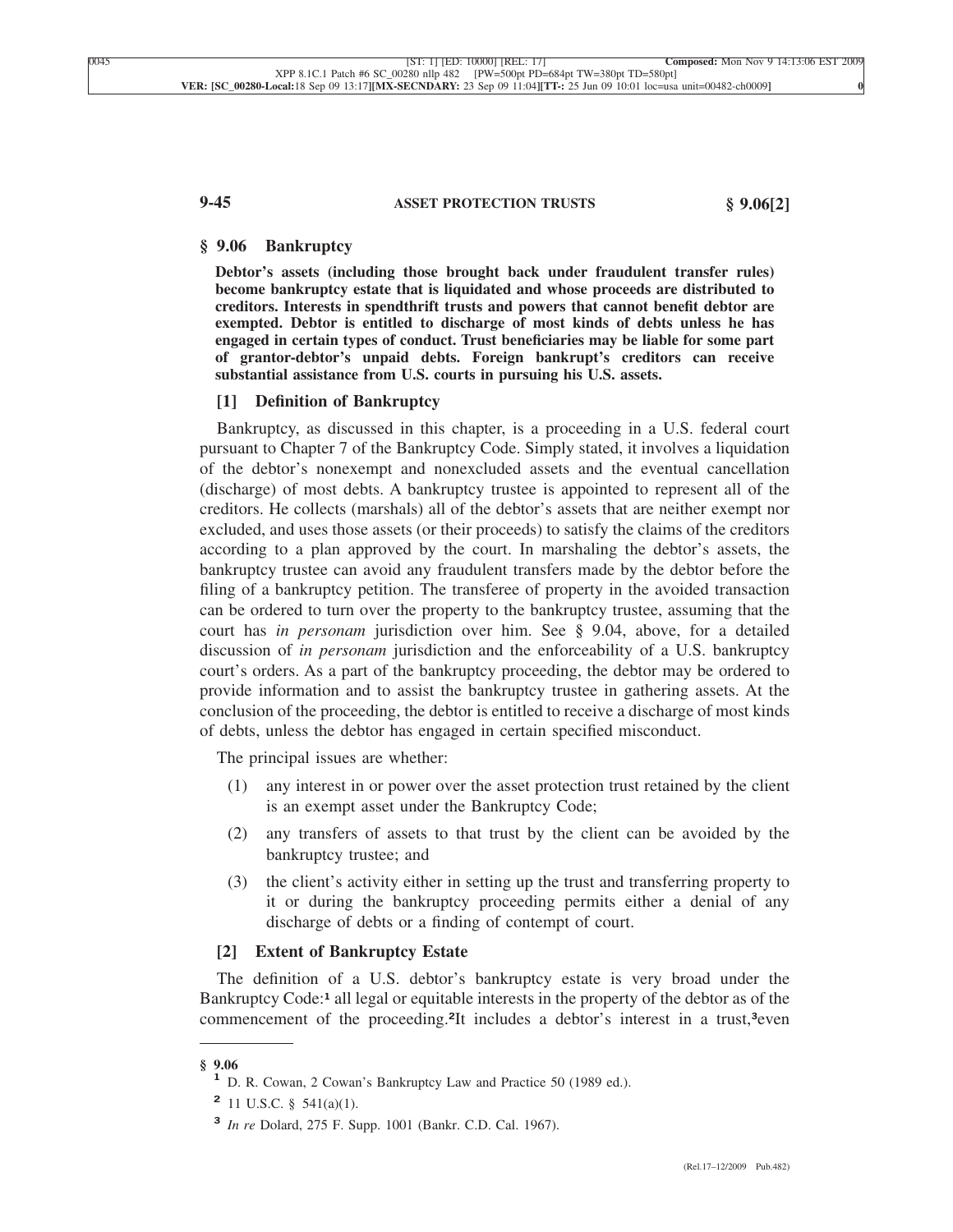## § 9.06 Bankruptcy

**Debtor's assets (including those brought back under fraudulent transfer rules) become bankruptcy estate that is liquidated and whose proceeds are distributed to creditors. Interests in spendthrift trusts and powers that cannot benefit debtor are exempted. Debtor is entitled to discharge of most kinds of debts unless he has engaged in certain types of conduct. Trust beneficiaries may be liable for some part of grantor-debtor's unpaid debts. Foreign bankrupt's creditors can receive substantial assistance from U.S. courts in pursuing his U.S. assets.**

### [1] Definition of Bankruptcy

Bankruptcy, as discussed in this chapter, is a proceeding in a U.S. federal court pursuant to Chapter 7 of the Bankruptcy Code. Simply stated, it involves a liquidation of the debtor's nonexempt and nonexcluded assets and the eventual cancellation (discharge) of most debts. A bankruptcy trustee is appointed to represent all of the creditors. He collects (marshals) all of the debtor's assets that are neither exempt nor excluded, and uses those assets (or their proceeds) to satisfy the claims of the creditors according to a plan approved by the court. In marshaling the debtor's assets, the bankruptcy trustee can avoid any fraudulent transfers made by the debtor before the filing of a bankruptcy petition. The transferee of property in the avoided transaction can be ordered to turn over the property to the bankruptcy trustee, assuming that the court has *in personam* jurisdiction over him. See § 9.04, above, for a detailed discussion of *in personam* jurisdiction and the enforceability of a U.S. bankruptcy court's orders. As a part of the bankruptcy proceeding, the debtor may be ordered to provide information and to assist the bankruptcy trustee in gathering assets. At the conclusion of the proceeding, the debtor is entitled to receive a discharge of most kinds of debts, unless the debtor has engaged in certain specified misconduct.

The principal issues are whether:

(1) any interest in or power over the asset protection trust retained by the client is an exempt asset under the Bankruptcy Code;

(2) any transfers of assets to that trust by the client can be avoided by the bankruptcy trustee; and

(3) the client's activity either in setting up the trust and transferring property to it or during the bankruptcy proceeding permits either a denial of any discharge of debts or a finding of contempt of court.

### [2] Extent of Bankruptcy Estate

The definition of a U.S. debtor's bankruptcy estate is very broad under the Bankruptcy Code:[1] all legal or equitable interests in the property of the debtor as of the commencement of the proceeding.[2] It includes a debtor's interest in a trust,[3] even

---

**§ 9.06**

[1] D. R. Cowan, 2 Cowan's Bankruptcy Law and Practice 50 (1989 ed.).

[2] 11 U.S.C. § 541(a)(1).

[3] *In re* Dolard, 275 F. Supp. 1001 (Bankr. C.D. Cal. 1967).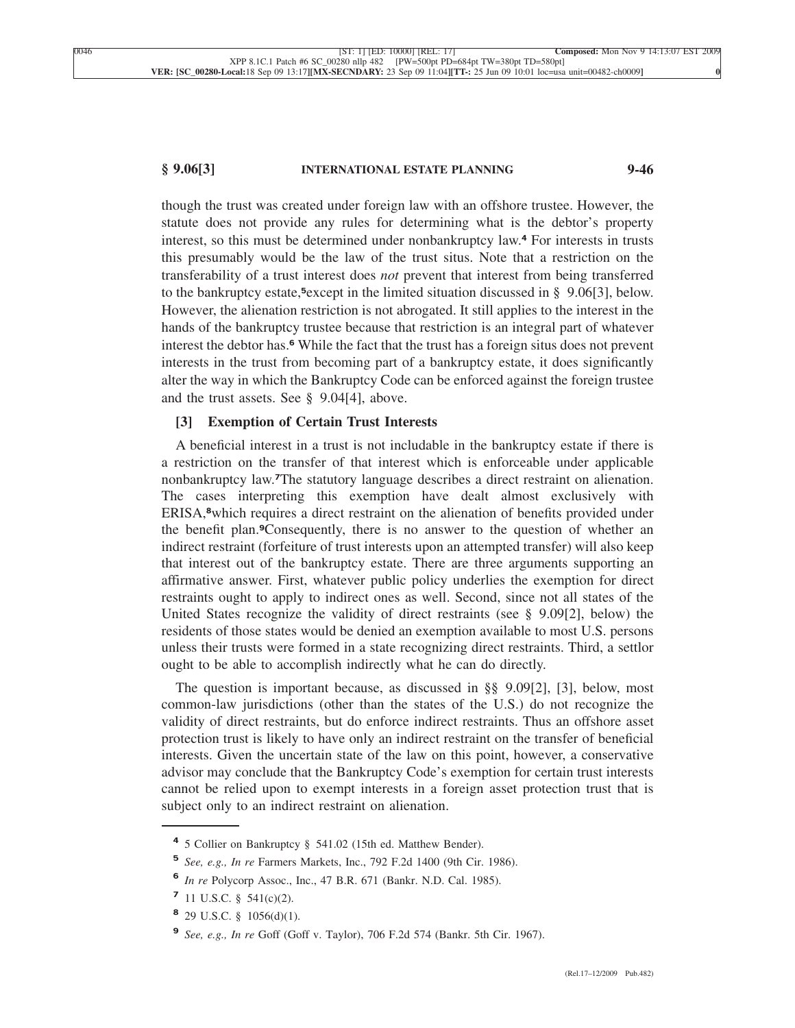though the trust was created under foreign law with an offshore trustee. However, the statute does not provide any rules for determining what is the debtor's property interest, so this must be determined under nonbankruptcy law.[4] For interests in trusts this presumably would be the law of the trust situs. Note that a restriction on the transferability of a trust interest does *not* prevent that interest from being transferred to the bankruptcy estate,[5] except in the limited situation discussed in § 9.06[3], below. However, the alienation restriction is not abrogated. It still applies to the interest in the hands of the bankruptcy trustee because that restriction is an integral part of whatever interest the debtor has.[6] While the fact that the trust has a foreign situs does not prevent interests in the trust from becoming part of a bankruptcy estate, it does significantly alter the way in which the Bankruptcy Code can be enforced against the foreign trustee and the trust assets. See § 9.04[4], above.

### [3] Exemption of Certain Trust Interests

A beneficial interest in a trust is not includable in the bankruptcy estate if there is a restriction on the transfer of that interest which is enforceable under applicable nonbankruptcy law.[7] The statutory language describes a direct restraint on alienation. The cases interpreting this exemption have dealt almost exclusively with ERISA,[8] which requires a direct restraint on the alienation of benefits provided under the benefit plan.[9] Consequently, there is no answer to the question of whether an indirect restraint (forfeiture of trust interests upon an attempted transfer) will also keep that interest out of the bankruptcy estate. There are three arguments supporting an affirmative answer. First, whatever public policy underlies the exemption for direct restraints ought to apply to indirect ones as well. Second, since not all states of the United States recognize the validity of direct restraints (see § 9.09[2], below) the residents of those states would be denied an exemption available to most U.S. persons unless their trusts were formed in a state recognizing direct restraints. Third, a settlor ought to be able to accomplish indirectly what he can do directly.

The question is important because, as discussed in §§ 9.09[2], [3], below, most common-law jurisdictions (other than the states of the U.S.) do not recognize the validity of direct restraints, but do enforce indirect restraints. Thus an offshore asset protection trust is likely to have only an indirect restraint on the transfer of beneficial interests. Given the uncertain state of the law on this point, however, a conservative advisor may conclude that the Bankruptcy Code's exemption for certain trust interests cannot be relied upon to exempt interests in a foreign asset protection trust that is subject only to an indirect restraint on alienation.

---

[4] 5 Collier on Bankruptcy § 541.02 (15th ed. Matthew Bender).

[5] *See, e.g., In re* Farmers Markets, Inc., 792 F.2d 1400 (9th Cir. 1986).

[6] *In re* Polycorp Assoc., Inc., 47 B.R. 671 (Bankr. N.D. Cal. 1985).

[7] 11 U.S.C. § 541(c)(2).

[8] 29 U.S.C. § 1056(d)(1).

[9] *See, e.g., In re* Goff (Goff v. Taylor), 706 F.2d 574 (Bankr. 5th Cir. 1967).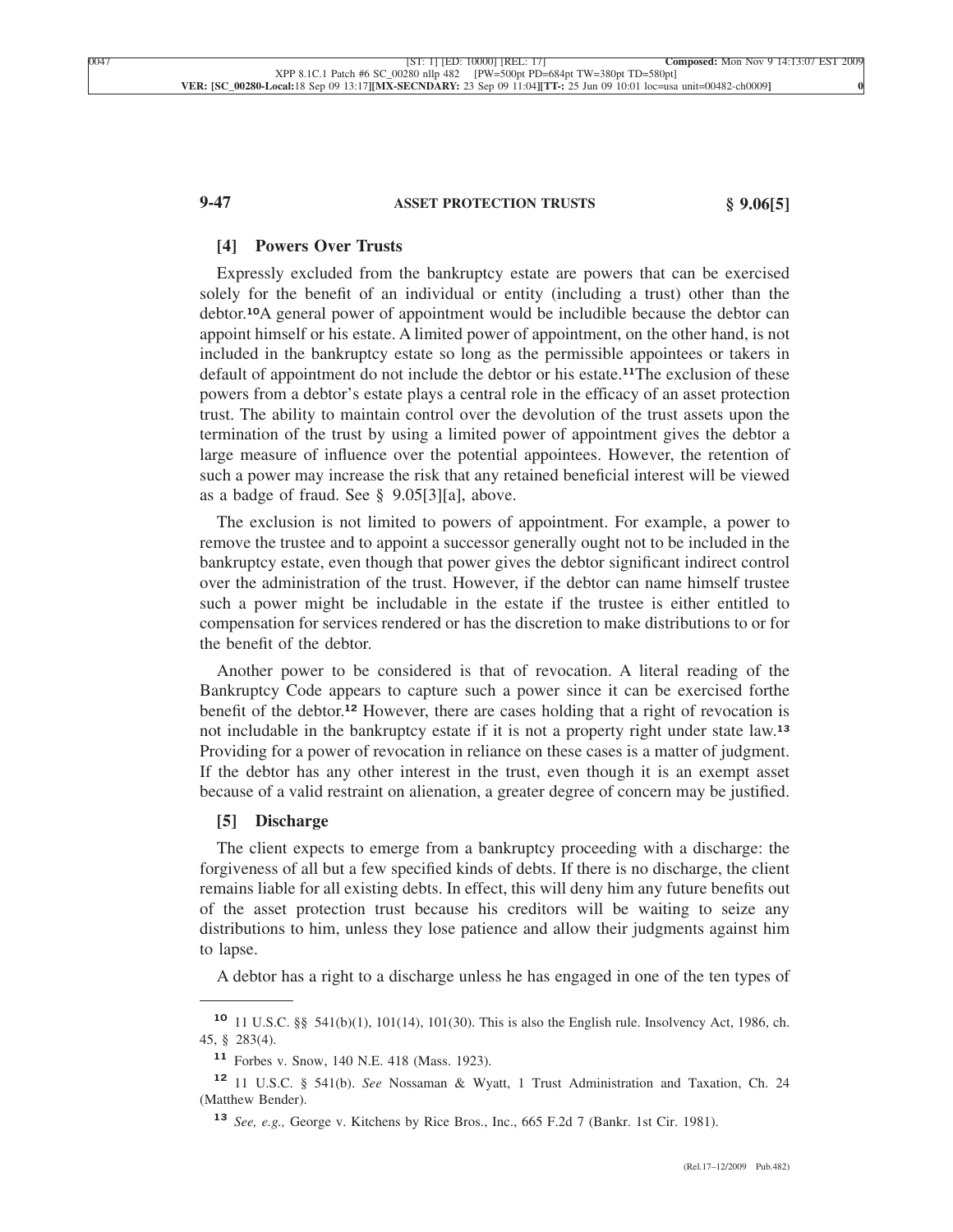### [4] Powers Over Trusts

Expressly excluded from the bankruptcy estate are powers that can be exercised solely for the benefit of an individual or entity (including a trust) other than the debtor.[10] A general power of appointment would be includible because the debtor can appoint himself or his estate. A limited power of appointment, on the other hand, is not included in the bankruptcy estate so long as the permissible appointees or takers in default of appointment do not include the debtor or his estate.[11] The exclusion of these powers from a debtor's estate plays a central role in the efficacy of an asset protection trust. The ability to maintain control over the devolution of the trust assets upon the termination of the trust by using a limited power of appointment gives the debtor a large measure of influence over the potential appointees. However, the retention of such a power may increase the risk that any retained beneficial interest will be viewed as a badge of fraud. See § 9.05[3][a], above.

The exclusion is not limited to powers of appointment. For example, a power to remove the trustee and to appoint a successor generally ought not to be included in the bankruptcy estate, even though that power gives the debtor significant indirect control over the administration of the trust. However, if the debtor can name himself trustee such a power might be includable in the estate if the trustee is either entitled to compensation for services rendered or has the discretion to make distributions to or for the benefit of the debtor.

Another power to be considered is that of revocation. A literal reading of the Bankruptcy Code appears to capture such a power since it can be exercised forthe benefit of the debtor.[12] However, there are cases holding that a right of revocation is not includable in the bankruptcy estate if it is not a property right under state law.[13] Providing for a power of revocation in reliance on these cases is a matter of judgment. If the debtor has any other interest in the trust, even though it is an exempt asset because of a valid restraint on alienation, a greater degree of concern may be justified.

### [5] Discharge

The client expects to emerge from a bankruptcy proceeding with a discharge: the forgiveness of all but a few specified kinds of debts. If there is no discharge, the client remains liable for all existing debts. In effect, this will deny him any future benefits out of the asset protection trust because his creditors will be waiting to seize any distributions to him, unless they lose patience and allow their judgments against him to lapse.

A debtor has a right to a discharge unless he has engaged in one of the ten types of

---

[10] 11 U.S.C. §§ 541(b)(1), 101(14), 101(30). This is also the English rule. Insolvency Act, 1986, ch. 45, § 283(4).

[11] Forbes v. Snow, 140 N.E. 418 (Mass. 1923).

[12] 11 U.S.C. § 541(b). *See* Nossaman & Wyatt, 1 Trust Administration and Taxation, Ch. 24 (Matthew Bender).

[13] *See, e.g.,* George v. Kitchens by Rice Bros., Inc., 665 F.2d 7 (Bankr. 1st Cir. 1981).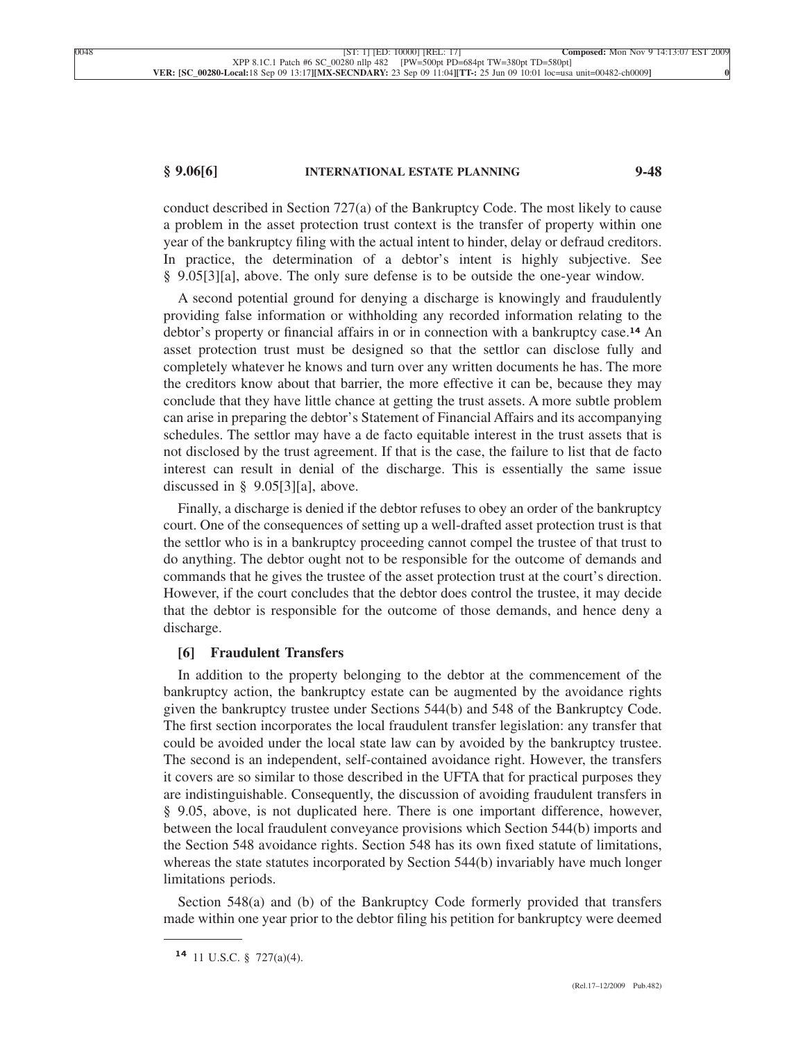conduct described in Section 727(a) of the Bankruptcy Code. The most likely to cause a problem in the asset protection trust context is the transfer of property within one year of the bankruptcy filing with the actual intent to hinder, delay or defraud creditors. In practice, the determination of a debtor's intent is highly subjective. See § 9.05[3][a], above. The only sure defense is to be outside the one-year window.

A second potential ground for denying a discharge is knowingly and fraudulently providing false information or withholding any recorded information relating to the debtor's property or financial affairs in or in connection with a bankruptcy case.[14] An asset protection trust must be designed so that the settlor can disclose fully and completely whatever he knows and turn over any written documents he has. The more the creditors know about that barrier, the more effective it can be, because they may conclude that they have little chance at getting the trust assets. A more subtle problem can arise in preparing the debtor's Statement of Financial Affairs and its accompanying schedules. The settlor may have a de facto equitable interest in the trust assets that is not disclosed by the trust agreement. If that is the case, the failure to list that de facto interest can result in denial of the discharge. This is essentially the same issue discussed in § 9.05[3][a], above.

Finally, a discharge is denied if the debtor refuses to obey an order of the bankruptcy court. One of the consequences of setting up a well-drafted asset protection trust is that the settlor who is in a bankruptcy proceeding cannot compel the trustee of that trust to do anything. The debtor ought not to be responsible for the outcome of demands and commands that he gives the trustee of the asset protection trust at the court's direction. However, if the court concludes that the debtor does control the trustee, it may decide that the debtor is responsible for the outcome of those demands, and hence deny a discharge.

### [6] Fraudulent Transfers

In addition to the property belonging to the debtor at the commencement of the bankruptcy action, the bankruptcy estate can be augmented by the avoidance rights given the bankruptcy trustee under Sections 544(b) and 548 of the Bankruptcy Code. The first section incorporates the local fraudulent transfer legislation: any transfer that could be avoided under the local state law can by avoided by the bankruptcy trustee. The second is an independent, self-contained avoidance right. However, the transfers it covers are so similar to those described in the UFTA that for practical purposes they are indistinguishable. Consequently, the discussion of avoiding fraudulent transfers in § 9.05, above, is not duplicated here. There is one important difference, however, between the local fraudulent conveyance provisions which Section 544(b) imports and the Section 548 avoidance rights. Section 548 has its own fixed statute of limitations, whereas the state statutes incorporated by Section 544(b) invariably have much longer limitations periods.

Section 548(a) and (b) of the Bankruptcy Code formerly provided that transfers made within one year prior to the debtor filing his petition for bankruptcy were deemed

---

[14] 11 U.S.C. § 727(a)(4).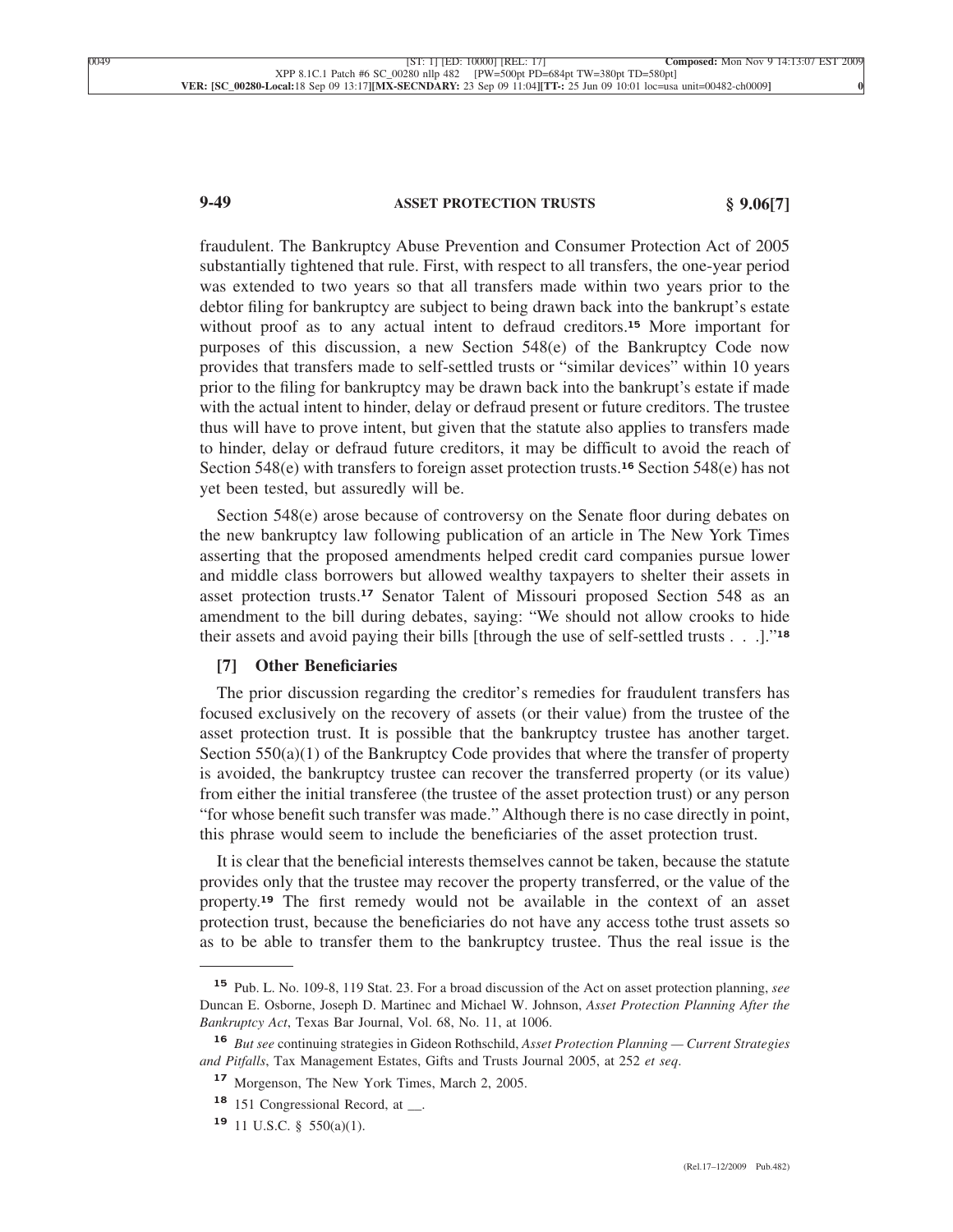fraudulent. The Bankruptcy Abuse Prevention and Consumer Protection Act of 2005 substantially tightened that rule. First, with respect to all transfers, the one-year period was extended to two years so that all transfers made within two years prior to the debtor filing for bankruptcy are subject to being drawn back into the bankrupt's estate without proof as to any actual intent to defraud creditors.[15] More important for purposes of this discussion, a new Section 548(e) of the Bankruptcy Code now provides that transfers made to self-settled trusts or "similar devices" within 10 years prior to the filing for bankruptcy may be drawn back into the bankrupt's estate if made with the actual intent to hinder, delay or defraud present or future creditors. The trustee thus will have to prove intent, but given that the statute also applies to transfers made to hinder, delay or defraud future creditors, it may be difficult to avoid the reach of Section 548(e) with transfers to foreign asset protection trusts.[16] Section 548(e) has not yet been tested, but assuredly will be.

Section 548(e) arose because of controversy on the Senate floor during debates on the new bankruptcy law following publication of an article in The New York Times asserting that the proposed amendments helped credit card companies pursue lower and middle class borrowers but allowed wealthy taxpayers to shelter their assets in asset protection trusts.[17] Senator Talent of Missouri proposed Section 548 as an amendment to the bill during debates, saying: "We should not allow crooks to hide their assets and avoid paying their bills [through the use of self-settled trusts . . .]."[18]

### [7] Other Beneficiaries

The prior discussion regarding the creditor's remedies for fraudulent transfers has focused exclusively on the recovery of assets (or their value) from the trustee of the asset protection trust. It is possible that the bankruptcy trustee has another target. Section 550(a)(1) of the Bankruptcy Code provides that where the transfer of property is avoided, the bankruptcy trustee can recover the transferred property (or its value) from either the initial transferee (the trustee of the asset protection trust) or any person "for whose benefit such transfer was made." Although there is no case directly in point, this phrase would seem to include the beneficiaries of the asset protection trust.

It is clear that the beneficial interests themselves cannot be taken, because the statute provides only that the trustee may recover the property transferred, or the value of the property.[19] The first remedy would not be available in the context of an asset protection trust, because the beneficiaries do not have any access tothe trust assets so as to be able to transfer them to the bankruptcy trustee. Thus the real issue is the

---

[15] Pub. L. No. 109-8, 119 Stat. 23. For a broad discussion of the Act on asset protection planning, *see* Duncan E. Osborne, Joseph D. Martinec and Michael W. Johnson, *Asset Protection Planning After the Bankruptcy Act*, Texas Bar Journal, Vol. 68, No. 11, at 1006.

[16] *But see* continuing strategies in Gideon Rothschild, *Asset Protection Planning — Current Strategies and Pitfalls*, Tax Management Estates, Gifts and Trusts Journal 2005, at 252 *et seq*.

[17] Morgenson, The New York Times, March 2, 2005.

[18] 151 Congressional Record, at __.

[19] 11 U.S.C. § 550(a)(1).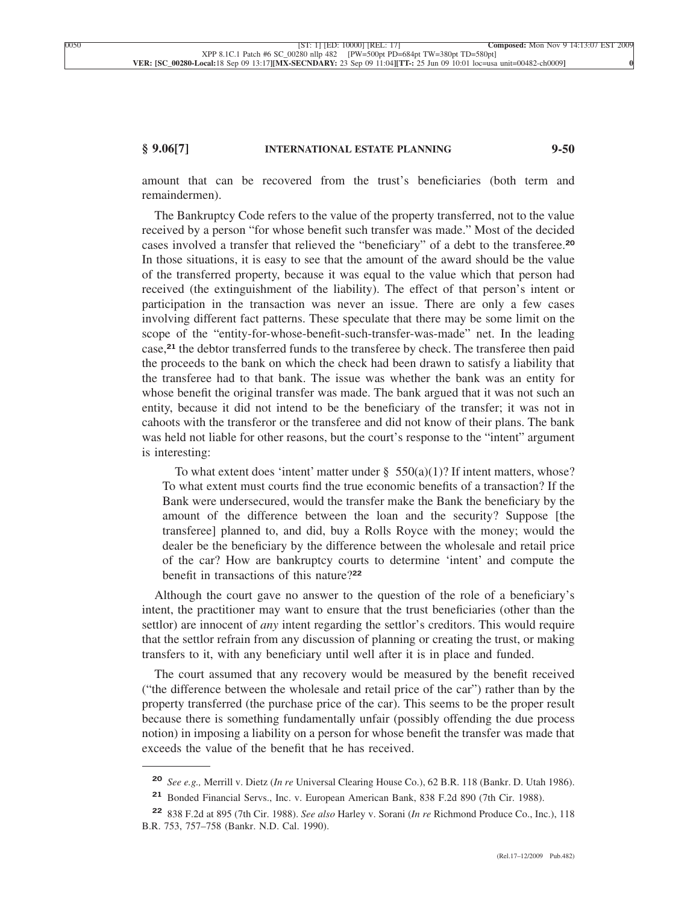amount that can be recovered from the trust's beneficiaries (both term and remaindermen).

The Bankruptcy Code refers to the value of the property transferred, not to the value received by a person "for whose benefit such transfer was made." Most of the decided cases involved a transfer that relieved the "beneficiary" of a debt to the transferee.[20] In those situations, it is easy to see that the amount of the award should be the value of the transferred property, because it was equal to the value which that person had received (the extinguishment of the liability). The effect of that person's intent or participation in the transaction was never an issue. There are only a few cases involving different fact patterns. These speculate that there may be some limit on the scope of the "entity-for-whose-benefit-such-transfer-was-made" net. In the leading case,[21] the debtor transferred funds to the transferee by check. The transferee then paid the proceeds to the bank on which the check had been drawn to satisfy a liability that the transferee had to that bank. The issue was whether the bank was an entity for whose benefit the original transfer was made. The bank argued that it was not such an entity, because it did not intend to be the beneficiary of the transfer; it was not in cahoots with the transferor or the transferee and did not know of their plans. The bank was held not liable for other reasons, but the court's response to the "intent" argument is interesting:

> To what extent does 'intent' matter under § 550(a)(1)? If intent matters, whose? To what extent must courts find the true economic benefits of a transaction? If the Bank were undersecured, would the transfer make the Bank the beneficiary by the amount of the difference between the loan and the security? Suppose [the transferee] planned to, and did, buy a Rolls Royce with the money; would the dealer be the beneficiary by the difference between the wholesale and retail price of the car? How are bankruptcy courts to determine 'intent' and compute the benefit in transactions of this nature?[22]

Although the court gave no answer to the question of the role of a beneficiary's intent, the practitioner may want to ensure that the trust beneficiaries (other than the settlor) are innocent of *any* intent regarding the settlor's creditors. This would require that the settlor refrain from any discussion of planning or creating the trust, or making transfers to it, with any beneficiary until well after it is in place and funded.

The court assumed that any recovery would be measured by the benefit received ("the difference between the wholesale and retail price of the car") rather than by the property transferred (the purchase price of the car). This seems to be the proper result because there is something fundamentally unfair (possibly offending the due process notion) in imposing a liability on a person for whose benefit the transfer was made that exceeds the value of the benefit that he has received.

---

[20] *See e.g.,* Merrill v. Dietz (*In re* Universal Clearing House Co.), 62 B.R. 118 (Bankr. D. Utah 1986).

[21] Bonded Financial Servs., Inc. v. European American Bank, 838 F.2d 890 (7th Cir. 1988).

[22] 838 F.2d at 895 (7th Cir. 1988). *See also* Harley v. Sorani (*In re* Richmond Produce Co., Inc.), 118 B.R. 753, 757–758 (Bankr. N.D. Cal. 1990).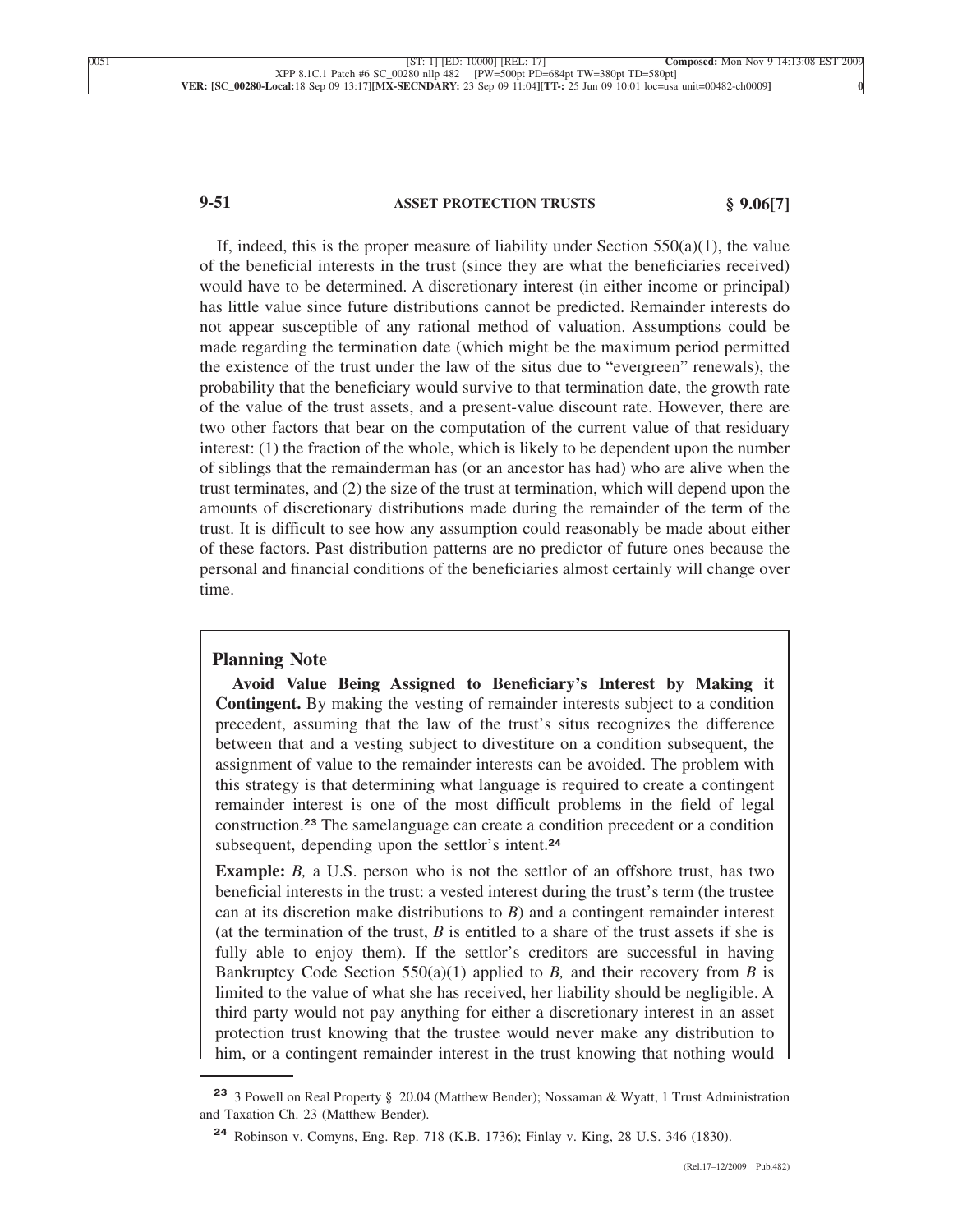If, indeed, this is the proper measure of liability under Section 550(a)(1), the value of the beneficial interests in the trust (since they are what the beneficiaries received) would have to be determined. A discretionary interest (in either income or principal) has little value since future distributions cannot be predicted. Remainder interests do not appear susceptible of any rational method of valuation. Assumptions could be made regarding the termination date (which might be the maximum period permitted the existence of the trust under the law of the situs due to "evergreen" renewals), the probability that the beneficiary would survive to that termination date, the growth rate of the value of the trust assets, and a present-value discount rate. However, there are two other factors that bear on the computation of the current value of that residuary interest: (1) the fraction of the whole, which is likely to be dependent upon the number of siblings that the remainderman has (or an ancestor has had) who are alive when the trust terminates, and (2) the size of the trust at termination, which will depend upon the amounts of discretionary distributions made during the remainder of the term of the trust. It is difficult to see how any assumption could reasonably be made about either of these factors. Past distribution patterns are no predictor of future ones because the personal and financial conditions of the beneficiaries almost certainly will change over time.

### Planning Note

**Avoid Value Being Assigned to Beneficiary's Interest by Making it Contingent.** By making the vesting of remainder interests subject to a condition precedent, assuming that the law of the trust's situs recognizes the difference between that and a vesting subject to divestiture on a condition subsequent, the assignment of value to the remainder interests can be avoided. The problem with this strategy is that determining what language is required to create a contingent remainder interest is one of the most difficult problems in the field of legal construction.[23] The samelanguage can create a condition precedent or a condition subsequent, depending upon the settlor's intent.[24]

**Example:** *B,* a U.S. person who is not the settlor of an offshore trust, has two beneficial interests in the trust: a vested interest during the trust's term (the trustee can at its discretion make distributions to *B*) and a contingent remainder interest (at the termination of the trust, *B* is entitled to a share of the trust assets if she is fully able to enjoy them). If the settlor's creditors are successful in having Bankruptcy Code Section 550(a)(1) applied to *B,* and their recovery from *B* is limited to the value of what she has received, her liability should be negligible. A third party would not pay anything for either a discretionary interest in an asset protection trust knowing that the trustee would never make any distribution to him, or a contingent remainder interest in the trust knowing that nothing would

---

[23] 3 Powell on Real Property § 20.04 (Matthew Bender); Nossaman & Wyatt, 1 Trust Administration and Taxation Ch. 23 (Matthew Bender).

[24] Robinson v. Comyns, Eng. Rep. 718 (K.B. 1736); Finlay v. King, 28 U.S. 346 (1830).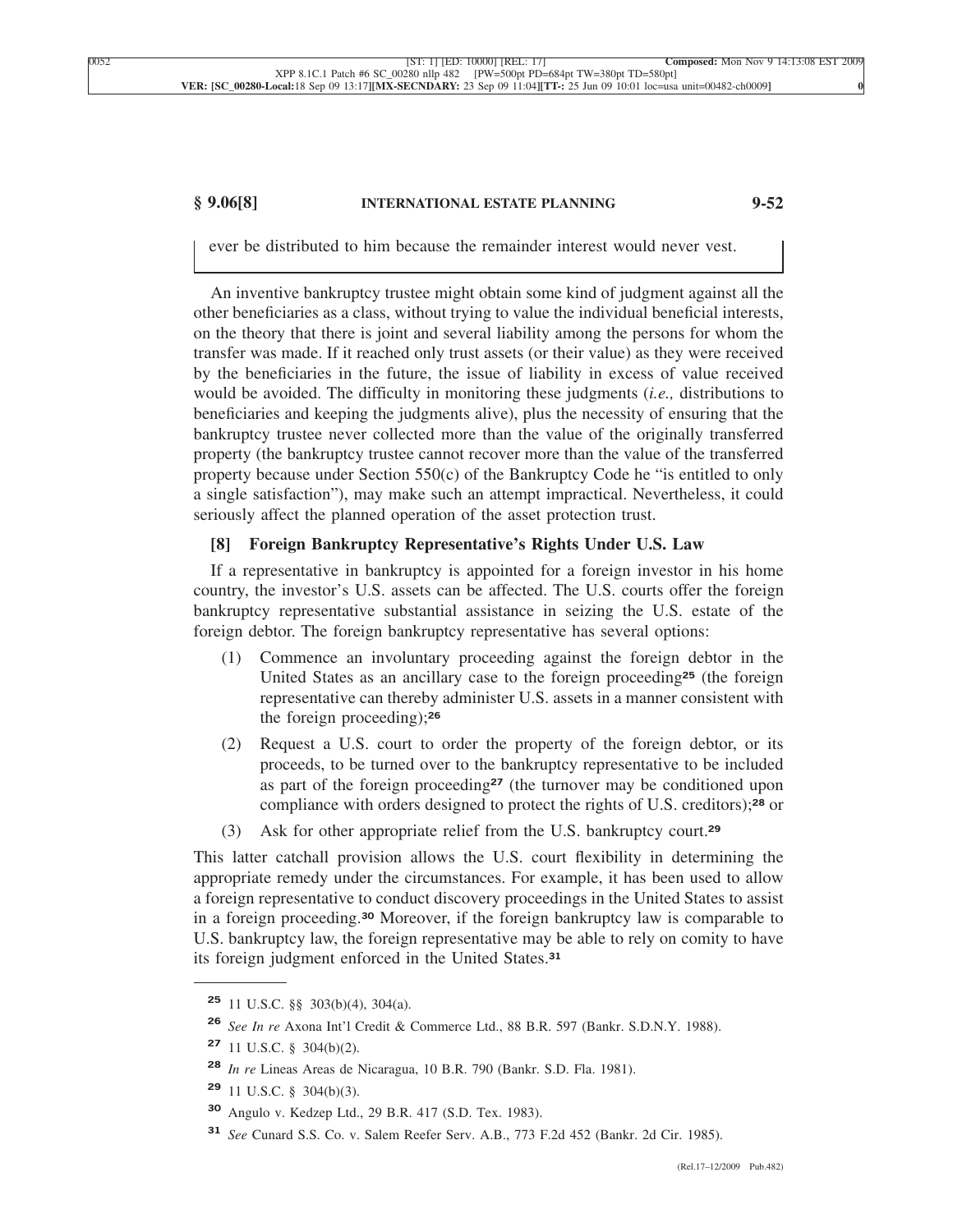ever be distributed to him because the remainder interest would never vest.

An inventive bankruptcy trustee might obtain some kind of judgment against all the other beneficiaries as a class, without trying to value the individual beneficial interests, on the theory that there is joint and several liability among the persons for whom the transfer was made. If it reached only trust assets (or their value) as they were received by the beneficiaries in the future, the issue of liability in excess of value received would be avoided. The difficulty in monitoring these judgments (*i.e.,* distributions to beneficiaries and keeping the judgments alive), plus the necessity of ensuring that the bankruptcy trustee never collected more than the value of the originally transferred property (the bankruptcy trustee cannot recover more than the value of the transferred property because under Section 550(c) of the Bankruptcy Code he "is entitled to only a single satisfaction"), may make such an attempt impractical. Nevertheless, it could seriously affect the planned operation of the asset protection trust.

### [8] Foreign Bankruptcy Representative's Rights Under U.S. Law

If a representative in bankruptcy is appointed for a foreign investor in his home country, the investor's U.S. assets can be affected. The U.S. courts offer the foreign bankruptcy representative substantial assistance in seizing the U.S. estate of the foreign debtor. The foreign bankruptcy representative has several options:

(1) Commence an involuntary proceeding against the foreign debtor in the United States as an ancillary case to the foreign proceeding[25] (the foreign representative can thereby administer U.S. assets in a manner consistent with the foreign proceeding);[26]

(2) Request a U.S. court to order the property of the foreign debtor, or its proceeds, to be turned over to the bankruptcy representative to be included as part of the foreign proceeding[27] (the turnover may be conditioned upon compliance with orders designed to protect the rights of U.S. creditors);[28] or

(3) Ask for other appropriate relief from the U.S. bankruptcy court.[29]

This latter catchall provision allows the U.S. court flexibility in determining the appropriate remedy under the circumstances. For example, it has been used to allow a foreign representative to conduct discovery proceedings in the United States to assist in a foreign proceeding.[30] Moreover, if the foreign bankruptcy law is comparable to U.S. bankruptcy law, the foreign representative may be able to rely on comity to have its foreign judgment enforced in the United States.[31]

---

[25] 11 U.S.C. §§ 303(b)(4), 304(a).

[26] *See In re* Axona Int'l Credit & Commerce Ltd., 88 B.R. 597 (Bankr. S.D.N.Y. 1988).

[27] 11 U.S.C. § 304(b)(2).

[28] *In re* Lineas Areas de Nicaragua, 10 B.R. 790 (Bankr. S.D. Fla. 1981).

[29] 11 U.S.C. § 304(b)(3).

[30] Angulo v. Kedzep Ltd., 29 B.R. 417 (S.D. Tex. 1983).

[31] *See* Cunard S.S. Co. v. Salem Reefer Serv. A.B., 773 F.2d 452 (Bankr. 2d Cir. 1985).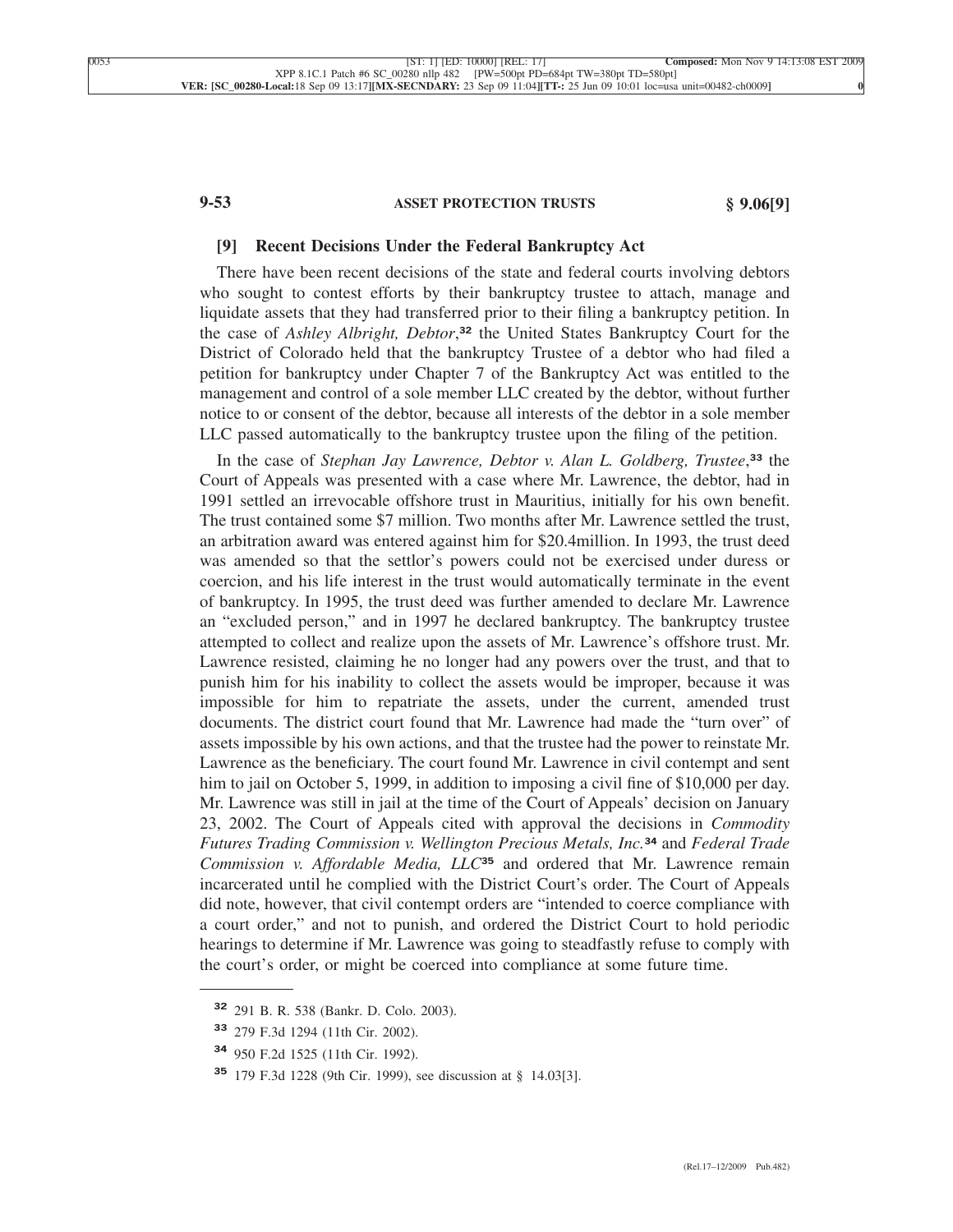### [9] Recent Decisions Under the Federal Bankruptcy Act

There have been recent decisions of the state and federal courts involving debtors who sought to contest efforts by their bankruptcy trustee to attach, manage and liquidate assets that they had transferred prior to their filing a bankruptcy petition. In the case of *Ashley Albright, Debtor*,[32] the United States Bankruptcy Court for the District of Colorado held that the bankruptcy Trustee of a debtor who had filed a petition for bankruptcy under Chapter 7 of the Bankruptcy Act was entitled to the management and control of a sole member LLC created by the debtor, without further notice to or consent of the debtor, because all interests of the debtor in a sole member LLC passed automatically to the bankruptcy trustee upon the filing of the petition.

In the case of *Stephan Jay Lawrence, Debtor v. Alan L. Goldberg, Trustee*,[33] the Court of Appeals was presented with a case where Mr. Lawrence, the debtor, had in 1991 settled an irrevocable offshore trust in Mauritius, initially for his own benefit. The trust contained some $7 million. Two months after Mr. Lawrence settled the trust, an arbitration award was entered against him for $20.4million. In 1993, the trust deed was amended so that the settlor's powers could not be exercised under duress or coercion, and his life interest in the trust would automatically terminate in the event of bankruptcy. In 1995, the trust deed was further amended to declare Mr. Lawrence an "excluded person," and in 1997 he declared bankruptcy. The bankruptcy trustee attempted to collect and realize upon the assets of Mr. Lawrence's offshore trust. Mr. Lawrence resisted, claiming he no longer had any powers over the trust, and that to punish him for his inability to collect the assets would be improper, because it was impossible for him to repatriate the assets, under the current, amended trust documents. The district court found that Mr. Lawrence had made the "turn over" of assets impossible by his own actions, and that the trustee had the power to reinstate Mr. Lawrence as the beneficiary. The court found Mr. Lawrence in civil contempt and sent him to jail on October 5, 1999, in addition to imposing a civil fine of $10,000 per day. Mr. Lawrence was still in jail at the time of the Court of Appeals' decision on January 23, 2002. The Court of Appeals cited with approval the decisions in *Commodity Futures Trading Commission v. Wellington Precious Metals, Inc.*[34] and *Federal Trade Commission v. Affordable Media, LLC*[35] and ordered that Mr. Lawrence remain incarcerated until he complied with the District Court's order. The Court of Appeals did note, however, that civil contempt orders are "intended to coerce compliance with a court order," and not to punish, and ordered the District Court to hold periodic hearings to determine if Mr. Lawrence was going to steadfastly refuse to comply with the court's order, or might be coerced into compliance at some future time.

---

[32] 291 B. R. 538 (Bankr. D. Colo. 2003).

[33] 279 F.3d 1294 (11th Cir. 2002).

[34] 950 F.2d 1525 (11th Cir. 1992).

[35] 179 F.3d 1228 (9th Cir. 1999), see discussion at § 14.03[3].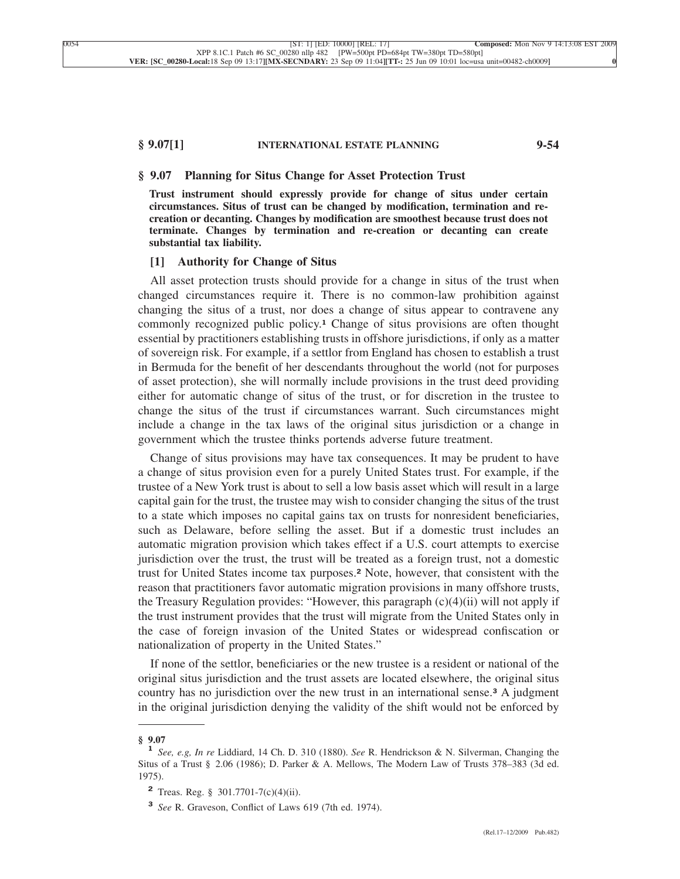## § 9.07 Planning for Situs Change for Asset Protection Trust

**Trust instrument should expressly provide for change of situs under certain circumstances. Situs of trust can be changed by modification, termination and re-creation or decanting. Changes by modification are smoothest because trust does not terminate. Changes by termination and re-creation or decanting can create substantial tax liability.**

### [1] Authority for Change of Situs

All asset protection trusts should provide for a change in situs of the trust when changed circumstances require it. There is no common-law prohibition against changing the situs of a trust, nor does a change of situs appear to contravene any commonly recognized public policy.[1] Change of situs provisions are often thought essential by practitioners establishing trusts in offshore jurisdictions, if only as a matter of sovereign risk. For example, if a settlor from England has chosen to establish a trust in Bermuda for the benefit of her descendants throughout the world (not for purposes of asset protection), she will normally include provisions in the trust deed providing either for automatic change of situs of the trust, or for discretion in the trustee to change the situs of the trust if circumstances warrant. Such circumstances might include a change in the tax laws of the original situs jurisdiction or a change in government which the trustee thinks portends adverse future treatment.

Change of situs provisions may have tax consequences. It may be prudent to have a change of situs provision even for a purely United States trust. For example, if the trustee of a New York trust is about to sell a low basis asset which will result in a large capital gain for the trust, the trustee may wish to consider changing the situs of the trust to a state which imposes no capital gains tax on trusts for nonresident beneficiaries, such as Delaware, before selling the asset. But if a domestic trust includes an automatic migration provision which takes effect if a U.S. court attempts to exercise jurisdiction over the trust, the trust will be treated as a foreign trust, not a domestic trust for United States income tax purposes.[2] Note, however, that consistent with the reason that practitioners favor automatic migration provisions in many offshore trusts, the Treasury Regulation provides: "However, this paragraph (c)(4)(ii) will not apply if the trust instrument provides that the trust will migrate from the United States only in the case of foreign invasion of the United States or widespread confiscation or nationalization of property in the United States."

If none of the settlor, beneficiaries or the new trustee is a resident or national of the original situs jurisdiction and the trust assets are located elsewhere, the original situs country has no jurisdiction over the new trust in an international sense.[3] A judgment in the original jurisdiction denying the validity of the shift would not be enforced by

---

**§ 9.07**

[1] *See, e.g, In re* Liddiard, 14 Ch. D. 310 (1880). *See* R. Hendrickson & N. Silverman, Changing the Situs of a Trust § 2.06 (1986); D. Parker & A. Mellows, The Modern Law of Trusts 378–383 (3d ed. 1975).

[2] Treas. Reg. § 301.7701-7(c)(4)(ii).

[3] *See* R. Graveson, Conflict of Laws 619 (7th ed. 1974).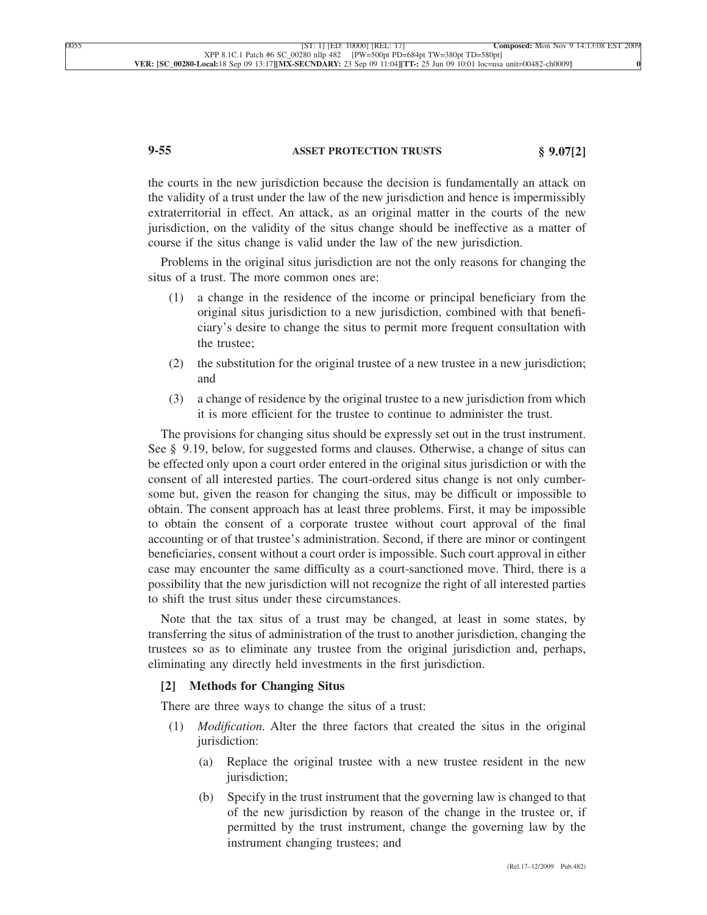the courts in the new jurisdiction because the decision is fundamentally an attack on the validity of a trust under the law of the new jurisdiction and hence is impermissibly extraterritorial in effect. An attack, as an original matter in the courts of the new jurisdiction, on the validity of the situs change should be ineffective as a matter of course if the situs change is valid under the law of the new jurisdiction.

Problems in the original situs jurisdiction are not the only reasons for changing the situs of a trust. The more common ones are:

(1) a change in the residence of the income or principal beneficiary from the original situs jurisdiction to a new jurisdiction, combined with that beneficiary's desire to change the situs to permit more frequent consultation with the trustee;

(2) the substitution for the original trustee of a new trustee in a new jurisdiction; and

(3) a change of residence by the original trustee to a new jurisdiction from which it is more efficient for the trustee to continue to administer the trust.

The provisions for changing situs should be expressly set out in the trust instrument. See § 9.19, below, for suggested forms and clauses. Otherwise, a change of situs can be effected only upon a court order entered in the original situs jurisdiction or with the consent of all interested parties. The court-ordered situs change is not only cumbersome but, given the reason for changing the situs, may be difficult or impossible to obtain. The consent approach has at least three problems. First, it may be impossible to obtain the consent of a corporate trustee without court approval of the final accounting or of that trustee's administration. Second, if there are minor or contingent beneficiaries, consent without a court order is impossible. Such court approval in either case may encounter the same difficulty as a court-sanctioned move. Third, there is a possibility that the new jurisdiction will not recognize the right of all interested parties to shift the trust situs under these circumstances.

Note that the tax situs of a trust may be changed, at least in some states, by transferring the situs of administration of the trust to another jurisdiction, changing the trustees so as to eliminate any trustee from the original jurisdiction and, perhaps, eliminating any directly held investments in the first jurisdiction.

### [2] Methods for Changing Situs

There are three ways to change the situs of a trust:

(1) *Modification.* Alter the three factors that created the situs in the original jurisdiction:

  (a) Replace the original trustee with a new trustee resident in the new jurisdiction;

  (b) Specify in the trust instrument that the governing law is changed to that of the new jurisdiction by reason of the change in the trustee or, if permitted by the trust instrument, change the governing law by the instrument changing trustees; and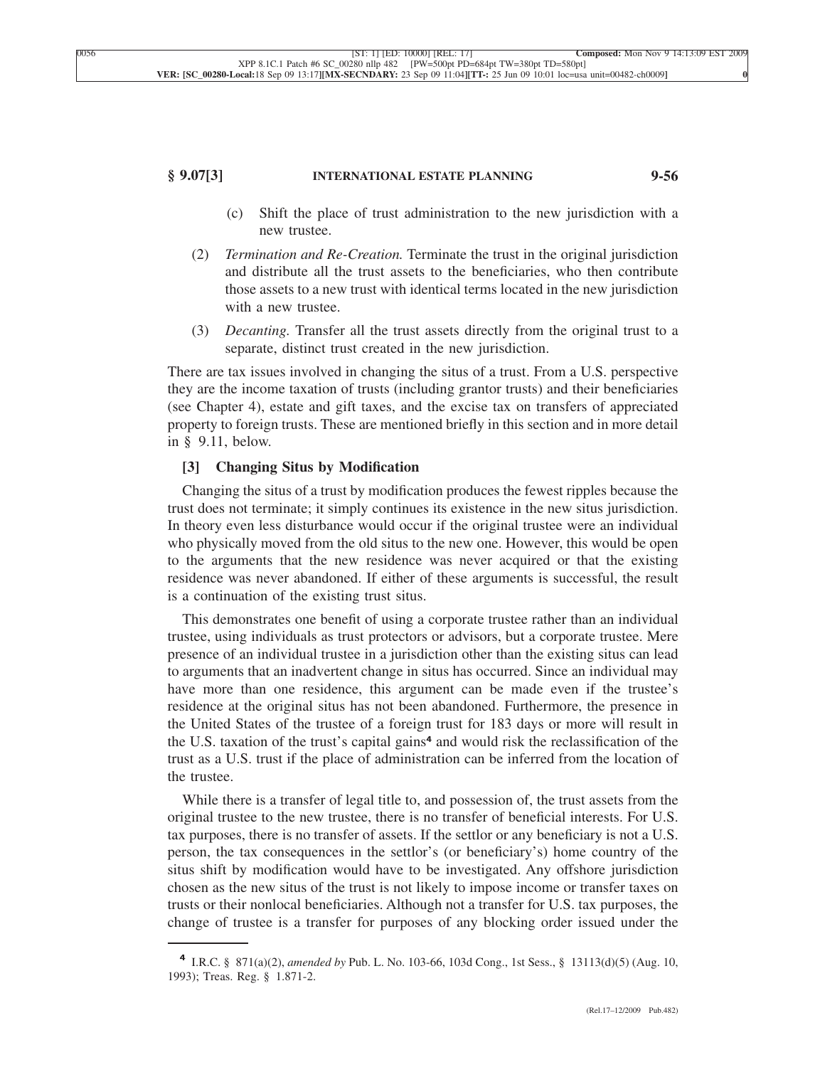(c) Shift the place of trust administration to the new jurisdiction with a new trustee.

(2) *Termination and Re-Creation.* Terminate the trust in the original jurisdiction and distribute all the trust assets to the beneficiaries, who then contribute those assets to a new trust with identical terms located in the new jurisdiction with a new trustee.

(3) *Decanting.* Transfer all the trust assets directly from the original trust to a separate, distinct trust created in the new jurisdiction.

There are tax issues involved in changing the situs of a trust. From a U.S. perspective they are the income taxation of trusts (including grantor trusts) and their beneficiaries (see Chapter 4), estate and gift taxes, and the excise tax on transfers of appreciated property to foreign trusts. These are mentioned briefly in this section and in more detail in § 9.11, below.

### [3] Changing Situs by Modification

Changing the situs of a trust by modification produces the fewest ripples because the trust does not terminate; it simply continues its existence in the new situs jurisdiction. In theory even less disturbance would occur if the original trustee were an individual who physically moved from the old situs to the new one. However, this would be open to the arguments that the new residence was never acquired or that the existing residence was never abandoned. If either of these arguments is successful, the result is a continuation of the existing trust situs.

This demonstrates one benefit of using a corporate trustee rather than an individual trustee, using individuals as trust protectors or advisors, but a corporate trustee. Mere presence of an individual trustee in a jurisdiction other than the existing situs can lead to arguments that an inadvertent change in situs has occurred. Since an individual may have more than one residence, this argument can be made even if the trustee's residence at the original situs has not been abandoned. Furthermore, the presence in the United States of the trustee of a foreign trust for 183 days or more will result in the U.S. taxation of the trust's capital gains[4] and would risk the reclassification of the trust as a U.S. trust if the place of administration can be inferred from the location of the trustee.

While there is a transfer of legal title to, and possession of, the trust assets from the original trustee to the new trustee, there is no transfer of beneficial interests. For U.S. tax purposes, there is no transfer of assets. If the settlor or any beneficiary is not a U.S. person, the tax consequences in the settlor's (or beneficiary's) home country of the situs shift by modification would have to be investigated. Any offshore jurisdiction chosen as the new situs of the trust is not likely to impose income or transfer taxes on trusts or their nonlocal beneficiaries. Although not a transfer for U.S. tax purposes, the change of trustee is a transfer for purposes of any blocking order issued under the

---

[4] I.R.C. § 871(a)(2), *amended by* Pub. L. No. 103-66, 103d Cong., 1st Sess., § 13113(d)(5) (Aug. 10, 1993); Treas. Reg. § 1.871-2.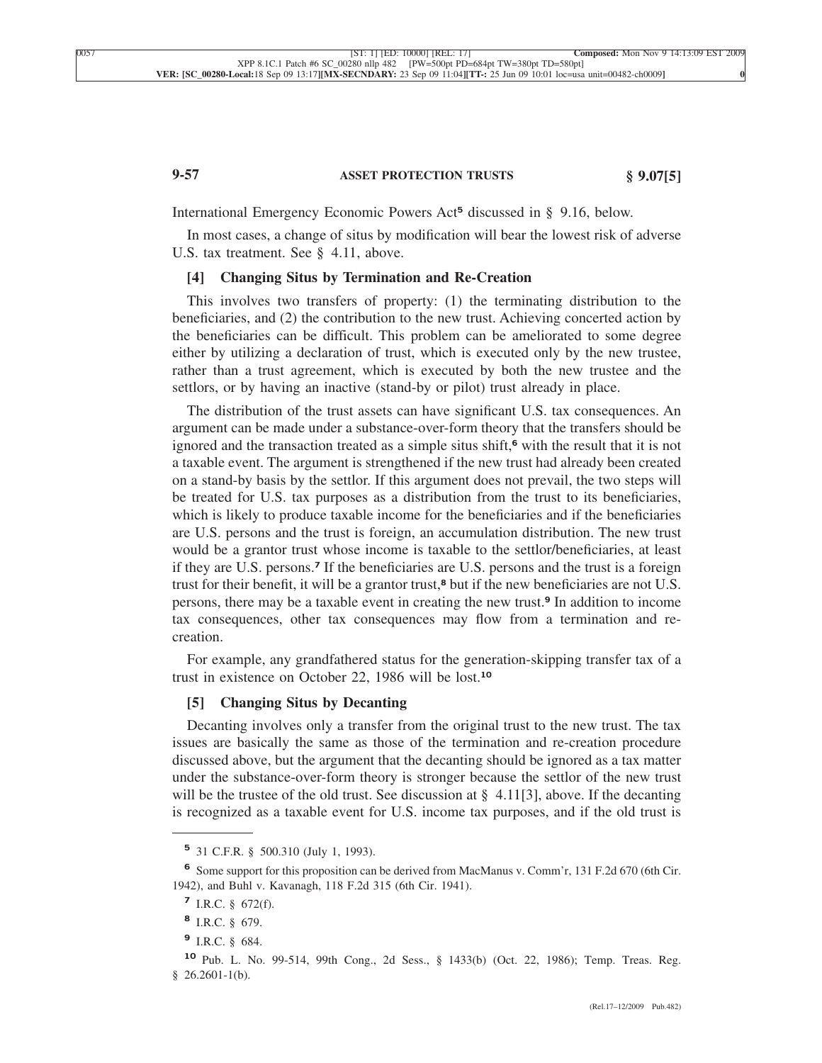International Emergency Economic Powers Act[5] discussed in § 9.16, below.

In most cases, a change of situs by modification will bear the lowest risk of adverse U.S. tax treatment. See § 4.11, above.

### [4] Changing Situs by Termination and Re-Creation

This involves two transfers of property: (1) the terminating distribution to the beneficiaries, and (2) the contribution to the new trust. Achieving concerted action by the beneficiaries can be difficult. This problem can be ameliorated to some degree either by utilizing a declaration of trust, which is executed only by the new trustee, rather than a trust agreement, which is executed by both the new trustee and the settlors, or by having an inactive (stand-by or pilot) trust already in place.

The distribution of the trust assets can have significant U.S. tax consequences. An argument can be made under a substance-over-form theory that the transfers should be ignored and the transaction treated as a simple situs shift,[6] with the result that it is not a taxable event. The argument is strengthened if the new trust had already been created on a stand-by basis by the settlor. If this argument does not prevail, the two steps will be treated for U.S. tax purposes as a distribution from the trust to its beneficiaries, which is likely to produce taxable income for the beneficiaries and if the beneficiaries are U.S. persons and the trust is foreign, an accumulation distribution. The new trust would be a grantor trust whose income is taxable to the settlor/beneficiaries, at least if they are U.S. persons.[7] If the beneficiaries are U.S. persons and the trust is a foreign trust for their benefit, it will be a grantor trust,[8] but if the new beneficiaries are not U.S. persons, there may be a taxable event in creating the new trust.[9] In addition to income tax consequences, other tax consequences may flow from a termination and re-creation.

For example, any grandfathered status for the generation-skipping transfer tax of a trust in existence on October 22, 1986 will be lost.[10]

### [5] Changing Situs by Decanting

Decanting involves only a transfer from the original trust to the new trust. The tax issues are basically the same as those of the termination and re-creation procedure discussed above, but the argument that the decanting should be ignored as a tax matter under the substance-over-form theory is stronger because the settlor of the new trust will be the trustee of the old trust. See discussion at § 4.11[3], above. If the decanting is recognized as a taxable event for U.S. income tax purposes, and if the old trust is

---

[5] 31 C.F.R. § 500.310 (July 1, 1993).

[6] Some support for this proposition can be derived from MacManus v. Comm'r, 131 F.2d 670 (6th Cir. 1942), and Buhl v. Kavanagh, 118 F.2d 315 (6th Cir. 1941).

[7] I.R.C. § 672(f).

[8] I.R.C. § 679.

[9] I.R.C. § 684.

[10] Pub. L. No. 99-514, 99th Cong., 2d Sess., § 1433(b) (Oct. 22, 1986); Temp. Treas. Reg. § 26.2601-1(b).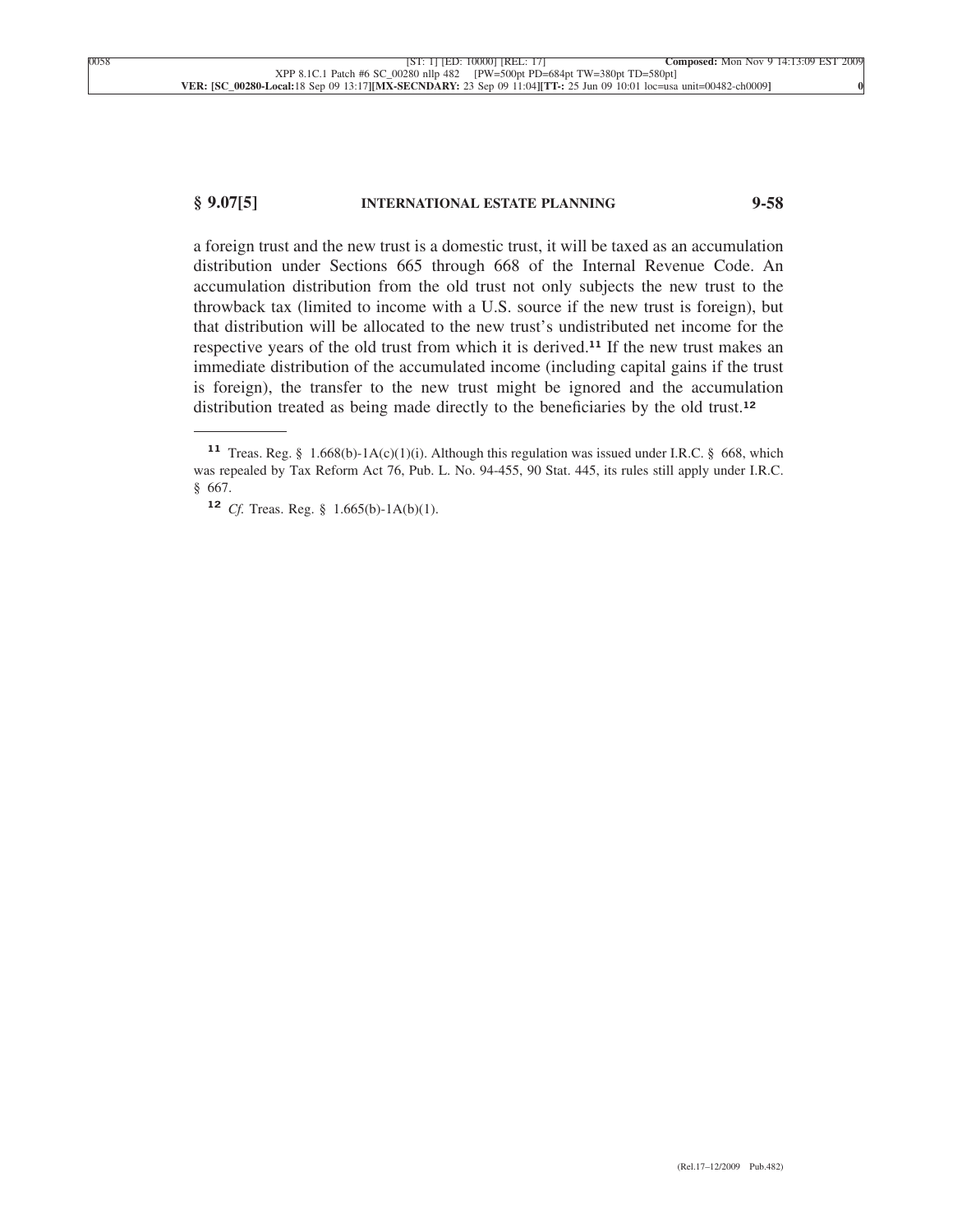a foreign trust and the new trust is a domestic trust, it will be taxed as an accumulation distribution under Sections 665 through 668 of the Internal Revenue Code. An accumulation distribution from the old trust not only subjects the new trust to the throwback tax (limited to income with a U.S. source if the new trust is foreign), but that distribution will be allocated to the new trust's undistributed net income for the respective years of the old trust from which it is derived.[11] If the new trust makes an immediate distribution of the accumulated income (including capital gains if the trust is foreign), the transfer to the new trust might be ignored and the accumulation distribution treated as being made directly to the beneficiaries by the old trust.[12]

---

[11] Treas. Reg. § 1.668(b)-1A(c)(1)(i). Although this regulation was issued under I.R.C. § 668, which was repealed by Tax Reform Act 76, Pub. L. No. 94-455, 90 Stat. 445, its rules still apply under I.R.C. § 667.

[12] *Cf.* Treas. Reg. § 1.665(b)-1A(b)(1).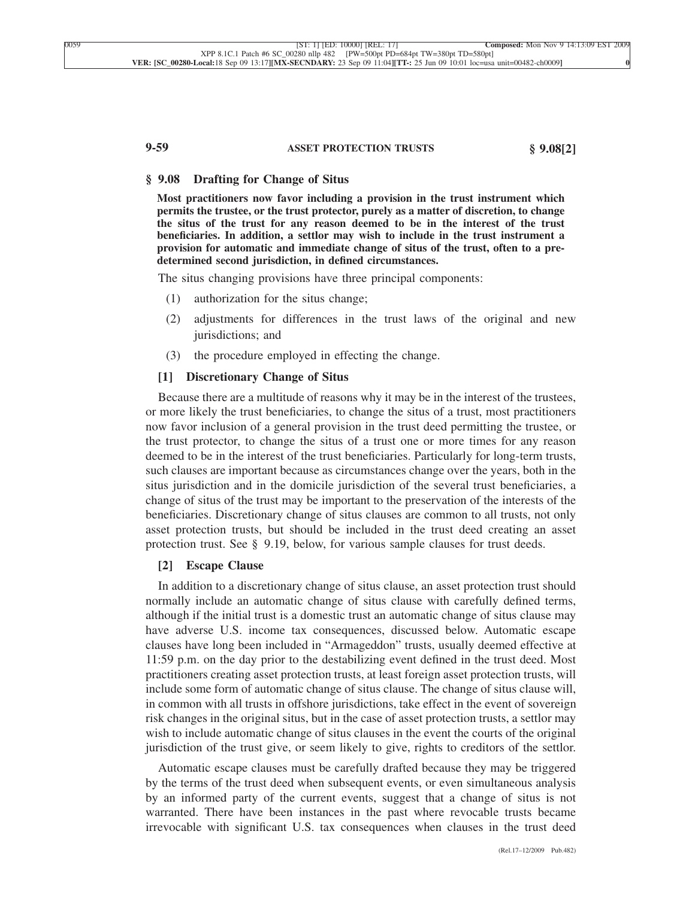## § 9.08 Drafting for Change of Situs

**Most practitioners now favor including a provision in the trust instrument which permits the trustee, or the trust protector, purely as a matter of discretion, to change the situs of the trust for any reason deemed to be in the interest of the trust beneficiaries. In addition, a settlor may wish to include in the trust instrument a provision for automatic and immediate change of situs of the trust, often to a predetermined second jurisdiction, in defined circumstances.**

The situs changing provisions have three principal components:

(1) authorization for the situs change;

(2) adjustments for differences in the trust laws of the original and new jurisdictions; and

(3) the procedure employed in effecting the change.

### [1] Discretionary Change of Situs

Because there are a multitude of reasons why it may be in the interest of the trustees, or more likely the trust beneficiaries, to change the situs of a trust, most practitioners now favor inclusion of a general provision in the trust deed permitting the trustee, or the trust protector, to change the situs of a trust one or more times for any reason deemed to be in the interest of the trust beneficiaries. Particularly for long-term trusts, such clauses are important because as circumstances change over the years, both in the situs jurisdiction and in the domicile jurisdiction of the several trust beneficiaries, a change of situs of the trust may be important to the preservation of the interests of the beneficiaries. Discretionary change of situs clauses are common to all trusts, not only asset protection trusts, but should be included in the trust deed creating an asset protection trust. See § 9.19, below, for various sample clauses for trust deeds.

### [2] Escape Clause

In addition to a discretionary change of situs clause, an asset protection trust should normally include an automatic change of situs clause with carefully defined terms, although if the initial trust is a domestic trust an automatic change of situs clause may have adverse U.S. income tax consequences, discussed below. Automatic escape clauses have long been included in "Armageddon" trusts, usually deemed effective at 11:59 p.m. on the day prior to the destabilizing event defined in the trust deed. Most practitioners creating asset protection trusts, at least foreign asset protection trusts, will include some form of automatic change of situs clause. The change of situs clause will, in common with all trusts in offshore jurisdictions, take effect in the event of sovereign risk changes in the original situs, but in the case of asset protection trusts, a settlor may wish to include automatic change of situs clauses in the event the courts of the original jurisdiction of the trust give, or seem likely to give, rights to creditors of the settlor.

Automatic escape clauses must be carefully drafted because they may be triggered by the terms of the trust deed when subsequent events, or even simultaneous analysis by an informed party of the current events, suggest that a change of situs is not warranted. There have been instances in the past where revocable trusts became irrevocable with significant U.S. tax consequences when clauses in the trust deed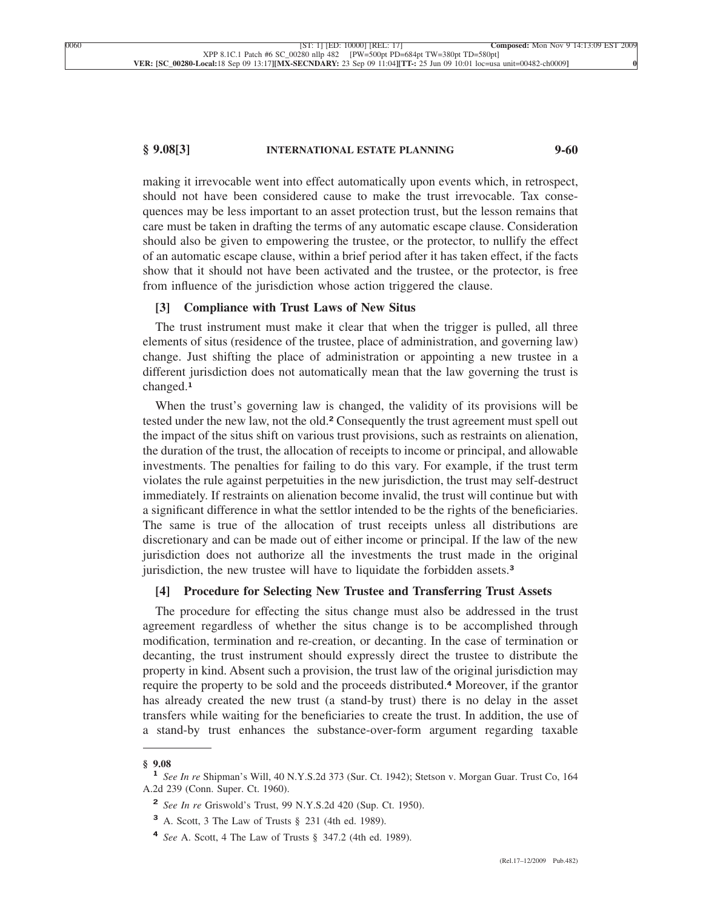making it irrevocable went into effect automatically upon events which, in retrospect, should not have been considered cause to make the trust irrevocable. Tax consequences may be less important to an asset protection trust, but the lesson remains that care must be taken in drafting the terms of any automatic escape clause. Consideration should also be given to empowering the trustee, or the protector, to nullify the effect of an automatic escape clause, within a brief period after it has taken effect, if the facts show that it should not have been activated and the trustee, or the protector, is free from influence of the jurisdiction whose action triggered the clause.

### [3] Compliance with Trust Laws of New Situs

The trust instrument must make it clear that when the trigger is pulled, all three elements of situs (residence of the trustee, place of administration, and governing law) change. Just shifting the place of administration or appointing a new trustee in a different jurisdiction does not automatically mean that the law governing the trust is changed.[1]

When the trust's governing law is changed, the validity of its provisions will be tested under the new law, not the old.[2] Consequently the trust agreement must spell out the impact of the situs shift on various trust provisions, such as restraints on alienation, the duration of the trust, the allocation of receipts to income or principal, and allowable investments. The penalties for failing to do this vary. For example, if the trust term violates the rule against perpetuities in the new jurisdiction, the trust may self-destruct immediately. If restraints on alienation become invalid, the trust will continue but with a significant difference in what the settlor intended to be the rights of the beneficiaries. The same is true of the allocation of trust receipts unless all distributions are discretionary and can be made out of either income or principal. If the law of the new jurisdiction does not authorize all the investments the trust made in the original jurisdiction, the new trustee will have to liquidate the forbidden assets.[3]

### [4] Procedure for Selecting New Trustee and Transferring Trust Assets

The procedure for effecting the situs change must also be addressed in the trust agreement regardless of whether the situs change is to be accomplished through modification, termination and re-creation, or decanting. In the case of termination or decanting, the trust instrument should expressly direct the trustee to distribute the property in kind. Absent such a provision, the trust law of the original jurisdiction may require the property to be sold and the proceeds distributed.[4] Moreover, if the grantor has already created the new trust (a stand-by trust) there is no delay in the asset transfers while waiting for the beneficiaries to create the trust. In addition, the use of a stand-by trust enhances the substance-over-form argument regarding taxable

---

**§ 9.08**

[1] *See In re* Shipman's Will, 40 N.Y.S.2d 373 (Sur. Ct. 1942); Stetson v. Morgan Guar. Trust Co, 164 A.2d 239 (Conn. Super. Ct. 1960).

[2] *See In re* Griswold's Trust, 99 N.Y.S.2d 420 (Sup. Ct. 1950).

[3] A. Scott, 3 The Law of Trusts § 231 (4th ed. 1989).

[4] *See* A. Scott, 4 The Law of Trusts § 347.2 (4th ed. 1989).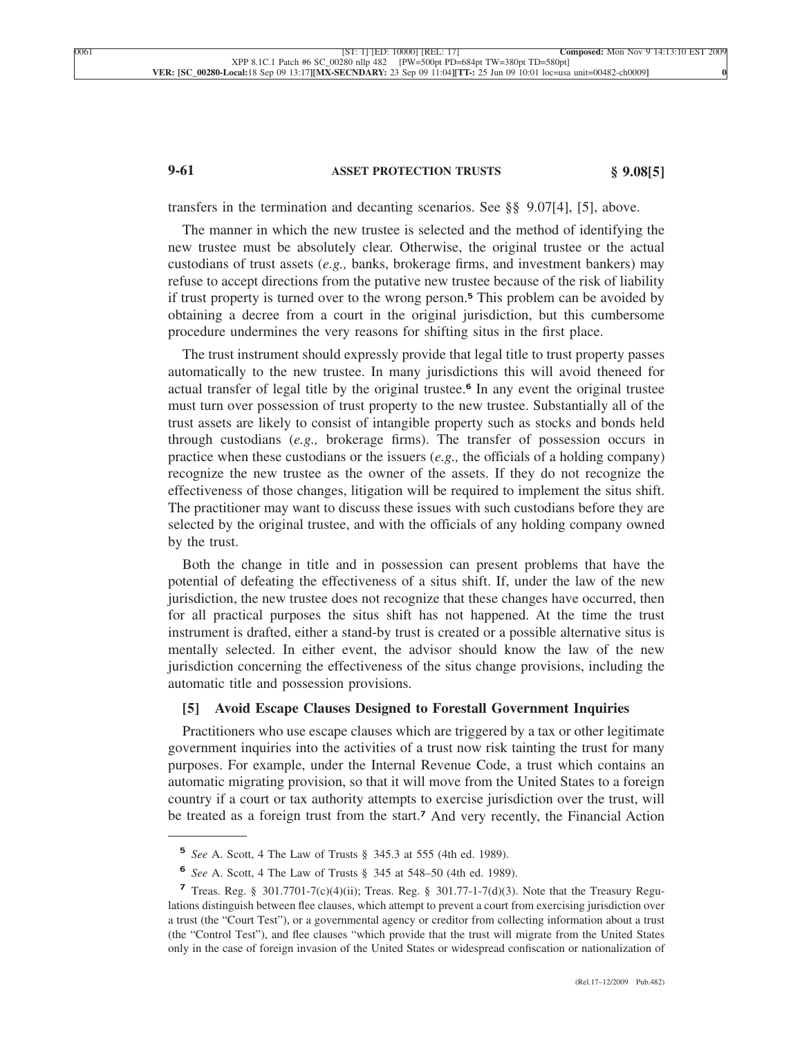transfers in the termination and decanting scenarios. See §§ 9.07[4], [5], above.

The manner in which the new trustee is selected and the method of identifying the new trustee must be absolutely clear. Otherwise, the original trustee or the actual custodians of trust assets (*e.g.,* banks, brokerage firms, and investment bankers) may refuse to accept directions from the putative new trustee because of the risk of liability if trust property is turned over to the wrong person.[5] This problem can be avoided by obtaining a decree from a court in the original jurisdiction, but this cumbersome procedure undermines the very reasons for shifting situs in the first place.

The trust instrument should expressly provide that legal title to trust property passes automatically to the new trustee. In many jurisdictions this will avoid theneed for actual transfer of legal title by the original trustee.[6] In any event the original trustee must turn over possession of trust property to the new trustee. Substantially all of the trust assets are likely to consist of intangible property such as stocks and bonds held through custodians (*e.g.,* brokerage firms). The transfer of possession occurs in practice when these custodians or the issuers (*e.g.,* the officials of a holding company) recognize the new trustee as the owner of the assets. If they do not recognize the effectiveness of those changes, litigation will be required to implement the situs shift. The practitioner may want to discuss these issues with such custodians before they are selected by the original trustee, and with the officials of any holding company owned by the trust.

Both the change in title and in possession can present problems that have the potential of defeating the effectiveness of a situs shift. If, under the law of the new jurisdiction, the new trustee does not recognize that these changes have occurred, then for all practical purposes the situs shift has not happened. At the time the trust instrument is drafted, either a stand-by trust is created or a possible alternative situs is mentally selected. In either event, the advisor should know the law of the new jurisdiction concerning the effectiveness of the situs change provisions, including the automatic title and possession provisions.

### [5] Avoid Escape Clauses Designed to Forestall Government Inquiries

Practitioners who use escape clauses which are triggered by a tax or other legitimate government inquiries into the activities of a trust now risk tainting the trust for many purposes. For example, under the Internal Revenue Code, a trust which contains an automatic migrating provision, so that it will move from the United States to a foreign country if a court or tax authority attempts to exercise jurisdiction over the trust, will be treated as a foreign trust from the start.[7] And very recently, the Financial Action

---

[5] *See* A. Scott, 4 The Law of Trusts § 345.3 at 555 (4th ed. 1989).

[6] *See* A. Scott, 4 The Law of Trusts § 345 at 548–50 (4th ed. 1989).

[7] Treas. Reg. § 301.7701-7(c)(4)(ii); Treas. Reg. § 301.77-1-7(d)(3). Note that the Treasury Regulations distinguish between flee clauses, which attempt to prevent a court from exercising jurisdiction over a trust (the "Court Test"), or a governmental agency or creditor from collecting information about a trust (the "Control Test"), and flee clauses "which provide that the trust will migrate from the United States only in the case of foreign invasion of the United States or widespread confiscation or nationalization of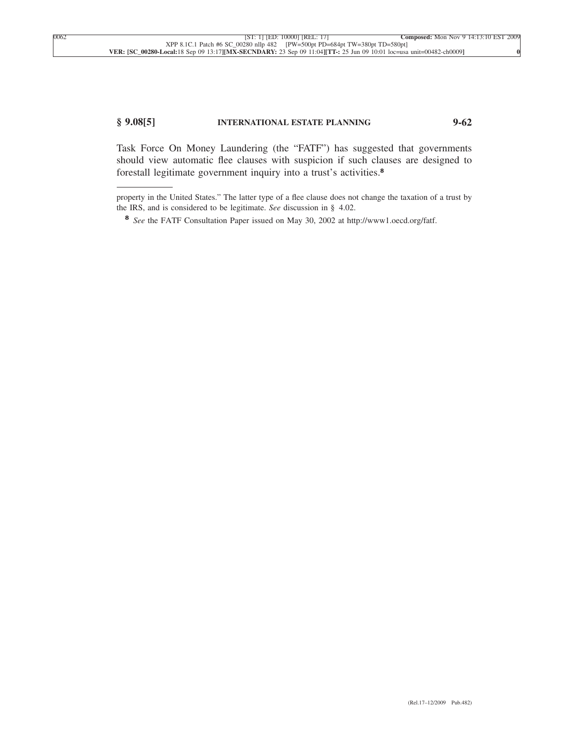Task Force On Money Laundering (the "FATF") has suggested that governments should view automatic flee clauses with suspicion if such clauses are designed to forestall legitimate government inquiry into a trust's activities.[8]

---

property in the United States." The latter type of a flee clause does not change the taxation of a trust by the IRS, and is considered to be legitimate. *See* discussion in § 4.02.

[8] *See* the FATF Consultation Paper issued on May 30, 2002 at http://www1.oecd.org/fatf.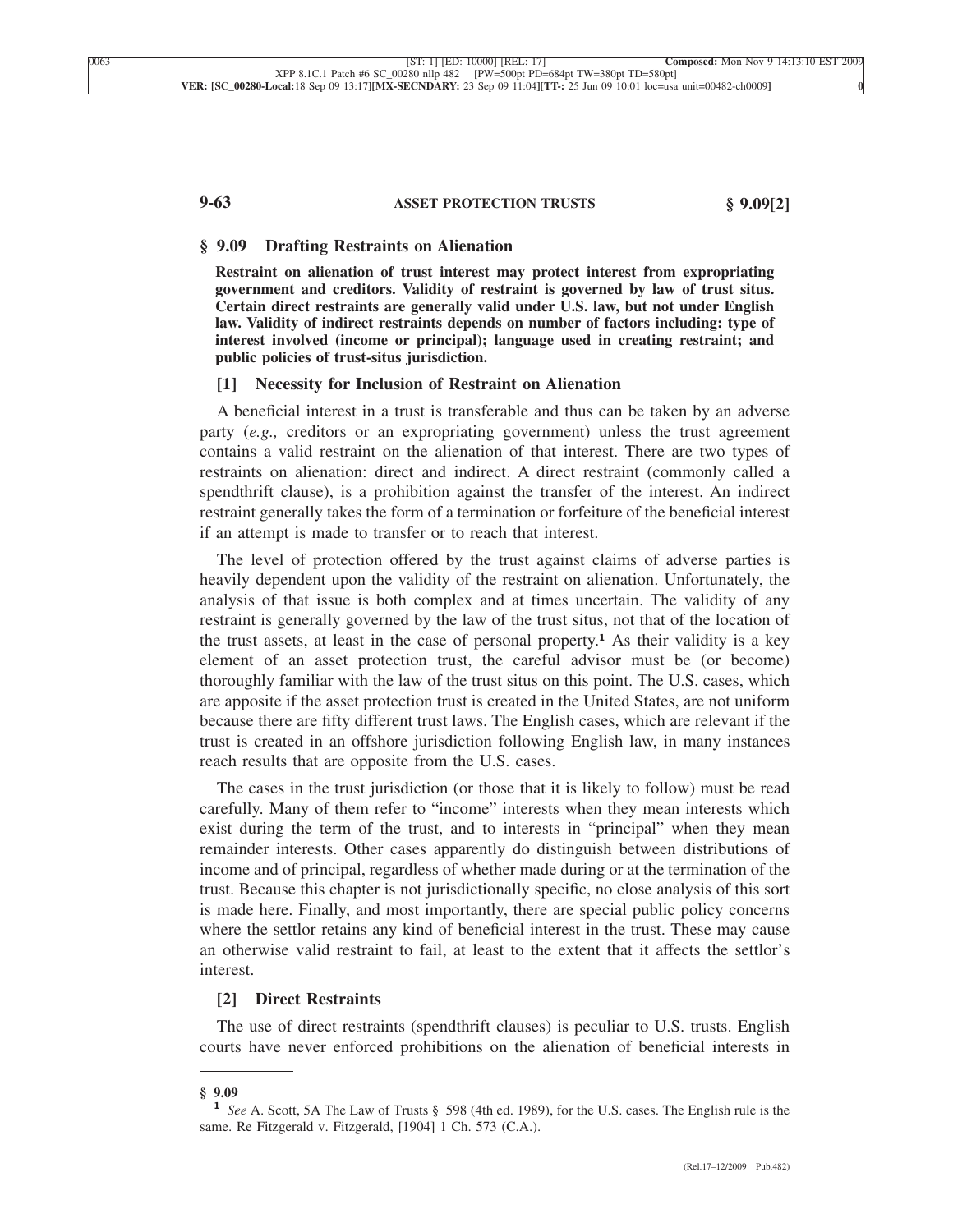## § 9.09 Drafting Restraints on Alienation

**Restraint on alienation of trust interest may protect interest from expropriating government and creditors. Validity of restraint is governed by law of trust situs. Certain direct restraints are generally valid under U.S. law, but not under English law. Validity of indirect restraints depends on number of factors including: type of interest involved (income or principal); language used in creating restraint; and public policies of trust-situs jurisdiction.**

### [1] Necessity for Inclusion of Restraint on Alienation

A beneficial interest in a trust is transferable and thus can be taken by an adverse party (*e.g.,* creditors or an expropriating government) unless the trust agreement contains a valid restraint on the alienation of that interest. There are two types of restraints on alienation: direct and indirect. A direct restraint (commonly called a spendthrift clause), is a prohibition against the transfer of the interest. An indirect restraint generally takes the form of a termination or forfeiture of the beneficial interest if an attempt is made to transfer or to reach that interest.

The level of protection offered by the trust against claims of adverse parties is heavily dependent upon the validity of the restraint on alienation. Unfortunately, the analysis of that issue is both complex and at times uncertain. The validity of any restraint is generally governed by the law of the trust situs, not that of the location of the trust assets, at least in the case of personal property.[1] As their validity is a key element of an asset protection trust, the careful advisor must be (or become) thoroughly familiar with the law of the trust situs on this point. The U.S. cases, which are apposite if the asset protection trust is created in the United States, are not uniform because there are fifty different trust laws. The English cases, which are relevant if the trust is created in an offshore jurisdiction following English law, in many instances reach results that are opposite from the U.S. cases.

The cases in the trust jurisdiction (or those that it is likely to follow) must be read carefully. Many of them refer to "income" interests when they mean interests which exist during the term of the trust, and to interests in "principal" when they mean remainder interests. Other cases apparently do distinguish between distributions of income and of principal, regardless of whether made during or at the termination of the trust. Because this chapter is not jurisdictionally specific, no close analysis of this sort is made here. Finally, and most importantly, there are special public policy concerns where the settlor retains any kind of beneficial interest in the trust. These may cause an otherwise valid restraint to fail, at least to the extent that it affects the settlor's interest.

### [2] Direct Restraints

The use of direct restraints (spendthrift clauses) is peculiar to U.S. trusts. English courts have never enforced prohibitions on the alienation of beneficial interests in

---

**§ 9.09**

[1] *See* A. Scott, 5A The Law of Trusts § 598 (4th ed. 1989), for the U.S. cases. The English rule is the same. Re Fitzgerald v. Fitzgerald, [1904] 1 Ch. 573 (C.A.).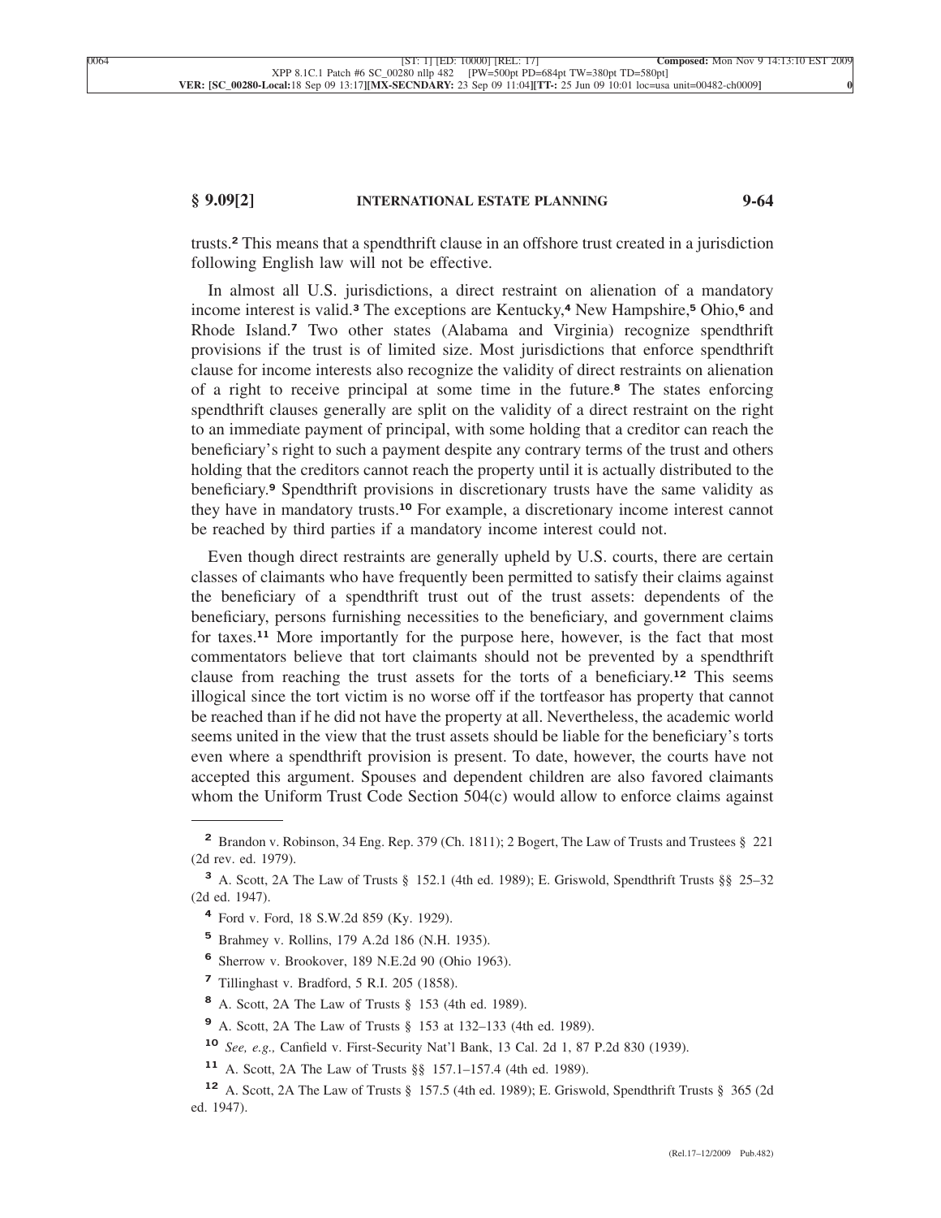trusts.[2] This means that a spendthrift clause in an offshore trust created in a jurisdiction following English law will not be effective.

In almost all U.S. jurisdictions, a direct restraint on alienation of a mandatory income interest is valid.[3] The exceptions are Kentucky,[4] New Hampshire,[5] Ohio,[6] and Rhode Island.[7] Two other states (Alabama and Virginia) recognize spendthrift provisions if the trust is of limited size. Most jurisdictions that enforce spendthrift clause for income interests also recognize the validity of direct restraints on alienation of a right to receive principal at some time in the future.[8] The states enforcing spendthrift clauses generally are split on the validity of a direct restraint on the right to an immediate payment of principal, with some holding that a creditor can reach the beneficiary's right to such a payment despite any contrary terms of the trust and others holding that the creditors cannot reach the property until it is actually distributed to the beneficiary.[9] Spendthrift provisions in discretionary trusts have the same validity as they have in mandatory trusts.[10] For example, a discretionary income interest cannot be reached by third parties if a mandatory income interest could not.

Even though direct restraints are generally upheld by U.S. courts, there are certain classes of claimants who have frequently been permitted to satisfy their claims against the beneficiary of a spendthrift trust out of the trust assets: dependents of the beneficiary, persons furnishing necessities to the beneficiary, and government claims for taxes.[11] More importantly for the purpose here, however, is the fact that most commentators believe that tort claimants should not be prevented by a spendthrift clause from reaching the trust assets for the torts of a beneficiary.[12] This seems illogical since the tort victim is no worse off if the tortfeasor has property that cannot be reached than if he did not have the property at all. Nevertheless, the academic world seems united in the view that the trust assets should be liable for the beneficiary's torts even where a spendthrift provision is present. To date, however, the courts have not accepted this argument. Spouses and dependent children are also favored claimants whom the Uniform Trust Code Section 504(c) would allow to enforce claims against

---

[2] Brandon v. Robinson, 34 Eng. Rep. 379 (Ch. 1811); 2 Bogert, The Law of Trusts and Trustees § 221 (2d rev. ed. 1979).

[3] A. Scott, 2A The Law of Trusts § 152.1 (4th ed. 1989); E. Griswold, Spendthrift Trusts §§ 25–32 (2d ed. 1947).

[4] Ford v. Ford, 18 S.W.2d 859 (Ky. 1929).

[5] Brahmey v. Rollins, 179 A.2d 186 (N.H. 1935).

[6] Sherrow v. Brookover, 189 N.E.2d 90 (Ohio 1963).

[7] Tillinghast v. Bradford, 5 R.I. 205 (1858).

[8] A. Scott, 2A The Law of Trusts § 153 (4th ed. 1989).

[9] A. Scott, 2A The Law of Trusts § 153 at 132–133 (4th ed. 1989).

[10] *See, e.g.,* Canfield v. First-Security Nat'l Bank, 13 Cal. 2d 1, 87 P.2d 830 (1939).

[11] A. Scott, 2A The Law of Trusts §§ 157.1–157.4 (4th ed. 1989).

[12] A. Scott, 2A The Law of Trusts § 157.5 (4th ed. 1989); E. Griswold, Spendthrift Trusts § 365 (2d ed. 1947).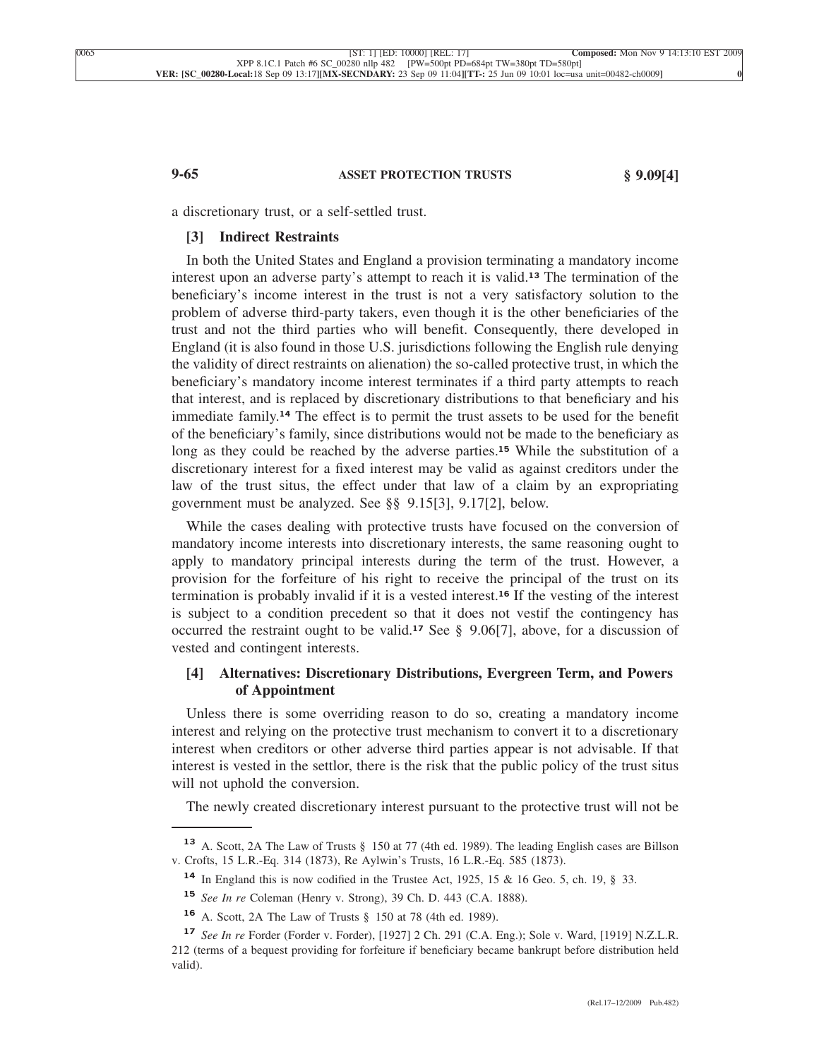a discretionary trust, or a self-settled trust.

### [3] Indirect Restraints

In both the United States and England a provision terminating a mandatory income interest upon an adverse party's attempt to reach it is valid.[13] The termination of the beneficiary's income interest in the trust is not a very satisfactory solution to the problem of adverse third-party takers, even though it is the other beneficiaries of the trust and not the third parties who will benefit. Consequently, there developed in England (it is also found in those U.S. jurisdictions following the English rule denying the validity of direct restraints on alienation) the so-called protective trust, in which the beneficiary's mandatory income interest terminates if a third party attempts to reach that interest, and is replaced by discretionary distributions to that beneficiary and his immediate family.[14] The effect is to permit the trust assets to be used for the benefit of the beneficiary's family, since distributions would not be made to the beneficiary as long as they could be reached by the adverse parties.[15] While the substitution of a discretionary interest for a fixed interest may be valid as against creditors under the law of the trust situs, the effect under that law of a claim by an expropriating government must be analyzed. See §§ 9.15[3], 9.17[2], below.

While the cases dealing with protective trusts have focused on the conversion of mandatory income interests into discretionary interests, the same reasoning ought to apply to mandatory principal interests during the term of the trust. However, a provision for the forfeiture of his right to receive the principal of the trust on its termination is probably invalid if it is a vested interest.[16] If the vesting of the interest is subject to a condition precedent so that it does not vestif the contingency has occurred the restraint ought to be valid.[17] See § 9.06[7], above, for a discussion of vested and contingent interests.

### [4] Alternatives: Discretionary Distributions, Evergreen Term, and Powers of Appointment

Unless there is some overriding reason to do so, creating a mandatory income interest and relying on the protective trust mechanism to convert it to a discretionary interest when creditors or other adverse third parties appear is not advisable. If that interest is vested in the settlor, there is the risk that the public policy of the trust situs will not uphold the conversion.

The newly created discretionary interest pursuant to the protective trust will not be

---

[13] A. Scott, 2A The Law of Trusts § 150 at 77 (4th ed. 1989). The leading English cases are Billson v. Crofts, 15 L.R.-Eq. 314 (1873), Re Aylwin's Trusts, 16 L.R.-Eq. 585 (1873).

[14] In England this is now codified in the Trustee Act, 1925, 15 & 16 Geo. 5, ch. 19, § 33.

[15] *See In re* Coleman (Henry v. Strong), 39 Ch. D. 443 (C.A. 1888).

[16] A. Scott, 2A The Law of Trusts § 150 at 78 (4th ed. 1989).

[17] *See In re* Forder (Forder v. Forder), [1927] 2 Ch. 291 (C.A. Eng.); Sole v. Ward, [1919] N.Z.L.R. 212 (terms of a bequest providing for forfeiture if beneficiary became bankrupt before distribution held valid).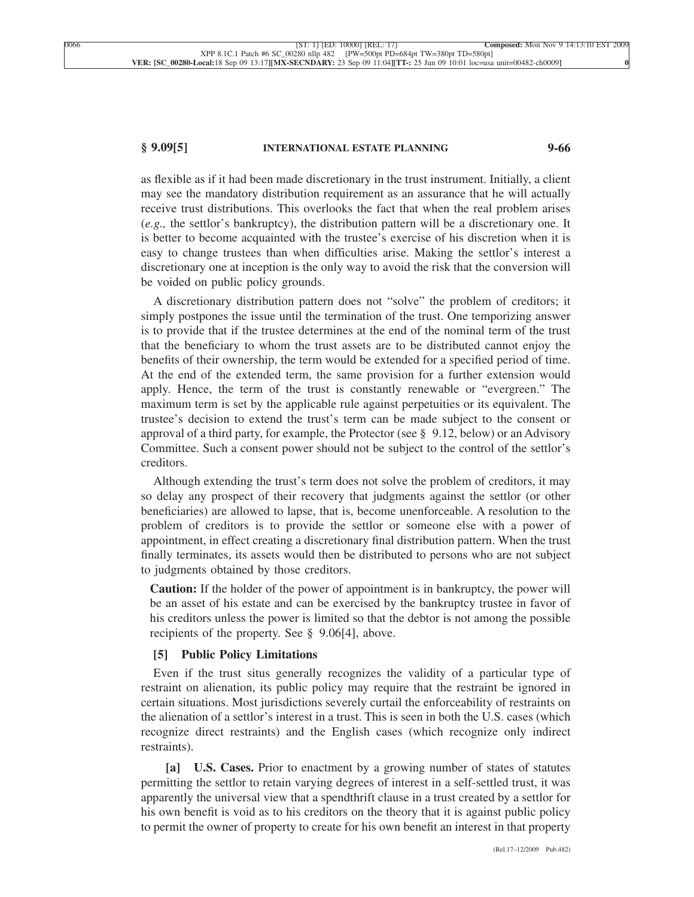as flexible as if it had been made discretionary in the trust instrument. Initially, a client may see the mandatory distribution requirement as an assurance that he will actually receive trust distributions. This overlooks the fact that when the real problem arises (*e.g.,* the settlor's bankruptcy), the distribution pattern will be a discretionary one. It is better to become acquainted with the trustee's exercise of his discretion when it is easy to change trustees than when difficulties arise. Making the settlor's interest a discretionary one at inception is the only way to avoid the risk that the conversion will be voided on public policy grounds.

A discretionary distribution pattern does not "solve" the problem of creditors; it simply postpones the issue until the termination of the trust. One temporizing answer is to provide that if the trustee determines at the end of the nominal term of the trust that the beneficiary to whom the trust assets are to be distributed cannot enjoy the benefits of their ownership, the term would be extended for a specified period of time. At the end of the extended term, the same provision for a further extension would apply. Hence, the term of the trust is constantly renewable or "evergreen." The maximum term is set by the applicable rule against perpetuities or its equivalent. The trustee's decision to extend the trust's term can be made subject to the consent or approval of a third party, for example, the Protector (see § 9.12, below) or an Advisory Committee. Such a consent power should not be subject to the control of the settlor's creditors.

Although extending the trust's term does not solve the problem of creditors, it may so delay any prospect of their recovery that judgments against the settlor (or other beneficiaries) are allowed to lapse, that is, become unenforceable. A resolution to the problem of creditors is to provide the settlor or someone else with a power of appointment, in effect creating a discretionary final distribution pattern. When the trust finally terminates, its assets would then be distributed to persons who are not subject to judgments obtained by those creditors.

**Caution:** If the holder of the power of appointment is in bankruptcy, the power will be an asset of his estate and can be exercised by the bankruptcy trustee in favor of his creditors unless the power is limited so that the debtor is not among the possible recipients of the property. See § 9.06[4], above.

### [5] Public Policy Limitations

Even if the trust situs generally recognizes the validity of a particular type of restraint on alienation, its public policy may require that the restraint be ignored in certain situations. Most jurisdictions severely curtail the enforceability of restraints on the alienation of a settlor's interest in a trust. This is seen in both the U.S. cases (which recognize direct restraints) and the English cases (which recognize only indirect restraints).

**[a] U.S. Cases.** Prior to enactment by a growing number of states of statutes permitting the settlor to retain varying degrees of interest in a self-settled trust, it was apparently the universal view that a spendthrift clause in a trust created by a settlor for his own benefit is void as to his creditors on the theory that it is against public policy to permit the owner of property to create for his own benefit an interest in that property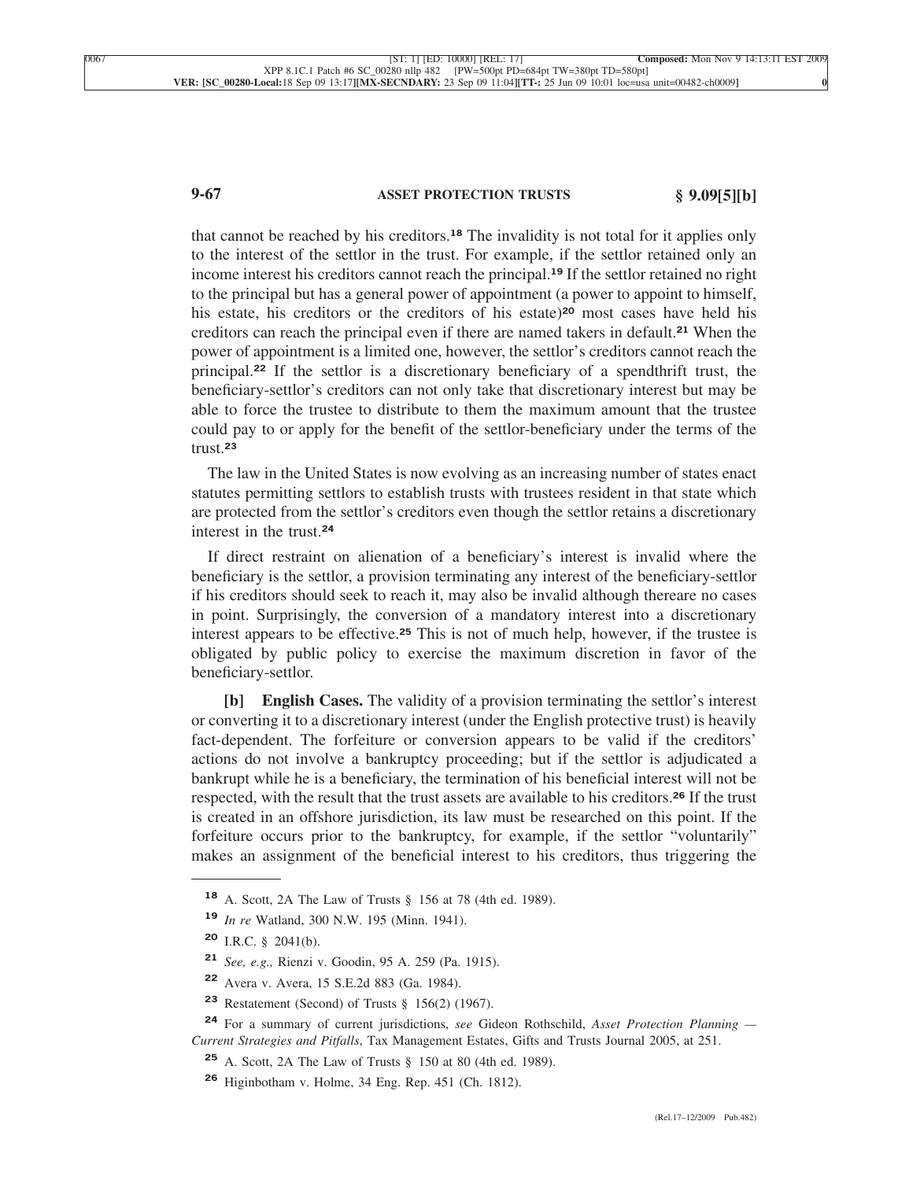that cannot be reached by his creditors.[18] The invalidity is not total for it applies only to the interest of the settlor in the trust. For example, if the settlor retained only an income interest his creditors cannot reach the principal.[19] If the settlor retained no right to the principal but has a general power of appointment (a power to appoint to himself, his estate, his creditors or the creditors of his estate)[20] most cases have held his creditors can reach the principal even if there are named takers in default.[21] When the power of appointment is a limited one, however, the settlor's creditors cannot reach the principal.[22] If the settlor is a discretionary beneficiary of a spendthrift trust, the beneficiary-settlor's creditors can not only take that discretionary interest but may be able to force the trustee to distribute to them the maximum amount that the trustee could pay to or apply for the benefit of the settlor-beneficiary under the terms of the trust.[23]

The law in the United States is now evolving as an increasing number of states enact statutes permitting settlors to establish trusts with trustees resident in that state which are protected from the settlor's creditors even though the settlor retains a discretionary interest in the trust.[24]

If direct restraint on alienation of a beneficiary's interest is invalid where the beneficiary is the settlor, a provision terminating any interest of the beneficiary-settlor if his creditors should seek to reach it, may also be invalid although thereare no cases in point. Surprisingly, the conversion of a mandatory interest into a discretionary interest appears to be effective.[25] This is not of much help, however, if the trustee is obligated by public policy to exercise the maximum discretion in favor of the beneficiary-settlor.

**[b] English Cases.** The validity of a provision terminating the settlor's interest or converting it to a discretionary interest (under the English protective trust) is heavily fact-dependent. The forfeiture or conversion appears to be valid if the creditors' actions do not involve a bankruptcy proceeding; but if the settlor is adjudicated a bankrupt while he is a beneficiary, the termination of his beneficial interest will not be respected, with the result that the trust assets are available to his creditors.[26] If the trust is created in an offshore jurisdiction, its law must be researched on this point. If the forfeiture occurs prior to the bankruptcy, for example, if the settlor "voluntarily" makes an assignment of the beneficial interest to his creditors, thus triggering the

---

[18] A. Scott, 2A The Law of Trusts § 156 at 78 (4th ed. 1989).

[19] *In re* Watland, 300 N.W. 195 (Minn. 1941).

[20] I.R.C. § 2041(b).

[21] *See, e.g.,* Rienzi v. Goodin, 95 A. 259 (Pa. 1915).

[22] Avera v. Avera, 15 S.E.2d 883 (Ga. 1984).

[23] Restatement (Second) of Trusts § 156(2) (1967).

[24] For a summary of current jurisdictions, *see* Gideon Rothschild, *Asset Protection Planning — Current Strategies and Pitfalls*, Tax Management Estates, Gifts and Trusts Journal 2005, at 251.

[25] A. Scott, 2A The Law of Trusts § 150 at 80 (4th ed. 1989).

[26] Higinbotham v. Holme, 34 Eng. Rep. 451 (Ch. 1812).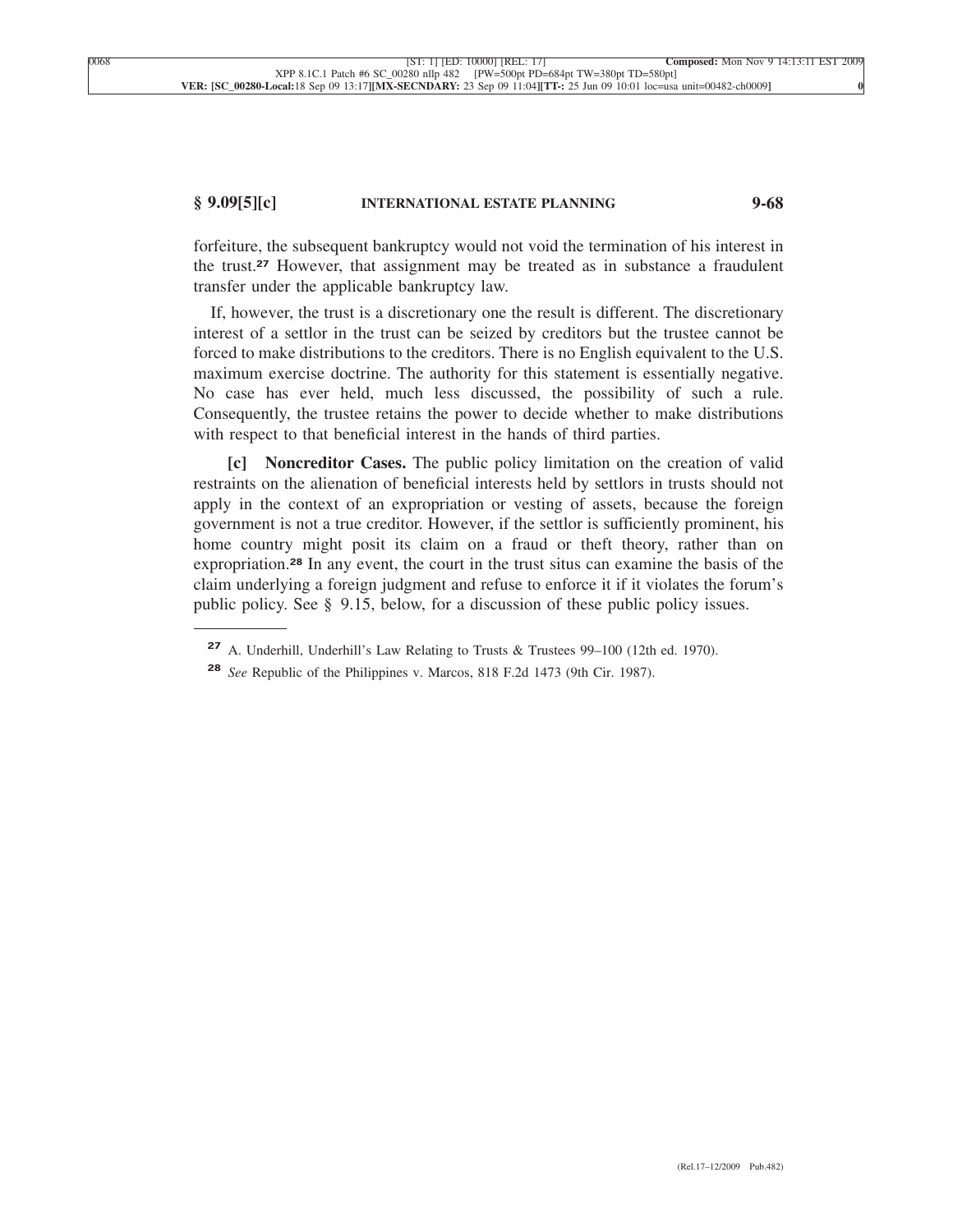forfeiture, the subsequent bankruptcy would not void the termination of his interest in the trust.[27] However, that assignment may be treated as in substance a fraudulent transfer under the applicable bankruptcy law.

If, however, the trust is a discretionary one the result is different. The discretionary interest of a settlor in the trust can be seized by creditors but the trustee cannot be forced to make distributions to the creditors. There is no English equivalent to the U.S. maximum exercise doctrine. The authority for this statement is essentially negative. No case has ever held, much less discussed, the possibility of such a rule. Consequently, the trustee retains the power to decide whether to make distributions with respect to that beneficial interest in the hands of third parties.

**[c] Noncreditor Cases.** The public policy limitation on the creation of valid restraints on the alienation of beneficial interests held by settlors in trusts should not apply in the context of an expropriation or vesting of assets, because the foreign government is not a true creditor. However, if the settlor is sufficiently prominent, his home country might posit its claim on a fraud or theft theory, rather than on expropriation.[28] In any event, the court in the trust situs can examine the basis of the claim underlying a foreign judgment and refuse to enforce it if it violates the forum's public policy. See § 9.15, below, for a discussion of these public policy issues.

---

[27] A. Underhill, Underhill's Law Relating to Trusts & Trustees 99–100 (12th ed. 1970).

[28] *See* Republic of the Philippines v. Marcos, 818 F.2d 1473 (9th Cir. 1987).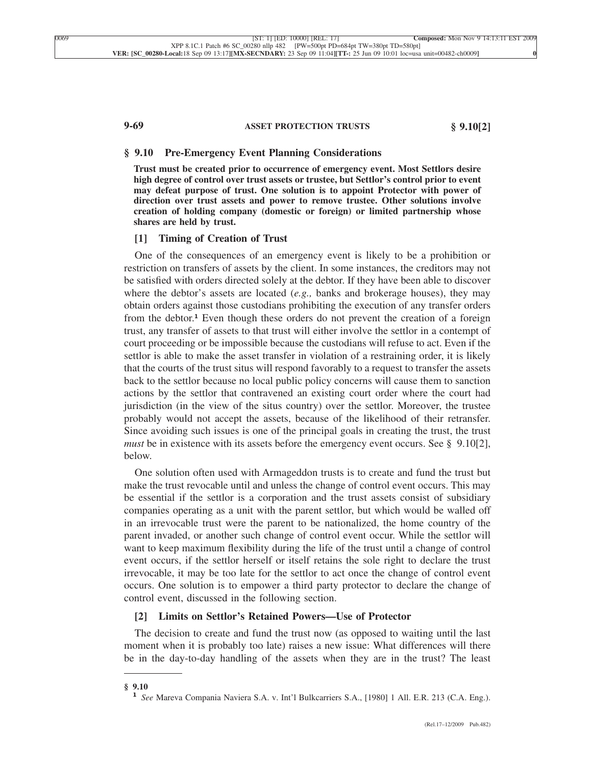## § 9.10 Pre-Emergency Event Planning Considerations

**Trust must be created prior to occurrence of emergency event. Most Settlors desire high degree of control over trust assets or trustee, but Settlor's control prior to event may defeat purpose of trust. One solution is to appoint Protector with power of direction over trust assets and power to remove trustee. Other solutions involve creation of holding company (domestic or foreign) or limited partnership whose shares are held by trust.**

### [1] Timing of Creation of Trust

One of the consequences of an emergency event is likely to be a prohibition or restriction on transfers of assets by the client. In some instances, the creditors may not be satisfied with orders directed solely at the debtor. If they have been able to discover where the debtor's assets are located (*e.g.,* banks and brokerage houses), they may obtain orders against those custodians prohibiting the execution of any transfer orders from the debtor.[1] Even though these orders do not prevent the creation of a foreign trust, any transfer of assets to that trust will either involve the settlor in a contempt of court proceeding or be impossible because the custodians will refuse to act. Even if the settlor is able to make the asset transfer in violation of a restraining order, it is likely that the courts of the trust situs will respond favorably to a request to transfer the assets back to the settlor because no local public policy concerns will cause them to sanction actions by the settlor that contravened an existing court order where the court had jurisdiction (in the view of the situs country) over the settlor. Moreover, the trustee probably would not accept the assets, because of the likelihood of their retransfer. Since avoiding such issues is one of the principal goals in creating the trust, the trust *must* be in existence with its assets before the emergency event occurs. See § 9.10[2], below.

One solution often used with Armageddon trusts is to create and fund the trust but make the trust revocable until and unless the change of control event occurs. This may be essential if the settlor is a corporation and the trust assets consist of subsidiary companies operating as a unit with the parent settlor, but which would be walled off in an irrevocable trust were the parent to be nationalized, the home country of the parent invaded, or another such change of control event occur. While the settlor will want to keep maximum flexibility during the life of the trust until a change of control event occurs, if the settlor herself or itself retains the sole right to declare the trust irrevocable, it may be too late for the settlor to act once the change of control event occurs. One solution is to empower a third party protector to declare the change of control event, discussed in the following section.

### [2] Limits on Settlor's Retained Powers—Use of Protector

The decision to create and fund the trust now (as opposed to waiting until the last moment when it is probably too late) raises a new issue: What differences will there be in the day-to-day handling of the assets when they are in the trust? The least

---

**§ 9.10**

[1] *See* Mareva Compania Naviera S.A. v. Int'l Bulkcarriers S.A., [1980] 1 All. E.R. 213 (C.A. Eng.).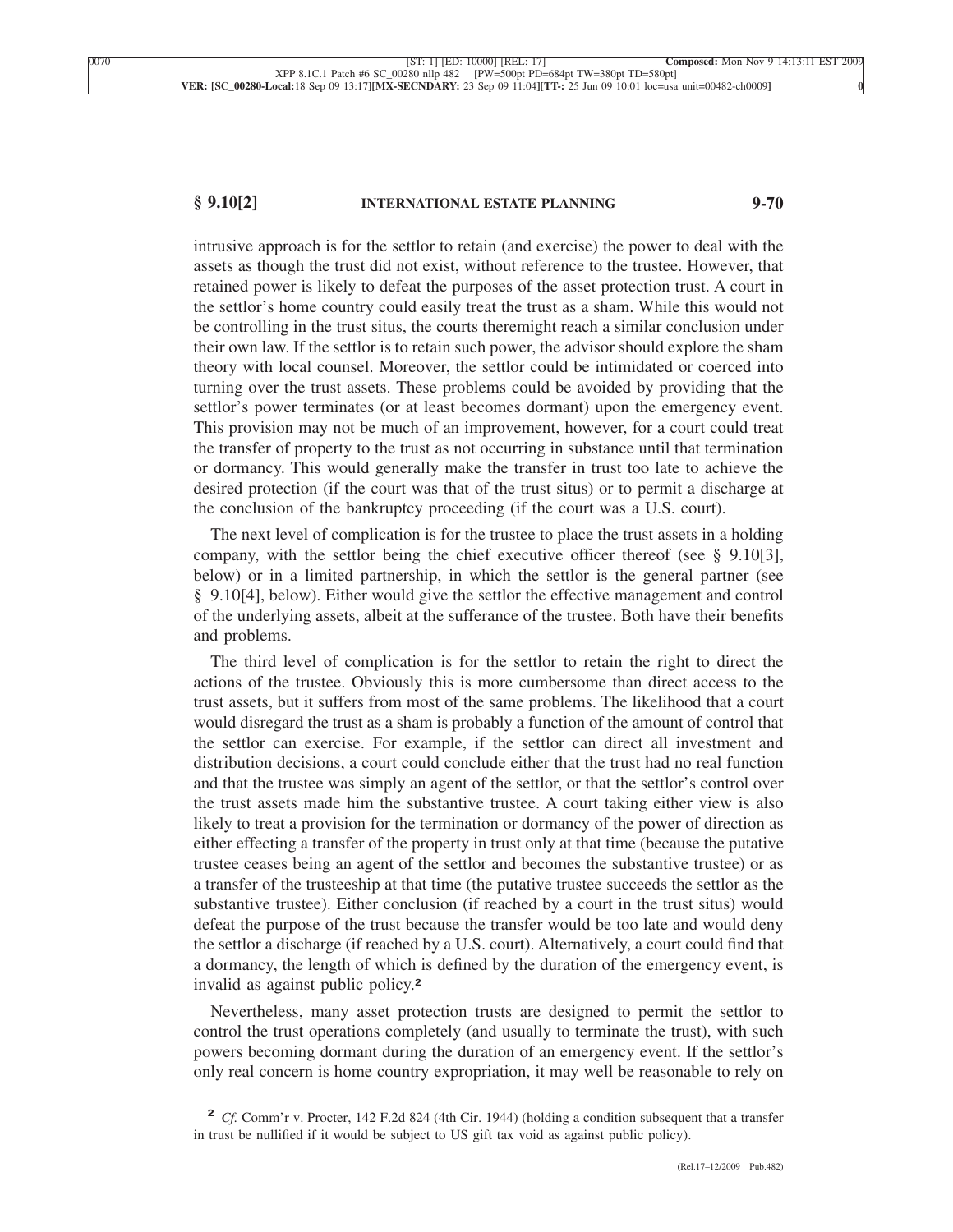intrusive approach is for the settlor to retain (and exercise) the power to deal with the assets as though the trust did not exist, without reference to the trustee. However, that retained power is likely to defeat the purposes of the asset protection trust. A court in the settlor's home country could easily treat the trust as a sham. While this would not be controlling in the trust situs, the courts theremight reach a similar conclusion under their own law. If the settlor is to retain such power, the advisor should explore the sham theory with local counsel. Moreover, the settlor could be intimidated or coerced into turning over the trust assets. These problems could be avoided by providing that the settlor's power terminates (or at least becomes dormant) upon the emergency event. This provision may not be much of an improvement, however, for a court could treat the transfer of property to the trust as not occurring in substance until that termination or dormancy. This would generally make the transfer in trust too late to achieve the desired protection (if the court was that of the trust situs) or to permit a discharge at the conclusion of the bankruptcy proceeding (if the court was a U.S. court).

The next level of complication is for the trustee to place the trust assets in a holding company, with the settlor being the chief executive officer thereof (see § 9.10[3], below) or in a limited partnership, in which the settlor is the general partner (see § 9.10[4], below). Either would give the settlor the effective management and control of the underlying assets, albeit at the sufferance of the trustee. Both have their benefits and problems.

The third level of complication is for the settlor to retain the right to direct the actions of the trustee. Obviously this is more cumbersome than direct access to the trust assets, but it suffers from most of the same problems. The likelihood that a court would disregard the trust as a sham is probably a function of the amount of control that the settlor can exercise. For example, if the settlor can direct all investment and distribution decisions, a court could conclude either that the trust had no real function and that the trustee was simply an agent of the settlor, or that the settlor's control over the trust assets made him the substantive trustee. A court taking either view is also likely to treat a provision for the termination or dormancy of the power of direction as either effecting a transfer of the property in trust only at that time (because the putative trustee ceases being an agent of the settlor and becomes the substantive trustee) or as a transfer of the trusteeship at that time (the putative trustee succeeds the settlor as the substantive trustee). Either conclusion (if reached by a court in the trust situs) would defeat the purpose of the trust because the transfer would be too late and would deny the settlor a discharge (if reached by a U.S. court). Alternatively, a court could find that a dormancy, the length of which is defined by the duration of the emergency event, is invalid as against public policy.[2]

Nevertheless, many asset protection trusts are designed to permit the settlor to control the trust operations completely (and usually to terminate the trust), with such powers becoming dormant during the duration of an emergency event. If the settlor's only real concern is home country expropriation, it may well be reasonable to rely on

---

[2] *Cf.* Comm'r v. Procter, 142 F.2d 824 (4th Cir. 1944) (holding a condition subsequent that a transfer in trust be nullified if it would be subject to US gift tax void as against public policy).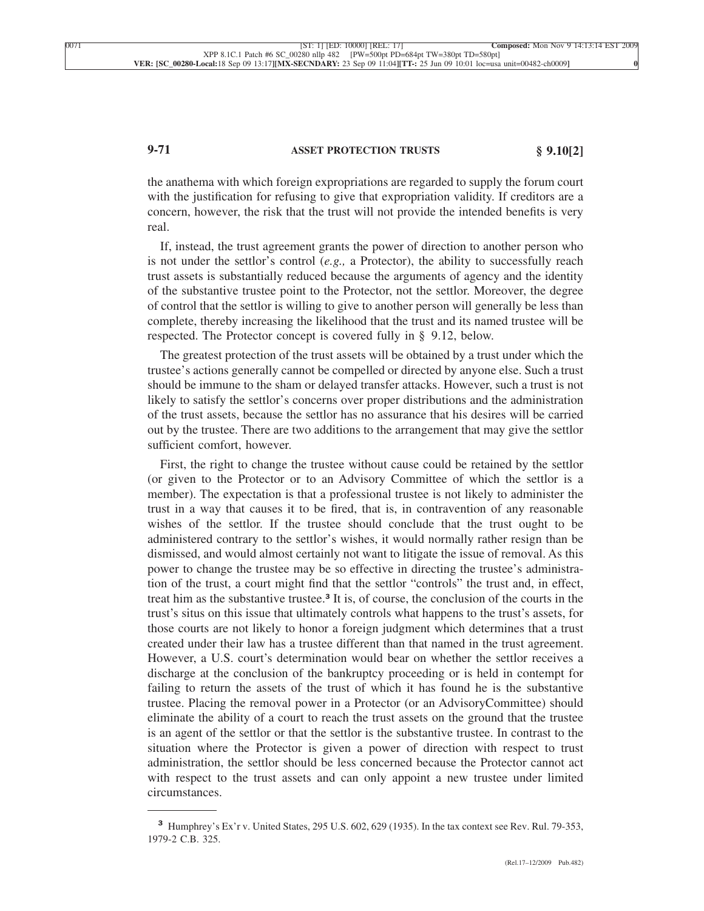the anathema with which foreign expropriations are regarded to supply the forum court with the justification for refusing to give that expropriation validity. If creditors are a concern, however, the risk that the trust will not provide the intended benefits is very real.

If, instead, the trust agreement grants the power of direction to another person who is not under the settlor's control (*e.g.,* a Protector), the ability to successfully reach trust assets is substantially reduced because the arguments of agency and the identity of the substantive trustee point to the Protector, not the settlor. Moreover, the degree of control that the settlor is willing to give to another person will generally be less than complete, thereby increasing the likelihood that the trust and its named trustee will be respected. The Protector concept is covered fully in § 9.12, below.

The greatest protection of the trust assets will be obtained by a trust under which the trustee's actions generally cannot be compelled or directed by anyone else. Such a trust should be immune to the sham or delayed transfer attacks. However, such a trust is not likely to satisfy the settlor's concerns over proper distributions and the administration of the trust assets, because the settlor has no assurance that his desires will be carried out by the trustee. There are two additions to the arrangement that may give the settlor sufficient comfort, however.

First, the right to change the trustee without cause could be retained by the settlor (or given to the Protector or to an Advisory Committee of which the settlor is a member). The expectation is that a professional trustee is not likely to administer the trust in a way that causes it to be fired, that is, in contravention of any reasonable wishes of the settlor. If the trustee should conclude that the trust ought to be administered contrary to the settlor's wishes, it would normally rather resign than be dismissed, and would almost certainly not want to litigate the issue of removal. As this power to change the trustee may be so effective in directing the trustee's administration of the trust, a court might find that the settlor "controls" the trust and, in effect, treat him as the substantive trustee.[3] It is, of course, the conclusion of the courts in the trust's situs on this issue that ultimately controls what happens to the trust's assets, for those courts are not likely to honor a foreign judgment which determines that a trust created under their law has a trustee different than that named in the trust agreement. However, a U.S. court's determination would bear on whether the settlor receives a discharge at the conclusion of the bankruptcy proceeding or is held in contempt for failing to return the assets of the trust of which it has found he is the substantive trustee. Placing the removal power in a Protector (or an AdvisoryCommittee) should eliminate the ability of a court to reach the trust assets on the ground that the trustee is an agent of the settlor or that the settlor is the substantive trustee. In contrast to the situation where the Protector is given a power of direction with respect to trust administration, the settlor should be less concerned because the Protector cannot act with respect to the trust assets and can only appoint a new trustee under limited circumstances.

---

[3] Humphrey's Ex'r v. United States, 295 U.S. 602, 629 (1935). In the tax context see Rev. Rul. 79-353, 1979-2 C.B. 325.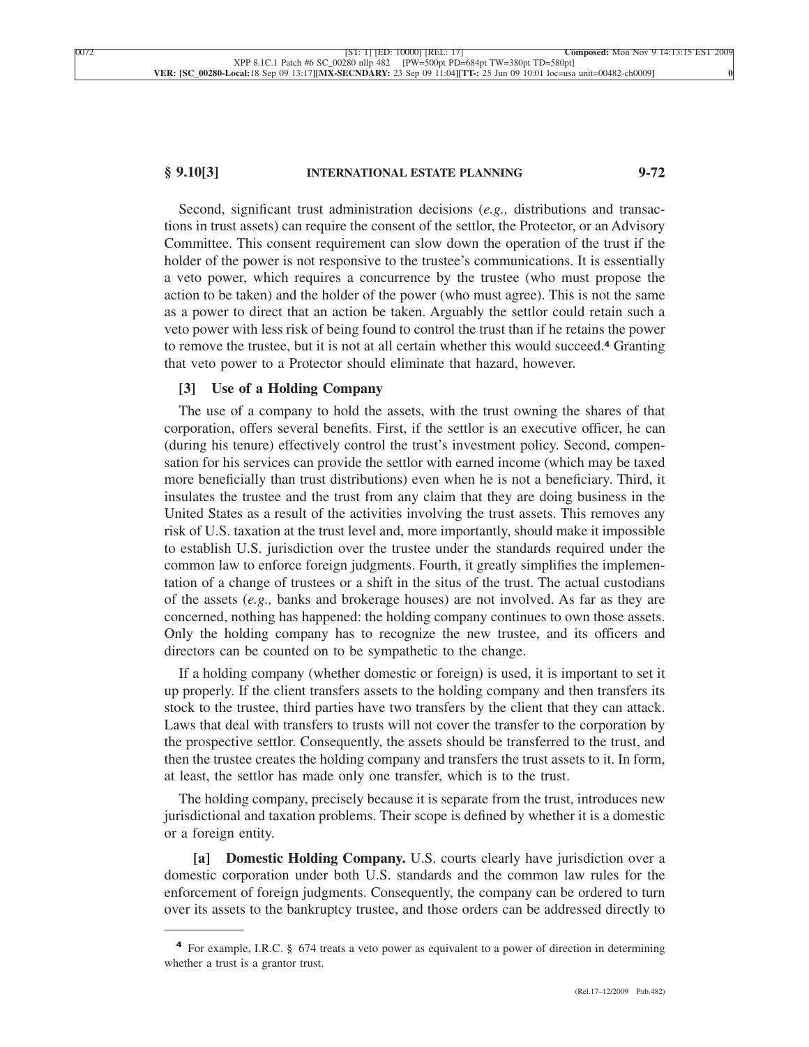Second, significant trust administration decisions (*e.g.,* distributions and transactions in trust assets) can require the consent of the settlor, the Protector, or an Advisory Committee. This consent requirement can slow down the operation of the trust if the holder of the power is not responsive to the trustee's communications. It is essentially a veto power, which requires a concurrence by the trustee (who must propose the action to be taken) and the holder of the power (who must agree). This is not the same as a power to direct that an action be taken. Arguably the settlor could retain such a veto power with less risk of being found to control the trust than if he retains the power to remove the trustee, but it is not at all certain whether this would succeed.[4] Granting that veto power to a Protector should eliminate that hazard, however.

### [3] Use of a Holding Company

The use of a company to hold the assets, with the trust owning the shares of that corporation, offers several benefits. First, if the settlor is an executive officer, he can (during his tenure) effectively control the trust's investment policy. Second, compensation for his services can provide the settlor with earned income (which may be taxed more beneficially than trust distributions) even when he is not a beneficiary. Third, it insulates the trustee and the trust from any claim that they are doing business in the United States as a result of the activities involving the trust assets. This removes any risk of U.S. taxation at the trust level and, more importantly, should make it impossible to establish U.S. jurisdiction over the trustee under the standards required under the common law to enforce foreign judgments. Fourth, it greatly simplifies the implementation of a change of trustees or a shift in the situs of the trust. The actual custodians of the assets (*e.g.,* banks and brokerage houses) are not involved. As far as they are concerned, nothing has happened: the holding company continues to own those assets. Only the holding company has to recognize the new trustee, and its officers and directors can be counted on to be sympathetic to the change.

If a holding company (whether domestic or foreign) is used, it is important to set it up properly. If the client transfers assets to the holding company and then transfers its stock to the trustee, third parties have two transfers by the client that they can attack. Laws that deal with transfers to trusts will not cover the transfer to the corporation by the prospective settlor. Consequently, the assets should be transferred to the trust, and then the trustee creates the holding company and transfers the trust assets to it. In form, at least, the settlor has made only one transfer, which is to the trust.

The holding company, precisely because it is separate from the trust, introduces new jurisdictional and taxation problems. Their scope is defined by whether it is a domestic or a foreign entity.

**[a] Domestic Holding Company.** U.S. courts clearly have jurisdiction over a domestic corporation under both U.S. standards and the common law rules for the enforcement of foreign judgments. Consequently, the company can be ordered to turn over its assets to the bankruptcy trustee, and those orders can be addressed directly to

---

[4] For example, I.R.C. § 674 treats a veto power as equivalent to a power of direction in determining whether a trust is a grantor trust.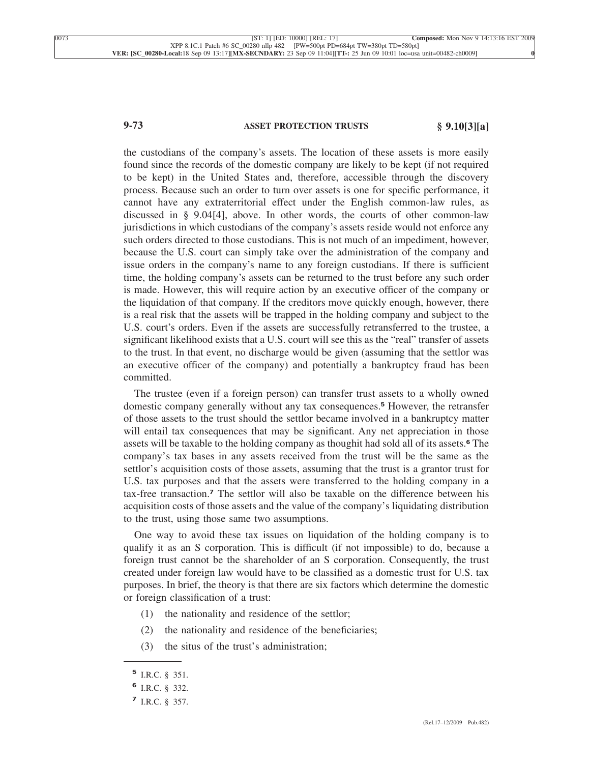the custodians of the company's assets. The location of these assets is more easily found since the records of the domestic company are likely to be kept (if not required to be kept) in the United States and, therefore, accessible through the discovery process. Because such an order to turn over assets is one for specific performance, it cannot have any extraterritorial effect under the English common-law rules, as discussed in § 9.04[4], above. In other words, the courts of other common-law jurisdictions in which custodians of the company's assets reside would not enforce any such orders directed to those custodians. This is not much of an impediment, however, because the U.S. court can simply take over the administration of the company and issue orders in the company's name to any foreign custodians. If there is sufficient time, the holding company's assets can be returned to the trust before any such order is made. However, this will require action by an executive officer of the company or the liquidation of that company. If the creditors move quickly enough, however, there is a real risk that the assets will be trapped in the holding company and subject to the U.S. court's orders. Even if the assets are successfully retransferred to the trustee, a significant likelihood exists that a U.S. court will see this as the "real" transfer of assets to the trust. In that event, no discharge would be given (assuming that the settlor was an executive officer of the company) and potentially a bankruptcy fraud has been committed.

The trustee (even if a foreign person) can transfer trust assets to a wholly owned domestic company generally without any tax consequences.[5] However, the retransfer of those assets to the trust should the settlor became involved in a bankruptcy matter will entail tax consequences that may be significant. Any net appreciation in those assets will be taxable to the holding company as thought had sold all of its assets.[6] The company's tax bases in any assets received from the trust will be the same as the settlor's acquisition costs of those assets, assuming that the trust is a grantor trust for U.S. tax purposes and that the assets were transferred to the holding company in a tax-free transaction.[7] The settlor will also be taxable on the difference between his acquisition costs of those assets and the value of the company's liquidating distribution to the trust, using those same two assumptions.

One way to avoid these tax issues on liquidation of the holding company is to qualify it as an S corporation. This is difficult (if not impossible) to do, because a foreign trust cannot be the shareholder of an S corporation. Consequently, the trust created under foreign law would have to be classified as a domestic trust for U.S. tax purposes. In brief, the theory is that there are six factors which determine the domestic or foreign classification of a trust:

(1) the nationality and residence of the settlor;

(2) the nationality and residence of the beneficiaries;

(3) the situs of the trust's administration;

---

[5] I.R.C. § 351.

[6] I.R.C. § 332.

[7] I.R.C. § 357.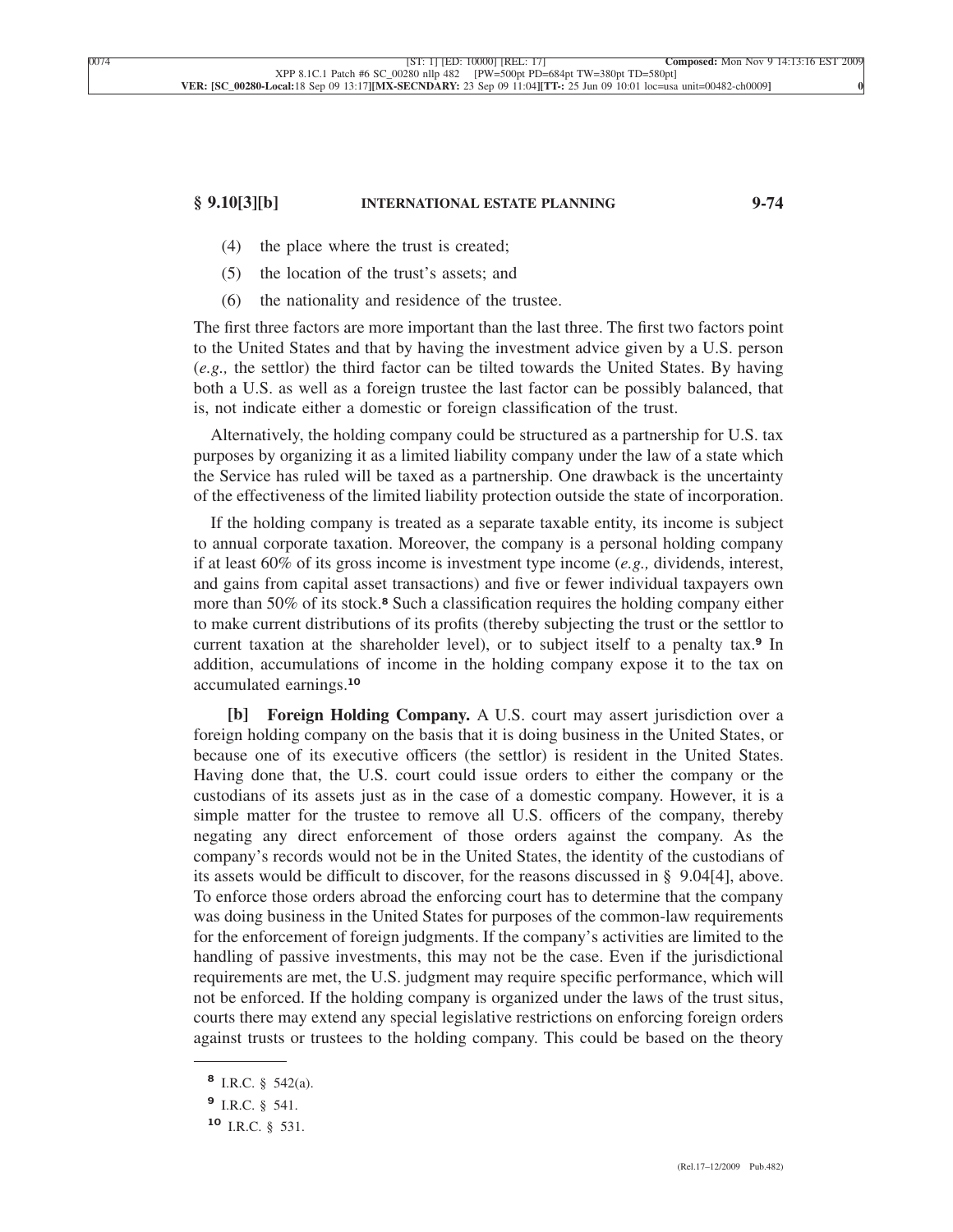(4) the place where the trust is created;

(5) the location of the trust's assets; and

(6) the nationality and residence of the trustee.

The first three factors are more important than the last three. The first two factors point to the United States and that by having the investment advice given by a U.S. person (*e.g.,* the settlor) the third factor can be tilted towards the United States. By having both a U.S. as well as a foreign trustee the last factor can be possibly balanced, that is, not indicate either a domestic or foreign classification of the trust.

Alternatively, the holding company could be structured as a partnership for U.S. tax purposes by organizing it as a limited liability company under the law of a state which the Service has ruled will be taxed as a partnership. One drawback is the uncertainty of the effectiveness of the limited liability protection outside the state of incorporation.

If the holding company is treated as a separate taxable entity, its income is subject to annual corporate taxation. Moreover, the company is a personal holding company if at least 60% of its gross income is investment type income (*e.g.,* dividends, interest, and gains from capital asset transactions) and five or fewer individual taxpayers own more than 50% of its stock.[8] Such a classification requires the holding company either to make current distributions of its profits (thereby subjecting the trust or the settlor to current taxation at the shareholder level), or to subject itself to a penalty tax.[9] In addition, accumulations of income in the holding company expose it to the tax on accumulated earnings.[10]

**[b] Foreign Holding Company.** A U.S. court may assert jurisdiction over a foreign holding company on the basis that it is doing business in the United States, or because one of its executive officers (the settlor) is resident in the United States. Having done that, the U.S. court could issue orders to either the company or the custodians of its assets just as in the case of a domestic company. However, it is a simple matter for the trustee to remove all U.S. officers of the company, thereby negating any direct enforcement of those orders against the company. As the company's records would not be in the United States, the identity of the custodians of its assets would be difficult to discover, for the reasons discussed in § 9.04[4], above. To enforce those orders abroad the enforcing court has to determine that the company was doing business in the United States for purposes of the common-law requirements for the enforcement of foreign judgments. If the company's activities are limited to the handling of passive investments, this may not be the case. Even if the jurisdictional requirements are met, the U.S. judgment may require specific performance, which will not be enforced. If the holding company is organized under the laws of the trust situs, courts there may extend any special legislative restrictions on enforcing foreign orders against trusts or trustees to the holding company. This could be based on the theory

---

[8] I.R.C. § 542(a).

[9] I.R.C. § 541.

[10] I.R.C. § 531.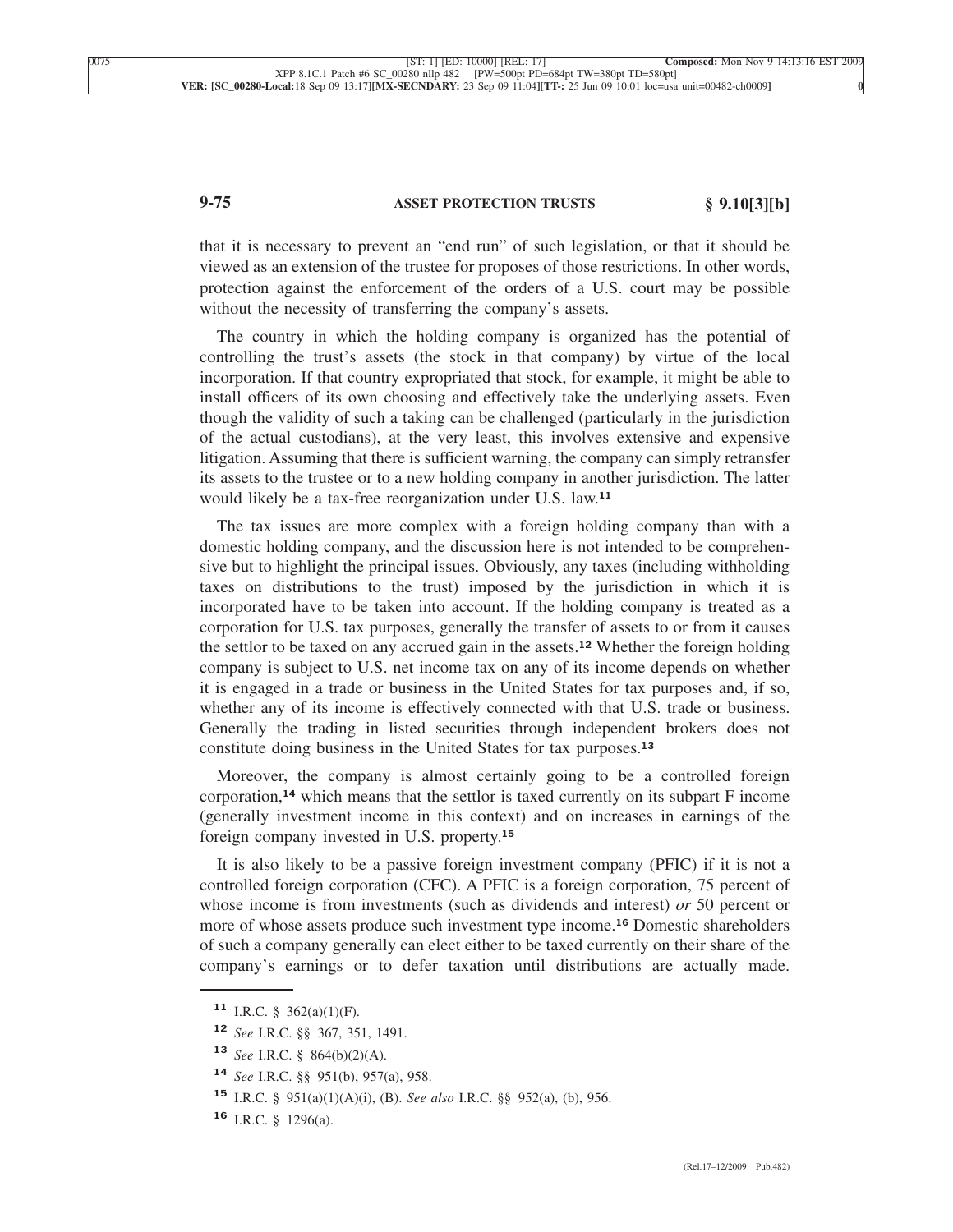that it is necessary to prevent an "end run" of such legislation, or that it should be viewed as an extension of the trustee for proposes of those restrictions. In other words, protection against the enforcement of the orders of a U.S. court may be possible without the necessity of transferring the company's assets.

The country in which the holding company is organized has the potential of controlling the trust's assets (the stock in that company) by virtue of the local incorporation. If that country expropriated that stock, for example, it might be able to install officers of its own choosing and effectively take the underlying assets. Even though the validity of such a taking can be challenged (particularly in the jurisdiction of the actual custodians), at the very least, this involves extensive and expensive litigation. Assuming that there is sufficient warning, the company can simply retransfer its assets to the trustee or to a new holding company in another jurisdiction. The latter would likely be a tax-free reorganization under U.S. law.[11]

The tax issues are more complex with a foreign holding company than with a domestic holding company, and the discussion here is not intended to be comprehensive but to highlight the principal issues. Obviously, any taxes (including withholding taxes on distributions to the trust) imposed by the jurisdiction in which it is incorporated have to be taken into account. If the holding company is treated as a corporation for U.S. tax purposes, generally the transfer of assets to or from it causes the settlor to be taxed on any accrued gain in the assets.[12] Whether the foreign holding company is subject to U.S. net income tax on any of its income depends on whether it is engaged in a trade or business in the United States for tax purposes and, if so, whether any of its income is effectively connected with that U.S. trade or business. Generally the trading in listed securities through independent brokers does not constitute doing business in the United States for tax purposes.[13]

Moreover, the company is almost certainly going to be a controlled foreign corporation,[14] which means that the settlor is taxed currently on its subpart F income (generally investment income in this context) and on increases in earnings of the foreign company invested in U.S. property.[15]

It is also likely to be a passive foreign investment company (PFIC) if it is not a controlled foreign corporation (CFC). A PFIC is a foreign corporation, 75 percent of whose income is from investments (such as dividends and interest) *or* 50 percent or more of whose assets produce such investment type income.[16] Domestic shareholders of such a company generally can elect either to be taxed currently on their share of the company's earnings or to defer taxation until distributions are actually made.

---

[11] I.R.C. § 362(a)(1)(F).

[12] *See* I.R.C. §§ 367, 351, 1491.

[13] *See* I.R.C. § 864(b)(2)(A).

[14] *See* I.R.C. §§ 951(b), 957(a), 958.

[15] I.R.C. § 951(a)(1)(A)(i), (B). *See also* I.R.C. §§ 952(a), (b), 956.

[16] I.R.C. § 1296(a).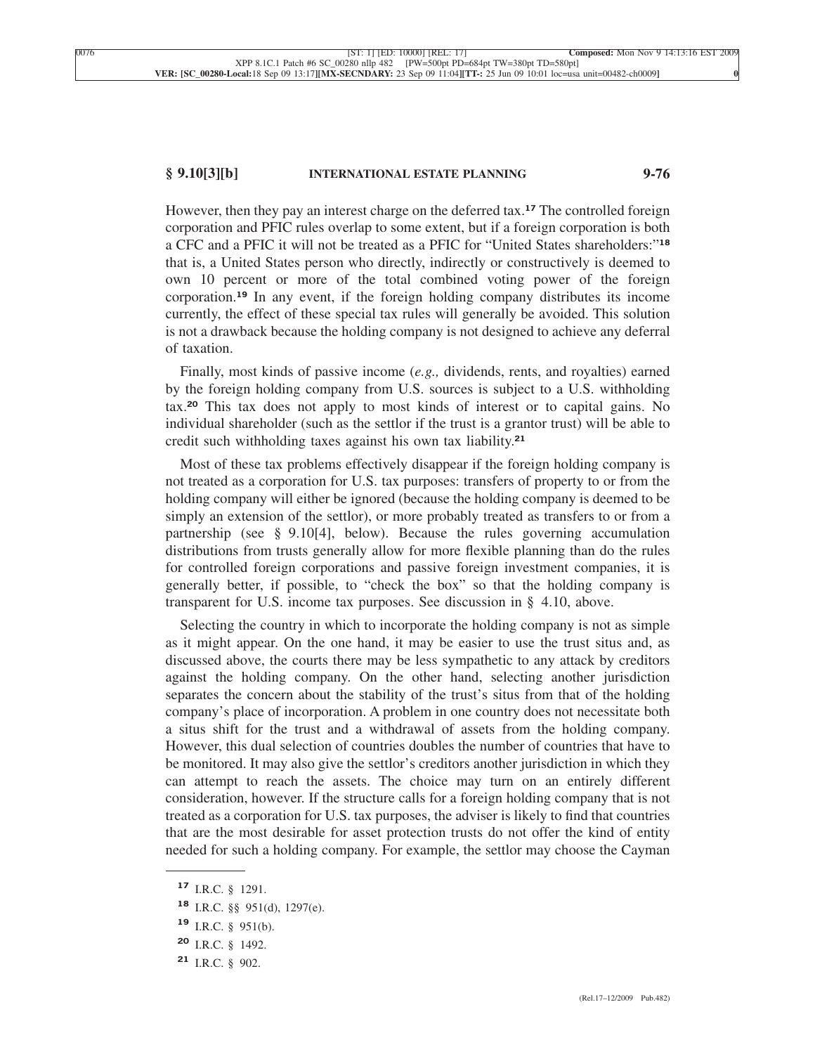However, then they pay an interest charge on the deferred tax.[17] The controlled foreign corporation and PFIC rules overlap to some extent, but if a foreign corporation is both a CFC and a PFIC it will not be treated as a PFIC for "United States shareholders:"[18] that is, a United States person who directly, indirectly or constructively is deemed to own 10 percent or more of the total combined voting power of the foreign corporation.[19] In any event, if the foreign holding company distributes its income currently, the effect of these special tax rules will generally be avoided. This solution is not a drawback because the holding company is not designed to achieve any deferral of taxation.

Finally, most kinds of passive income (*e.g.,* dividends, rents, and royalties) earned by the foreign holding company from U.S. sources is subject to a U.S. withholding tax.[20] This tax does not apply to most kinds of interest or to capital gains. No individual shareholder (such as the settlor if the trust is a grantor trust) will be able to credit such withholding taxes against his own tax liability.[21]

Most of these tax problems effectively disappear if the foreign holding company is not treated as a corporation for U.S. tax purposes: transfers of property to or from the holding company will either be ignored (because the holding company is deemed to be simply an extension of the settlor), or more probably treated as transfers to or from a partnership (see § 9.10[4], below). Because the rules governing accumulation distributions from trusts generally allow for more flexible planning than do the rules for controlled foreign corporations and passive foreign investment companies, it is generally better, if possible, to "check the box" so that the holding company is transparent for U.S. income tax purposes. See discussion in § 4.10, above.

Selecting the country in which to incorporate the holding company is not as simple as it might appear. On the one hand, it may be easier to use the trust situs and, as discussed above, the courts there may be less sympathetic to any attack by creditors against the holding company. On the other hand, selecting another jurisdiction separates the concern about the stability of the trust's situs from that of the holding company's place of incorporation. A problem in one country does not necessitate both a situs shift for the trust and a withdrawal of assets from the holding company. However, this dual selection of countries doubles the number of countries that have to be monitored. It may also give the settlor's creditors another jurisdiction in which they can attempt to reach the assets. The choice may turn on an entirely different consideration, however. If the structure calls for a foreign holding company that is not treated as a corporation for U.S. tax purposes, the adviser is likely to find that countries that are the most desirable for asset protection trusts do not offer the kind of entity needed for such a holding company. For example, the settlor may choose the Cayman

---

[17] I.R.C. § 1291.

[18] I.R.C. §§ 951(d), 1297(e).

[19] I.R.C. § 951(b).

[20] I.R.C. § 1492.

[21] I.R.C. § 902.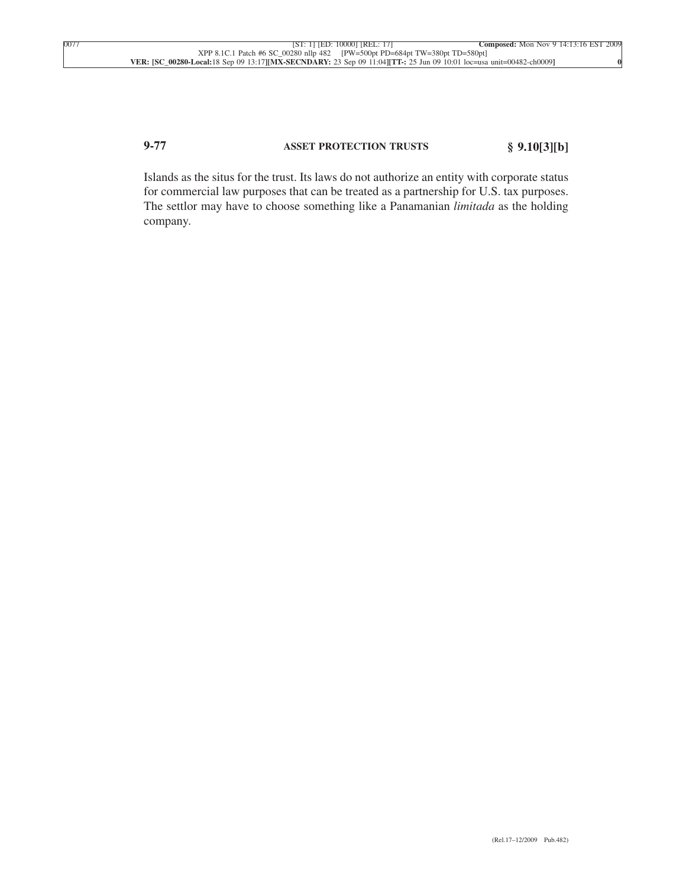Islands as the situs for the trust. Its laws do not authorize an entity with corporate status for commercial law purposes that can be treated as a partnership for U.S. tax purposes. The settlor may have to choose something like a Panamanian *limitada* as the holding company.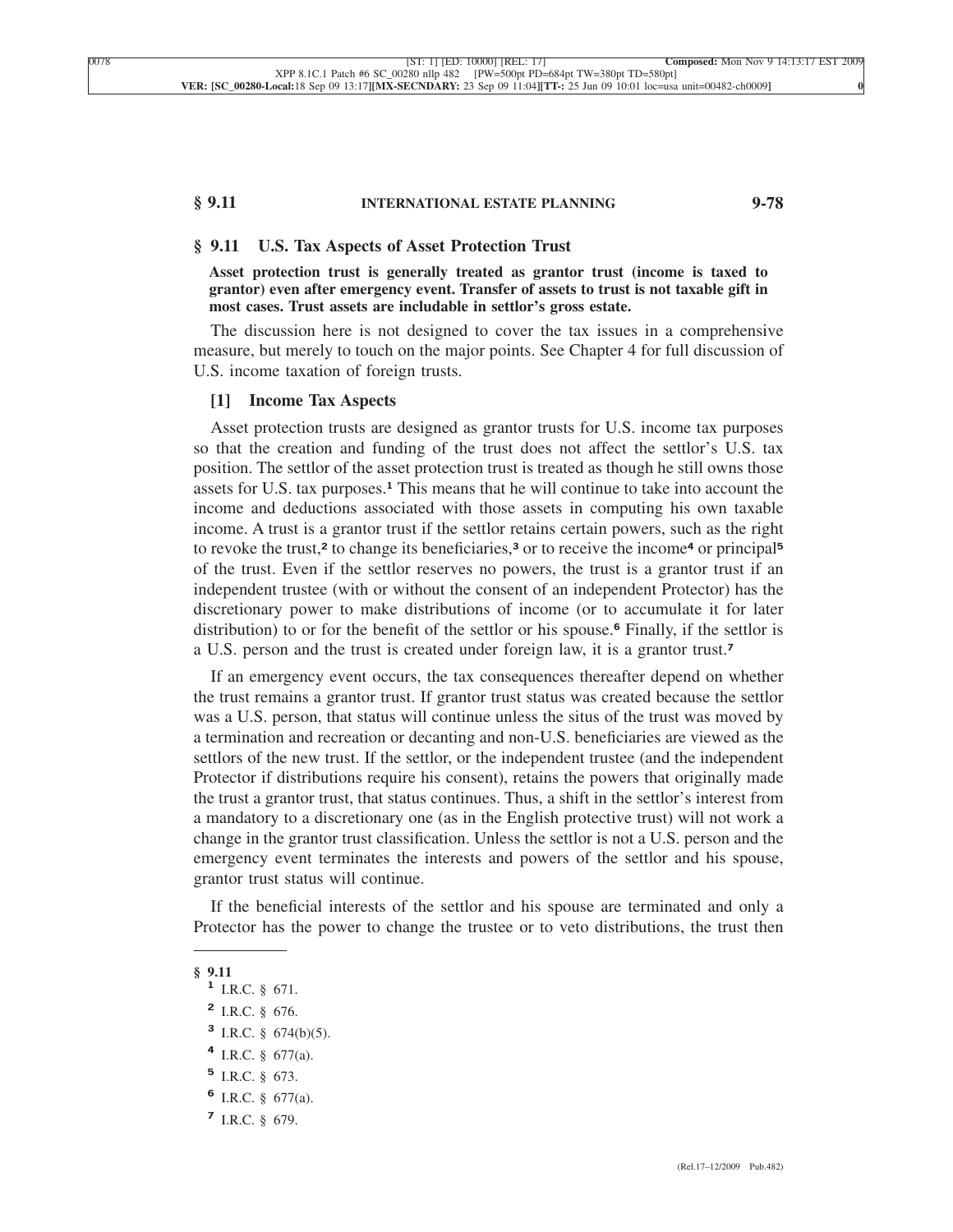## § 9.11 U.S. Tax Aspects of Asset Protection Trust

**Asset protection trust is generally treated as grantor trust (income is taxed to grantor) even after emergency event. Transfer of assets to trust is not taxable gift in most cases. Trust assets are includable in settlor's gross estate.**

The discussion here is not designed to cover the tax issues in a comprehensive measure, but merely to touch on the major points. See Chapter 4 for full discussion of U.S. income taxation of foreign trusts.

### [1] Income Tax Aspects

Asset protection trusts are designed as grantor trusts for U.S. income tax purposes so that the creation and funding of the trust does not affect the settlor's U.S. tax position. The settlor of the asset protection trust is treated as though he still owns those assets for U.S. tax purposes.[1] This means that he will continue to take into account the income and deductions associated with those assets in computing his own taxable income. A trust is a grantor trust if the settlor retains certain powers, such as the right to revoke the trust,[2] to change its beneficiaries,[3] or to receive the income[4] or principal[5] of the trust. Even if the settlor reserves no powers, the trust is a grantor trust if an independent trustee (with or without the consent of an independent Protector) has the discretionary power to make distributions of income (or to accumulate it for later distribution) to or for the benefit of the settlor or his spouse.[6] Finally, if the settlor is a U.S. person and the trust is created under foreign law, it is a grantor trust.[7]

If an emergency event occurs, the tax consequences thereafter depend on whether the trust remains a grantor trust. If grantor trust status was created because the settlor was a U.S. person, that status will continue unless the situs of the trust was moved by a termination and recreation or decanting and non-U.S. beneficiaries are viewed as the settlors of the new trust. If the settlor, or the independent trustee (and the independent Protector if distributions require his consent), retains the powers that originally made the trust a grantor trust, that status continues. Thus, a shift in the settlor's interest from a mandatory to a discretionary one (as in the English protective trust) will not work a change in the grantor trust classification. Unless the settlor is not a U.S. person and the emergency event terminates the interests and powers of the settlor and his spouse, grantor trust status will continue.

If the beneficial interests of the settlor and his spouse are terminated and only a Protector has the power to change the trustee or to veto distributions, the trust then

---

**§ 9.11**

[1] I.R.C. § 671.

[2] I.R.C. § 676.

[3] I.R.C. § 674(b)(5).

[4] I.R.C. § 677(a).

[5] I.R.C. § 673.

[6] I.R.C. § 677(a).

[7] I.R.C. § 679.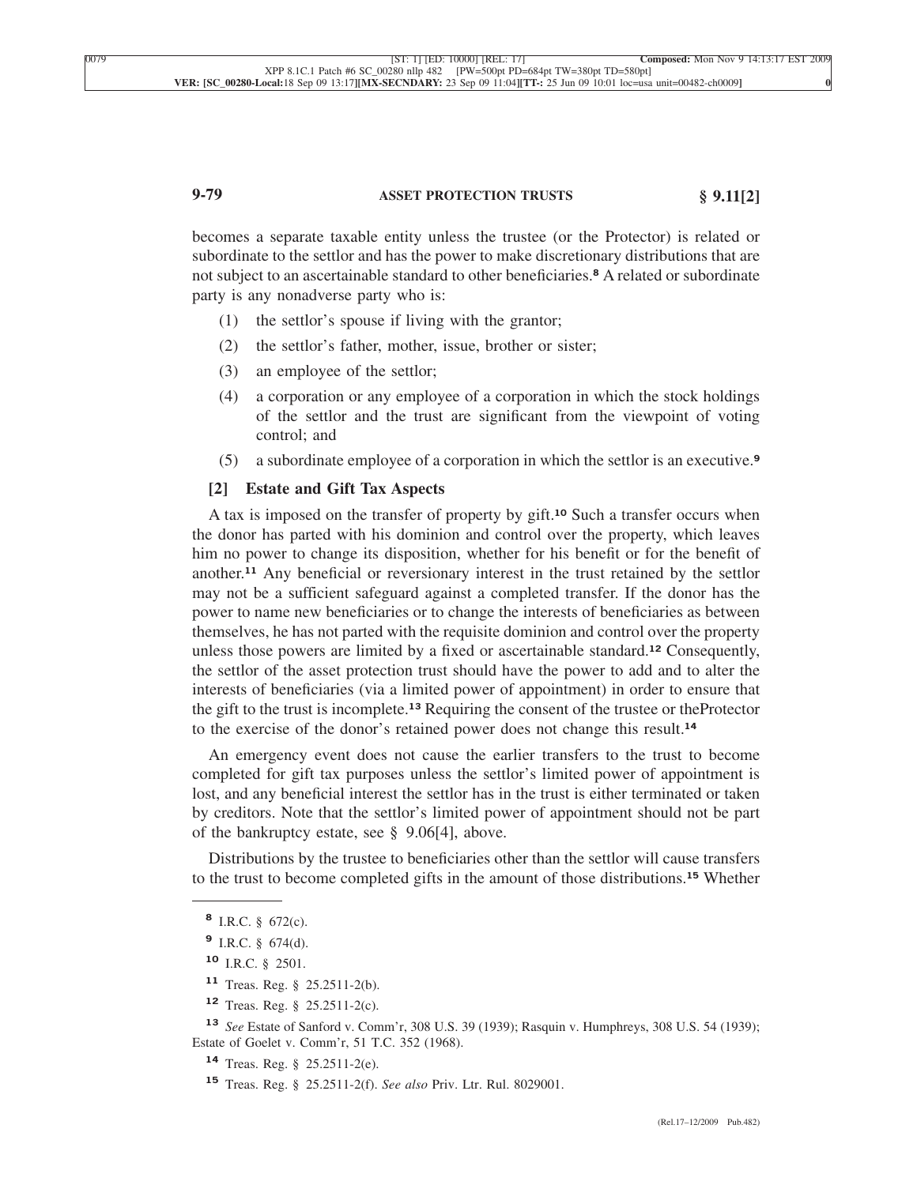becomes a separate taxable entity unless the trustee (or the Protector) is related or subordinate to the settlor and has the power to make discretionary distributions that are not subject to an ascertainable standard to other beneficiaries.[8] A related or subordinate party is any nonadverse party who is:

(1) the settlor's spouse if living with the grantor;

(2) the settlor's father, mother, issue, brother or sister;

(3) an employee of the settlor;

(4) a corporation or any employee of a corporation in which the stock holdings of the settlor and the trust are significant from the viewpoint of voting control; and

(5) a subordinate employee of a corporation in which the settlor is an executive.[9]

### [2] Estate and Gift Tax Aspects

A tax is imposed on the transfer of property by gift.[10] Such a transfer occurs when the donor has parted with his dominion and control over the property, which leaves him no power to change its disposition, whether for his benefit or for the benefit of another.[11] Any beneficial or reversionary interest in the trust retained by the settlor may not be a sufficient safeguard against a completed transfer. If the donor has the power to name new beneficiaries or to change the interests of beneficiaries as between themselves, he has not parted with the requisite dominion and control over the property unless those powers are limited by a fixed or ascertainable standard.[12] Consequently, the settlor of the asset protection trust should have the power to add and to alter the interests of beneficiaries (via a limited power of appointment) in order to ensure that the gift to the trust is incomplete.[13] Requiring the consent of the trustee or theProtector to the exercise of the donor's retained power does not change this result.[14]

An emergency event does not cause the earlier transfers to the trust to become completed for gift tax purposes unless the settlor's limited power of appointment is lost, and any beneficial interest the settlor has in the trust is either terminated or taken by creditors. Note that the settlor's limited power of appointment should not be part of the bankruptcy estate, see § 9.06[4], above.

Distributions by the trustee to beneficiaries other than the settlor will cause transfers to the trust to become completed gifts in the amount of those distributions.[15] Whether

---

[8] I.R.C. § 672(c).

[9] I.R.C. § 674(d).

[10] I.R.C. § 2501.

[11] Treas. Reg. § 25.2511-2(b).

[12] Treas. Reg. § 25.2511-2(c).

[13] *See* Estate of Sanford v. Comm'r, 308 U.S. 39 (1939); Rasquin v. Humphreys, 308 U.S. 54 (1939); Estate of Goelet v. Comm'r, 51 T.C. 352 (1968).

[14] Treas. Reg. § 25.2511-2(e).

[15] Treas. Reg. § 25.2511-2(f). *See also* Priv. Ltr. Rul. 8029001.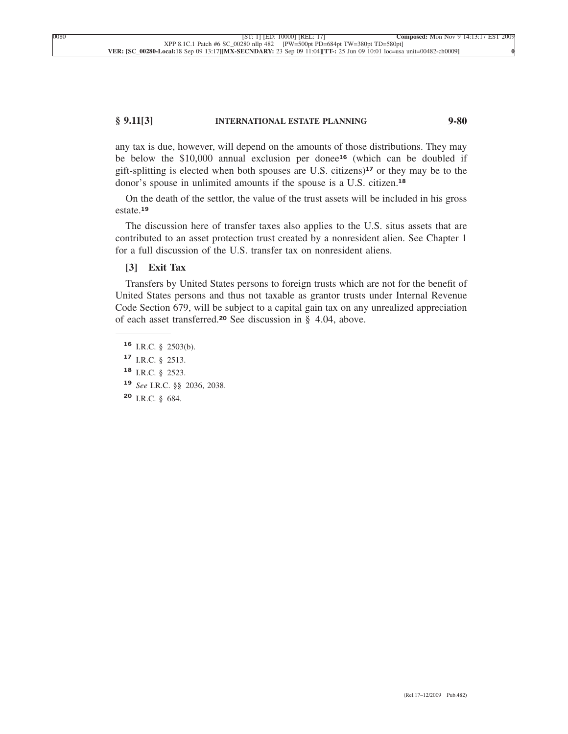any tax is due, however, will depend on the amounts of those distributions. They may be below the $10,000 annual exclusion per donee[16] (which can be doubled if gift-splitting is elected when both spouses are U.S. citizens)[17] or they may be to the donor's spouse in unlimited amounts if the spouse is a U.S. citizen.[18]

On the death of the settlor, the value of the trust assets will be included in his gross estate.[19]

The discussion here of transfer taxes also applies to the U.S. situs assets that are contributed to an asset protection trust created by a nonresident alien. See Chapter 1 for a full discussion of the U.S. transfer tax on nonresident aliens.

### [3] Exit Tax

Transfers by United States persons to foreign trusts which are not for the benefit of United States persons and thus not taxable as grantor trusts under Internal Revenue Code Section 679, will be subject to a capital gain tax on any unrealized appreciation of each asset transferred.[20] See discussion in § 4.04, above.

---

[16] I.R.C. § 2503(b).

[17] I.R.C. § 2513.

[18] I.R.C. § 2523.

[19] *See* I.R.C. §§ 2036, 2038.

[20] I.R.C. § 684.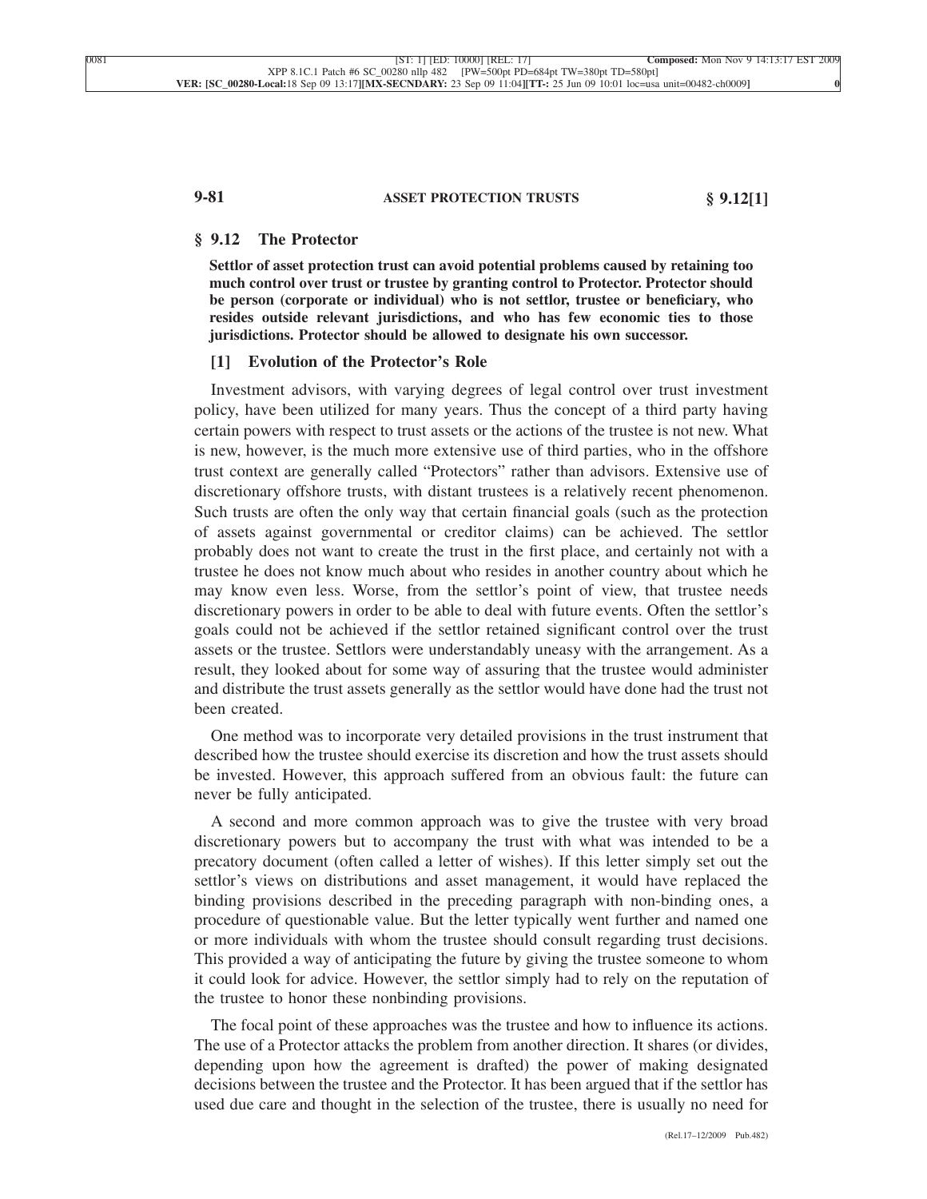## § 9.12 The Protector

**Settlor of asset protection trust can avoid potential problems caused by retaining too much control over trust or trustee by granting control to Protector. Protector should be person (corporate or individual) who is not settlor, trustee or beneficiary, who resides outside relevant jurisdictions, and who has few economic ties to those jurisdictions. Protector should be allowed to designate his own successor.**

### [1] Evolution of the Protector's Role

Investment advisors, with varying degrees of legal control over trust investment policy, have been utilized for many years. Thus the concept of a third party having certain powers with respect to trust assets or the actions of the trustee is not new. What is new, however, is the much more extensive use of third parties, who in the offshore trust context are generally called "Protectors" rather than advisors. Extensive use of discretionary offshore trusts, with distant trustees is a relatively recent phenomenon. Such trusts are often the only way that certain financial goals (such as the protection of assets against governmental or creditor claims) can be achieved. The settlor probably does not want to create the trust in the first place, and certainly not with a trustee he does not know much about who resides in another country about which he may know even less. Worse, from the settlor's point of view, that trustee needs discretionary powers in order to be able to deal with future events. Often the settlor's goals could not be achieved if the settlor retained significant control over the trust assets or the trustee. Settlors were understandably uneasy with the arrangement. As a result, they looked about for some way of assuring that the trustee would administer and distribute the trust assets generally as the settlor would have done had the trust not been created.

One method was to incorporate very detailed provisions in the trust instrument that described how the trustee should exercise its discretion and how the trust assets should be invested. However, this approach suffered from an obvious fault: the future can never be fully anticipated.

A second and more common approach was to give the trustee with very broad discretionary powers but to accompany the trust with what was intended to be a precatory document (often called a letter of wishes). If this letter simply set out the settlor's views on distributions and asset management, it would have replaced the binding provisions described in the preceding paragraph with non-binding ones, a procedure of questionable value. But the letter typically went further and named one or more individuals with whom the trustee should consult regarding trust decisions. This provided a way of anticipating the future by giving the trustee someone to whom it could look for advice. However, the settlor simply had to rely on the reputation of the trustee to honor these nonbinding provisions.

The focal point of these approaches was the trustee and how to influence its actions. The use of a Protector attacks the problem from another direction. It shares (or divides, depending upon how the agreement is drafted) the power of making designated decisions between the trustee and the Protector. It has been argued that if the settlor has used due care and thought in the selection of the trustee, there is usually no need for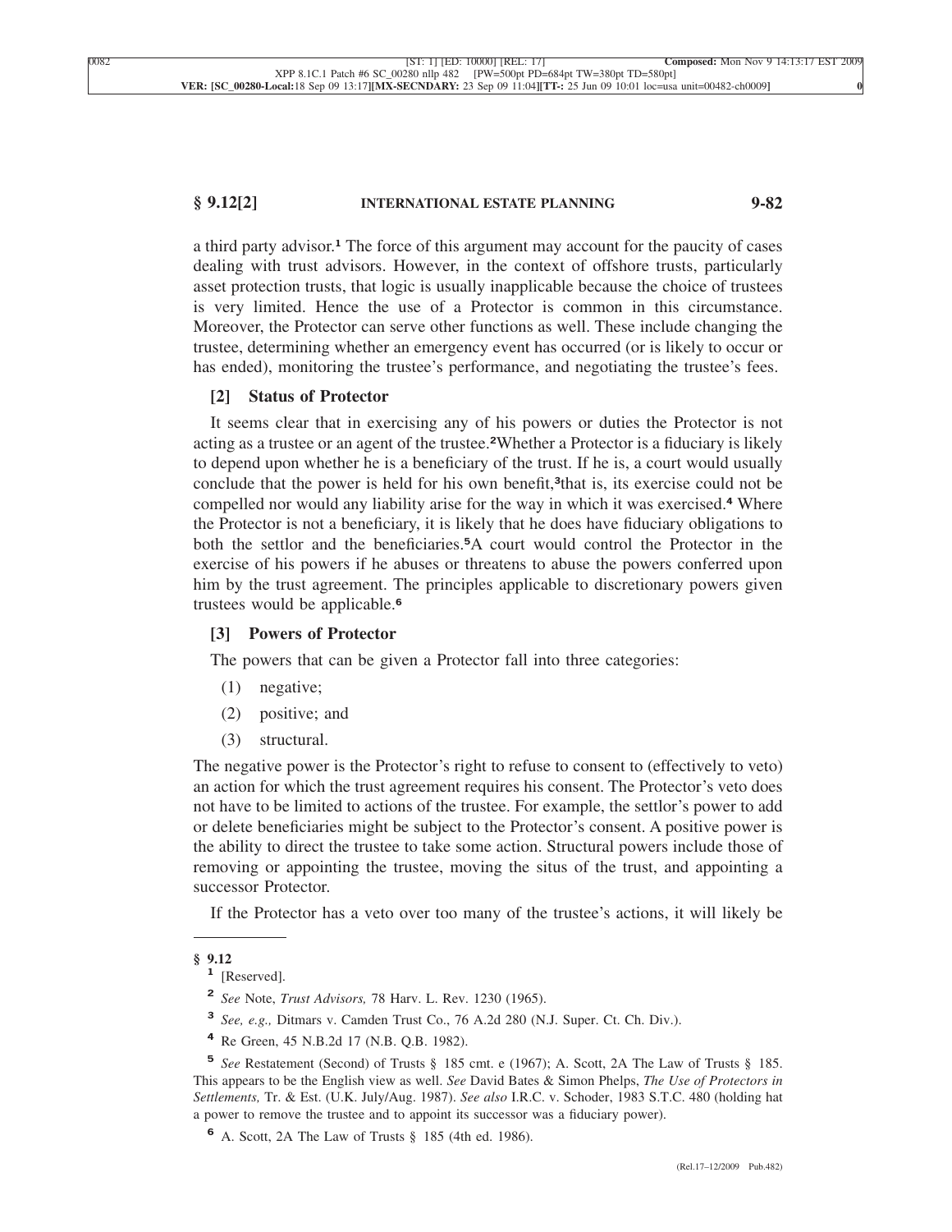a third party advisor.[1] The force of this argument may account for the paucity of cases dealing with trust advisors. However, in the context of offshore trusts, particularly asset protection trusts, that logic is usually inapplicable because the choice of trustees is very limited. Hence the use of a Protector is common in this circumstance. Moreover, the Protector can serve other functions as well. These include changing the trustee, determining whether an emergency event has occurred (or is likely to occur or has ended), monitoring the trustee's performance, and negotiating the trustee's fees.

### [2] Status of Protector

It seems clear that in exercising any of his powers or duties the Protector is not acting as a trustee or an agent of the trustee.[2]Whether a Protector is a fiduciary is likely to depend upon whether he is a beneficiary of the trust. If he is, a court would usually conclude that the power is held for his own benefit,[3]that is, its exercise could not be compelled nor would any liability arise for the way in which it was exercised.[4] Where the Protector is not a beneficiary, it is likely that he does have fiduciary obligations to both the settlor and the beneficiaries.[5]A court would control the Protector in the exercise of his powers if he abuses or threatens to abuse the powers conferred upon him by the trust agreement. The principles applicable to discretionary powers given trustees would be applicable.[6]

### [3] Powers of Protector

The powers that can be given a Protector fall into three categories:

(1) negative;

(2) positive; and

(3) structural.

The negative power is the Protector's right to refuse to consent to (effectively to veto) an action for which the trust agreement requires his consent. The Protector's veto does not have to be limited to actions of the trustee. For example, the settlor's power to add or delete beneficiaries might be subject to the Protector's consent. A positive power is the ability to direct the trustee to take some action. Structural powers include those of removing or appointing the trustee, moving the situs of the trust, and appointing a successor Protector.

If the Protector has a veto over too many of the trustee's actions, it will likely be

---

**§ 9.12**

[1] [Reserved].

[2] *See* Note, *Trust Advisors,* 78 Harv. L. Rev. 1230 (1965).

[3] *See, e.g.,* Ditmars v. Camden Trust Co., 76 A.2d 280 (N.J. Super. Ct. Ch. Div.).

[4] Re Green, 45 N.B.2d 17 (N.B. Q.B. 1982).

[5] *See* Restatement (Second) of Trusts § 185 cmt. e (1967); A. Scott, 2A The Law of Trusts § 185. This appears to be the English view as well. *See* David Bates & Simon Phelps, *The Use of Protectors in Settlements,* Tr. & Est. (U.K. July/Aug. 1987). *See also* I.R.C. v. Schoder, 1983 S.T.C. 480 (holding hat a power to remove the trustee and to appoint its successor was a fiduciary power).

[6] A. Scott, 2A The Law of Trusts § 185 (4th ed. 1986).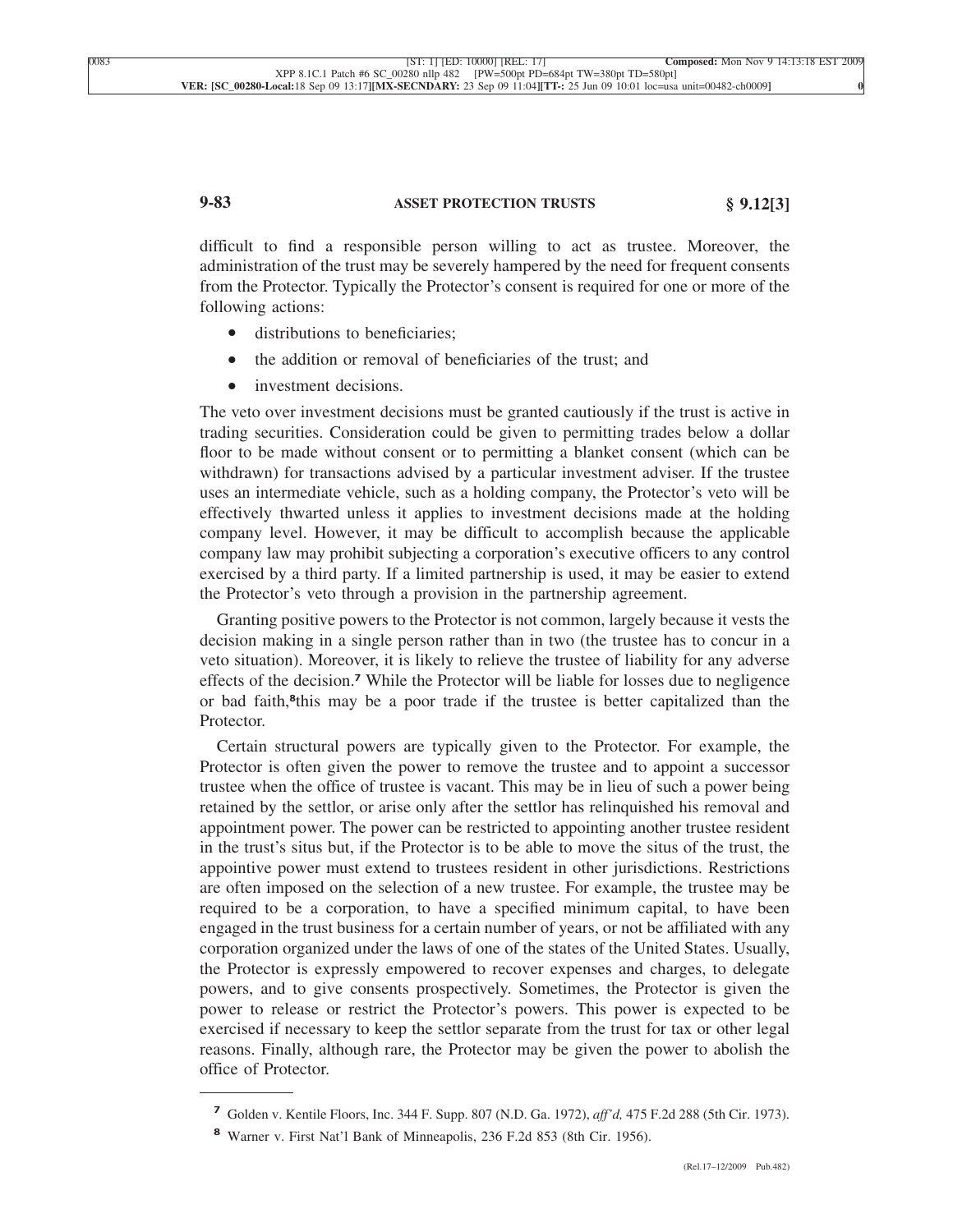difficult to find a responsible person willing to act as trustee. Moreover, the administration of the trust may be severely hampered by the need for frequent consents from the Protector. Typically the Protector's consent is required for one or more of the following actions:

- distributions to beneficiaries;
- the addition or removal of beneficiaries of the trust; and
- investment decisions.

The veto over investment decisions must be granted cautiously if the trust is active in trading securities. Consideration could be given to permitting trades below a dollar floor to be made without consent or to permitting a blanket consent (which can be withdrawn) for transactions advised by a particular investment adviser. If the trustee uses an intermediate vehicle, such as a holding company, the Protector's veto will be effectively thwarted unless it applies to investment decisions made at the holding company level. However, it may be difficult to accomplish because the applicable company law may prohibit subjecting a corporation's executive officers to any control exercised by a third party. If a limited partnership is used, it may be easier to extend the Protector's veto through a provision in the partnership agreement.

Granting positive powers to the Protector is not common, largely because it vests the decision making in a single person rather than in two (the trustee has to concur in a veto situation). Moreover, it is likely to relieve the trustee of liability for any adverse effects of the decision.[7] While the Protector will be liable for losses due to negligence or bad faith,[8]this may be a poor trade if the trustee is better capitalized than the Protector.

Certain structural powers are typically given to the Protector. For example, the Protector is often given the power to remove the trustee and to appoint a successor trustee when the office of trustee is vacant. This may be in lieu of such a power being retained by the settlor, or arise only after the settlor has relinquished his removal and appointment power. The power can be restricted to appointing another trustee resident in the trust's situs but, if the Protector is to be able to move the situs of the trust, the appointive power must extend to trustees resident in other jurisdictions. Restrictions are often imposed on the selection of a new trustee. For example, the trustee may be required to be a corporation, to have a specified minimum capital, to have been engaged in the trust business for a certain number of years, or not be affiliated with any corporation organized under the laws of one of the states of the United States. Usually, the Protector is expressly empowered to recover expenses and charges, to delegate powers, and to give consents prospectively. Sometimes, the Protector is given the power to release or restrict the Protector's powers. This power is expected to be exercised if necessary to keep the settlor separate from the trust for tax or other legal reasons. Finally, although rare, the Protector may be given the power to abolish the office of Protector.

---

[7] Golden v. Kentile Floors, Inc. 344 F. Supp. 807 (N.D. Ga. 1972), *aff'd,* 475 F.2d 288 (5th Cir. 1973).

[8] Warner v. First Nat'l Bank of Minneapolis, 236 F.2d 853 (8th Cir. 1956).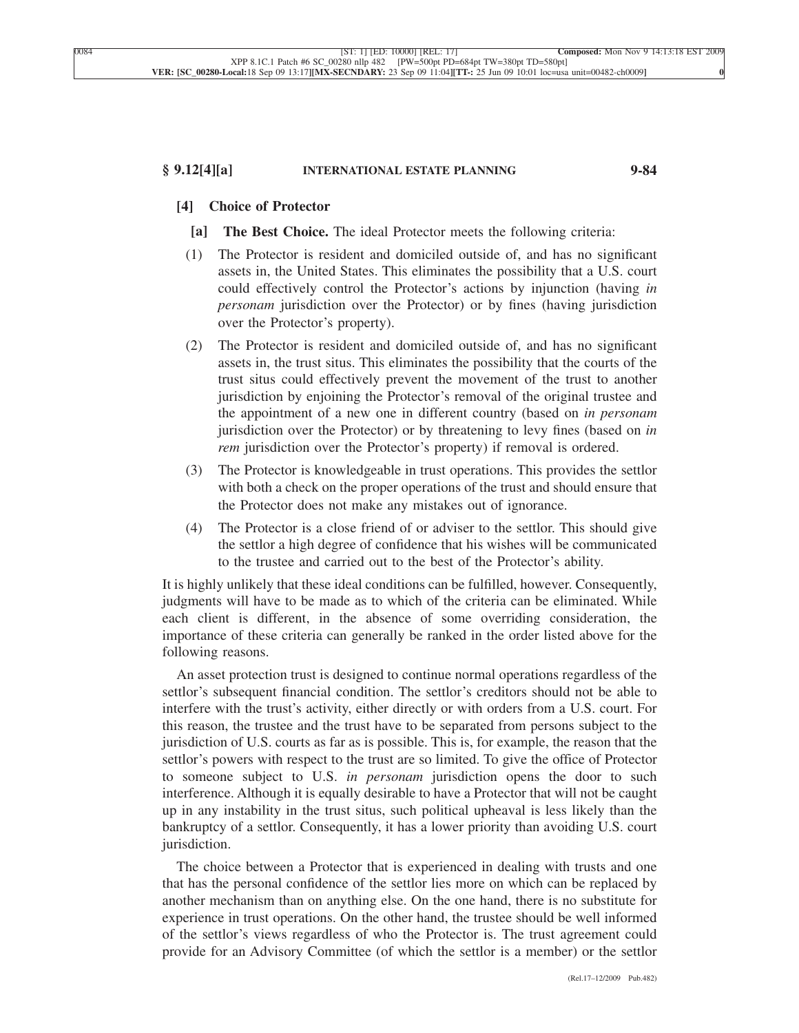### [4] Choice of Protector

**[a] The Best Choice.** The ideal Protector meets the following criteria:

(1) The Protector is resident and domiciled outside of, and has no significant assets in, the United States. This eliminates the possibility that a U.S. court could effectively control the Protector's actions by injunction (having *in personam* jurisdiction over the Protector) or by fines (having jurisdiction over the Protector's property).

(2) The Protector is resident and domiciled outside of, and has no significant assets in, the trust situs. This eliminates the possibility that the courts of the trust situs could effectively prevent the movement of the trust to another jurisdiction by enjoining the Protector's removal of the original trustee and the appointment of a new one in different country (based on *in personam* jurisdiction over the Protector) or by threatening to levy fines (based on *in rem* jurisdiction over the Protector's property) if removal is ordered.

(3) The Protector is knowledgeable in trust operations. This provides the settlor with both a check on the proper operations of the trust and should ensure that the Protector does not make any mistakes out of ignorance.

(4) The Protector is a close friend of or adviser to the settlor. This should give the settlor a high degree of confidence that his wishes will be communicated to the trustee and carried out to the best of the Protector's ability.

It is highly unlikely that these ideal conditions can be fulfilled, however. Consequently, judgments will have to be made as to which of the criteria can be eliminated. While each client is different, in the absence of some overriding consideration, the importance of these criteria can generally be ranked in the order listed above for the following reasons.

An asset protection trust is designed to continue normal operations regardless of the settlor's subsequent financial condition. The settlor's creditors should not be able to interfere with the trust's activity, either directly or with orders from a U.S. court. For this reason, the trustee and the trust have to be separated from persons subject to the jurisdiction of U.S. courts as far as is possible. This is, for example, the reason that the settlor's powers with respect to the trust are so limited. To give the office of Protector to someone subject to U.S. *in personam* jurisdiction opens the door to such interference. Although it is equally desirable to have a Protector that will not be caught up in any instability in the trust situs, such political upheaval is less likely than the bankruptcy of a settlor. Consequently, it has a lower priority than avoiding U.S. court jurisdiction.

The choice between a Protector that is experienced in dealing with trusts and one that has the personal confidence of the settlor lies more on which can be replaced by another mechanism than on anything else. On the one hand, there is no substitute for experience in trust operations. On the other hand, the trustee should be well informed of the settlor's views regardless of who the Protector is. The trust agreement could provide for an Advisory Committee (of which the settlor is a member) or the settlor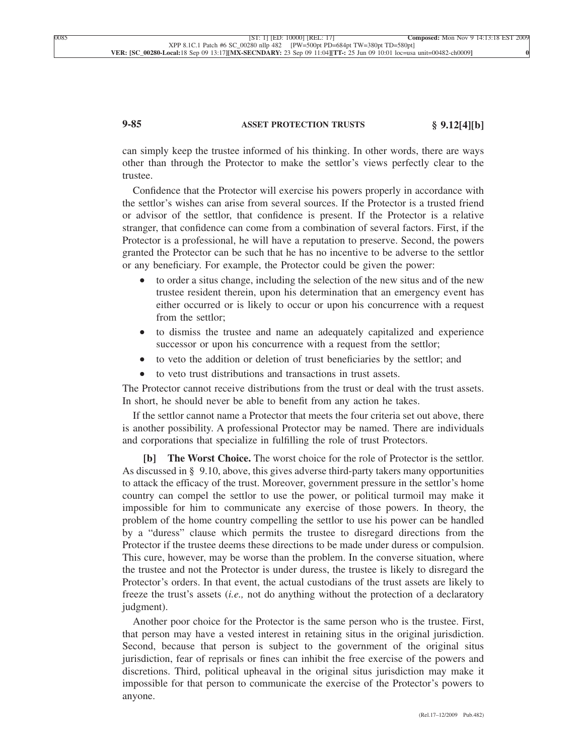can simply keep the trustee informed of his thinking. In other words, there are ways other than through the Protector to make the settlor's views perfectly clear to the trustee.

Confidence that the Protector will exercise his powers properly in accordance with the settlor's wishes can arise from several sources. If the Protector is a trusted friend or advisor of the settlor, that confidence is present. If the Protector is a relative stranger, that confidence can come from a combination of several factors. First, if the Protector is a professional, he will have a reputation to preserve. Second, the powers granted the Protector can be such that he has no incentive to be adverse to the settlor or any beneficiary. For example, the Protector could be given the power:

- to order a situs change, including the selection of the new situs and of the new trustee resident therein, upon his determination that an emergency event has either occurred or is likely to occur or upon his concurrence with a request from the settlor;
- to dismiss the trustee and name an adequately capitalized and experience successor or upon his concurrence with a request from the settlor;
- to veto the addition or deletion of trust beneficiaries by the settlor; and
- to veto trust distributions and transactions in trust assets.

The Protector cannot receive distributions from the trust or deal with the trust assets. In short, he should never be able to benefit from any action he takes.

If the settlor cannot name a Protector that meets the four criteria set out above, there is another possibility. A professional Protector may be named. There are individuals and corporations that specialize in fulfilling the role of trust Protectors.

**[b] The Worst Choice.** The worst choice for the role of Protector is the settlor. As discussed in § 9.10, above, this gives adverse third-party takers many opportunities to attack the efficacy of the trust. Moreover, government pressure in the settlor's home country can compel the settlor to use the power, or political turmoil may make it impossible for him to communicate any exercise of those powers. In theory, the problem of the home country compelling the settlor to use his power can be handled by a "duress" clause which permits the trustee to disregard directions from the Protector if the trustee deems these directions to be made under duress or compulsion. This cure, however, may be worse than the problem. In the converse situation, where the trustee and not the Protector is under duress, the trustee is likely to disregard the Protector's orders. In that event, the actual custodians of the trust assets are likely to freeze the trust's assets (*i.e.,* not do anything without the protection of a declaratory judgment).

Another poor choice for the Protector is the same person who is the trustee. First, that person may have a vested interest in retaining situs in the original jurisdiction. Second, because that person is subject to the government of the original situs jurisdiction, fear of reprisals or fines can inhibit the free exercise of the powers and discretions. Third, political upheaval in the original situs jurisdiction may make it impossible for that person to communicate the exercise of the Protector's powers to anyone.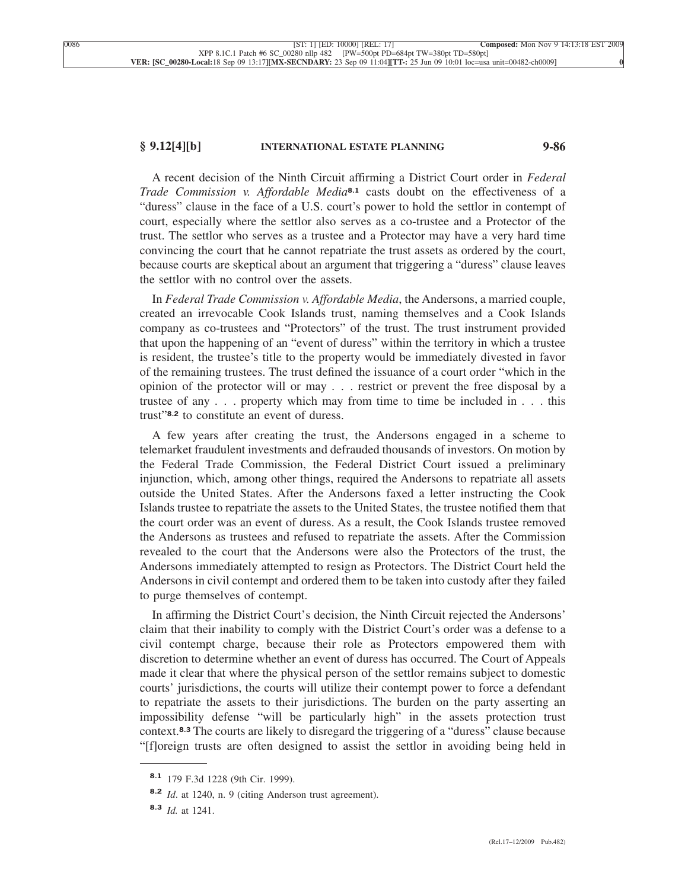A recent decision of the Ninth Circuit affirming a District Court order in *Federal Trade Commission v. Affordable Media*[8.1] casts doubt on the effectiveness of a "duress" clause in the face of a U.S. court's power to hold the settlor in contempt of court, especially where the settlor also serves as a co-trustee and a Protector of the trust. The settlor who serves as a trustee and a Protector may have a very hard time convincing the court that he cannot repatriate the trust assets as ordered by the court, because courts are skeptical about an argument that triggering a "duress" clause leaves the settlor with no control over the assets.

In *Federal Trade Commission v. Affordable Media*, the Andersons, a married couple, created an irrevocable Cook Islands trust, naming themselves and a Cook Islands company as co-trustees and "Protectors" of the trust. The trust instrument provided that upon the happening of an "event of duress" within the territory in which a trustee is resident, the trustee's title to the property would be immediately divested in favor of the remaining trustees. The trust defined the issuance of a court order "which in the opinion of the protector will or may . . . restrict or prevent the free disposal by a trustee of any . . . property which may from time to time be included in . . . this trust"[8.2] to constitute an event of duress.

A few years after creating the trust, the Andersons engaged in a scheme to telemarket fraudulent investments and defrauded thousands of investors. On motion by the Federal Trade Commission, the Federal District Court issued a preliminary injunction, which, among other things, required the Andersons to repatriate all assets outside the United States. After the Andersons faxed a letter instructing the Cook Islands trustee to repatriate the assets to the United States, the trustee notified them that the court order was an event of duress. As a result, the Cook Islands trustee removed the Andersons as trustees and refused to repatriate the assets. After the Commission revealed to the court that the Andersons were also the Protectors of the trust, the Andersons immediately attempted to resign as Protectors. The District Court held the Andersons in civil contempt and ordered them to be taken into custody after they failed to purge themselves of contempt.

In affirming the District Court's decision, the Ninth Circuit rejected the Andersons' claim that their inability to comply with the District Court's order was a defense to a civil contempt charge, because their role as Protectors empowered them with discretion to determine whether an event of duress has occurred. The Court of Appeals made it clear that where the physical person of the settlor remains subject to domestic courts' jurisdictions, the courts will utilize their contempt power to force a defendant to repatriate the assets to their jurisdictions. The burden on the party asserting an impossibility defense "will be particularly high" in the assets protection trust context.[8.3] The courts are likely to disregard the triggering of a "duress" clause because "[f]oreign trusts are often designed to assist the settlor in avoiding being held in

---

[8.1] 179 F.3d 1228 (9th Cir. 1999).

[8.2] *Id*. at 1240, n. 9 (citing Anderson trust agreement).

[8.3] *Id.* at 1241.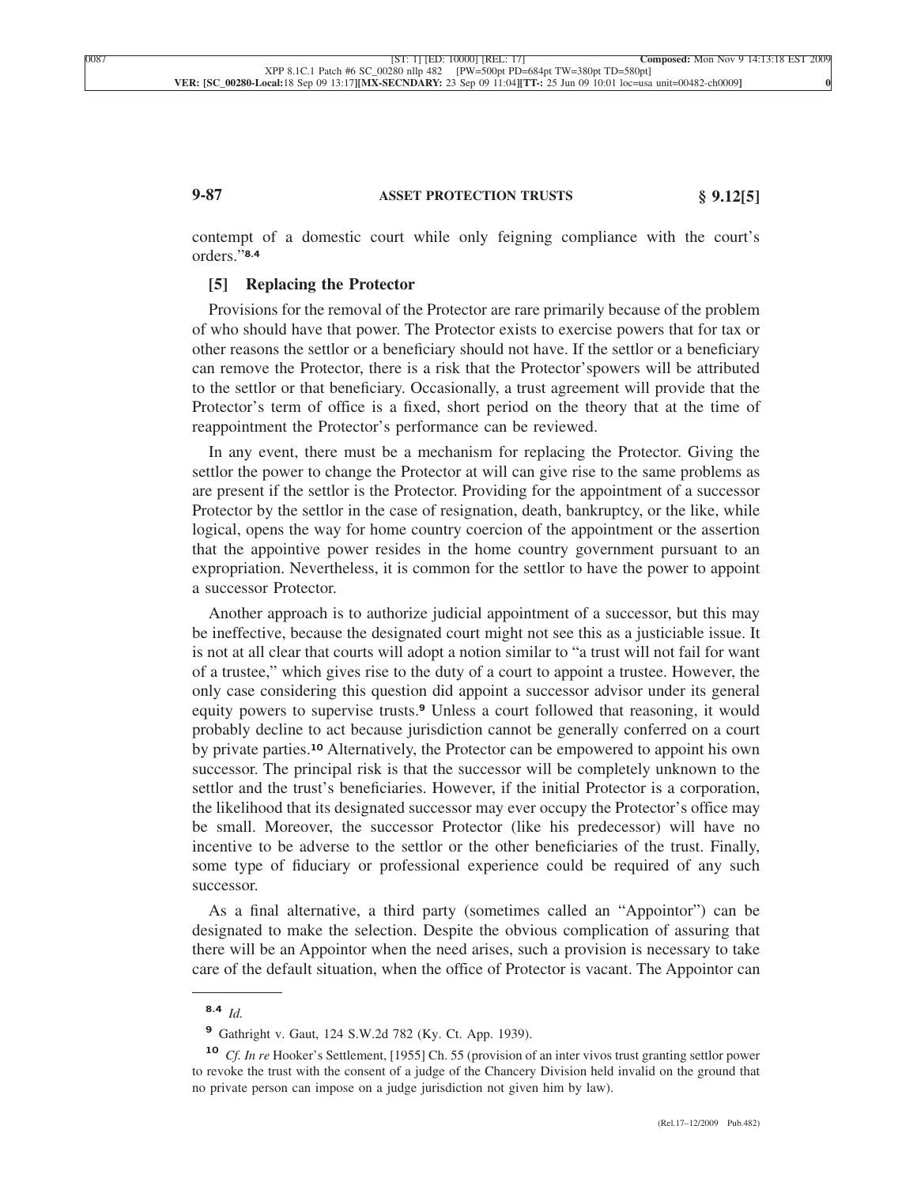contempt of a domestic court while only feigning compliance with the court's orders."[8.4]

### [5] Replacing the Protector

Provisions for the removal of the Protector are rare primarily because of the problem of who should have that power. The Protector exists to exercise powers that for tax or other reasons the settlor or a beneficiary should not have. If the settlor or a beneficiary can remove the Protector, there is a risk that the Protector'spowers will be attributed to the settlor or that beneficiary. Occasionally, a trust agreement will provide that the Protector's term of office is a fixed, short period on the theory that at the time of reappointment the Protector's performance can be reviewed.

In any event, there must be a mechanism for replacing the Protector. Giving the settlor the power to change the Protector at will can give rise to the same problems as are present if the settlor is the Protector. Providing for the appointment of a successor Protector by the settlor in the case of resignation, death, bankruptcy, or the like, while logical, opens the way for home country coercion of the appointment or the assertion that the appointive power resides in the home country government pursuant to an expropriation. Nevertheless, it is common for the settlor to have the power to appoint a successor Protector.

Another approach is to authorize judicial appointment of a successor, but this may be ineffective, because the designated court might not see this as a justiciable issue. It is not at all clear that courts will adopt a notion similar to "a trust will not fail for want of a trustee," which gives rise to the duty of a court to appoint a trustee. However, the only case considering this question did appoint a successor advisor under its general equity powers to supervise trusts.[9] Unless a court followed that reasoning, it would probably decline to act because jurisdiction cannot be generally conferred on a court by private parties.[10] Alternatively, the Protector can be empowered to appoint his own successor. The principal risk is that the successor will be completely unknown to the settlor and the trust's beneficiaries. However, if the initial Protector is a corporation, the likelihood that its designated successor may ever occupy the Protector's office may be small. Moreover, the successor Protector (like his predecessor) will have no incentive to be adverse to the settlor or the other beneficiaries of the trust. Finally, some type of fiduciary or professional experience could be required of any such successor.

As a final alternative, a third party (sometimes called an "Appointor") can be designated to make the selection. Despite the obvious complication of assuring that there will be an Appointor when the need arises, such a provision is necessary to take care of the default situation, when the office of Protector is vacant. The Appointor can

---

[8.4] *Id.*

[9] Gathright v. Gaut, 124 S.W.2d 782 (Ky. Ct. App. 1939).

[10] *Cf. In re* Hooker's Settlement, [1955] Ch. 55 (provision of an inter vivos trust granting settlor power to revoke the trust with the consent of a judge of the Chancery Division held invalid on the ground that no private person can impose on a judge jurisdiction not given him by law).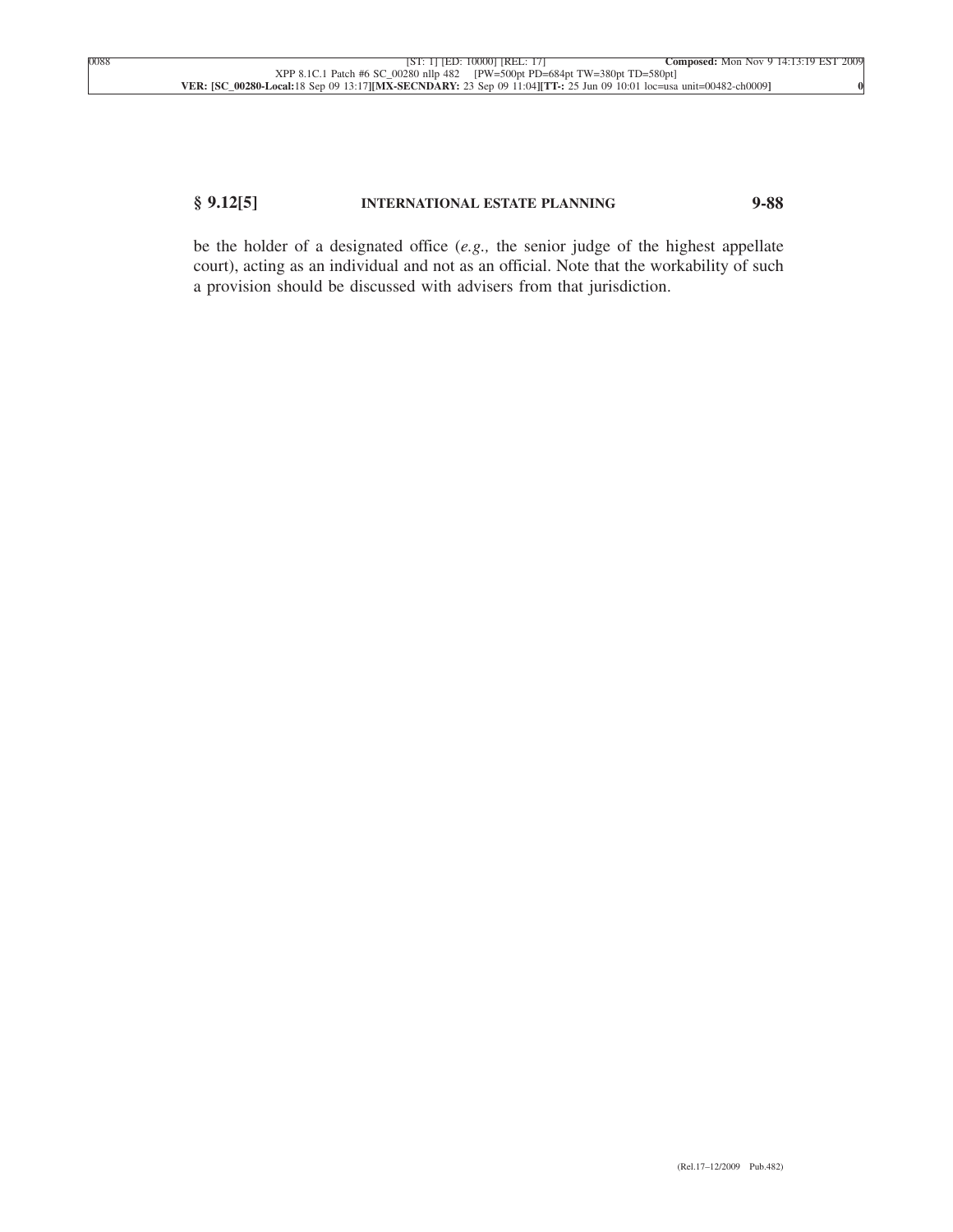be the holder of a designated office (*e.g.,* the senior judge of the highest appellate court), acting as an individual and not as an official. Note that the workability of such a provision should be discussed with advisers from that jurisdiction.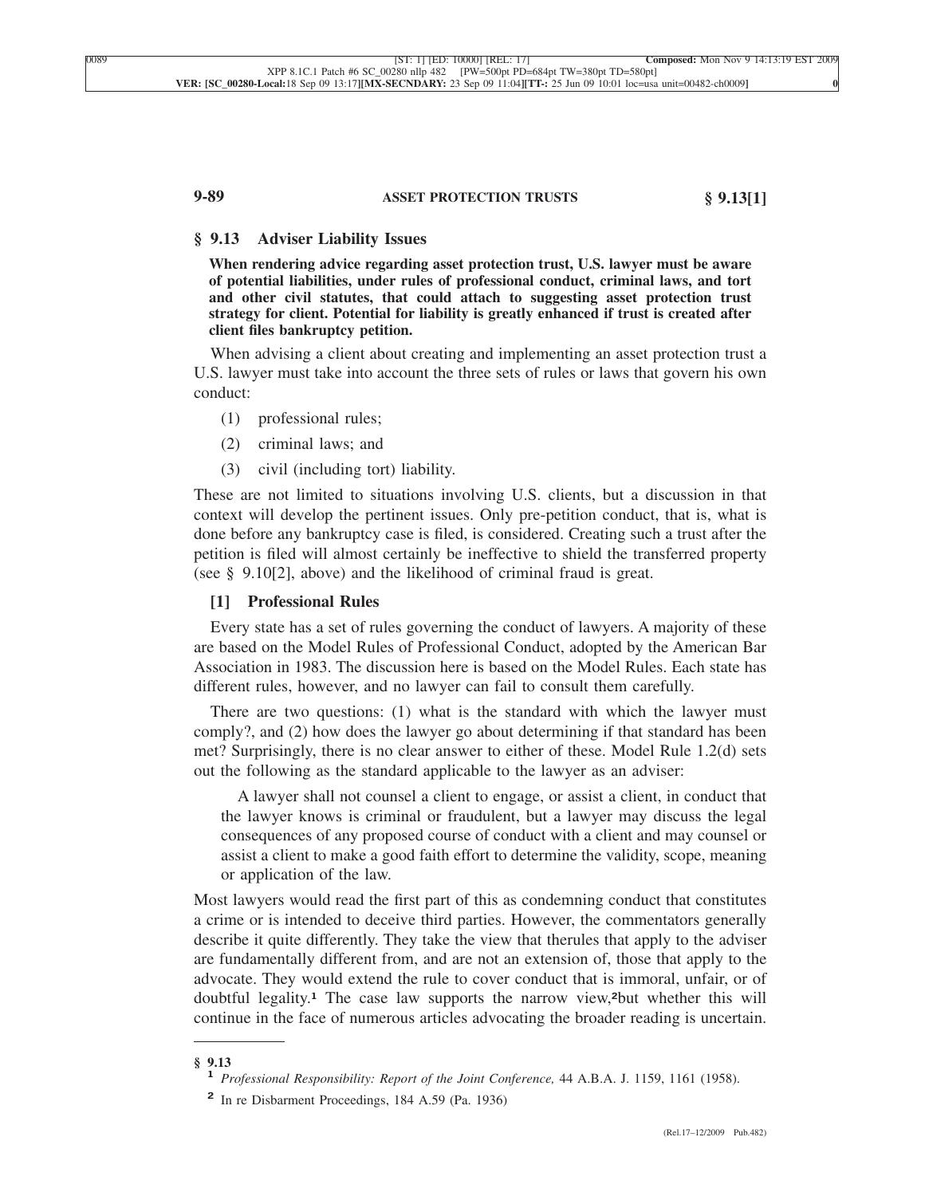## § 9.13 Adviser Liability Issues

**When rendering advice regarding asset protection trust, U.S. lawyer must be aware of potential liabilities, under rules of professional conduct, criminal laws, and tort and other civil statutes, that could attach to suggesting asset protection trust strategy for client. Potential for liability is greatly enhanced if trust is created after client files bankruptcy petition.**

When advising a client about creating and implementing an asset protection trust a U.S. lawyer must take into account the three sets of rules or laws that govern his own conduct:

(1) professional rules;

(2) criminal laws; and

(3) civil (including tort) liability.

These are not limited to situations involving U.S. clients, but a discussion in that context will develop the pertinent issues. Only pre-petition conduct, that is, what is done before any bankruptcy case is filed, is considered. Creating such a trust after the petition is filed will almost certainly be ineffective to shield the transferred property (see § 9.10[2], above) and the likelihood of criminal fraud is great.

### [1] Professional Rules

Every state has a set of rules governing the conduct of lawyers. A majority of these are based on the Model Rules of Professional Conduct, adopted by the American Bar Association in 1983. The discussion here is based on the Model Rules. Each state has different rules, however, and no lawyer can fail to consult them carefully.

There are two questions: (1) what is the standard with which the lawyer must comply?, and (2) how does the lawyer go about determining if that standard has been met? Surprisingly, there is no clear answer to either of these. Model Rule 1.2(d) sets out the following as the standard applicable to the lawyer as an adviser:

> A lawyer shall not counsel a client to engage, or assist a client, in conduct that the lawyer knows is criminal or fraudulent, but a lawyer may discuss the legal consequences of any proposed course of conduct with a client and may counsel or assist a client to make a good faith effort to determine the validity, scope, meaning or application of the law.

Most lawyers would read the first part of this as condemning conduct that constitutes a crime or is intended to deceive third parties. However, the commentators generally describe it quite differently. They take the view that therules that apply to the adviser are fundamentally different from, and are not an extension of, those that apply to the advocate. They would extend the rule to cover conduct that is immoral, unfair, or of doubtful legality.[1] The case law supports the narrow view,[2]but whether this will continue in the face of numerous articles advocating the broader reading is uncertain.

---

**§ 9.13**

[1] *Professional Responsibility: Report of the Joint Conference,* 44 A.B.A. J. 1159, 1161 (1958).

[2] In re Disbarment Proceedings, 184 A.59 (Pa. 1936)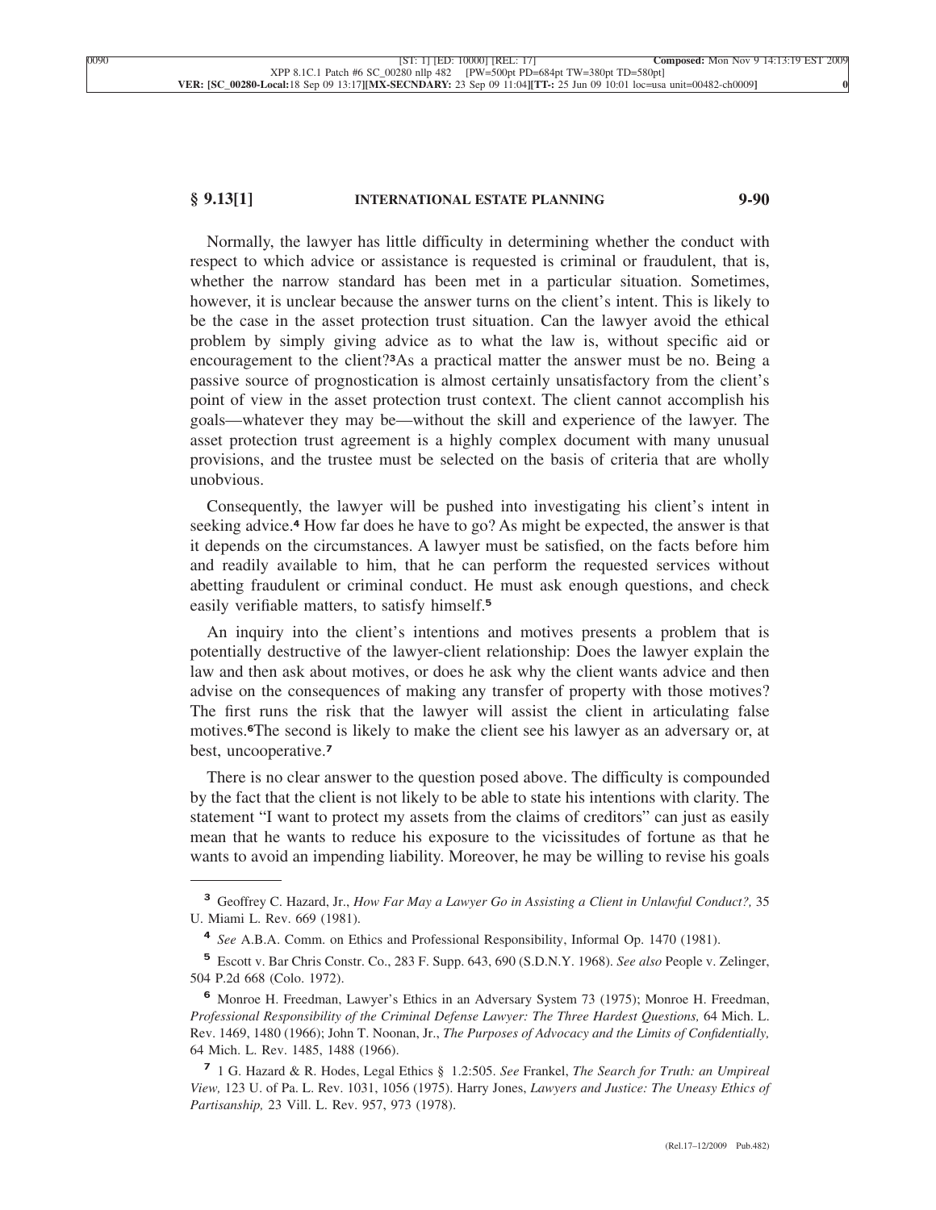Normally, the lawyer has little difficulty in determining whether the conduct with respect to which advice or assistance is requested is criminal or fraudulent, that is, whether the narrow standard has been met in a particular situation. Sometimes, however, it is unclear because the answer turns on the client's intent. This is likely to be the case in the asset protection trust situation. Can the lawyer avoid the ethical problem by simply giving advice as to what the law is, without specific aid or encouragement to the client?[3] As a practical matter the answer must be no. Being a passive source of prognostication is almost certainly unsatisfactory from the client's point of view in the asset protection trust context. The client cannot accomplish his goals—whatever they may be—without the skill and experience of the lawyer. The asset protection trust agreement is a highly complex document with many unusual provisions, and the trustee must be selected on the basis of criteria that are wholly unobvious.

Consequently, the lawyer will be pushed into investigating his client's intent in seeking advice.[4] How far does he have to go? As might be expected, the answer is that it depends on the circumstances. A lawyer must be satisfied, on the facts before him and readily available to him, that he can perform the requested services without abetting fraudulent or criminal conduct. He must ask enough questions, and check easily verifiable matters, to satisfy himself.[5]

An inquiry into the client's intentions and motives presents a problem that is potentially destructive of the lawyer-client relationship: Does the lawyer explain the law and then ask about motives, or does he ask why the client wants advice and then advise on the consequences of making any transfer of property with those motives? The first runs the risk that the lawyer will assist the client in articulating false motives.[6] The second is likely to make the client see his lawyer as an adversary or, at best, uncooperative.[7]

There is no clear answer to the question posed above. The difficulty is compounded by the fact that the client is not likely to be able to state his intentions with clarity. The statement "I want to protect my assets from the claims of creditors" can just as easily mean that he wants to reduce his exposure to the vicissitudes of fortune as that he wants to avoid an impending liability. Moreover, he may be willing to revise his goals

---

[3] Geoffrey C. Hazard, Jr., *How Far May a Lawyer Go in Assisting a Client in Unlawful Conduct?,* 35 U. Miami L. Rev. 669 (1981).

[4] *See* A.B.A. Comm. on Ethics and Professional Responsibility, Informal Op. 1470 (1981).

[5] Escott v. Bar Chris Constr. Co., 283 F. Supp. 643, 690 (S.D.N.Y. 1968). *See also* People v. Zelinger, 504 P.2d 668 (Colo. 1972).

[6] Monroe H. Freedman, Lawyer's Ethics in an Adversary System 73 (1975); Monroe H. Freedman, *Professional Responsibility of the Criminal Defense Lawyer: The Three Hardest Questions,* 64 Mich. L. Rev. 1469, 1480 (1966); John T. Noonan, Jr., *The Purposes of Advocacy and the Limits of Confidentially,* 64 Mich. L. Rev. 1485, 1488 (1966).

[7] 1 G. Hazard & R. Hodes, Legal Ethics § 1.2:505. *See* Frankel, *The Search for Truth: an Umpireal View,* 123 U. of Pa. L. Rev. 1031, 1056 (1975). Harry Jones, *Lawyers and Justice: The Uneasy Ethics of Partisanship,* 23 Vill. L. Rev. 957, 973 (1978).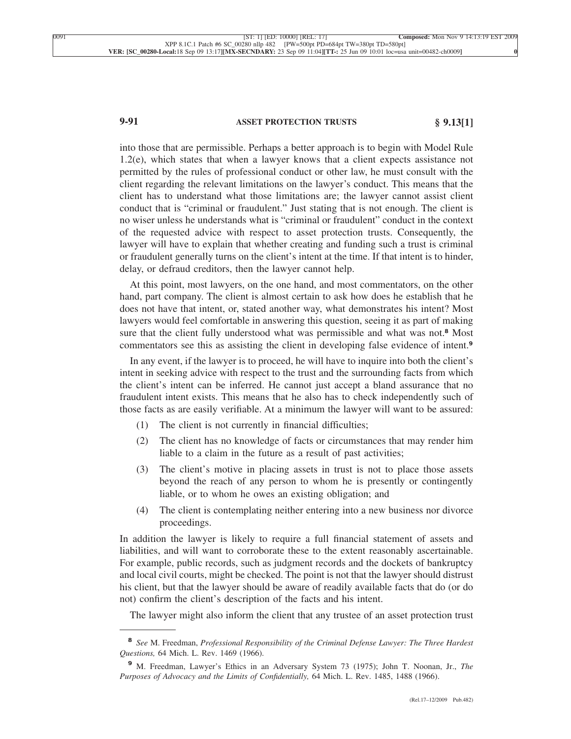into those that are permissible. Perhaps a better approach is to begin with Model Rule 1.2(e), which states that when a lawyer knows that a client expects assistance not permitted by the rules of professional conduct or other law, he must consult with the client regarding the relevant limitations on the lawyer's conduct. This means that the client has to understand what those limitations are; the lawyer cannot assist client conduct that is "criminal or fraudulent." Just stating that is not enough. The client is no wiser unless he understands what is "criminal or fraudulent" conduct in the context of the requested advice with respect to asset protection trusts. Consequently, the lawyer will have to explain that whether creating and funding such a trust is criminal or fraudulent generally turns on the client's intent at the time. If that intent is to hinder, delay, or defraud creditors, then the lawyer cannot help.

At this point, most lawyers, on the one hand, and most commentators, on the other hand, part company. The client is almost certain to ask how does he establish that he does not have that intent, or, stated another way, what demonstrates his intent? Most lawyers would feel comfortable in answering this question, seeing it as part of making sure that the client fully understood what was permissible and what was not.[8] Most commentators see this as assisting the client in developing false evidence of intent.[9]

In any event, if the lawyer is to proceed, he will have to inquire into both the client's intent in seeking advice with respect to the trust and the surrounding facts from which the client's intent can be inferred. He cannot just accept a bland assurance that no fraudulent intent exists. This means that he also has to check independently such of those facts as are easily verifiable. At a minimum the lawyer will want to be assured:

(1) The client is not currently in financial difficulties;

(2) The client has no knowledge of facts or circumstances that may render him liable to a claim in the future as a result of past activities;

(3) The client's motive in placing assets in trust is not to place those assets beyond the reach of any person to whom he is presently or contingently liable, or to whom he owes an existing obligation; and

(4) The client is contemplating neither entering into a new business nor divorce proceedings.

In addition the lawyer is likely to require a full financial statement of assets and liabilities, and will want to corroborate these to the extent reasonably ascertainable. For example, public records, such as judgment records and the dockets of bankruptcy and local civil courts, might be checked. The point is not that the lawyer should distrust his client, but that the lawyer should be aware of readily available facts that do (or do not) confirm the client's description of the facts and his intent.

The lawyer might also inform the client that any trustee of an asset protection trust

---

[8] *See* M. Freedman, *Professional Responsibility of the Criminal Defense Lawyer: The Three Hardest Questions,* 64 Mich. L. Rev. 1469 (1966).

[9] M. Freedman, Lawyer's Ethics in an Adversary System 73 (1975); John T. Noonan, Jr., *The Purposes of Advocacy and the Limits of Confidentially,* 64 Mich. L. Rev. 1485, 1488 (1966).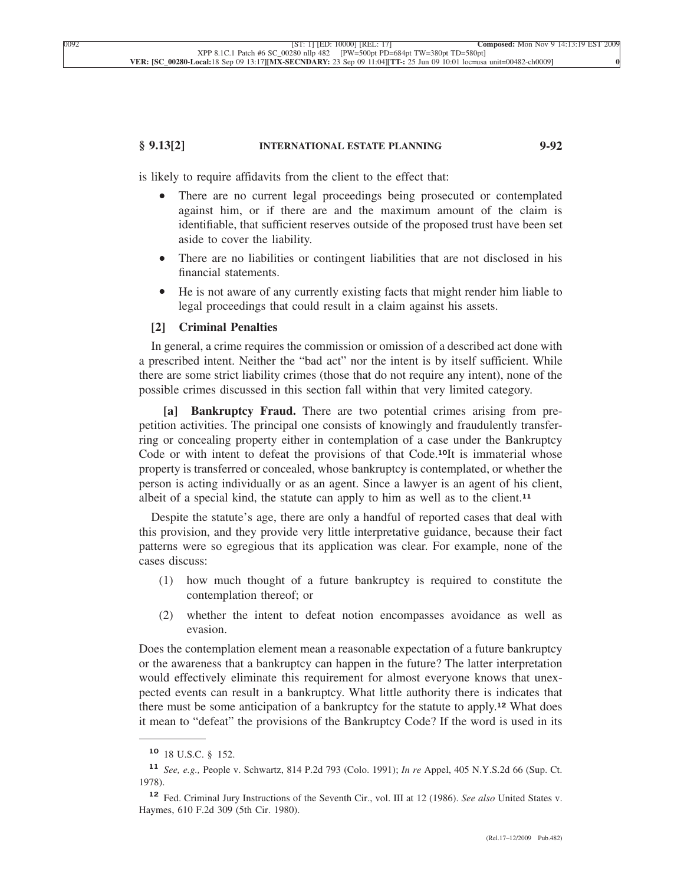is likely to require affidavits from the client to the effect that:

- There are no current legal proceedings being prosecuted or contemplated against him, or if there are and the maximum amount of the claim is identifiable, that sufficient reserves outside of the proposed trust have been set aside to cover the liability.
- There are no liabilities or contingent liabilities that are not disclosed in his financial statements.
- He is not aware of any currently existing facts that might render him liable to legal proceedings that could result in a claim against his assets.

### [2] Criminal Penalties

In general, a crime requires the commission or omission of a described act done with a prescribed intent. Neither the "bad act" nor the intent is by itself sufficient. While there are some strict liability crimes (those that do not require any intent), none of the possible crimes discussed in this section fall within that very limited category.

**[a] Bankruptcy Fraud.** There are two potential crimes arising from prepetition activities. The principal one consists of knowingly and fraudulently transferring or concealing property either in contemplation of a case under the Bankruptcy Code or with intent to defeat the provisions of that Code.[10] It is immaterial whose property is transferred or concealed, whose bankruptcy is contemplated, or whether the person is acting individually or as an agent. Since a lawyer is an agent of his client, albeit of a special kind, the statute can apply to him as well as to the client.[11]

Despite the statute's age, there are only a handful of reported cases that deal with this provision, and they provide very little interpretative guidance, because their fact patterns were so egregious that its application was clear. For example, none of the cases discuss:

(1) how much thought of a future bankruptcy is required to constitute the contemplation thereof; or

(2) whether the intent to defeat notion encompasses avoidance as well as evasion.

Does the contemplation element mean a reasonable expectation of a future bankruptcy or the awareness that a bankruptcy can happen in the future? The latter interpretation would effectively eliminate this requirement for almost everyone knows that unexpected events can result in a bankruptcy. What little authority there is indicates that there must be some anticipation of a bankruptcy for the statute to apply.[12] What does it mean to "defeat" the provisions of the Bankruptcy Code? If the word is used in its

---

[10] 18 U.S.C. § 152.

[11] *See, e.g.,* People v. Schwartz, 814 P.2d 793 (Colo. 1991); *In re* Appel, 405 N.Y.S.2d 66 (Sup. Ct. 1978).

[12] Fed. Criminal Jury Instructions of the Seventh Cir., vol. III at 12 (1986). *See also* United States v. Haymes, 610 F.2d 309 (5th Cir. 1980).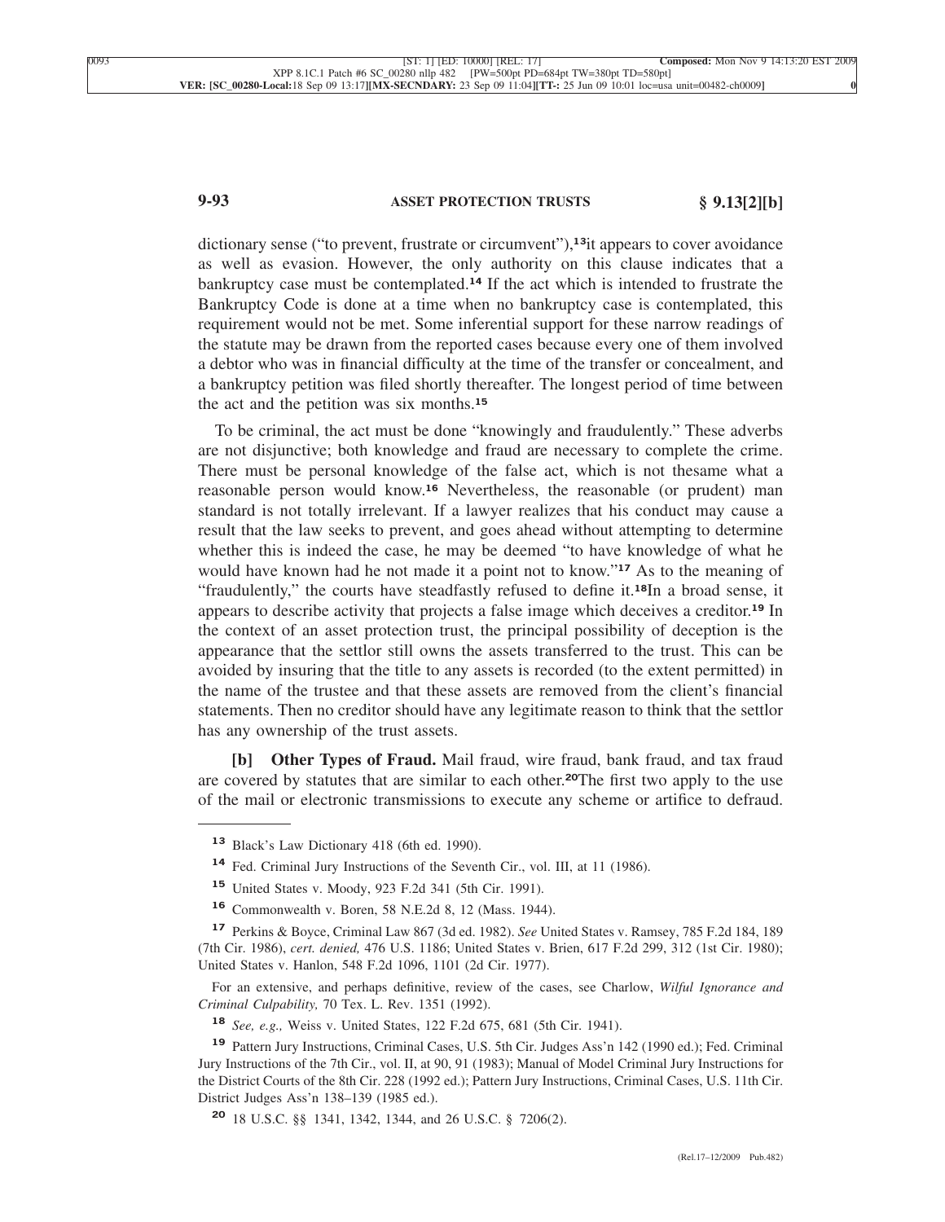dictionary sense ("to prevent, frustrate or circumvent"),[13] it appears to cover avoidance as well as evasion. However, the only authority on this clause indicates that a bankruptcy case must be contemplated.[14] If the act which is intended to frustrate the Bankruptcy Code is done at a time when no bankruptcy case is contemplated, this requirement would not be met. Some inferential support for these narrow readings of the statute may be drawn from the reported cases because every one of them involved a debtor who was in financial difficulty at the time of the transfer or concealment, and a bankruptcy petition was filed shortly thereafter. The longest period of time between the act and the petition was six months.[15]

To be criminal, the act must be done "knowingly and fraudulently." These adverbs are not disjunctive; both knowledge and fraud are necessary to complete the crime. There must be personal knowledge of the false act, which is not thesame what a reasonable person would know.[16] Nevertheless, the reasonable (or prudent) man standard is not totally irrelevant. If a lawyer realizes that his conduct may cause a result that the law seeks to prevent, and goes ahead without attempting to determine whether this is indeed the case, he may be deemed "to have knowledge of what he would have known had he not made it a point not to know."[17] As to the meaning of "fraudulently," the courts have steadfastly refused to define it.[18] In a broad sense, it appears to describe activity that projects a false image which deceives a creditor.[19] In the context of an asset protection trust, the principal possibility of deception is the appearance that the settlor still owns the assets transferred to the trust. This can be avoided by insuring that the title to any assets is recorded (to the extent permitted) in the name of the trustee and that these assets are removed from the client's financial statements. Then no creditor should have any legitimate reason to think that the settlor has any ownership of the trust assets.

**[b] Other Types of Fraud.** Mail fraud, wire fraud, bank fraud, and tax fraud are covered by statutes that are similar to each other.[20] The first two apply to the use of the mail or electronic transmissions to execute any scheme or artifice to defraud.

---

[13] Black's Law Dictionary 418 (6th ed. 1990).

[14] Fed. Criminal Jury Instructions of the Seventh Cir., vol. III, at 11 (1986).

[15] United States v. Moody, 923 F.2d 341 (5th Cir. 1991).

[16] Commonwealth v. Boren, 58 N.E.2d 8, 12 (Mass. 1944).

[17] Perkins & Boyce, Criminal Law 867 (3d ed. 1982). *See* United States v. Ramsey, 785 F.2d 184, 189 (7th Cir. 1986), *cert. denied,* 476 U.S. 1186; United States v. Brien, 617 F.2d 299, 312 (1st Cir. 1980); United States v. Hanlon, 548 F.2d 1096, 1101 (2d Cir. 1977).

For an extensive, and perhaps definitive, review of the cases, see Charlow, *Wilful Ignorance and Criminal Culpability,* 70 Tex. L. Rev. 1351 (1992).

[18] *See, e.g.,* Weiss v. United States, 122 F.2d 675, 681 (5th Cir. 1941).

[19] Pattern Jury Instructions, Criminal Cases, U.S. 5th Cir. Judges Ass'n 142 (1990 ed.); Fed. Criminal Jury Instructions of the 7th Cir., vol. II, at 90, 91 (1983); Manual of Model Criminal Jury Instructions for the District Courts of the 8th Cir. 228 (1992 ed.); Pattern Jury Instructions, Criminal Cases, U.S. 11th Cir. District Judges Ass'n 138–139 (1985 ed.).

[20] 18 U.S.C. §§ 1341, 1342, 1344, and 26 U.S.C. § 7206(2).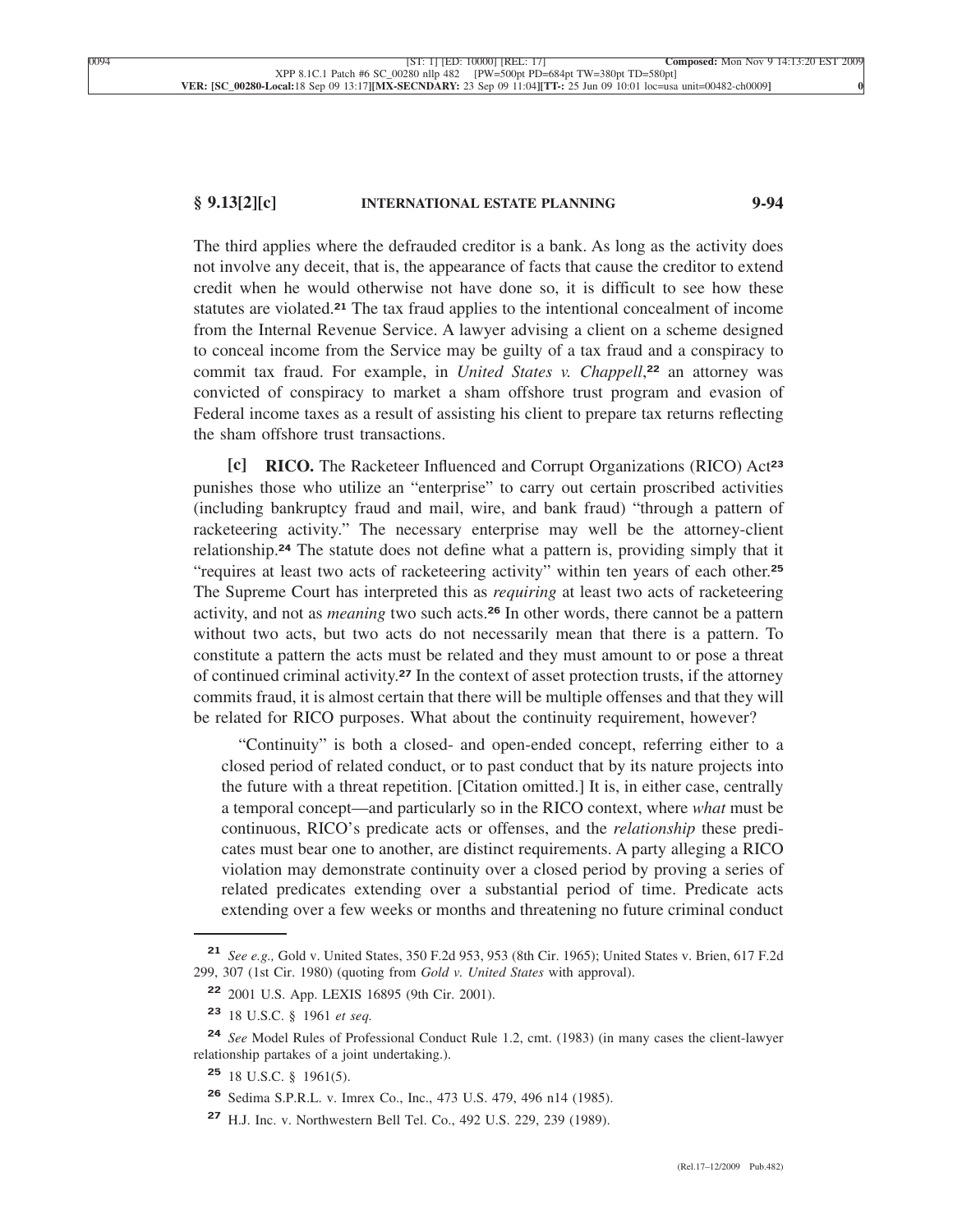The third applies where the defrauded creditor is a bank. As long as the activity does not involve any deceit, that is, the appearance of facts that cause the creditor to extend credit when he would otherwise not have done so, it is difficult to see how these statutes are violated.[21] The tax fraud applies to the intentional concealment of income from the Internal Revenue Service. A lawyer advising a client on a scheme designed to conceal income from the Service may be guilty of a tax fraud and a conspiracy to commit tax fraud. For example, in *United States v. Chappell*,[22] an attorney was convicted of conspiracy to market a sham offshore trust program and evasion of Federal income taxes as a result of assisting his client to prepare tax returns reflecting the sham offshore trust transactions.

**[c] RICO.** The Racketeer Influenced and Corrupt Organizations (RICO) Act[23] punishes those who utilize an "enterprise" to carry out certain proscribed activities (including bankruptcy fraud and mail, wire, and bank fraud) "through a pattern of racketeering activity." The necessary enterprise may well be the attorney-client relationship.[24] The statute does not define what a pattern is, providing simply that it "requires at least two acts of racketeering activity" within ten years of each other.[25] The Supreme Court has interpreted this as *requiring* at least two acts of racketeering activity, and not as *meaning* two such acts.[26] In other words, there cannot be a pattern without two acts, but two acts do not necessarily mean that there is a pattern. To constitute a pattern the acts must be related and they must amount to or pose a threat of continued criminal activity.[27] In the context of asset protection trusts, if the attorney commits fraud, it is almost certain that there will be multiple offenses and that they will be related for RICO purposes. What about the continuity requirement, however?

> "Continuity" is both a closed- and open-ended concept, referring either to a closed period of related conduct, or to past conduct that by its nature projects into the future with a threat repetition. [Citation omitted.] It is, in either case, centrally a temporal concept—and particularly so in the RICO context, where *what* must be continuous, RICO's predicate acts or offenses, and the *relationship* these predicates must bear one to another, are distinct requirements. A party alleging a RICO violation may demonstrate continuity over a closed period by proving a series of related predicates extending over a substantial period of time. Predicate acts extending over a few weeks or months and threatening no future criminal conduct

---

[21] *See e.g.,* Gold v. United States, 350 F.2d 953, 953 (8th Cir. 1965); United States v. Brien, 617 F.2d 299, 307 (1st Cir. 1980) (quoting from *Gold v. United States* with approval).

[22] 2001 U.S. App. LEXIS 16895 (9th Cir. 2001).

[23] 18 U.S.C. § 1961 *et seq.*

[24] *See* Model Rules of Professional Conduct Rule 1.2, cmt. (1983) (in many cases the client-lawyer relationship partakes of a joint undertaking.).

[25] 18 U.S.C. § 1961(5).

[26] Sedima S.P.R.L. v. Imrex Co., Inc., 473 U.S. 479, 496 n14 (1985).

[27] H.J. Inc. v. Northwestern Bell Tel. Co., 492 U.S. 229, 239 (1989).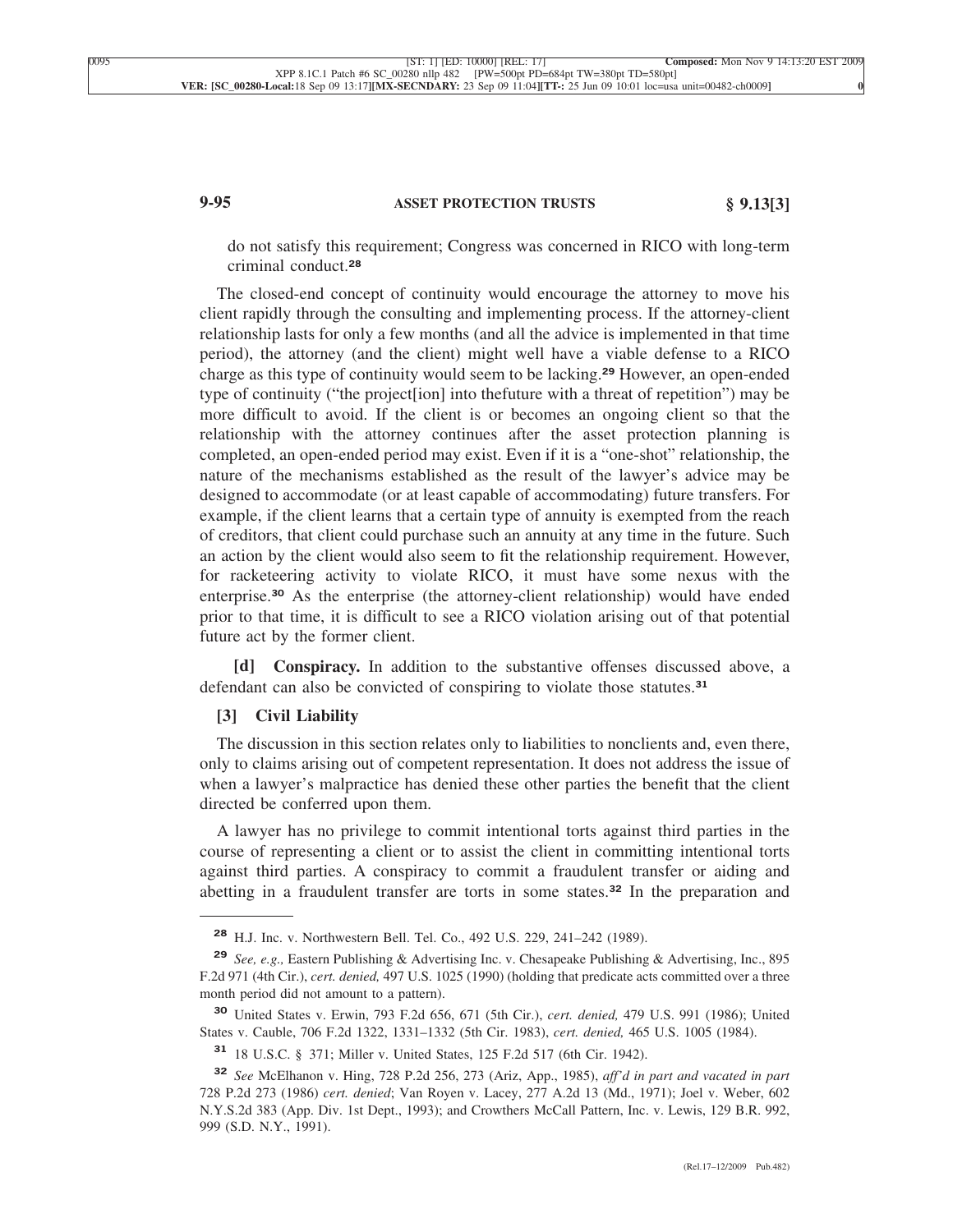do not satisfy this requirement; Congress was concerned in RICO with long-term criminal conduct.[28]

The closed-end concept of continuity would encourage the attorney to move his client rapidly through the consulting and implementing process. If the attorney-client relationship lasts for only a few months (and all the advice is implemented in that time period), the attorney (and the client) might well have a viable defense to a RICO charge as this type of continuity would seem to be lacking.[29] However, an open-ended type of continuity ("the project[ion] into thefuture with a threat of repetition") may be more difficult to avoid. If the client is or becomes an ongoing client so that the relationship with the attorney continues after the asset protection planning is completed, an open-ended period may exist. Even if it is a "one-shot" relationship, the nature of the mechanisms established as the result of the lawyer's advice may be designed to accommodate (or at least capable of accommodating) future transfers. For example, if the client learns that a certain type of annuity is exempted from the reach of creditors, that client could purchase such an annuity at any time in the future. Such an action by the client would also seem to fit the relationship requirement. However, for racketeering activity to violate RICO, it must have some nexus with the enterprise.[30] As the enterprise (the attorney-client relationship) would have ended prior to that time, it is difficult to see a RICO violation arising out of that potential future act by the former client.

**[d] Conspiracy.** In addition to the substantive offenses discussed above, a defendant can also be convicted of conspiring to violate those statutes.[31]

### [3] Civil Liability

The discussion in this section relates only to liabilities to nonclients and, even there, only to claims arising out of competent representation. It does not address the issue of when a lawyer's malpractice has denied these other parties the benefit that the client directed be conferred upon them.

A lawyer has no privilege to commit intentional torts against third parties in the course of representing a client or to assist the client in committing intentional torts against third parties. A conspiracy to commit a fraudulent transfer or aiding and abetting in a fraudulent transfer are torts in some states.[32] In the preparation and

---

[28] H.J. Inc. v. Northwestern Bell. Tel. Co., 492 U.S. 229, 241–242 (1989).

[29] *See, e.g.,* Eastern Publishing & Advertising Inc. v. Chesapeake Publishing & Advertising, Inc., 895 F.2d 971 (4th Cir.), *cert. denied,* 497 U.S. 1025 (1990) (holding that predicate acts committed over a three month period did not amount to a pattern).

[30] United States v. Erwin, 793 F.2d 656, 671 (5th Cir.), *cert. denied,* 479 U.S. 991 (1986); United States v. Cauble, 706 F.2d 1322, 1331–1332 (5th Cir. 1983), *cert. denied,* 465 U.S. 1005 (1984).

[31] 18 U.S.C. § 371; Miller v. United States, 125 F.2d 517 (6th Cir. 1942).

[32] *See* McElhanon v. Hing, 728 P.2d 256, 273 (Ariz, App., 1985), *aff'd in part and vacated in part* 728 P.2d 273 (1986) *cert. denied*; Van Royen v. Lacey, 277 A.2d 13 (Md., 1971); Joel v. Weber, 602 N.Y.S.2d 383 (App. Div. 1st Dept., 1993); and Crowthers McCall Pattern, Inc. v. Lewis, 129 B.R. 992, 999 (S.D. N.Y., 1991).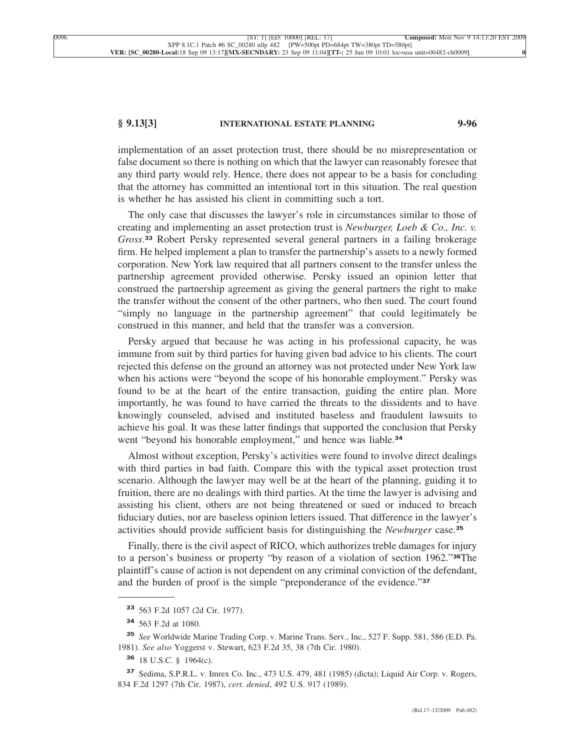implementation of an asset protection trust, there should be no misrepresentation or false document so there is nothing on which that the lawyer can reasonably foresee that any third party would rely. Hence, there does not appear to be a basis for concluding that the attorney has committed an intentional tort in this situation. The real question is whether he has assisted his client in committing such a tort.

The only case that discusses the lawyer's role in circumstances similar to those of creating and implementing an asset protection trust is *Newburger, Loeb & Co., Inc. v. Gross*.[33] Robert Persky represented several general partners in a failing brokerage firm. He helped implement a plan to transfer the partnership's assets to a newly formed corporation. New York law required that all partners consent to the transfer unless the partnership agreement provided otherwise. Persky issued an opinion letter that construed the partnership agreement as giving the general partners the right to make the transfer without the consent of the other partners, who then sued. The court found "simply no language in the partnership agreement" that could legitimately be construed in this manner, and held that the transfer was a conversion.

Persky argued that because he was acting in his professional capacity, he was immune from suit by third parties for having given bad advice to his clients. The court rejected this defense on the ground an attorney was not protected under New York law when his actions were "beyond the scope of his honorable employment." Persky was found to be at the heart of the entire transaction, guiding the entire plan. More importantly, he was found to have carried the threats to the dissidents and to have knowingly counseled, advised and instituted baseless and fraudulent lawsuits to achieve his goal. It was these latter findings that supported the conclusion that Persky went "beyond his honorable employment," and hence was liable.[34]

Almost without exception, Persky's activities were found to involve direct dealings with third parties in bad faith. Compare this with the typical asset protection trust scenario. Although the lawyer may well be at the heart of the planning, guiding it to fruition, there are no dealings with third parties. At the time the lawyer is advising and assisting his client, others are not being threatened or sued or induced to breach fiduciary duties, nor are baseless opinion letters issued. That difference in the lawyer's activities should provide sufficient basis for distinguishing the *Newburger* case.[35]

Finally, there is the civil aspect of RICO, which authorizes treble damages for injury to a person's business or property "by reason of a violation of section 1962."[36] The plaintiff's cause of action is not dependent on any criminal conviction of the defendant, and the burden of proof is the simple "preponderance of the evidence."[37]

---

[33] 563 F.2d 1057 (2d Cir. 1977).

[34] 563 F.2d at 1080.

[35] *See* Worldwide Marine Trading Corp. v. Marine Trans. Serv., Inc., 527 F. Supp. 581, 586 (E.D. Pa. 1981). *See also* Yoggerst v. Stewart, 623 F.2d 35, 38 (7th Cir. 1980).

[36] 18 U.S.C. § 1964(c).

[37] Sedima, S.P.R.L. v. Imrex Co. Inc., 473 U.S. 479, 481 (1985) (dicta); Liquid Air Corp. v. Rogers, 834 F.2d 1297 (7th Cir. 1987), *cert. denied*, 492 U.S. 917 (1989).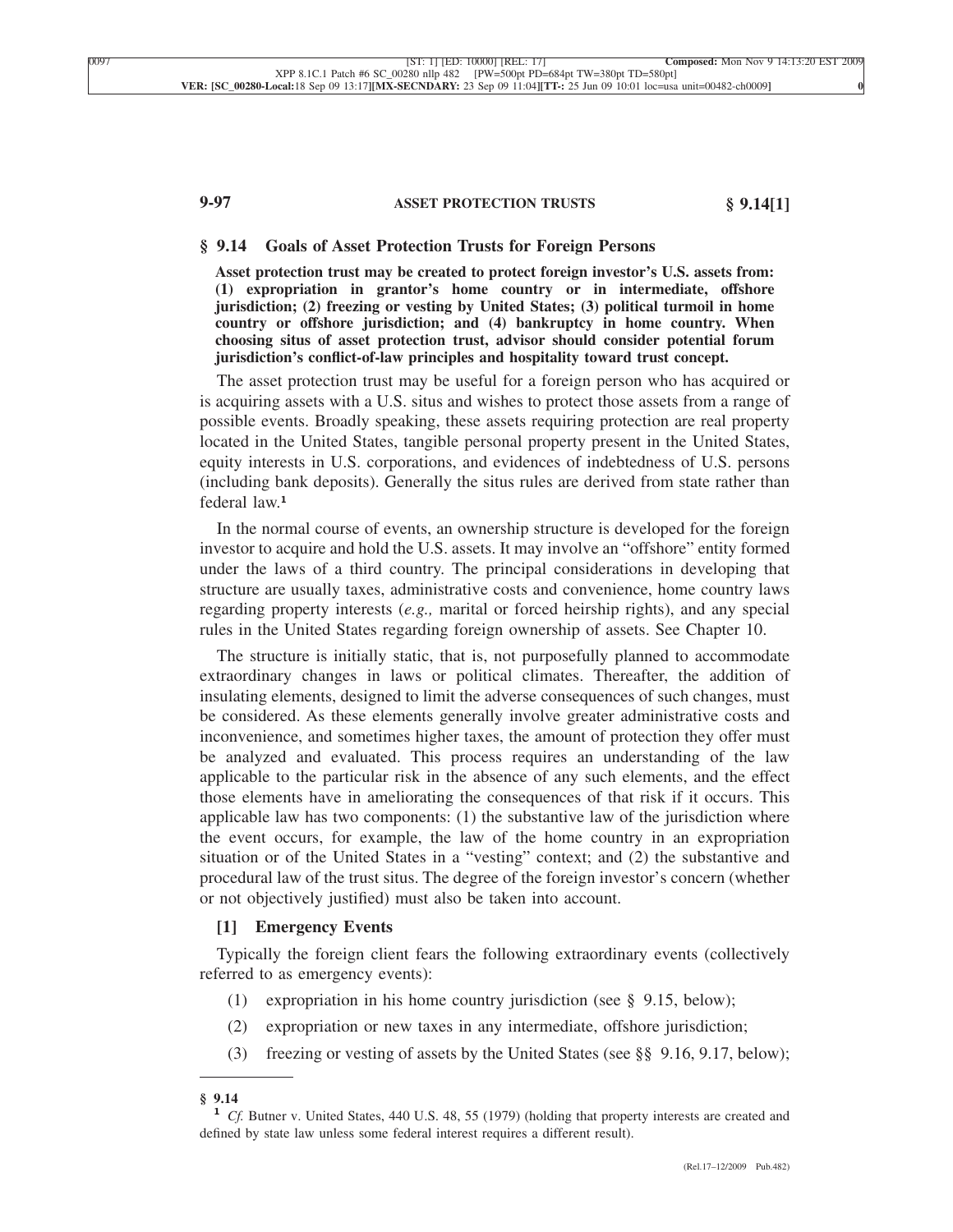## § 9.14 Goals of Asset Protection Trusts for Foreign Persons

**Asset protection trust may be created to protect foreign investor's U.S. assets from: (1) expropriation in grantor's home country or in intermediate, offshore jurisdiction; (2) freezing or vesting by United States; (3) political turmoil in home country or offshore jurisdiction; and (4) bankruptcy in home country. When choosing situs of asset protection trust, advisor should consider potential forum jurisdiction's conflict-of-law principles and hospitality toward trust concept.**

The asset protection trust may be useful for a foreign person who has acquired or is acquiring assets with a U.S. situs and wishes to protect those assets from a range of possible events. Broadly speaking, these assets requiring protection are real property located in the United States, tangible personal property present in the United States, equity interests in U.S. corporations, and evidences of indebtedness of U.S. persons (including bank deposits). Generally the situs rules are derived from state rather than federal law.[1]

In the normal course of events, an ownership structure is developed for the foreign investor to acquire and hold the U.S. assets. It may involve an "offshore" entity formed under the laws of a third country. The principal considerations in developing that structure are usually taxes, administrative costs and convenience, home country laws regarding property interests (*e.g.,* marital or forced heirship rights), and any special rules in the United States regarding foreign ownership of assets. See Chapter 10.

The structure is initially static, that is, not purposefully planned to accommodate extraordinary changes in laws or political climates. Thereafter, the addition of insulating elements, designed to limit the adverse consequences of such changes, must be considered. As these elements generally involve greater administrative costs and inconvenience, and sometimes higher taxes, the amount of protection they offer must be analyzed and evaluated. This process requires an understanding of the law applicable to the particular risk in the absence of any such elements, and the effect those elements have in ameliorating the consequences of that risk if it occurs. This applicable law has two components: (1) the substantive law of the jurisdiction where the event occurs, for example, the law of the home country in an expropriation situation or of the United States in a "vesting" context; and (2) the substantive and procedural law of the trust situs. The degree of the foreign investor's concern (whether or not objectively justified) must also be taken into account.

### [1] Emergency Events

Typically the foreign client fears the following extraordinary events (collectively referred to as emergency events):

(1) expropriation in his home country jurisdiction (see § 9.15, below);

(2) expropriation or new taxes in any intermediate, offshore jurisdiction;

(3) freezing or vesting of assets by the United States (see §§ 9.16, 9.17, below);

---

**§ 9.14**

[1] *Cf.* Butner v. United States, 440 U.S. 48, 55 (1979) (holding that property interests are created and defined by state law unless some federal interest requires a different result).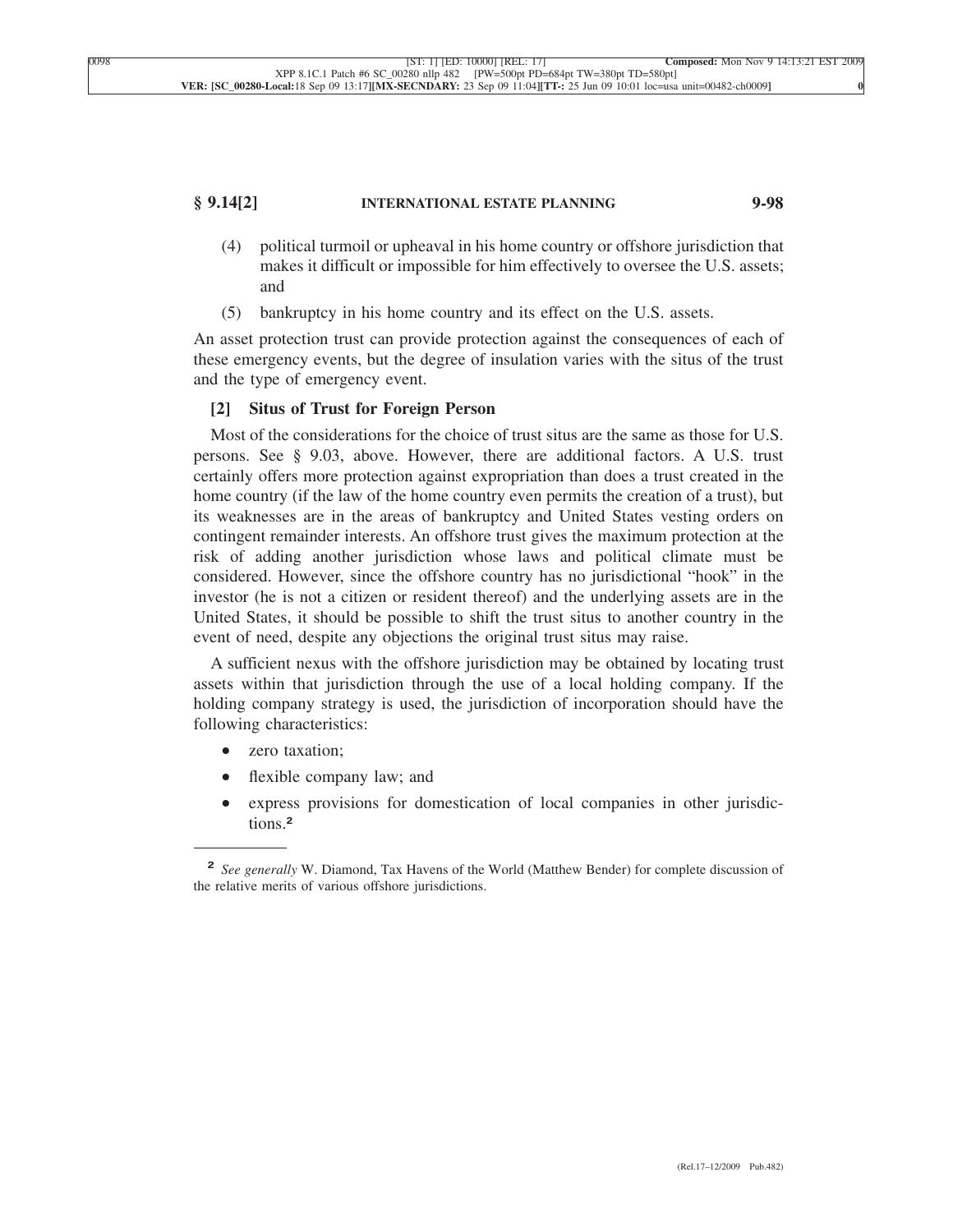(4) political turmoil or upheaval in his home country or offshore jurisdiction that makes it difficult or impossible for him effectively to oversee the U.S. assets; and

(5) bankruptcy in his home country and its effect on the U.S. assets.

An asset protection trust can provide protection against the consequences of each of these emergency events, but the degree of insulation varies with the situs of the trust and the type of emergency event.

### [2] Situs of Trust for Foreign Person

Most of the considerations for the choice of trust situs are the same as those for U.S. persons. See § 9.03, above. However, there are additional factors. A U.S. trust certainly offers more protection against expropriation than does a trust created in the home country (if the law of the home country even permits the creation of a trust), but its weaknesses are in the areas of bankruptcy and United States vesting orders on contingent remainder interests. An offshore trust gives the maximum protection at the risk of adding another jurisdiction whose laws and political climate must be considered. However, since the offshore country has no jurisdictional "hook" in the investor (he is not a citizen or resident thereof) and the underlying assets are in the United States, it should be possible to shift the trust situs to another country in the event of need, despite any objections the original trust situs may raise.

A sufficient nexus with the offshore jurisdiction may be obtained by locating trust assets within that jurisdiction through the use of a local holding company. If the holding company strategy is used, the jurisdiction of incorporation should have the following characteristics:

- zero taxation;
- flexible company law; and
- express provisions for domestication of local companies in other jurisdictions.[2]

---

[2] *See generally* W. Diamond, Tax Havens of the World (Matthew Bender) for complete discussion of the relative merits of various offshore jurisdictions.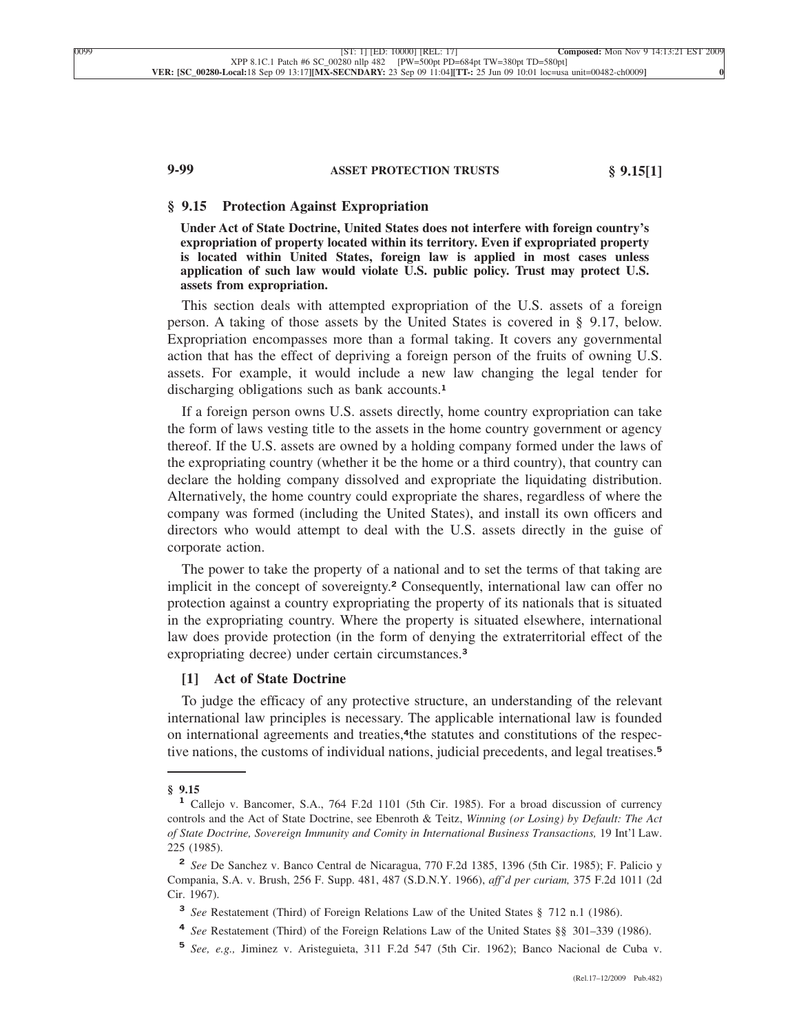## § 9.15 Protection Against Expropriation

**Under Act of State Doctrine, United States does not interfere with foreign country's expropriation of property located within its territory. Even if expropriated property is located within United States, foreign law is applied in most cases unless application of such law would violate U.S. public policy. Trust may protect U.S. assets from expropriation.**

This section deals with attempted expropriation of the U.S. assets of a foreign person. A taking of those assets by the United States is covered in § 9.17, below. Expropriation encompasses more than a formal taking. It covers any governmental action that has the effect of depriving a foreign person of the fruits of owning U.S. assets. For example, it would include a new law changing the legal tender for discharging obligations such as bank accounts.[1]

If a foreign person owns U.S. assets directly, home country expropriation can take the form of laws vesting title to the assets in the home country government or agency thereof. If the U.S. assets are owned by a holding company formed under the laws of the expropriating country (whether it be the home or a third country), that country can declare the holding company dissolved and expropriate the liquidating distribution. Alternatively, the home country could expropriate the shares, regardless of where the company was formed (including the United States), and install its own officers and directors who would attempt to deal with the U.S. assets directly in the guise of corporate action.

The power to take the property of a national and to set the terms of that taking are implicit in the concept of sovereignty.[2] Consequently, international law can offer no protection against a country expropriating the property of its nationals that is situated in the expropriating country. Where the property is situated elsewhere, international law does provide protection (in the form of denying the extraterritorial effect of the expropriating decree) under certain circumstances.[3]

### [1] Act of State Doctrine

To judge the efficacy of any protective structure, an understanding of the relevant international law principles is necessary. The applicable international law is founded on international agreements and treaties,[4]the statutes and constitutions of the respective nations, the customs of individual nations, judicial precedents, and legal treatises.[5]

---

**§ 9.15**

[1] Callejo v. Bancomer, S.A., 764 F.2d 1101 (5th Cir. 1985). For a broad discussion of currency controls and the Act of State Doctrine, see Ebenroth & Teitz, *Winning (or Losing) by Default: The Act of State Doctrine, Sovereign Immunity and Comity in International Business Transactions,* 19 Int'l Law. 225 (1985).

[2] *See* De Sanchez v. Banco Central de Nicaragua, 770 F.2d 1385, 1396 (5th Cir. 1985); F. Palicio y Compania, S.A. v. Brush, 256 F. Supp. 481, 487 (S.D.N.Y. 1966), *aff'd per curiam,* 375 F.2d 1011 (2d Cir. 1967).

[3] *See* Restatement (Third) of Foreign Relations Law of the United States § 712 n.1 (1986).

[4] *See* Restatement (Third) of the Foreign Relations Law of the United States §§ 301–339 (1986).

[5] *See, e.g.,* Jiminez v. Aristeguieta, 311 F.2d 547 (5th Cir. 1962); Banco Nacional de Cuba v.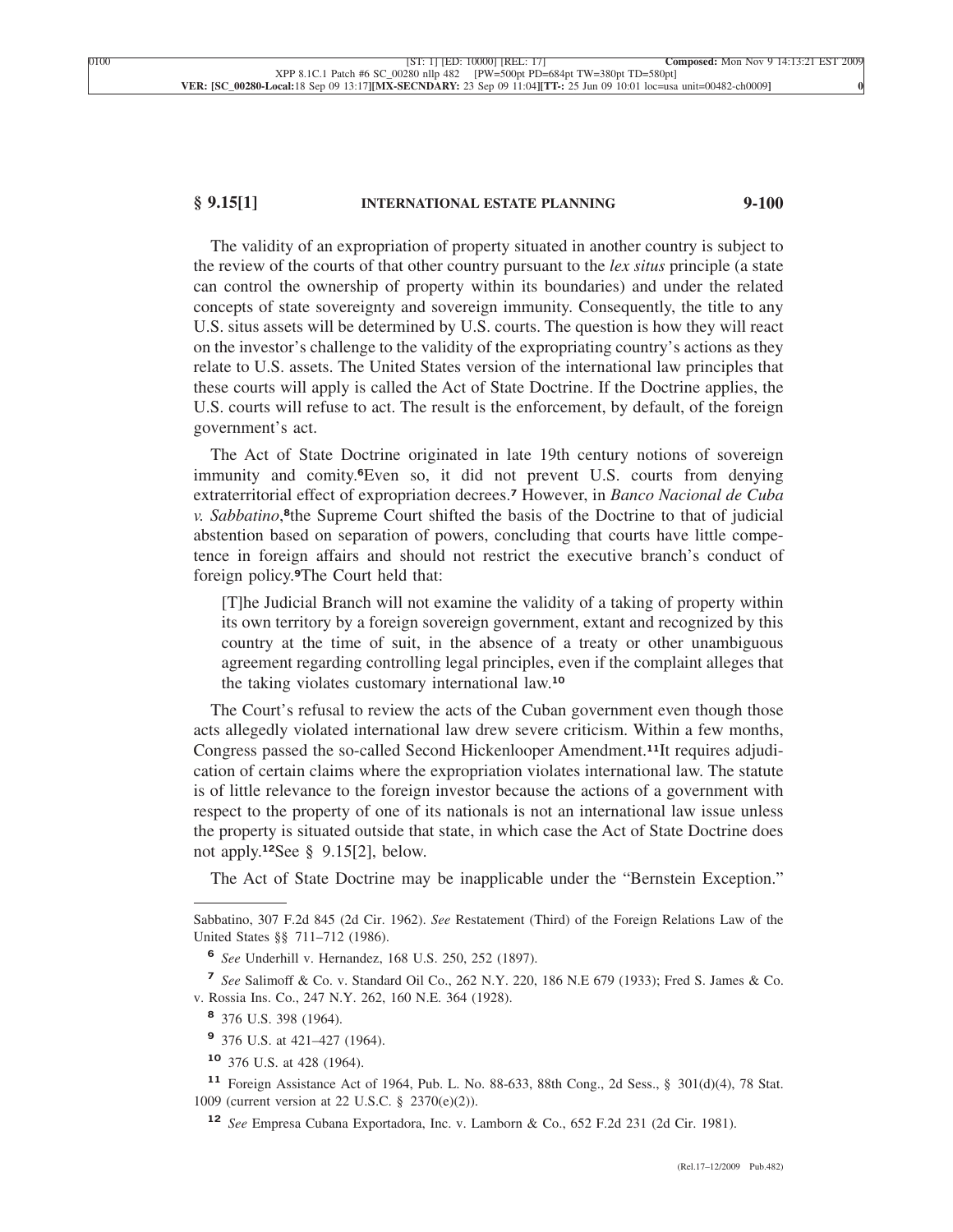The validity of an expropriation of property situated in another country is subject to the review of the courts of that other country pursuant to the *lex situs* principle (a state can control the ownership of property within its boundaries) and under the related concepts of state sovereignty and sovereign immunity. Consequently, the title to any U.S. situs assets will be determined by U.S. courts. The question is how they will react on the investor's challenge to the validity of the expropriating country's actions as they relate to U.S. assets. The United States version of the international law principles that these courts will apply is called the Act of State Doctrine. If the Doctrine applies, the U.S. courts will refuse to act. The result is the enforcement, by default, of the foreign government's act.

The Act of State Doctrine originated in late 19th century notions of sovereign immunity and comity.[6]Even so, it did not prevent U.S. courts from denying extraterritorial effect of expropriation decrees.[7] However, in *Banco Nacional de Cuba v. Sabbatino*,[8]the Supreme Court shifted the basis of the Doctrine to that of judicial abstention based on separation of powers, concluding that courts have little competence in foreign affairs and should not restrict the executive branch's conduct of foreign policy.[9]The Court held that:

> [T]he Judicial Branch will not examine the validity of a taking of property within its own territory by a foreign sovereign government, extant and recognized by this country at the time of suit, in the absence of a treaty or other unambiguous agreement regarding controlling legal principles, even if the complaint alleges that the taking violates customary international law.[10]

The Court's refusal to review the acts of the Cuban government even though those acts allegedly violated international law drew severe criticism. Within a few months, Congress passed the so-called Second Hickenlooper Amendment.[11]It requires adjudication of certain claims where the expropriation violates international law. The statute is of little relevance to the foreign investor because the actions of a government with respect to the property of one of its nationals is not an international law issue unless the property is situated outside that state, in which case the Act of State Doctrine does not apply.[12]See § 9.15[2], below.

The Act of State Doctrine may be inapplicable under the "Bernstein Exception."

---

Sabbatino, 307 F.2d 845 (2d Cir. 1962). *See* Restatement (Third) of the Foreign Relations Law of the United States §§ 711–712 (1986).

[6] *See* Underhill v. Hernandez, 168 U.S. 250, 252 (1897).

[7] *See* Salimoff & Co. v. Standard Oil Co., 262 N.Y. 220, 186 N.E 679 (1933); Fred S. James & Co. v. Rossia Ins. Co., 247 N.Y. 262, 160 N.E. 364 (1928).

[8] 376 U.S. 398 (1964).

[9] 376 U.S. at 421–427 (1964).

[10] 376 U.S. at 428 (1964).

[11] Foreign Assistance Act of 1964, Pub. L. No. 88-633, 88th Cong., 2d Sess., § 301(d)(4), 78 Stat. 1009 (current version at 22 U.S.C. § 2370(e)(2)).

[12] *See* Empresa Cubana Exportadora, Inc. v. Lamborn & Co., 652 F.2d 231 (2d Cir. 1981).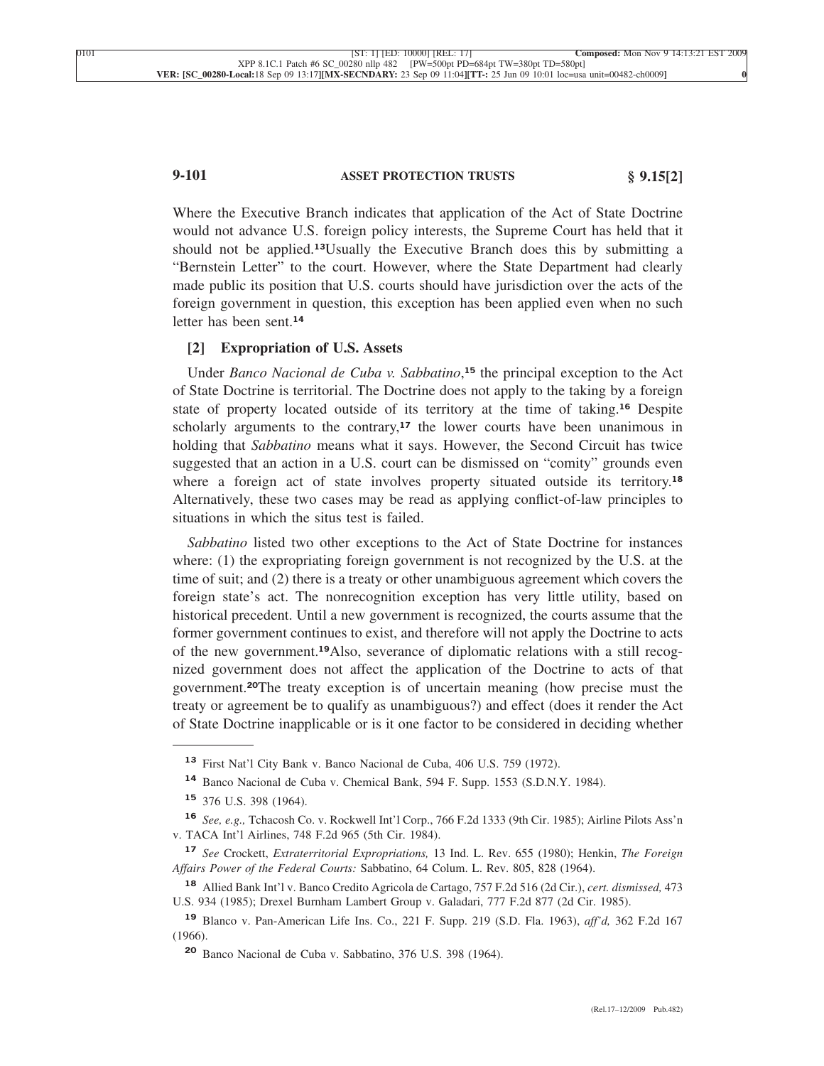Where the Executive Branch indicates that application of the Act of State Doctrine would not advance U.S. foreign policy interests, the Supreme Court has held that it should not be applied.[13] Usually the Executive Branch does this by submitting a "Bernstein Letter" to the court. However, where the State Department had clearly made public its position that U.S. courts should have jurisdiction over the acts of the foreign government in question, this exception has been applied even when no such letter has been sent.[14]

### [2] Expropriation of U.S. Assets

Under *Banco Nacional de Cuba v. Sabbatino*,[15] the principal exception to the Act of State Doctrine is territorial. The Doctrine does not apply to the taking by a foreign state of property located outside of its territory at the time of taking.[16] Despite scholarly arguments to the contrary,[17] the lower courts have been unanimous in holding that *Sabbatino* means what it says. However, the Second Circuit has twice suggested that an action in a U.S. court can be dismissed on "comity" grounds even where a foreign act of state involves property situated outside its territory.[18] Alternatively, these two cases may be read as applying conflict-of-law principles to situations in which the situs test is failed.

*Sabbatino* listed two other exceptions to the Act of State Doctrine for instances where: (1) the expropriating foreign government is not recognized by the U.S. at the time of suit; and (2) there is a treaty or other unambiguous agreement which covers the foreign state's act. The nonrecognition exception has very little utility, based on historical precedent. Until a new government is recognized, the courts assume that the former government continues to exist, and therefore will not apply the Doctrine to acts of the new government.[19] Also, severance of diplomatic relations with a still recognized government does not affect the application of the Doctrine to acts of that government.[20] The treaty exception is of uncertain meaning (how precise must the treaty or agreement be to qualify as unambiguous?) and effect (does it render the Act of State Doctrine inapplicable or is it one factor to be considered in deciding whether

---

[13] First Nat'l City Bank v. Banco Nacional de Cuba, 406 U.S. 759 (1972).

[14] Banco Nacional de Cuba v. Chemical Bank, 594 F. Supp. 1553 (S.D.N.Y. 1984).

[15] 376 U.S. 398 (1964).

[16] *See, e.g.,* Tchacosh Co. v. Rockwell Int'l Corp., 766 F.2d 1333 (9th Cir. 1985); Airline Pilots Ass'n v. TACA Int'l Airlines, 748 F.2d 965 (5th Cir. 1984).

[17] *See* Crockett, *Extraterritorial Expropriations,* 13 Ind. L. Rev. 655 (1980); Henkin, *The Foreign Affairs Power of the Federal Courts:* Sabbatino, 64 Colum. L. Rev. 805, 828 (1964).

[18] Allied Bank Int'l v. Banco Credito Agricola de Cartago, 757 F.2d 516 (2d Cir.), *cert. dismissed,* 473 U.S. 934 (1985); Drexel Burnham Lambert Group v. Galadari, 777 F.2d 877 (2d Cir. 1985).

[19] Blanco v. Pan-American Life Ins. Co., 221 F. Supp. 219 (S.D. Fla. 1963), *aff'd,* 362 F.2d 167 (1966).

[20] Banco Nacional de Cuba v. Sabbatino, 376 U.S. 398 (1964).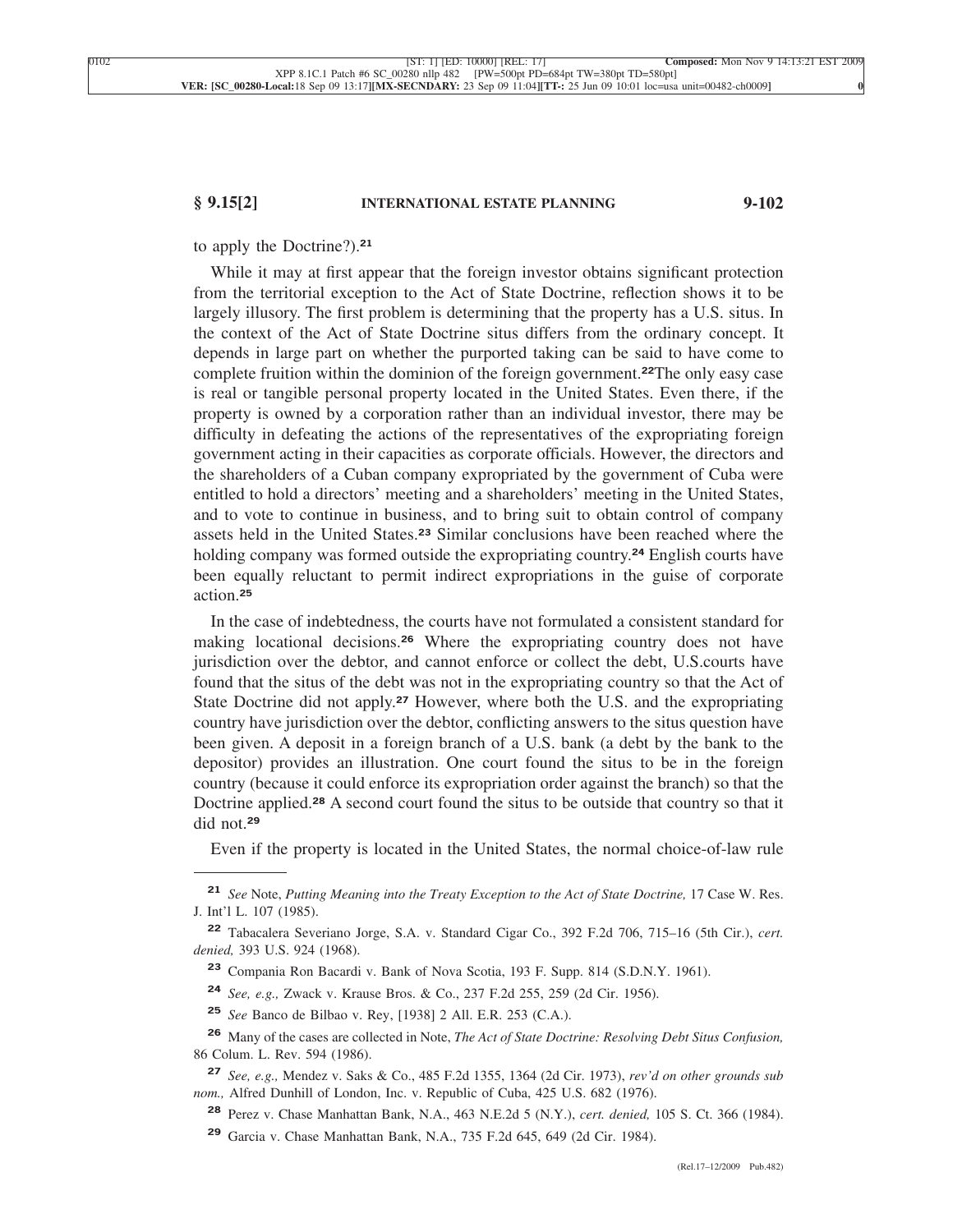to apply the Doctrine?).[21]

While it may at first appear that the foreign investor obtains significant protection from the territorial exception to the Act of State Doctrine, reflection shows it to be largely illusory. The first problem is determining that the property has a U.S. situs. In the context of the Act of State Doctrine situs differs from the ordinary concept. It depends in large part on whether the purported taking can be said to have come to complete fruition within the dominion of the foreign government.[22]The only easy case is real or tangible personal property located in the United States. Even there, if the property is owned by a corporation rather than an individual investor, there may be difficulty in defeating the actions of the representatives of the expropriating foreign government acting in their capacities as corporate officials. However, the directors and the shareholders of a Cuban company expropriated by the government of Cuba were entitled to hold a directors' meeting and a shareholders' meeting in the United States, and to vote to continue in business, and to bring suit to obtain control of company assets held in the United States.[23] Similar conclusions have been reached where the holding company was formed outside the expropriating country.[24] English courts have been equally reluctant to permit indirect expropriations in the guise of corporate action.[25]

In the case of indebtedness, the courts have not formulated a consistent standard for making locational decisions.[26] Where the expropriating country does not have jurisdiction over the debtor, and cannot enforce or collect the debt, U.S.courts have found that the situs of the debt was not in the expropriating country so that the Act of State Doctrine did not apply.[27] However, where both the U.S. and the expropriating country have jurisdiction over the debtor, conflicting answers to the situs question have been given. A deposit in a foreign branch of a U.S. bank (a debt by the bank to the depositor) provides an illustration. One court found the situs to be in the foreign country (because it could enforce its expropriation order against the branch) so that the Doctrine applied.[28] A second court found the situs to be outside that country so that it did not.[29]

Even if the property is located in the United States, the normal choice-of-law rule

---

[21] *See* Note, *Putting Meaning into the Treaty Exception to the Act of State Doctrine,* 17 Case W. Res. J. Int'l L. 107 (1985).

[22] Tabacalera Severiano Jorge, S.A. v. Standard Cigar Co., 392 F.2d 706, 715–16 (5th Cir.), *cert. denied,* 393 U.S. 924 (1968).

[23] Compania Ron Bacardi v. Bank of Nova Scotia, 193 F. Supp. 814 (S.D.N.Y. 1961).

[24] *See, e.g.,* Zwack v. Krause Bros. & Co., 237 F.2d 255, 259 (2d Cir. 1956).

[25] *See* Banco de Bilbao v. Rey, [1938] 2 All. E.R. 253 (C.A.).

[26] Many of the cases are collected in Note, *The Act of State Doctrine: Resolving Debt Situs Confusion,* 86 Colum. L. Rev. 594 (1986).

[27] *See, e.g.,* Mendez v. Saks & Co., 485 F.2d 1355, 1364 (2d Cir. 1973), *rev'd on other grounds sub nom.,* Alfred Dunhill of London, Inc. v. Republic of Cuba, 425 U.S. 682 (1976).

[28] Perez v. Chase Manhattan Bank, N.A., 463 N.E.2d 5 (N.Y.), *cert. denied,* 105 S. Ct. 366 (1984).

[29] Garcia v. Chase Manhattan Bank, N.A., 735 F.2d 645, 649 (2d Cir. 1984).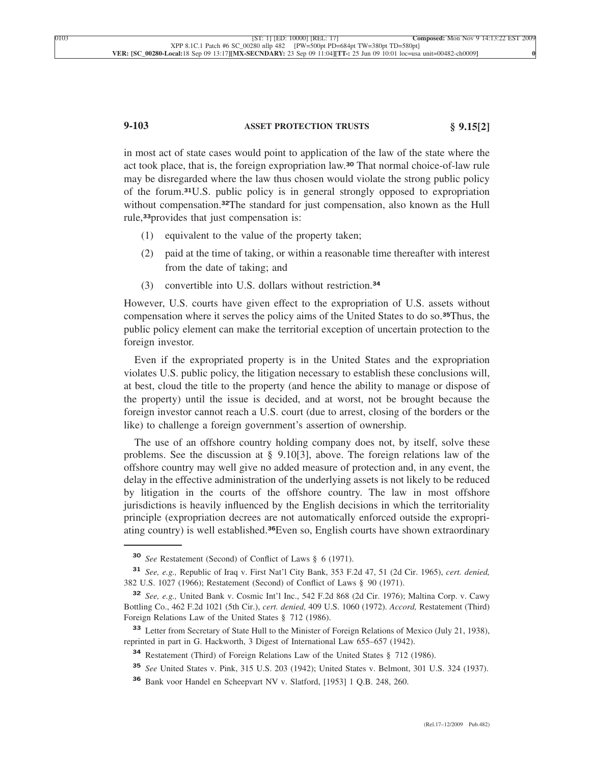in most act of state cases would point to application of the law of the state where the act took place, that is, the foreign expropriation law.[30] That normal choice-of-law rule may be disregarded where the law thus chosen would violate the strong public policy of the forum.[31] U.S. public policy is in general strongly opposed to expropriation without compensation.[32] The standard for just compensation, also known as the Hull rule,[33] provides that just compensation is:

(1) equivalent to the value of the property taken;

(2) paid at the time of taking, or within a reasonable time thereafter with interest from the date of taking; and

(3) convertible into U.S. dollars without restriction.[34]

However, U.S. courts have given effect to the expropriation of U.S. assets without compensation where it serves the policy aims of the United States to do so.[35] Thus, the public policy element can make the territorial exception of uncertain protection to the foreign investor.

Even if the expropriated property is in the United States and the expropriation violates U.S. public policy, the litigation necessary to establish these conclusions will, at best, cloud the title to the property (and hence the ability to manage or dispose of the property) until the issue is decided, and at worst, not be brought because the foreign investor cannot reach a U.S. court (due to arrest, closing of the borders or the like) to challenge a foreign government's assertion of ownership.

The use of an offshore country holding company does not, by itself, solve these problems. See the discussion at § 9.10[3], above. The foreign relations law of the offshore country may well give no added measure of protection and, in any event, the delay in the effective administration of the underlying assets is not likely to be reduced by litigation in the courts of the offshore country. The law in most offshore jurisdictions is heavily influenced by the English decisions in which the territoriality principle (expropriation decrees are not automatically enforced outside the expropriating country) is well established.[36] Even so, English courts have shown extraordinary

---

[30] *See* Restatement (Second) of Conflict of Laws § 6 (1971).

[31] *See, e.g.,* Republic of Iraq v. First Nat'l City Bank, 353 F.2d 47, 51 (2d Cir. 1965), *cert. denied,* 382 U.S. 1027 (1966); Restatement (Second) of Conflict of Laws § 90 (1971).

[32] *See, e.g.,* United Bank v. Cosmic Int'l Inc., 542 F.2d 868 (2d Cir. 1976); Maltina Corp. v. Cawy Bottling Co., 462 F.2d 1021 (5th Cir.), *cert. denied,* 409 U.S. 1060 (1972). *Accord,* Restatement (Third) Foreign Relations Law of the United States § 712 (1986).

[33] Letter from Secretary of State Hull to the Minister of Foreign Relations of Mexico (July 21, 1938), reprinted in part in G. Hackworth, 3 Digest of International Law 655–657 (1942).

[34] Restatement (Third) of Foreign Relations Law of the United States § 712 (1986).

[35] *See* United States v. Pink, 315 U.S. 203 (1942); United States v. Belmont, 301 U.S. 324 (1937).

[36] Bank voor Handel en Scheepvart NV v. Slatford, [1953] 1 Q.B. 248, 260.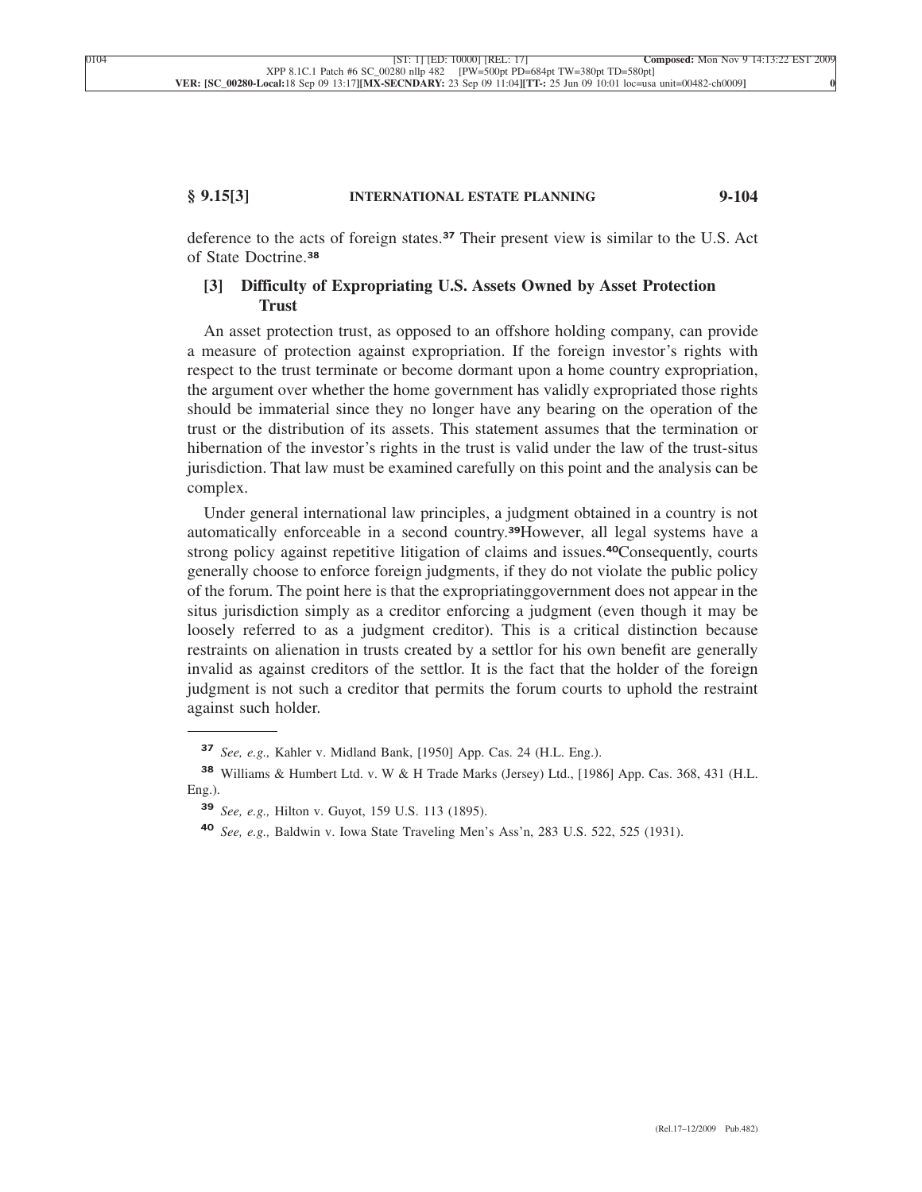deference to the acts of foreign states.[37] Their present view is similar to the U.S. Act of State Doctrine.[38]

### [3] Difficulty of Expropriating U.S. Assets Owned by Asset Protection Trust

An asset protection trust, as opposed to an offshore holding company, can provide a measure of protection against expropriation. If the foreign investor's rights with respect to the trust terminate or become dormant upon a home country expropriation, the argument over whether the home government has validly expropriated those rights should be immaterial since they no longer have any bearing on the operation of the trust or the distribution of its assets. This statement assumes that the termination or hibernation of the investor's rights in the trust is valid under the law of the trust-situs jurisdiction. That law must be examined carefully on this point and the analysis can be complex.

Under general international law principles, a judgment obtained in a country is not automatically enforceable in a second country.[39]However, all legal systems have a strong policy against repetitive litigation of claims and issues.[40]Consequently, courts generally choose to enforce foreign judgments, if they do not violate the public policy of the forum. The point here is that the expropriatinggovernment does not appear in the situs jurisdiction simply as a creditor enforcing a judgment (even though it may be loosely referred to as a judgment creditor). This is a critical distinction because restraints on alienation in trusts created by a settlor for his own benefit are generally invalid as against creditors of the settlor. It is the fact that the holder of the foreign judgment is not such a creditor that permits the forum courts to uphold the restraint against such holder.

---

[37] *See, e.g.,* Kahler v. Midland Bank, [1950] App. Cas. 24 (H.L. Eng.).

[38] Williams & Humbert Ltd. v. W & H Trade Marks (Jersey) Ltd., [1986] App. Cas. 368, 431 (H.L. Eng.).

[39] *See, e.g.,* Hilton v. Guyot, 159 U.S. 113 (1895).

[40] *See, e.g.,* Baldwin v. Iowa State Traveling Men's Ass'n, 283 U.S. 522, 525 (1931).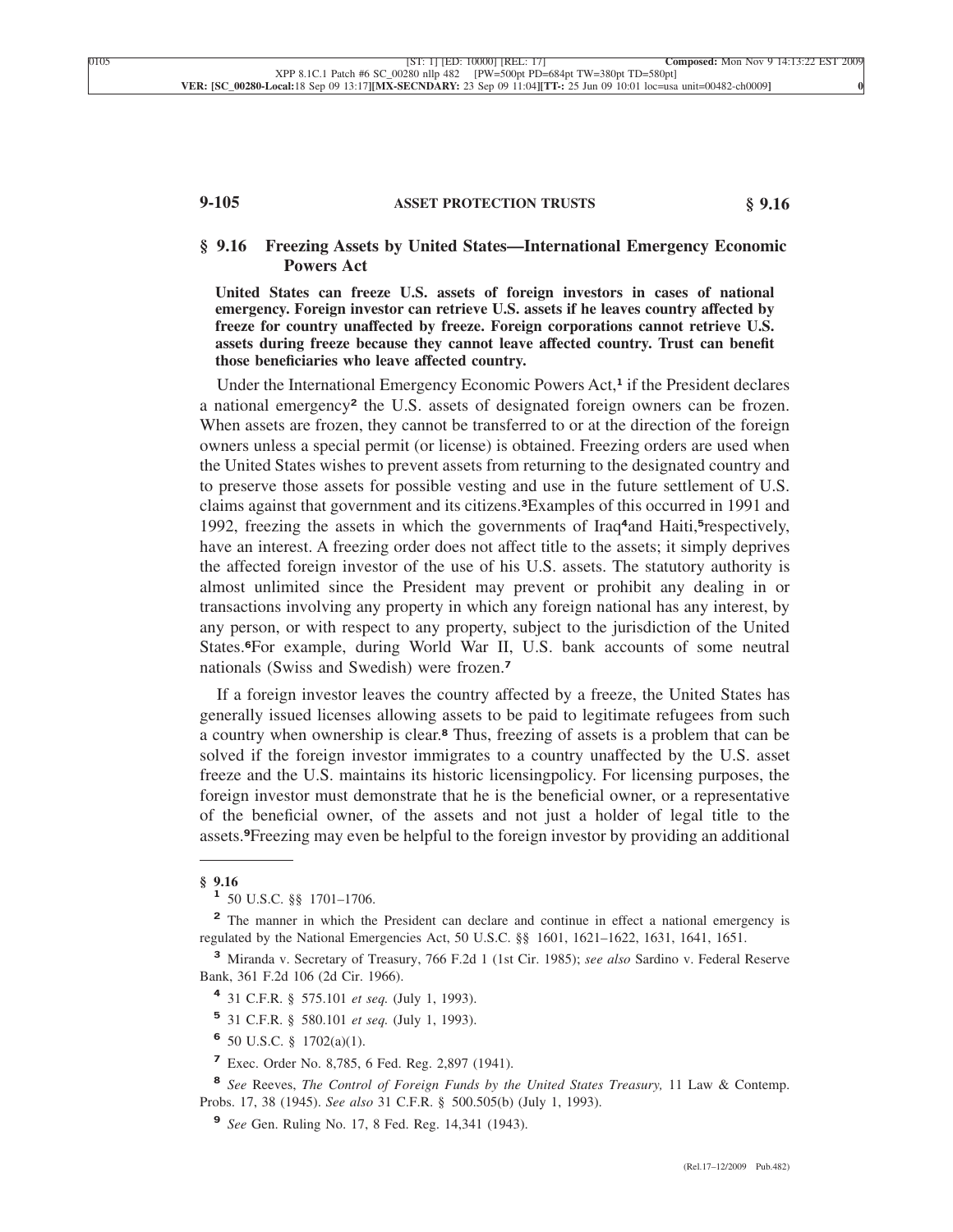## § 9.16 Freezing Assets by United States—International Emergency Economic Powers Act

**United States can freeze U.S. assets of foreign investors in cases of national emergency. Foreign investor can retrieve U.S. assets if he leaves country affected by freeze for country unaffected by freeze. Foreign corporations cannot retrieve U.S. assets during freeze because they cannot leave affected country. Trust can benefit those beneficiaries who leave affected country.**

Under the International Emergency Economic Powers Act,[1] if the President declares a national emergency[2] the U.S. assets of designated foreign owners can be frozen. When assets are frozen, they cannot be transferred to or at the direction of the foreign owners unless a special permit (or license) is obtained. Freezing orders are used when the United States wishes to prevent assets from returning to the designated country and to preserve those assets for possible vesting and use in the future settlement of U.S. claims against that government and its citizens.[3]Examples of this occurred in 1991 and 1992, freezing the assets in which the governments of Iraq[4]and Haiti,[5]respectively, have an interest. A freezing order does not affect title to the assets; it simply deprives the affected foreign investor of the use of his U.S. assets. The statutory authority is almost unlimited since the President may prevent or prohibit any dealing in or transactions involving any property in which any foreign national has any interest, by any person, or with respect to any property, subject to the jurisdiction of the United States.[6]For example, during World War II, U.S. bank accounts of some neutral nationals (Swiss and Swedish) were frozen.[7]

If a foreign investor leaves the country affected by a freeze, the United States has generally issued licenses allowing assets to be paid to legitimate refugees from such a country when ownership is clear.[8] Thus, freezing of assets is a problem that can be solved if the foreign investor immigrates to a country unaffected by the U.S. asset freeze and the U.S. maintains its historic licensingpolicy. For licensing purposes, the foreign investor must demonstrate that he is the beneficial owner, or a representative of the beneficial owner, of the assets and not just a holder of legal title to the assets.[9]Freezing may even be helpful to the foreign investor by providing an additional

---

**§ 9.16**

[1] 50 U.S.C. §§ 1701–1706.

[2] The manner in which the President can declare and continue in effect a national emergency is regulated by the National Emergencies Act, 50 U.S.C. §§ 1601, 1621–1622, 1631, 1641, 1651.

[3] Miranda v. Secretary of Treasury, 766 F.2d 1 (1st Cir. 1985); *see also* Sardino v. Federal Reserve Bank, 361 F.2d 106 (2d Cir. 1966).

[4] 31 C.F.R. § 575.101 *et seq.* (July 1, 1993).

[5] 31 C.F.R. § 580.101 *et seq.* (July 1, 1993).

[6] 50 U.S.C. § 1702(a)(1).

[7] Exec. Order No. 8,785, 6 Fed. Reg. 2,897 (1941).

[8] *See* Reeves, *The Control of Foreign Funds by the United States Treasury,* 11 Law & Contemp. Probs. 17, 38 (1945). *See also* 31 C.F.R. § 500.505(b) (July 1, 1993).

[9] *See* Gen. Ruling No. 17, 8 Fed. Reg. 14,341 (1943).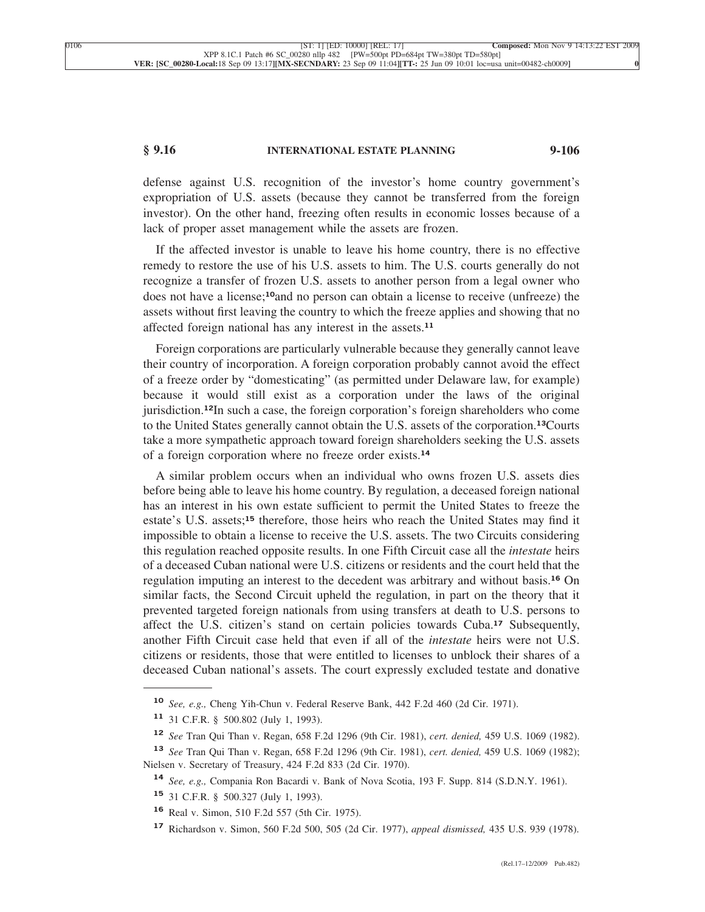defense against U.S. recognition of the investor's home country government's expropriation of U.S. assets (because they cannot be transferred from the foreign investor). On the other hand, freezing often results in economic losses because of a lack of proper asset management while the assets are frozen.

If the affected investor is unable to leave his home country, there is no effective remedy to restore the use of his U.S. assets to him. The U.S. courts generally do not recognize a transfer of frozen U.S. assets to another person from a legal owner who does not have a license;[10] and no person can obtain a license to receive (unfreeze) the assets without first leaving the country to which the freeze applies and showing that no affected foreign national has any interest in the assets.[11]

Foreign corporations are particularly vulnerable because they generally cannot leave their country of incorporation. A foreign corporation probably cannot avoid the effect of a freeze order by "domesticating" (as permitted under Delaware law, for example) because it would still exist as a corporation under the laws of the original jurisdiction.[12] In such a case, the foreign corporation's foreign shareholders who come to the United States generally cannot obtain the U.S. assets of the corporation.[13] Courts take a more sympathetic approach toward foreign shareholders seeking the U.S. assets of a foreign corporation where no freeze order exists.[14]

A similar problem occurs when an individual who owns frozen U.S. assets dies before being able to leave his home country. By regulation, a deceased foreign national has an interest in his own estate sufficient to permit the United States to freeze the estate's U.S. assets;[15] therefore, those heirs who reach the United States may find it impossible to obtain a license to receive the U.S. assets. The two Circuits considering this regulation reached opposite results. In one Fifth Circuit case all the *intestate* heirs of a deceased Cuban national were U.S. citizens or residents and the court held that the regulation imputing an interest to the decedent was arbitrary and without basis.[16] On similar facts, the Second Circuit upheld the regulation, in part on the theory that it prevented targeted foreign nationals from using transfers at death to U.S. persons to affect the U.S. citizen's stand on certain policies towards Cuba.[17] Subsequently, another Fifth Circuit case held that even if all of the *intestate* heirs were not U.S. citizens or residents, those that were entitled to licenses to unblock their shares of a deceased Cuban national's assets. The court expressly excluded testate and donative

---

[10] *See, e.g.,* Cheng Yih-Chun v. Federal Reserve Bank, 442 F.2d 460 (2d Cir. 1971).

[11] 31 C.F.R. § 500.802 (July 1, 1993).

[12] *See* Tran Qui Than v. Regan, 658 F.2d 1296 (9th Cir. 1981), *cert. denied,* 459 U.S. 1069 (1982).

[13] *See* Tran Qui Than v. Regan, 658 F.2d 1296 (9th Cir. 1981), *cert. denied,* 459 U.S. 1069 (1982); Nielsen v. Secretary of Treasury, 424 F.2d 833 (2d Cir. 1970).

[14] *See, e.g.,* Compania Ron Bacardi v. Bank of Nova Scotia, 193 F. Supp. 814 (S.D.N.Y. 1961).

[15] 31 C.F.R. § 500.327 (July 1, 1993).

[16] Real v. Simon, 510 F.2d 557 (5th Cir. 1975).

[17] Richardson v. Simon, 560 F.2d 500, 505 (2d Cir. 1977), *appeal dismissed,* 435 U.S. 939 (1978).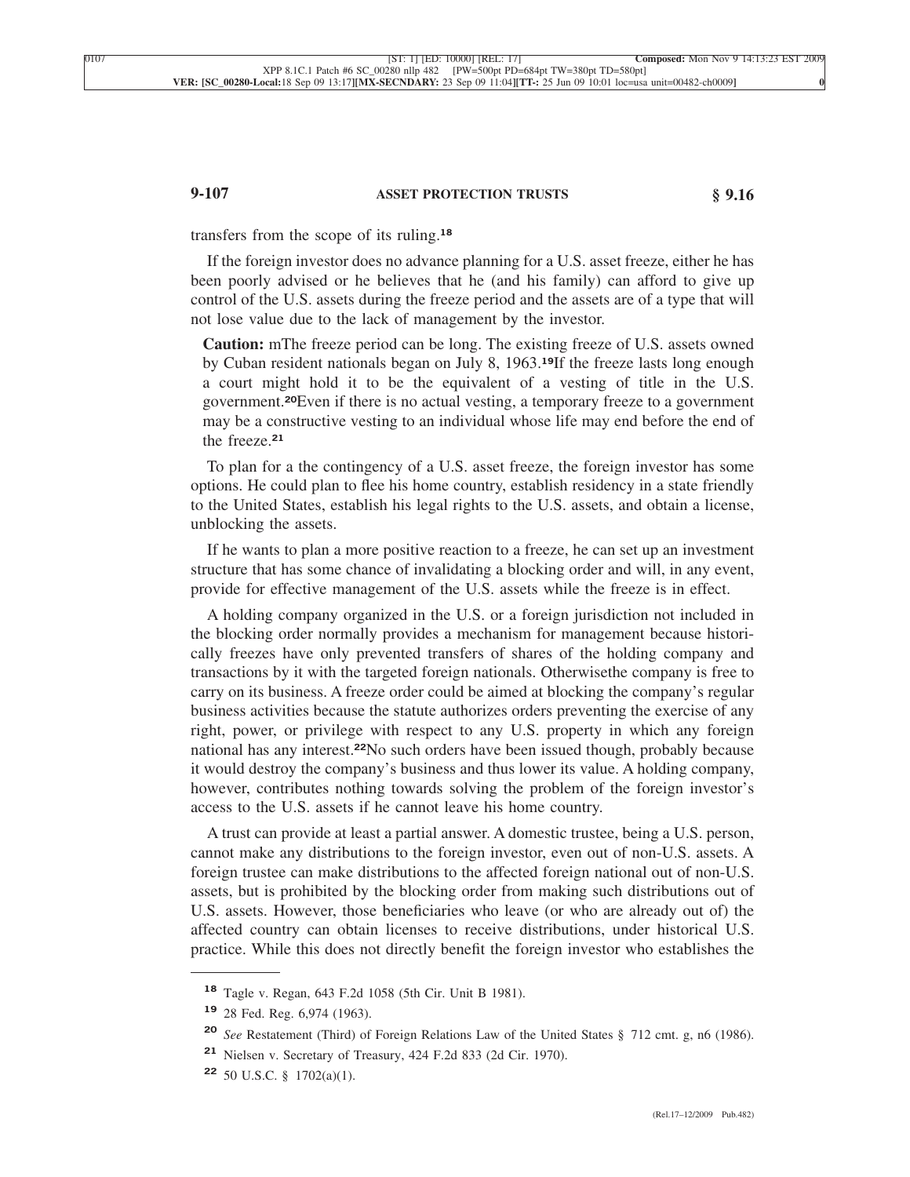transfers from the scope of its ruling.[18]

If the foreign investor does no advance planning for a U.S. asset freeze, either he has been poorly advised or he believes that he (and his family) can afford to give up control of the U.S. assets during the freeze period and the assets are of a type that will not lose value due to the lack of management by the investor.

> **Caution:** mThe freeze period can be long. The existing freeze of U.S. assets owned by Cuban resident nationals began on July 8, 1963.[19]If the freeze lasts long enough a court might hold it to be the equivalent of a vesting of title in the U.S. government.[20]Even if there is no actual vesting, a temporary freeze to a government may be a constructive vesting to an individual whose life may end before the end of the freeze.[21]

To plan for a the contingency of a U.S. asset freeze, the foreign investor has some options. He could plan to flee his home country, establish residency in a state friendly to the United States, establish his legal rights to the U.S. assets, and obtain a license, unblocking the assets.

If he wants to plan a more positive reaction to a freeze, he can set up an investment structure that has some chance of invalidating a blocking order and will, in any event, provide for effective management of the U.S. assets while the freeze is in effect.

A holding company organized in the U.S. or a foreign jurisdiction not included in the blocking order normally provides a mechanism for management because historically freezes have only prevented transfers of shares of the holding company and transactions by it with the targeted foreign nationals. Otherwisethe company is free to carry on its business. A freeze order could be aimed at blocking the company's regular business activities because the statute authorizes orders preventing the exercise of any right, power, or privilege with respect to any U.S. property in which any foreign national has any interest.[22]No such orders have been issued though, probably because it would destroy the company's business and thus lower its value. A holding company, however, contributes nothing towards solving the problem of the foreign investor's access to the U.S. assets if he cannot leave his home country.

A trust can provide at least a partial answer. A domestic trustee, being a U.S. person, cannot make any distributions to the foreign investor, even out of non-U.S. assets. A foreign trustee can make distributions to the affected foreign national out of non-U.S. assets, but is prohibited by the blocking order from making such distributions out of U.S. assets. However, those beneficiaries who leave (or who are already out of) the affected country can obtain licenses to receive distributions, under historical U.S. practice. While this does not directly benefit the foreign investor who establishes the

---

[18] Tagle v. Regan, 643 F.2d 1058 (5th Cir. Unit B 1981).

[19] 28 Fed. Reg. 6,974 (1963).

[20] *See* Restatement (Third) of Foreign Relations Law of the United States § 712 cmt. g, n6 (1986).

[21] Nielsen v. Secretary of Treasury, 424 F.2d 833 (2d Cir. 1970).

[22] 50 U.S.C. § 1702(a)(1).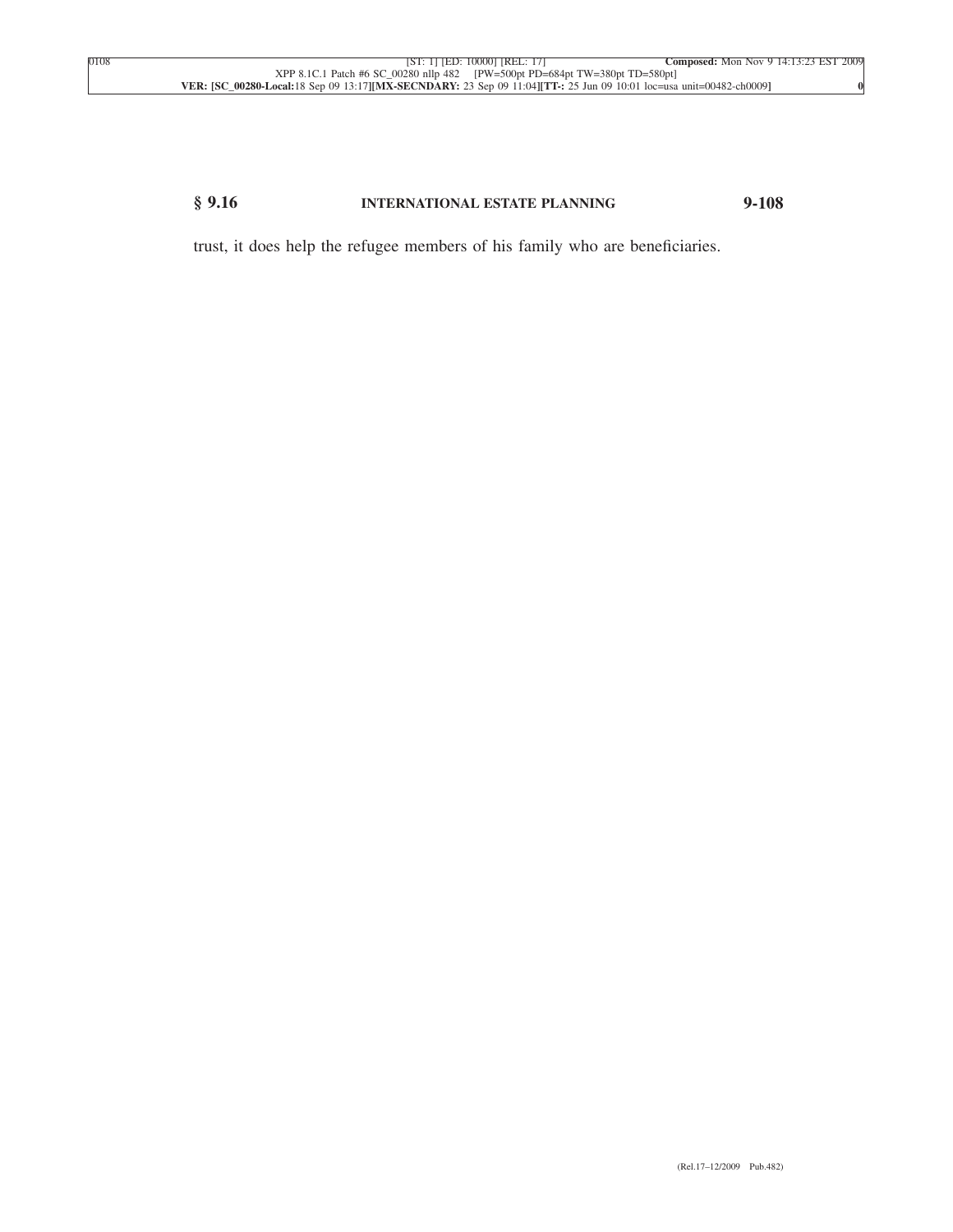trust, it does help the refugee members of his family who are beneficiaries.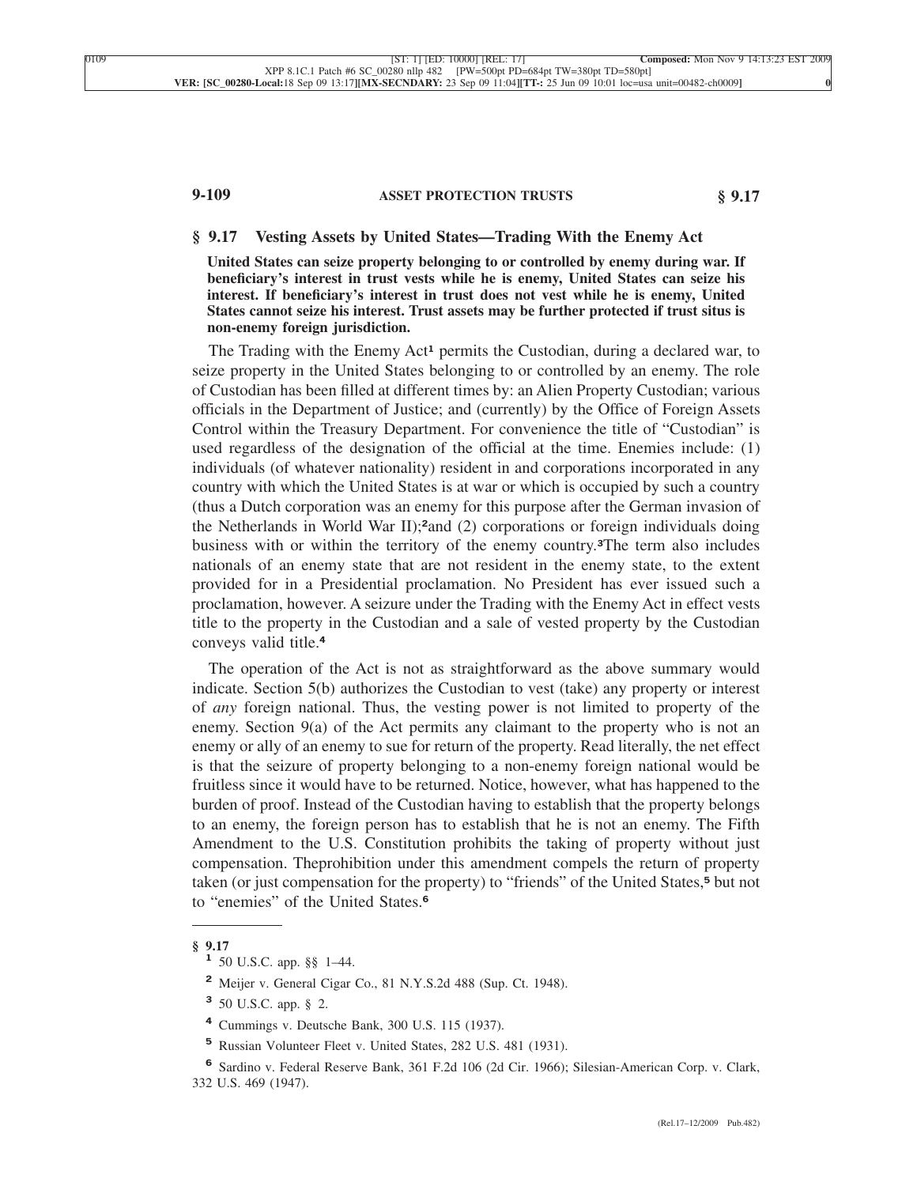## § 9.17 Vesting Assets by United States—Trading With the Enemy Act

**United States can seize property belonging to or controlled by enemy during war. If beneficiary's interest in trust vests while he is enemy, United States can seize his interest. If beneficiary's interest in trust does not vest while he is enemy, United States cannot seize his interest. Trust assets may be further protected if trust situs is non-enemy foreign jurisdiction.**

The Trading with the Enemy Act[1] permits the Custodian, during a declared war, to seize property in the United States belonging to or controlled by an enemy. The role of Custodian has been filled at different times by: an Alien Property Custodian; various officials in the Department of Justice; and (currently) by the Office of Foreign Assets Control within the Treasury Department. For convenience the title of "Custodian" is used regardless of the designation of the official at the time. Enemies include: (1) individuals (of whatever nationality) resident in and corporations incorporated in any country with which the United States is at war or which is occupied by such a country (thus a Dutch corporation was an enemy for this purpose after the German invasion of the Netherlands in World War II);[2] and (2) corporations or foreign individuals doing business with or within the territory of the enemy country.[3] The term also includes nationals of an enemy state that are not resident in the enemy state, to the extent provided for in a Presidential proclamation. No President has ever issued such a proclamation, however. A seizure under the Trading with the Enemy Act in effect vests title to the property in the Custodian and a sale of vested property by the Custodian conveys valid title.[4]

The operation of the Act is not as straightforward as the above summary would indicate. Section 5(b) authorizes the Custodian to vest (take) any property or interest of *any* foreign national. Thus, the vesting power is not limited to property of the enemy. Section 9(a) of the Act permits any claimant to the property who is not an enemy or ally of an enemy to sue for return of the property. Read literally, the net effect is that the seizure of property belonging to a non-enemy foreign national would be fruitless since it would have to be returned. Notice, however, what has happened to the burden of proof. Instead of the Custodian having to establish that the property belongs to an enemy, the foreign person has to establish that he is not an enemy. The Fifth Amendment to the U.S. Constitution prohibits the taking of property without just compensation. Theprohibition under this amendment compels the return of property taken (or just compensation for the property) to "friends" of the United States,[5] but not to "enemies" of the United States.[6]

---

**§ 9.17**

[1] 50 U.S.C. app. §§ 1–44.

[2] Meijer v. General Cigar Co., 81 N.Y.S.2d 488 (Sup. Ct. 1948).

[3] 50 U.S.C. app. § 2.

[4] Cummings v. Deutsche Bank, 300 U.S. 115 (1937).

[5] Russian Volunteer Fleet v. United States, 282 U.S. 481 (1931).

[6] Sardino v. Federal Reserve Bank, 361 F.2d 106 (2d Cir. 1966); Silesian-American Corp. v. Clark, 332 U.S. 469 (1947).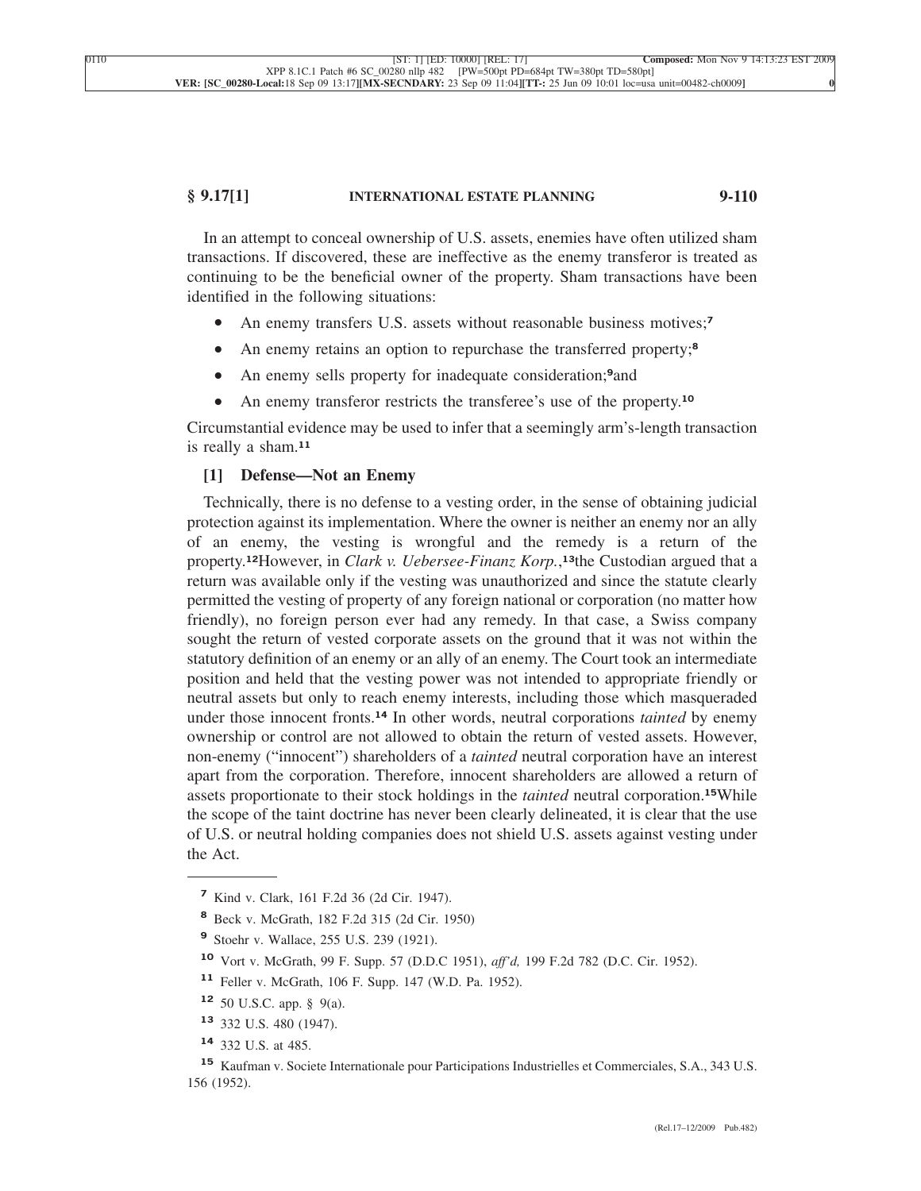In an attempt to conceal ownership of U.S. assets, enemies have often utilized sham transactions. If discovered, these are ineffective as the enemy transferor is treated as continuing to be the beneficial owner of the property. Sham transactions have been identified in the following situations:

- An enemy transfers U.S. assets without reasonable business motives;[7]
- An enemy retains an option to repurchase the transferred property;[8]
- An enemy sells property for inadequate consideration;[9]and
- An enemy transferor restricts the transferee's use of the property.[10]

Circumstantial evidence may be used to infer that a seemingly arm's-length transaction is really a sham.[11]

### [1] Defense—Not an Enemy

Technically, there is no defense to a vesting order, in the sense of obtaining judicial protection against its implementation. Where the owner is neither an enemy nor an ally of an enemy, the vesting is wrongful and the remedy is a return of the property.[12]However, in *Clark v. Uebersee-Finanz Korp.*,[13]the Custodian argued that a return was available only if the vesting was unauthorized and since the statute clearly permitted the vesting of property of any foreign national or corporation (no matter how friendly), no foreign person ever had any remedy. In that case, a Swiss company sought the return of vested corporate assets on the ground that it was not within the statutory definition of an enemy or an ally of an enemy. The Court took an intermediate position and held that the vesting power was not intended to appropriate friendly or neutral assets but only to reach enemy interests, including those which masqueraded under those innocent fronts.[14] In other words, neutral corporations *tainted* by enemy ownership or control are not allowed to obtain the return of vested assets. However, non-enemy ("innocent") shareholders of a *tainted* neutral corporation have an interest apart from the corporation. Therefore, innocent shareholders are allowed a return of assets proportionate to their stock holdings in the *tainted* neutral corporation.[15]While the scope of the taint doctrine has never been clearly delineated, it is clear that the use of U.S. or neutral holding companies does not shield U.S. assets against vesting under the Act.

---

[7] Kind v. Clark, 161 F.2d 36 (2d Cir. 1947).

[8] Beck v. McGrath, 182 F.2d 315 (2d Cir. 1950)

[9] Stoehr v. Wallace, 255 U.S. 239 (1921).

[10] Vort v. McGrath, 99 F. Supp. 57 (D.D.C 1951), *aff'd,* 199 F.2d 782 (D.C. Cir. 1952).

[11] Feller v. McGrath, 106 F. Supp. 147 (W.D. Pa. 1952).

[12] 50 U.S.C. app. § 9(a).

[13] 332 U.S. 480 (1947).

[14] 332 U.S. at 485.

[15] Kaufman v. Societe Internationale pour Participations Industrielles et Commerciales, S.A., 343 U.S. 156 (1952).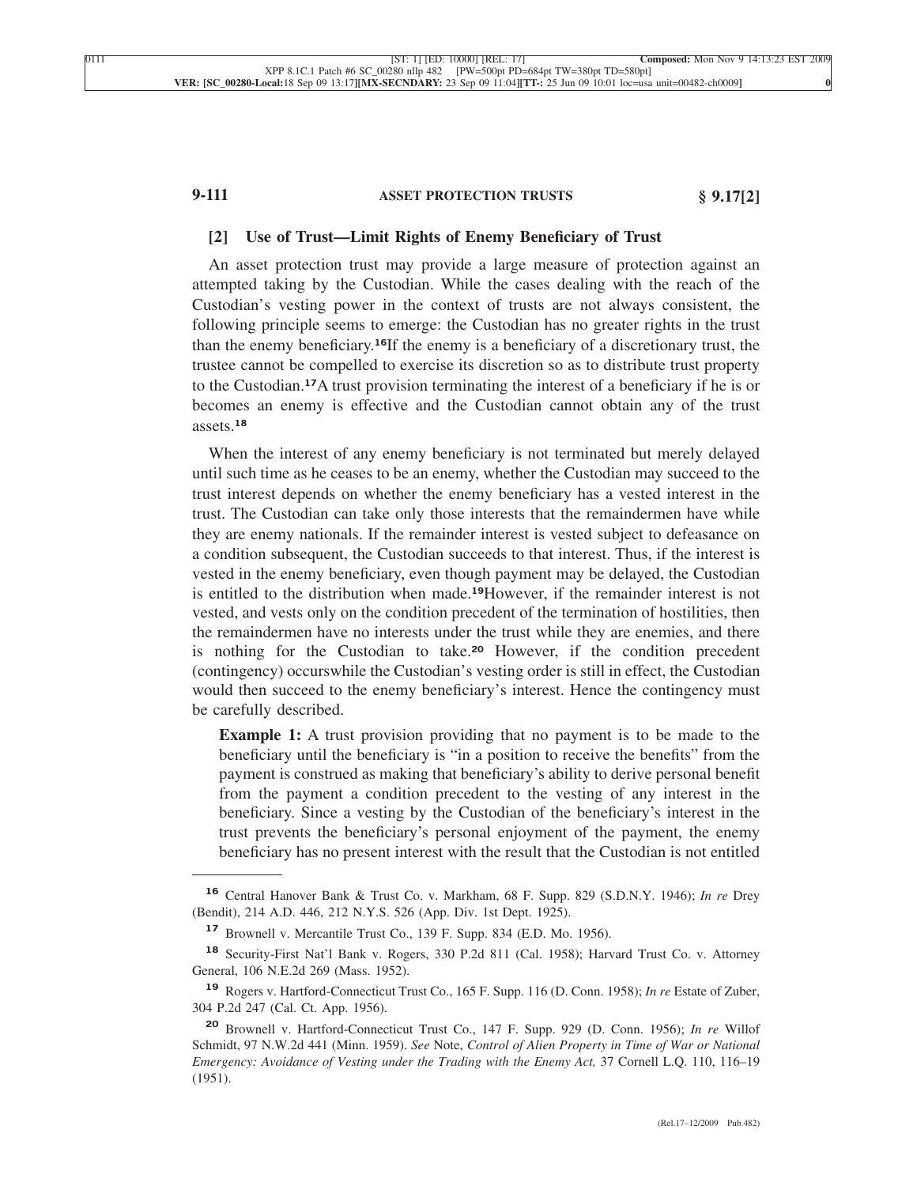### [2] Use of Trust—Limit Rights of Enemy Beneficiary of Trust

An asset protection trust may provide a large measure of protection against an attempted taking by the Custodian. While the cases dealing with the reach of the Custodian's vesting power in the context of trusts are not always consistent, the following principle seems to emerge: the Custodian has no greater rights in the trust than the enemy beneficiary.[16] If the enemy is a beneficiary of a discretionary trust, the trustee cannot be compelled to exercise its discretion so as to distribute trust property to the Custodian.[17] A trust provision terminating the interest of a beneficiary if he is or becomes an enemy is effective and the Custodian cannot obtain any of the trust assets.[18]

When the interest of any enemy beneficiary is not terminated but merely delayed until such time as he ceases to be an enemy, whether the Custodian may succeed to the trust interest depends on whether the enemy beneficiary has a vested interest in the trust. The Custodian can take only those interests that the remaindermen have while they are enemy nationals. If the remainder interest is vested subject to defeasance on a condition subsequent, the Custodian succeeds to that interest. Thus, if the interest is vested in the enemy beneficiary, even though payment may be delayed, the Custodian is entitled to the distribution when made.[19] However, if the remainder interest is not vested, and vests only on the condition precedent of the termination of hostilities, then the remaindermen have no interests under the trust while they are enemies, and there is nothing for the Custodian to take.[20] However, if the condition precedent (contingency) occurswhile the Custodian's vesting order is still in effect, the Custodian would then succeed to the enemy beneficiary's interest. Hence the contingency must be carefully described.

> **Example 1:** A trust provision providing that no payment is to be made to the beneficiary until the beneficiary is "in a position to receive the benefits" from the payment is construed as making that beneficiary's ability to derive personal benefit from the payment a condition precedent to the vesting of any interest in the beneficiary. Since a vesting by the Custodian of the beneficiary's interest in the trust prevents the beneficiary's personal enjoyment of the payment, the enemy beneficiary has no present interest with the result that the Custodian is not entitled

---

[16] Central Hanover Bank & Trust Co. v. Markham, 68 F. Supp. 829 (S.D.N.Y. 1946); *In re* Drey (Bendit), 214 A.D. 446, 212 N.Y.S. 526 (App. Div. 1st Dept. 1925).

[17] Brownell v. Mercantile Trust Co., 139 F. Supp. 834 (E.D. Mo. 1956).

[18] Security-First Nat'l Bank v. Rogers, 330 P.2d 811 (Cal. 1958); Harvard Trust Co. v. Attorney General, 106 N.E.2d 269 (Mass. 1952).

[19] Rogers v. Hartford-Connecticut Trust Co., 165 F. Supp. 116 (D. Conn. 1958); *In re* Estate of Zuber, 304 P.2d 247 (Cal. Ct. App. 1956).

[20] Brownell v. Hartford-Connecticut Trust Co., 147 F. Supp. 929 (D. Conn. 1956); *In re* Willof Schmidt, 97 N.W.2d 441 (Minn. 1959). *See* Note, *Control of Alien Property in Time of War or National Emergency: Avoidance of Vesting under the Trading with the Enemy Act,* 37 Cornell L.Q. 110, 116–19 (1951).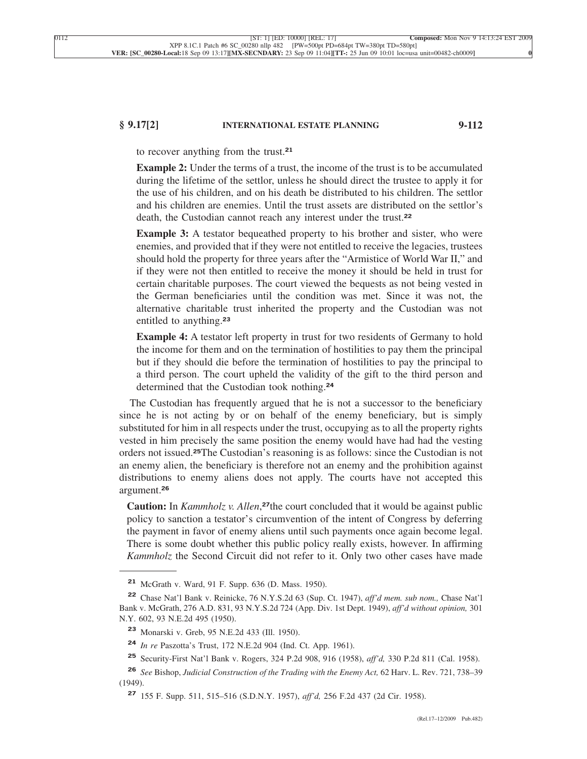to recover anything from the trust.[21]

**Example 2:** Under the terms of a trust, the income of the trust is to be accumulated during the lifetime of the settlor, unless he should direct the trustee to apply it for the use of his children, and on his death be distributed to his children. The settlor and his children are enemies. Until the trust assets are distributed on the settlor's death, the Custodian cannot reach any interest under the trust.[22]

**Example 3:** A testator bequeathed property to his brother and sister, who were enemies, and provided that if they were not entitled to receive the legacies, trustees should hold the property for three years after the "Armistice of World War II," and if they were not then entitled to receive the money it should be held in trust for certain charitable purposes. The court viewed the bequests as not being vested in the German beneficiaries until the condition was met. Since it was not, the alternative charitable trust inherited the property and the Custodian was not entitled to anything.[23]

**Example 4:** A testator left property in trust for two residents of Germany to hold the income for them and on the termination of hostilities to pay them the principal but if they should die before the termination of hostilities to pay the principal to a third person. The court upheld the validity of the gift to the third person and determined that the Custodian took nothing.[24]

The Custodian has frequently argued that he is not a successor to the beneficiary since he is not acting by or on behalf of the enemy beneficiary, but is simply substituted for him in all respects under the trust, occupying as to all the property rights vested in him precisely the same position the enemy would have had had the vesting orders not issued.[25]The Custodian's reasoning is as follows: since the Custodian is not an enemy alien, the beneficiary is therefore not an enemy and the prohibition against distributions to enemy aliens does not apply. The courts have not accepted this argument.[26]

**Caution:** In *Kammholz v. Allen*,[27]the court concluded that it would be against public policy to sanction a testator's circumvention of the intent of Congress by deferring the payment in favor of enemy aliens until such payments once again become legal. There is some doubt whether this public policy really exists, however. In affirming *Kammholz* the Second Circuit did not refer to it. Only two other cases have made

---

[21] McGrath v. Ward, 91 F. Supp. 636 (D. Mass. 1950).

[22] Chase Nat'l Bank v. Reinicke, 76 N.Y.S.2d 63 (Sup. Ct. 1947), *aff'd mem. sub nom.,* Chase Nat'l Bank v. McGrath, 276 A.D. 831, 93 N.Y.S.2d 724 (App. Div. 1st Dept. 1949), *aff'd without opinion,* 301 N.Y. 602, 93 N.E.2d 495 (1950).

[23] Monarski v. Greb, 95 N.E.2d 433 (Ill. 1950).

[24] *In re* Paszotta's Trust, 172 N.E.2d 904 (Ind. Ct. App. 1961).

[25] Security-First Nat'l Bank v. Rogers, 324 P.2d 908, 916 (1958), *aff'd,* 330 P.2d 811 (Cal. 1958).

[26] *See* Bishop, *Judicial Construction of the Trading with the Enemy Act,* 62 Harv. L. Rev. 721, 738–39 (1949).

[27] 155 F. Supp. 511, 515–516 (S.D.N.Y. 1957), *aff'd,* 256 F.2d 437 (2d Cir. 1958).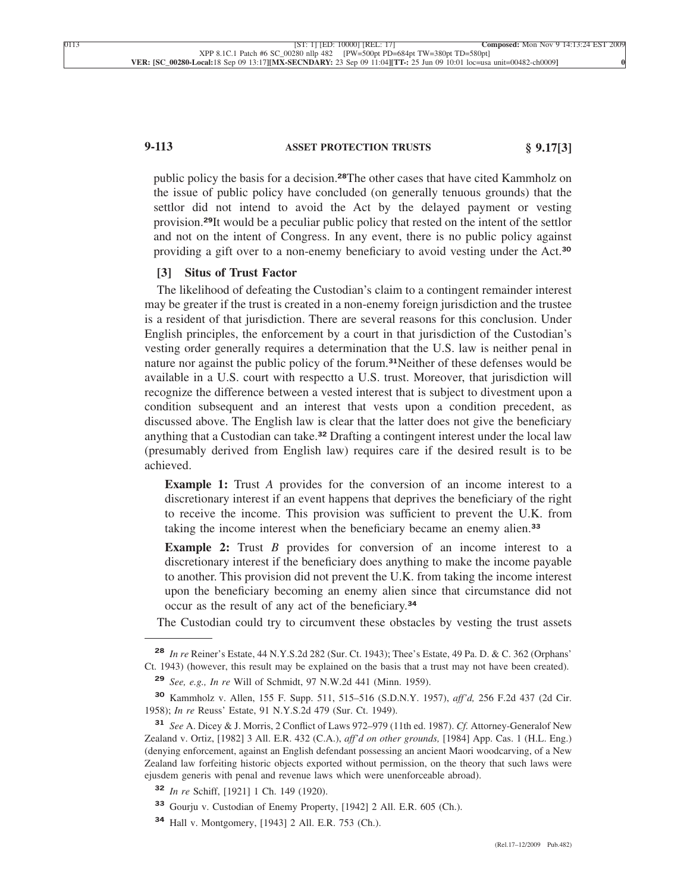public policy the basis for a decision.[28] The other cases that have cited Kammholz on the issue of public policy have concluded (on generally tenuous grounds) that the settlor did not intend to avoid the Act by the delayed payment or vesting provision.[29] It would be a peculiar public policy that rested on the intent of the settlor and not on the intent of Congress. In any event, there is no public policy against providing a gift over to a non-enemy beneficiary to avoid vesting under the Act.[30]

### [3] Situs of Trust Factor

The likelihood of defeating the Custodian's claim to a contingent remainder interest may be greater if the trust is created in a non-enemy foreign jurisdiction and the trustee is a resident of that jurisdiction. There are several reasons for this conclusion. Under English principles, the enforcement by a court in that jurisdiction of the Custodian's vesting order generally requires a determination that the U.S. law is neither penal in nature nor against the public policy of the forum.[31] Neither of these defenses would be available in a U.S. court with respectto a U.S. trust. Moreover, that jurisdiction will recognize the difference between a vested interest that is subject to divestment upon a condition subsequent and an interest that vests upon a condition precedent, as discussed above. The English law is clear that the latter does not give the beneficiary anything that a Custodian can take.[32] Drafting a contingent interest under the local law (presumably derived from English law) requires care if the desired result is to be achieved.

> **Example 1:** Trust *A* provides for the conversion of an income interest to a discretionary interest if an event happens that deprives the beneficiary of the right to receive the income. This provision was sufficient to prevent the U.K. from taking the income interest when the beneficiary became an enemy alien.[33]

> **Example 2:** Trust *B* provides for conversion of an income interest to a discretionary interest if the beneficiary does anything to make the income payable to another. This provision did not prevent the U.K. from taking the income interest upon the beneficiary becoming an enemy alien since that circumstance did not occur as the result of any act of the beneficiary.[34]

The Custodian could try to circumvent these obstacles by vesting the trust assets

---

[28] *In re* Reiner's Estate, 44 N.Y.S.2d 282 (Sur. Ct. 1943); Thee's Estate, 49 Pa. D. & C. 362 (Orphans' Ct. 1943) (however, this result may be explained on the basis that a trust may not have been created).

[29] *See, e.g., In re* Will of Schmidt, 97 N.W.2d 441 (Minn. 1959).

[30] Kammholz v. Allen, 155 F. Supp. 511, 515–516 (S.D.N.Y. 1957), *aff'd,* 256 F.2d 437 (2d Cir. 1958); *In re* Reuss' Estate, 91 N.Y.S.2d 479 (Sur. Ct. 1949).

[31] *See* A. Dicey & J. Morris, 2 Conflict of Laws 972–979 (11th ed. 1987). *Cf.* Attorney-Generalof New Zealand v. Ortiz, [1982] 3 All. E.R. 432 (C.A.), *aff'd on other grounds,* [1984] App. Cas. 1 (H.L. Eng.) (denying enforcement, against an English defendant possessing an ancient Maori woodcarving, of a New Zealand law forfeiting historic objects exported without permission, on the theory that such laws were ejusdem generis with penal and revenue laws which were unenforceable abroad).

[32] *In re* Schiff, [1921] 1 Ch. 149 (1920).

[33] Gourju v. Custodian of Enemy Property, [1942] 2 All. E.R. 605 (Ch.).

[34] Hall v. Montgomery, [1943] 2 All. E.R. 753 (Ch.).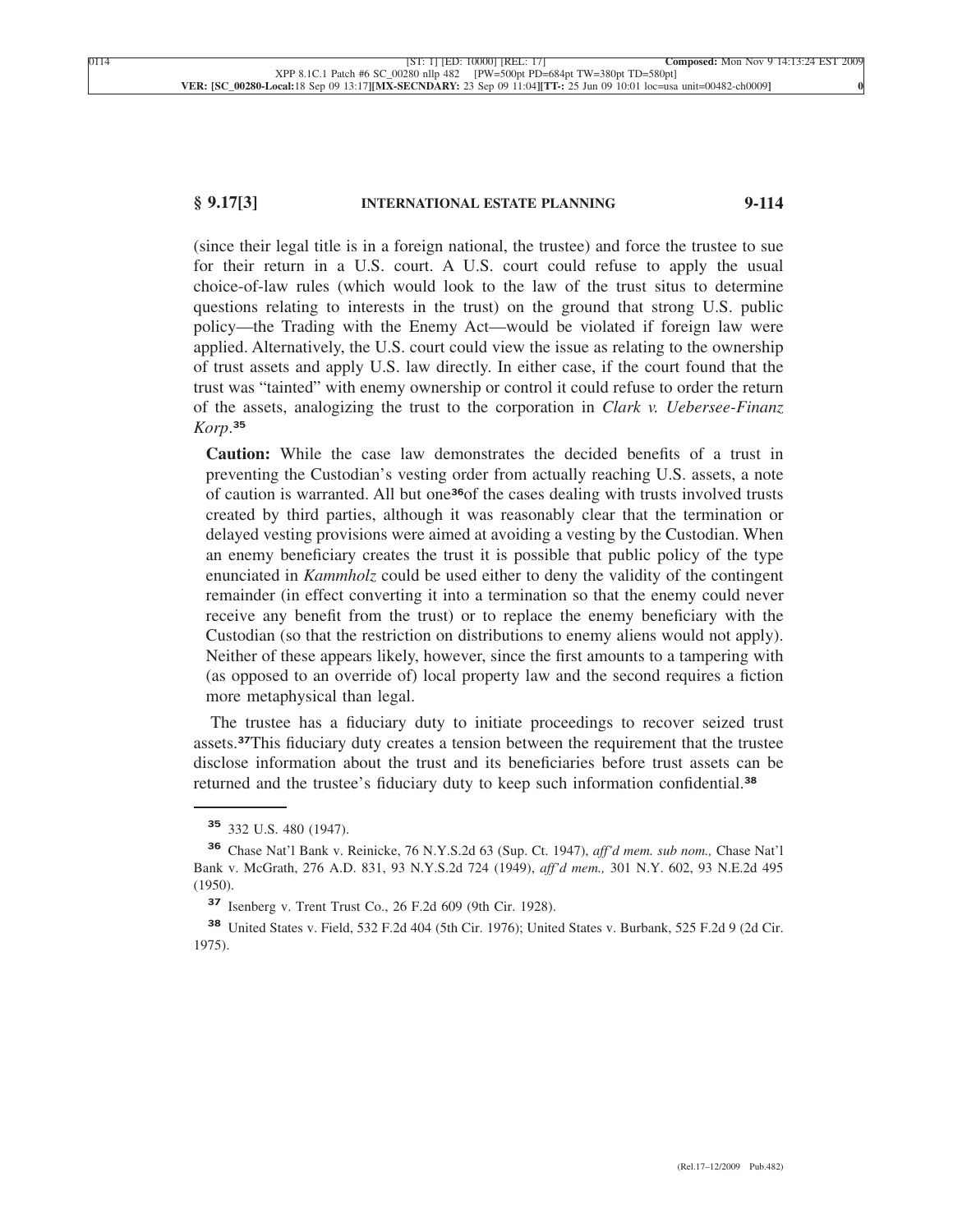(since their legal title is in a foreign national, the trustee) and force the trustee to sue for their return in a U.S. court. A U.S. court could refuse to apply the usual choice-of-law rules (which would look to the law of the trust situs to determine questions relating to interests in the trust) on the ground that strong U.S. public policy—the Trading with the Enemy Act—would be violated if foreign law were applied. Alternatively, the U.S. court could view the issue as relating to the ownership of trust assets and apply U.S. law directly. In either case, if the court found that the trust was "tainted" with enemy ownership or control it could refuse to order the return of the assets, analogizing the trust to the corporation in *Clark v. Uebersee-Finanz Korp*.[35]

> **Caution:** While the case law demonstrates the decided benefits of a trust in preventing the Custodian's vesting order from actually reaching U.S. assets, a note of caution is warranted. All but one[36] of the cases dealing with trusts involved trusts created by third parties, although it was reasonably clear that the termination or delayed vesting provisions were aimed at avoiding a vesting by the Custodian. When an enemy beneficiary creates the trust it is possible that public policy of the type enunciated in *Kammholz* could be used either to deny the validity of the contingent remainder (in effect converting it into a termination so that the enemy could never receive any benefit from the trust) or to replace the enemy beneficiary with the Custodian (so that the restriction on distributions to enemy aliens would not apply). Neither of these appears likely, however, since the first amounts to a tampering with (as opposed to an override of) local property law and the second requires a fiction more metaphysical than legal.

The trustee has a fiduciary duty to initiate proceedings to recover seized trust assets.[37] This fiduciary duty creates a tension between the requirement that the trustee disclose information about the trust and its beneficiaries before trust assets can be returned and the trustee's fiduciary duty to keep such information confidential.[38]

---

[35] 332 U.S. 480 (1947).

[36] Chase Nat'l Bank v. Reinicke, 76 N.Y.S.2d 63 (Sup. Ct. 1947), *aff'd mem. sub nom.,* Chase Nat'l Bank v. McGrath, 276 A.D. 831, 93 N.Y.S.2d 724 (1949), *aff'd mem.,* 301 N.Y. 602, 93 N.E.2d 495 (1950).

[37] Isenberg v. Trent Trust Co., 26 F.2d 609 (9th Cir. 1928).

[38] United States v. Field, 532 F.2d 404 (5th Cir. 1976); United States v. Burbank, 525 F.2d 9 (2d Cir. 1975).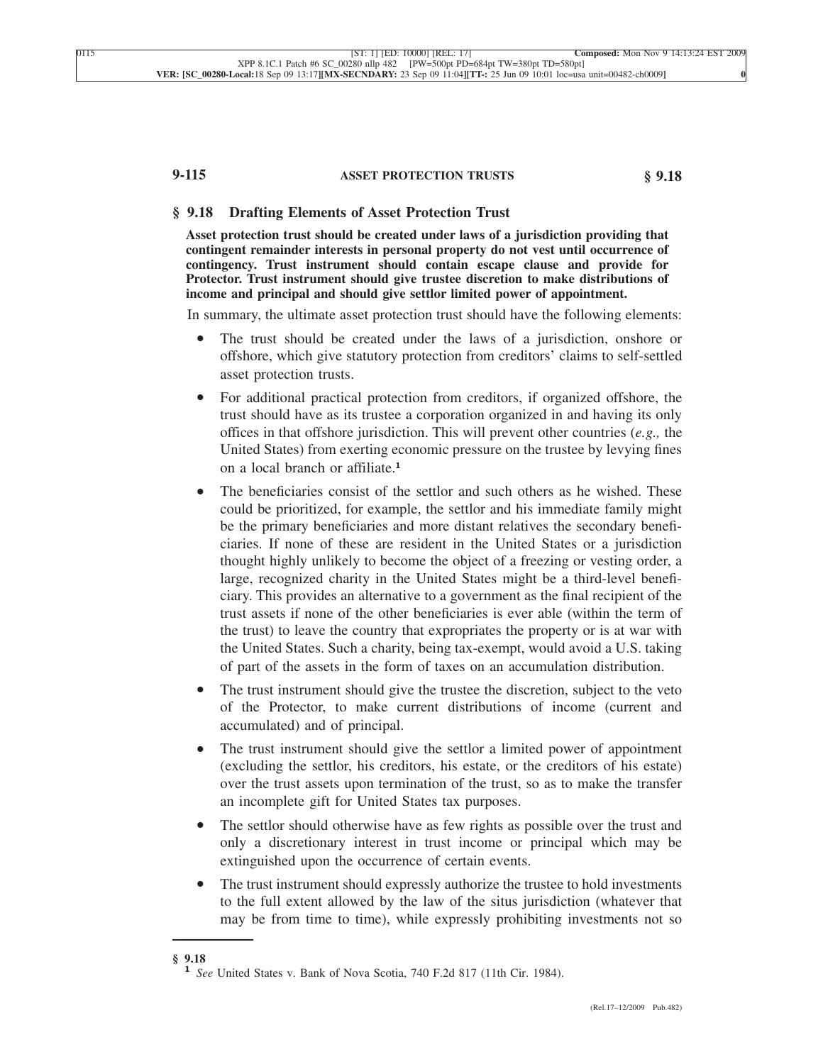## § 9.18 Drafting Elements of Asset Protection Trust

**Asset protection trust should be created under laws of a jurisdiction providing that contingent remainder interests in personal property do not vest until occurrence of contingency. Trust instrument should contain escape clause and provide for Protector. Trust instrument should give trustee discretion to make distributions of income and principal and should give settlor limited power of appointment.**

In summary, the ultimate asset protection trust should have the following elements:

- The trust should be created under the laws of a jurisdiction, onshore or offshore, which give statutory protection from creditors' claims to self-settled asset protection trusts.
- For additional practical protection from creditors, if organized offshore, the trust should have as its trustee a corporation organized in and having its only offices in that offshore jurisdiction. This will prevent other countries (*e.g.,* the United States) from exerting economic pressure on the trustee by levying fines on a local branch or affiliate.[1]
- The beneficiaries consist of the settlor and such others as he wished. These could be prioritized, for example, the settlor and his immediate family might be the primary beneficiaries and more distant relatives the secondary beneficiaries. If none of these are resident in the United States or a jurisdiction thought highly unlikely to become the object of a freezing or vesting order, a large, recognized charity in the United States might be a third-level beneficiary. This provides an alternative to a government as the final recipient of the trust assets if none of the other beneficiaries is ever able (within the term of the trust) to leave the country that expropriates the property or is at war with the United States. Such a charity, being tax-exempt, would avoid a U.S. taking of part of the assets in the form of taxes on an accumulation distribution.
- The trust instrument should give the trustee the discretion, subject to the veto of the Protector, to make current distributions of income (current and accumulated) and of principal.
- The trust instrument should give the settlor a limited power of appointment (excluding the settlor, his creditors, his estate, or the creditors of his estate) over the trust assets upon termination of the trust, so as to make the transfer an incomplete gift for United States tax purposes.
- The settlor should otherwise have as few rights as possible over the trust and only a discretionary interest in trust income or principal which may be extinguished upon the occurrence of certain events.
- The trust instrument should expressly authorize the trustee to hold investments to the full extent allowed by the law of the situs jurisdiction (whatever that may be from time to time), while expressly prohibiting investments not so

---

**§ 9.18**

[1] *See* United States v. Bank of Nova Scotia, 740 F.2d 817 (11th Cir. 1984).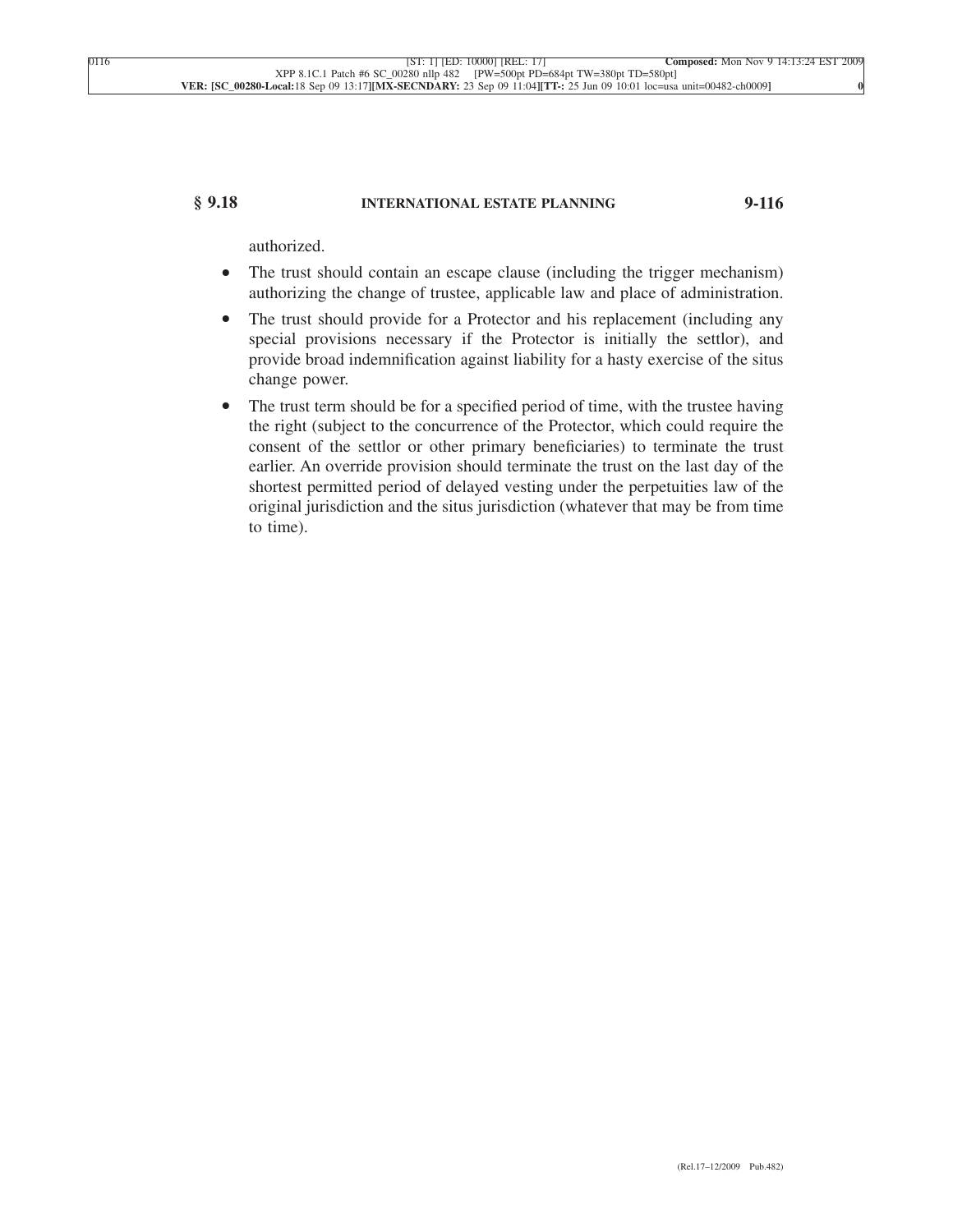authorized.

- The trust should contain an escape clause (including the trigger mechanism) authorizing the change of trustee, applicable law and place of administration.
- The trust should provide for a Protector and his replacement (including any special provisions necessary if the Protector is initially the settlor), and provide broad indemnification against liability for a hasty exercise of the situs change power.
- The trust term should be for a specified period of time, with the trustee having the right (subject to the concurrence of the Protector, which could require the consent of the settlor or other primary beneficiaries) to terminate the trust earlier. An override provision should terminate the trust on the last day of the shortest permitted period of delayed vesting under the perpetuities law of the original jurisdiction and the situs jurisdiction (whatever that may be from time to time).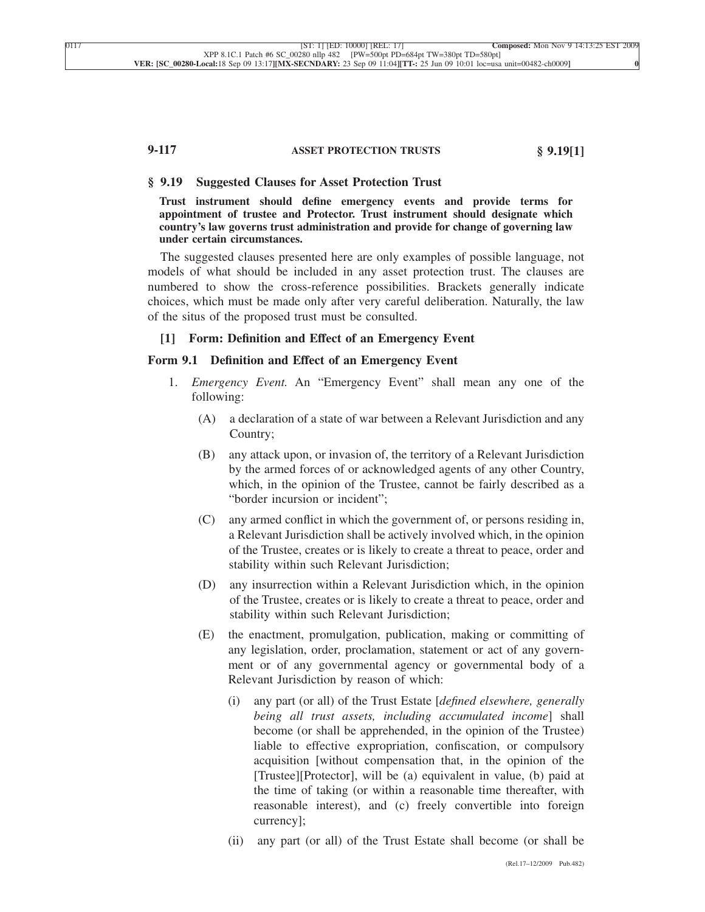## § 9.19 Suggested Clauses for Asset Protection Trust

**Trust instrument should define emergency events and provide terms for appointment of trustee and Protector. Trust instrument should designate which country's law governs trust administration and provide for change of governing law under certain circumstances.**

The suggested clauses presented here are only examples of possible language, not models of what should be included in any asset protection trust. The clauses are numbered to show the cross-reference possibilities. Brackets generally indicate choices, which must be made only after very careful deliberation. Naturally, the law of the situs of the proposed trust must be consulted.

### [1] Form: Definition and Effect of an Emergency Event

### Form 9.1 Definition and Effect of an Emergency Event

1. *Emergency Event.* An "Emergency Event" shall mean any one of the following:

   (A) a declaration of a state of war between a Relevant Jurisdiction and any Country;

   (B) any attack upon, or invasion of, the territory of a Relevant Jurisdiction by the armed forces of or acknowledged agents of any other Country, which, in the opinion of the Trustee, cannot be fairly described as a "border incursion or incident";

   (C) any armed conflict in which the government of, or persons residing in, a Relevant Jurisdiction shall be actively involved which, in the opinion of the Trustee, creates or is likely to create a threat to peace, order and stability within such Relevant Jurisdiction;

   (D) any insurrection within a Relevant Jurisdiction which, in the opinion of the Trustee, creates or is likely to create a threat to peace, order and stability within such Relevant Jurisdiction;

   (E) the enactment, promulgation, publication, making or committing of any legislation, order, proclamation, statement or act of any government or of any governmental agency or governmental body of a Relevant Jurisdiction by reason of which:

      (i) any part (or all) of the Trust Estate [*defined elsewhere, generally being all trust assets, including accumulated income*] shall become (or shall be apprehended, in the opinion of the Trustee) liable to effective expropriation, confiscation, or compulsory acquisition [without compensation that, in the opinion of the [Trustee][Protector], will be (a) equivalent in value, (b) paid at the time of taking (or within a reasonable time thereafter, with reasonable interest), and (c) freely convertible into foreign currency];

      (ii) any part (or all) of the Trust Estate shall become (or shall be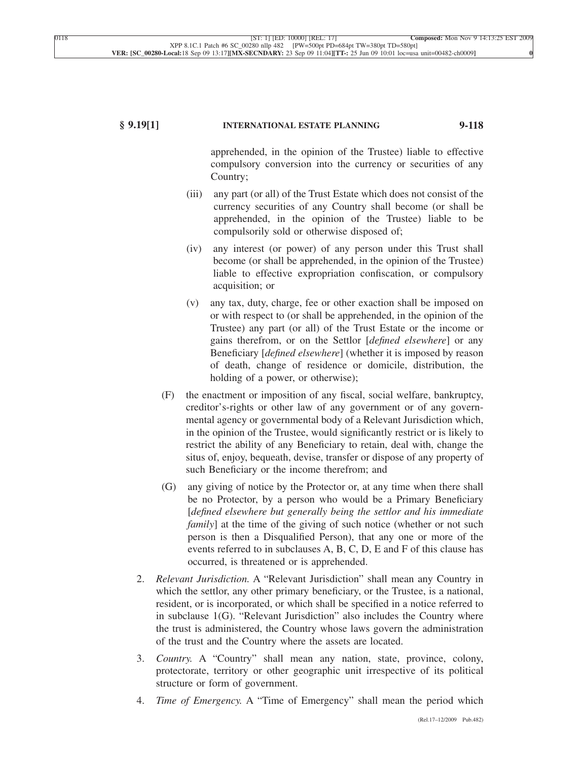apprehended, in the opinion of the Trustee) liable to effective compulsory conversion into the currency or securities of any Country;

(iii) any part (or all) of the Trust Estate which does not consist of the currency securities of any Country shall become (or shall be apprehended, in the opinion of the Trustee) liable to be compulsorily sold or otherwise disposed of;

(iv) any interest (or power) of any person under this Trust shall become (or shall be apprehended, in the opinion of the Trustee) liable to effective expropriation confiscation, or compulsory acquisition; or

(v) any tax, duty, charge, fee or other exaction shall be imposed on or with respect to (or shall be apprehended, in the opinion of the Trustee) any part (or all) of the Trust Estate or the income or gains therefrom, or on the Settlor [*defined elsewhere*] or any Beneficiary [*defined elsewhere*] (whether it is imposed by reason of death, change of residence or domicile, distribution, the holding of a power, or otherwise);

(F) the enactment or imposition of any fiscal, social welfare, bankruptcy, creditor's-rights or other law of any government or of any governmental agency or governmental body of a Relevant Jurisdiction which, in the opinion of the Trustee, would significantly restrict or is likely to restrict the ability of any Beneficiary to retain, deal with, change the situs of, enjoy, bequeath, devise, transfer or dispose of any property of such Beneficiary or the income therefrom; and

(G) any giving of notice by the Protector or, at any time when there shall be no Protector, by a person who would be a Primary Beneficiary [*defined elsewhere but generally being the settlor and his immediate family*] at the time of the giving of such notice (whether or not such person is then a Disqualified Person), that any one or more of the events referred to in subclauses A, B, C, D, E and F of this clause has occurred, is threatened or is apprehended.

2. *Relevant Jurisdiction.* A "Relevant Jurisdiction" shall mean any Country in which the settlor, any other primary beneficiary, or the Trustee, is a national, resident, or is incorporated, or which shall be specified in a notice referred to in subclause 1(G). "Relevant Jurisdiction" also includes the Country where the trust is administered, the Country whose laws govern the administration of the trust and the Country where the assets are located.

3. *Country.* A "Country" shall mean any nation, state, province, colony, protectorate, territory or other geographic unit irrespective of its political structure or form of government.

4. *Time of Emergency.* A "Time of Emergency" shall mean the period which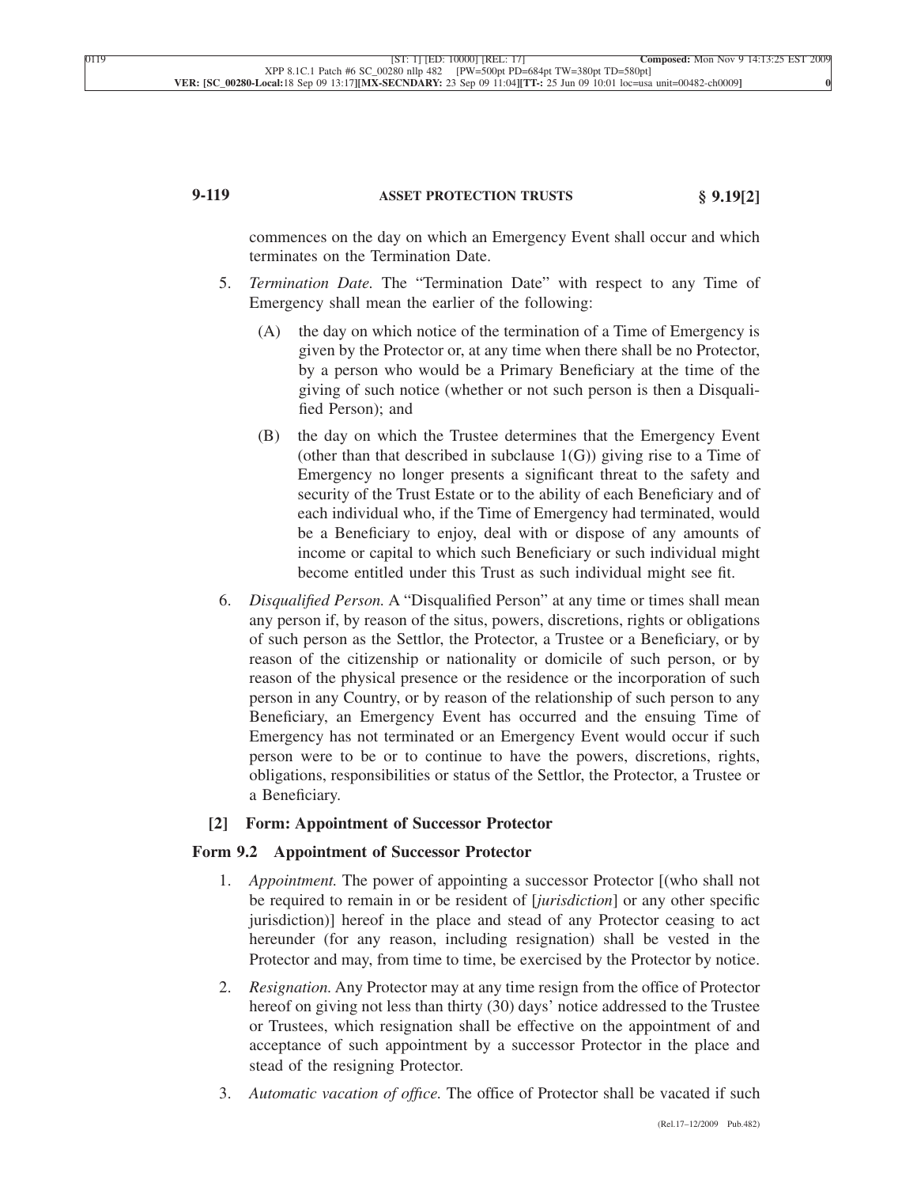commences on the day on which an Emergency Event shall occur and which terminates on the Termination Date.

5. *Termination Date.* The "Termination Date" with respect to any Time of Emergency shall mean the earlier of the following:

   (A) the day on which notice of the termination of a Time of Emergency is given by the Protector or, at any time when there shall be no Protector, by a person who would be a Primary Beneficiary at the time of the giving of such notice (whether or not such person is then a Disqualified Person); and

   (B) the day on which the Trustee determines that the Emergency Event (other than that described in subclause 1(G)) giving rise to a Time of Emergency no longer presents a significant threat to the safety and security of the Trust Estate or to the ability of each Beneficiary and of each individual who, if the Time of Emergency had terminated, would be a Beneficiary to enjoy, deal with or dispose of any amounts of income or capital to which such Beneficiary or such individual might become entitled under this Trust as such individual might see fit.

6. *Disqualified Person.* A "Disqualified Person" at any time or times shall mean any person if, by reason of the situs, powers, discretions, rights or obligations of such person as the Settlor, the Protector, a Trustee or a Beneficiary, or by reason of the citizenship or nationality or domicile of such person, or by reason of the physical presence or the residence or the incorporation of such person in any Country, or by reason of the relationship of such person to any Beneficiary, an Emergency Event has occurred and the ensuing Time of Emergency has not terminated or an Emergency Event would occur if such person were to be or to continue to have the powers, discretions, rights, obligations, responsibilities or status of the Settlor, the Protector, a Trustee or a Beneficiary.

### [2] Form: Appointment of Successor Protector

### Form 9.2 Appointment of Successor Protector

1. *Appointment.* The power of appointing a successor Protector [(who shall not be required to remain in or be resident of [*jurisdiction*] or any other specific jurisdiction)] hereof in the place and stead of any Protector ceasing to act hereunder (for any reason, including resignation) shall be vested in the Protector and may, from time to time, be exercised by the Protector by notice.

2. *Resignation.* Any Protector may at any time resign from the office of Protector hereof on giving not less than thirty (30) days' notice addressed to the Trustee or Trustees, which resignation shall be effective on the appointment of and acceptance of such appointment by a successor Protector in the place and stead of the resigning Protector.

3. *Automatic vacation of office.* The office of Protector shall be vacated if such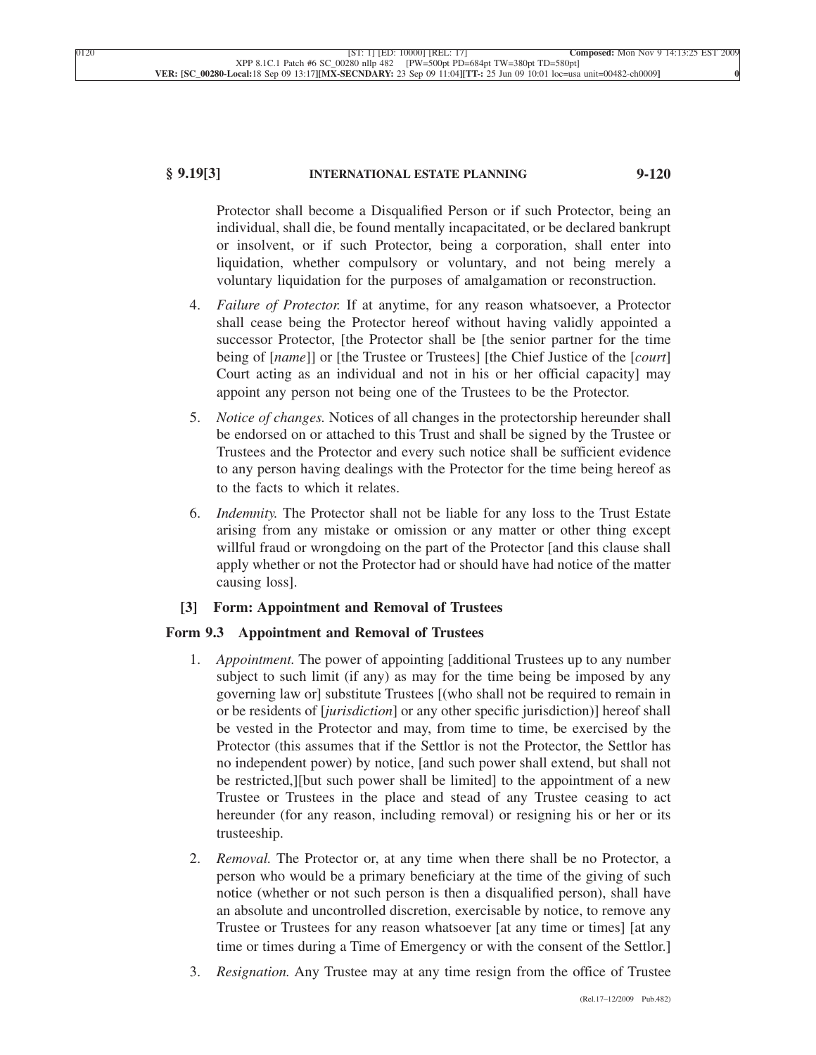Protector shall become a Disqualified Person or if such Protector, being an individual, shall die, be found mentally incapacitated, or be declared bankrupt or insolvent, or if such Protector, being a corporation, shall enter into liquidation, whether compulsory or voluntary, and not being merely a voluntary liquidation for the purposes of amalgamation or reconstruction.

4. *Failure of Protector.* If at anytime, for any reason whatsoever, a Protector shall cease being the Protector hereof without having validly appointed a successor Protector, [the Protector shall be [the senior partner for the time being of [*name*]] or [the Trustee or Trustees] [the Chief Justice of the [*court*] Court acting as an individual and not in his or her official capacity] may appoint any person not being one of the Trustees to be the Protector.

5. *Notice of changes.* Notices of all changes in the protectorship hereunder shall be endorsed on or attached to this Trust and shall be signed by the Trustee or Trustees and the Protector and every such notice shall be sufficient evidence to any person having dealings with the Protector for the time being hereof as to the facts to which it relates.

6. *Indemnity.* The Protector shall not be liable for any loss to the Trust Estate arising from any mistake or omission or any matter or other thing except willful fraud or wrongdoing on the part of the Protector [and this clause shall apply whether or not the Protector had or should have had notice of the matter causing loss].

### [3] Form: Appointment and Removal of Trustees

### Form 9.3 Appointment and Removal of Trustees

1. *Appointment.* The power of appointing [additional Trustees up to any number subject to such limit (if any) as may for the time being be imposed by any governing law or] substitute Trustees [(who shall not be required to remain in or be residents of [*jurisdiction*] or any other specific jurisdiction)] hereof shall be vested in the Protector and may, from time to time, be exercised by the Protector (this assumes that if the Settlor is not the Protector, the Settlor has no independent power) by notice, [and such power shall extend, but shall not be restricted,][but such power shall be limited] to the appointment of a new Trustee or Trustees in the place and stead of any Trustee ceasing to act hereunder (for any reason, including removal) or resigning his or her or its trusteeship.

2. *Removal.* The Protector or, at any time when there shall be no Protector, a person who would be a primary beneficiary at the time of the giving of such notice (whether or not such person is then a disqualified person), shall have an absolute and uncontrolled discretion, exercisable by notice, to remove any Trustee or Trustees for any reason whatsoever [at any time or times] [at any time or times during a Time of Emergency or with the consent of the Settlor.]

3. *Resignation.* Any Trustee may at any time resign from the office of Trustee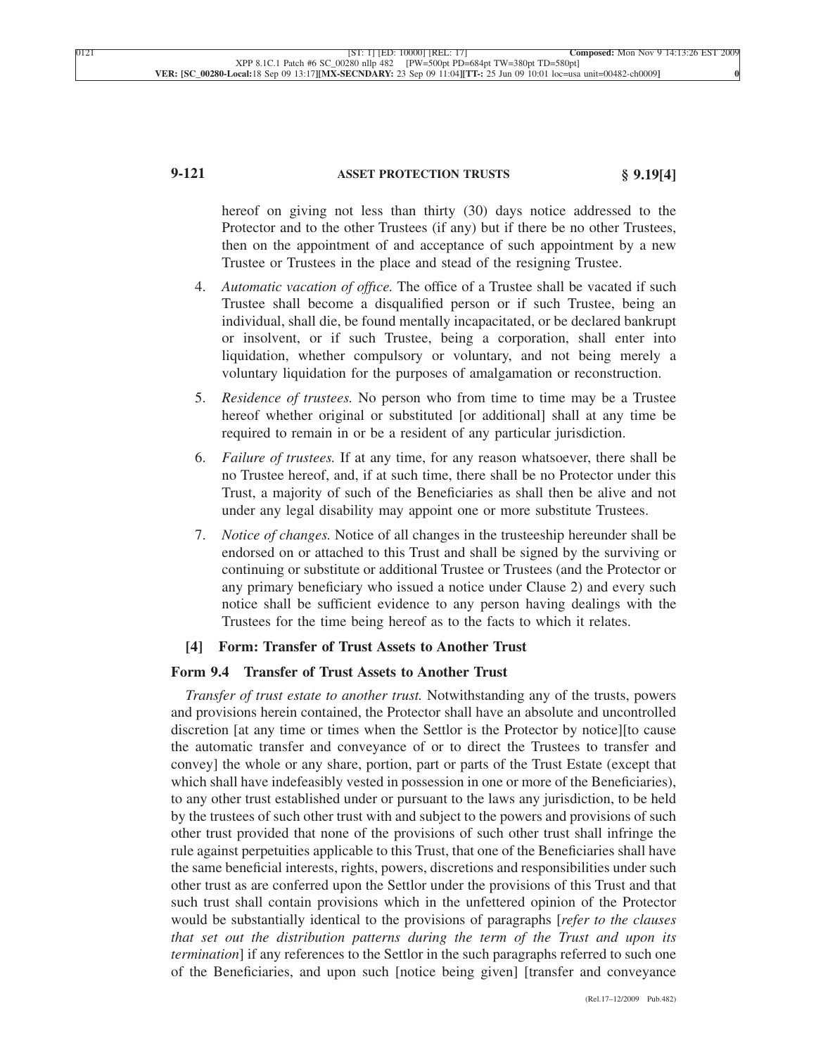hereof on giving not less than thirty (30) days notice addressed to the Protector and to the other Trustees (if any) but if there be no other Trustees, then on the appointment of and acceptance of such appointment by a new Trustee or Trustees in the place and stead of the resigning Trustee.

4. *Automatic vacation of office.* The office of a Trustee shall be vacated if such Trustee shall become a disqualified person or if such Trustee, being an individual, shall die, be found mentally incapacitated, or be declared bankrupt or insolvent, or if such Trustee, being a corporation, shall enter into liquidation, whether compulsory or voluntary, and not being merely a voluntary liquidation for the purposes of amalgamation or reconstruction.

5. *Residence of trustees.* No person who from time to time may be a Trustee hereof whether original or substituted [or additional] shall at any time be required to remain in or be a resident of any particular jurisdiction.

6. *Failure of trustees.* If at any time, for any reason whatsoever, there shall be no Trustee hereof, and, if at such time, there shall be no Protector under this Trust, a majority of such of the Beneficiaries as shall then be alive and not under any legal disability may appoint one or more substitute Trustees.

7. *Notice of changes.* Notice of all changes in the trusteeship hereunder shall be endorsed on or attached to this Trust and shall be signed by the surviving or continuing or substitute or additional Trustee or Trustees (and the Protector or any primary beneficiary who issued a notice under Clause 2) and every such notice shall be sufficient evidence to any person having dealings with the Trustees for the time being hereof as to the facts to which it relates.

### [4] Form: Transfer of Trust Assets to Another Trust

#### Form 9.4 Transfer of Trust Assets to Another Trust

*Transfer of trust estate to another trust.* Notwithstanding any of the trusts, powers and provisions herein contained, the Protector shall have an absolute and uncontrolled discretion [at any time or times when the Settlor is the Protector by notice][to cause the automatic transfer and conveyance of or to direct the Trustees to transfer and convey] the whole or any share, portion, part or parts of the Trust Estate (except that which shall have indefeasibly vested in possession in one or more of the Beneficiaries), to any other trust established under or pursuant to the laws any jurisdiction, to be held by the trustees of such other trust with and subject to the powers and provisions of such other trust provided that none of the provisions of such other trust shall infringe the rule against perpetuities applicable to this Trust, that one of the Beneficiaries shall have the same beneficial interests, rights, powers, discretions and responsibilities under such other trust as are conferred upon the Settlor under the provisions of this Trust and that such trust shall contain provisions which in the unfettered opinion of the Protector would be substantially identical to the provisions of paragraphs [*refer to the clauses that set out the distribution patterns during the term of the Trust and upon its termination*] if any references to the Settlor in the such paragraphs referred to such one of the Beneficiaries, and upon such [notice being given] [transfer and conveyance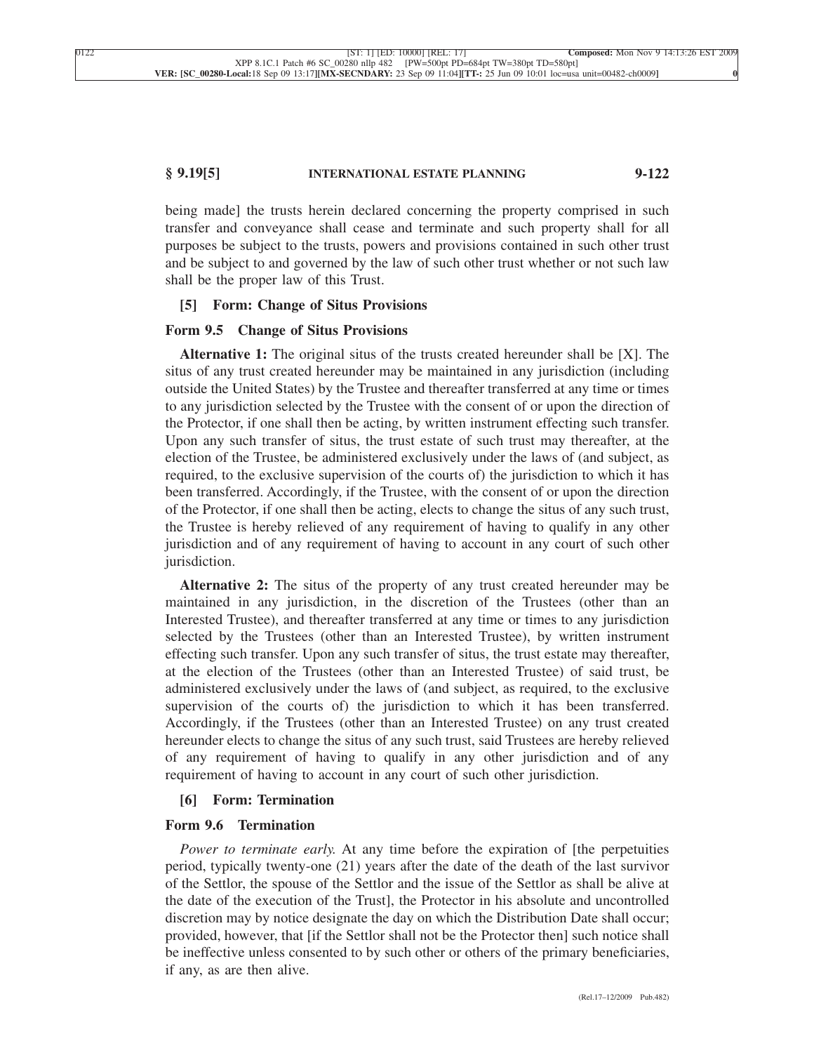being made] the trusts herein declared concerning the property comprised in such transfer and conveyance shall cease and terminate and such property shall for all purposes be subject to the trusts, powers and provisions contained in such other trust and be subject to and governed by the law of such other trust whether or not such law shall be the proper law of this Trust.

### [5] Form: Change of Situs Provisions

#### Form 9.5 Change of Situs Provisions

**Alternative 1:** The original situs of the trusts created hereunder shall be [X]. The situs of any trust created hereunder may be maintained in any jurisdiction (including outside the United States) by the Trustee and thereafter transferred at any time or times to any jurisdiction selected by the Trustee with the consent of or upon the direction of the Protector, if one shall then be acting, by written instrument effecting such transfer. Upon any such transfer of situs, the trust estate of such trust may thereafter, at the election of the Trustee, be administered exclusively under the laws of (and subject, as required, to the exclusive supervision of the courts of) the jurisdiction to which it has been transferred. Accordingly, if the Trustee, with the consent of or upon the direction of the Protector, if one shall then be acting, elects to change the situs of any such trust, the Trustee is hereby relieved of any requirement of having to qualify in any other jurisdiction and of any requirement of having to account in any court of such other jurisdiction.

**Alternative 2:** The situs of the property of any trust created hereunder may be maintained in any jurisdiction, in the discretion of the Trustees (other than an Interested Trustee), and thereafter transferred at any time or times to any jurisdiction selected by the Trustees (other than an Interested Trustee), by written instrument effecting such transfer. Upon any such transfer of situs, the trust estate may thereafter, at the election of the Trustees (other than an Interested Trustee) of said trust, be administered exclusively under the laws of (and subject, as required, to the exclusive supervision of the courts of) the jurisdiction to which it has been transferred. Accordingly, if the Trustees (other than an Interested Trustee) on any trust created hereunder elects to change the situs of any such trust, said Trustees are hereby relieved of any requirement of having to qualify in any other jurisdiction and of any requirement of having to account in any court of such other jurisdiction.

### [6] Form: Termination

#### Form 9.6 Termination

*Power to terminate early.* At any time before the expiration of [the perpetuities period, typically twenty-one (21) years after the date of the death of the last survivor of the Settlor, the spouse of the Settlor and the issue of the Settlor as shall be alive at the date of the execution of the Trust], the Protector in his absolute and uncontrolled discretion may by notice designate the day on which the Distribution Date shall occur; provided, however, that [if the Settlor shall not be the Protector then] such notice shall be ineffective unless consented to by such other or others of the primary beneficiaries, if any, as are then alive.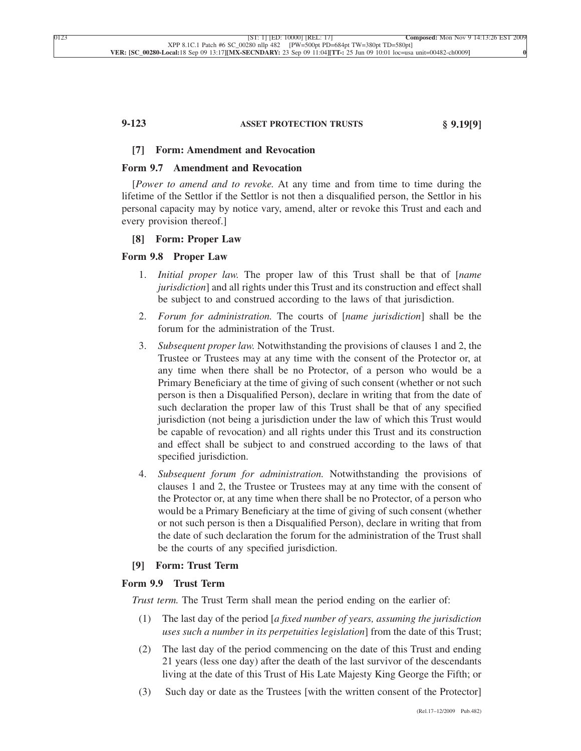**[7] Form: Amendment and Revocation**

**Form 9.7 Amendment and Revocation**

[*Power to amend and to revoke.* At any time and from time to time during the lifetime of the Settlor if the Settlor is not then a disqualified person, the Settlor in his personal capacity may by notice vary, amend, alter or revoke this Trust and each and every provision thereof.]

**[8] Form: Proper Law**

**Form 9.8 Proper Law**

1. *Initial proper law.* The proper law of this Trust shall be that of [*name jurisdiction*] and all rights under this Trust and its construction and effect shall be subject to and construed according to the laws of that jurisdiction.
2. *Forum for administration.* The courts of [*name jurisdiction*] shall be the forum for the administration of the Trust.
3. *Subsequent proper law.* Notwithstanding the provisions of clauses 1 and 2, the Trustee or Trustees may at any time with the consent of the Protector or, at any time when there shall be no Protector, of a person who would be a Primary Beneficiary at the time of giving of such consent (whether or not such person is then a Disqualified Person), declare in writing that from the date of such declaration the proper law of this Trust shall be that of any specified jurisdiction (not being a jurisdiction under the law of which this Trust would be capable of revocation) and all rights under this Trust and its construction and effect shall be subject to and construed according to the laws of that specified jurisdiction.
4. *Subsequent forum for administration.* Notwithstanding the provisions of clauses 1 and 2, the Trustee or Trustees may at any time with the consent of the Protector or, at any time when there shall be no Protector, of a person who would be a Primary Beneficiary at the time of giving of such consent (whether or not such person is then a Disqualified Person), declare in writing that from the date of such declaration the forum for the administration of the Trust shall be the courts of any specified jurisdiction.

**[9] Form: Trust Term**

**Form 9.9 Trust Term**

*Trust term.* The Trust Term shall mean the period ending on the earlier of:

(1) The last day of the period [*a fixed number of years, assuming the jurisdiction uses such a number in its perpetuities legislation*] from the date of this Trust;

(2) The last day of the period commencing on the date of this Trust and ending 21 years (less one day) after the death of the last survivor of the descendants living at the date of this Trust of His Late Majesty King George the Fifth; or

(3) Such day or date as the Trustees [with the written consent of the Protector]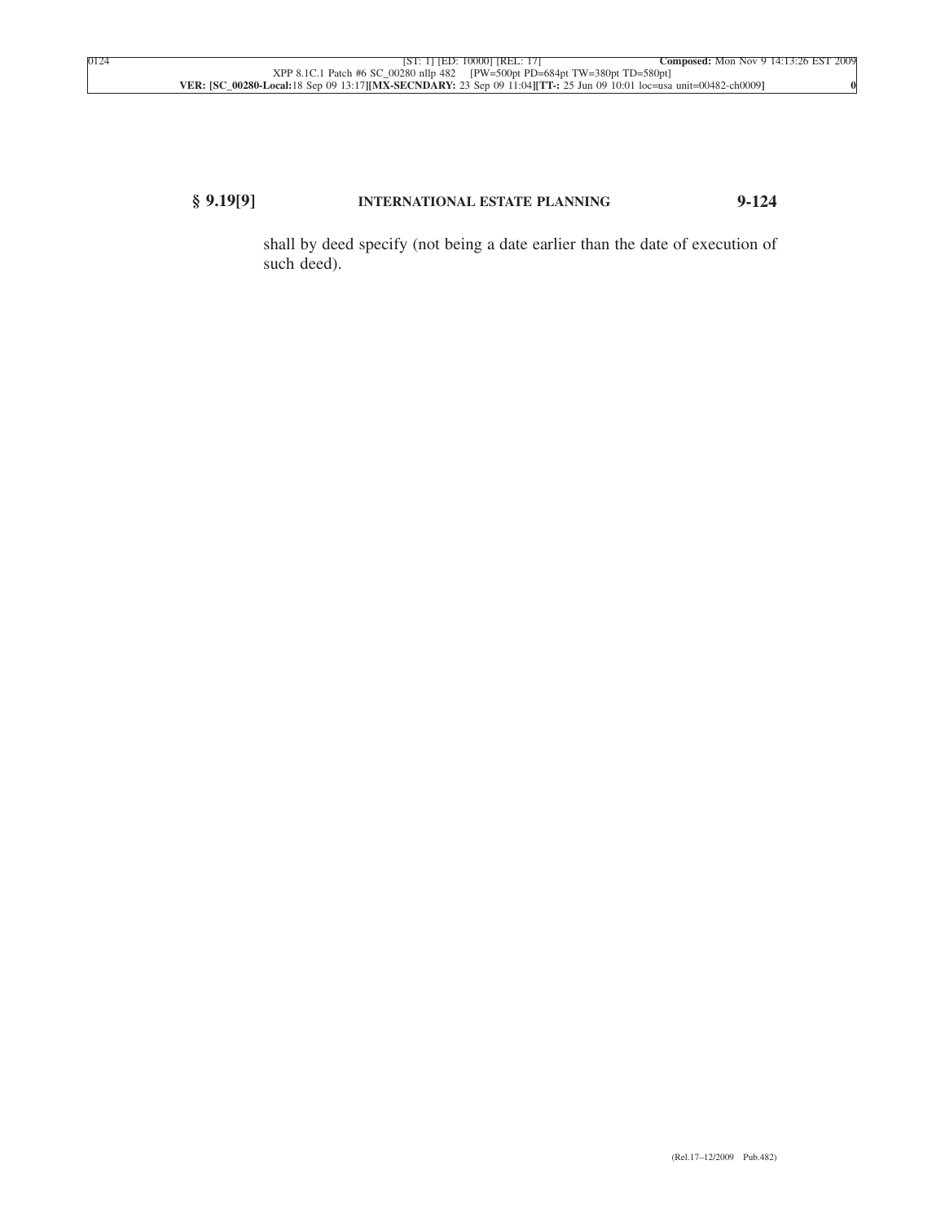shall by deed specify (not being a date earlier than the date of execution of such deed).